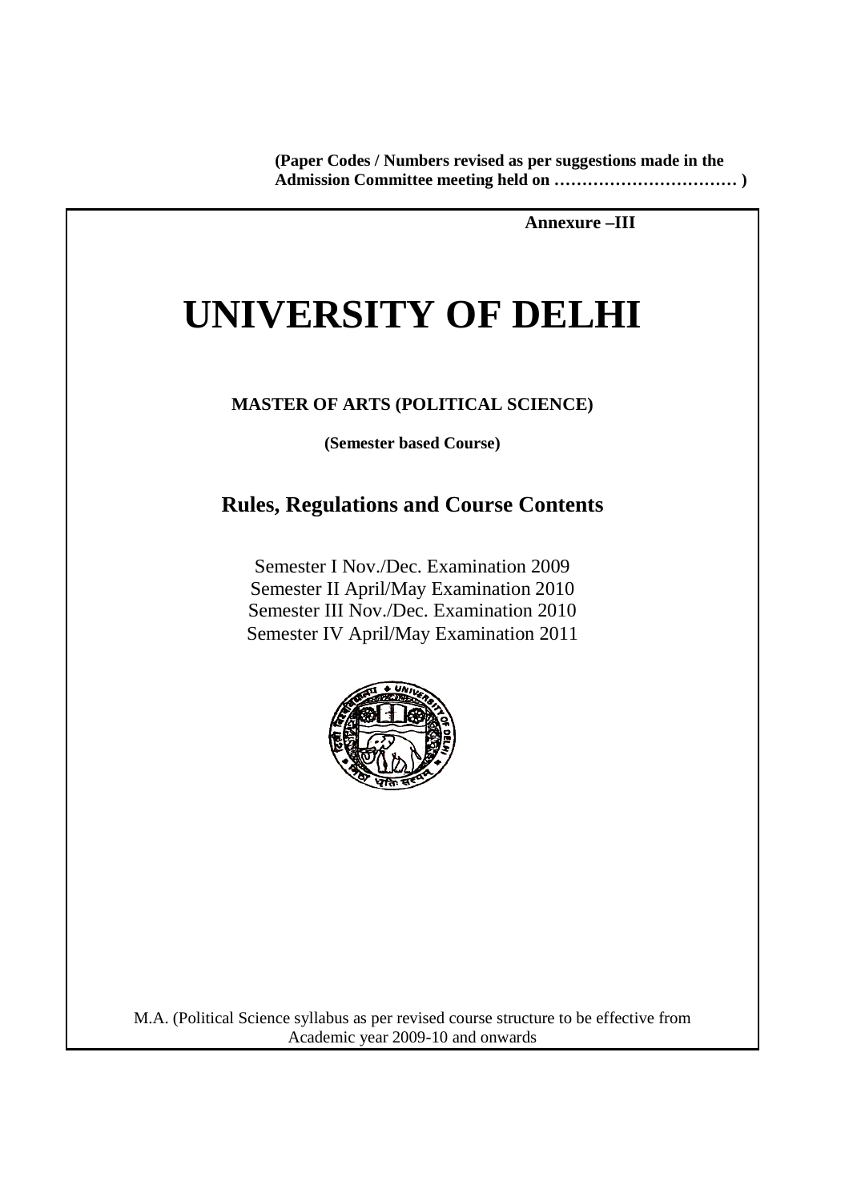**(Paper Codes / Numbers revised as per suggestions made in the Admission Committee meeting held on …………………………… )**

**Annexure –III**

# UNIVERSITY OF DELHI

**MASTER OF ARTS (POLITICAL SCIENCE)**

**(Semester based Course)**

## Rules, Regulations and Course Contents

Semester I Nov./Dec. Examination 2009
Semester II April/May Examination 2010
Semester III Nov./Dec. Examination 2010
Semester IV April/May Examination 2011

M.A. (Political Science syllabus as per revised course structure to be effective from Academic year 2009-10 and onwards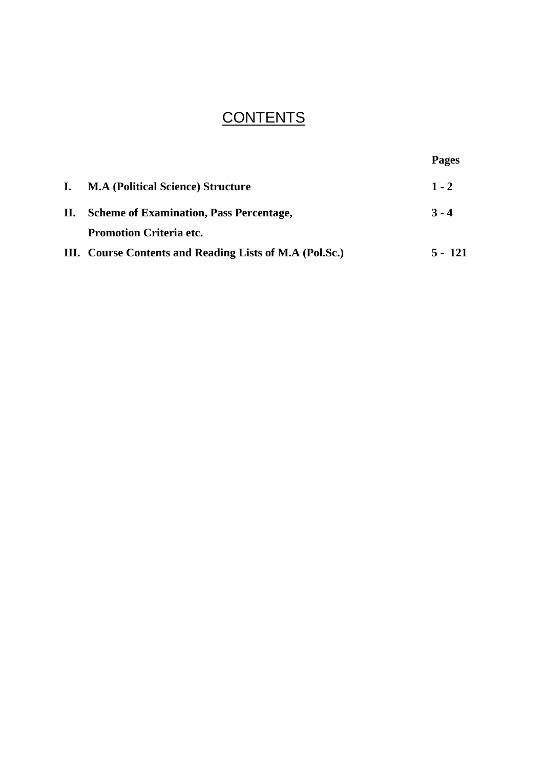# CONTENTS

| | | Pages |
|---|---|---|
| **I.** | **M.A (Political Science) Structure** | **1 - 2** |
| **II.** | **Scheme of Examination, Pass Percentage, Promotion Criteria etc.** | **3 - 4** |
| **III.** | **Course Contents and Reading Lists of M.A (Pol.Sc.)** | **5 - 121** |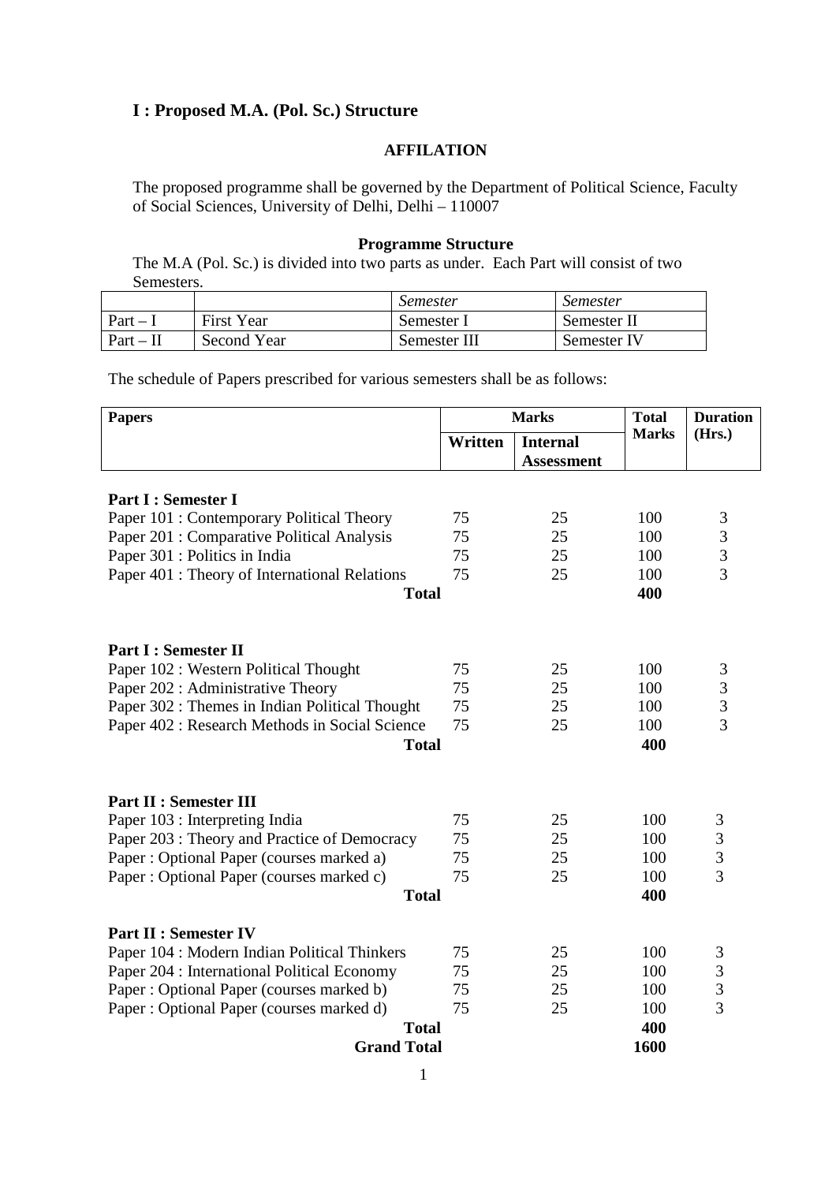## I : Proposed M.A. (Pol. Sc.) Structure

### AFFILATION

The proposed programme shall be governed by the Department of Political Science, Faculty of Social Sciences, University of Delhi, Delhi – 110007

### Programme Structure

The M.A (Pol. Sc.) is divided into two parts as under. Each Part will consist of two Semesters.

| | | *Semester* | *Semester* |
|---|---|---|---|
| Part – I | First Year | Semester I | Semester II |
| Part – II | Second Year | Semester III | Semester IV |

The schedule of Papers prescribed for various semesters shall be as follows:

| **Papers** | **Marks** | | **Total Marks** | **Duration (Hrs.)** |
|---|---|---|---|---|
| | **Written** | **Internal Assessment** | | |
| **Part I : Semester I** | | | | |
| Paper 101 : Contemporary Political Theory | 75 | 25 | 100 | 3 |
| Paper 201 : Comparative Political Analysis | 75 | 25 | 100 | 3 |
| Paper 301 : Politics in India | 75 | 25 | 100 | 3 |
| Paper 401 : Theory of International Relations | 75 | 25 | 100 | 3 |
| **Total** | | | **400** | |
| **Part I : Semester II** | | | | |
| Paper 102 : Western Political Thought | 75 | 25 | 100 | 3 |
| Paper 202 : Administrative Theory | 75 | 25 | 100 | 3 |
| Paper 302 : Themes in Indian Political Thought | 75 | 25 | 100 | 3 |
| Paper 402 : Research Methods in Social Science | 75 | 25 | 100 | 3 |
| **Total** | | | **400** | |
| **Part II : Semester III** | | | | |
| Paper 103 : Interpreting India | 75 | 25 | 100 | 3 |
| Paper 203 : Theory and Practice of Democracy | 75 | 25 | 100 | 3 |
| Paper : Optional Paper (courses marked a) | 75 | 25 | 100 | 3 |
| Paper : Optional Paper (courses marked c) | 75 | 25 | 100 | 3 |
| **Total** | | | **400** | |
| **Part II : Semester IV** | | | | |
| Paper 104 : Modern Indian Political Thinkers | 75 | 25 | 100 | 3 |
| Paper 204 : International Political Economy | 75 | 25 | 100 | 3 |
| Paper : Optional Paper (courses marked b) | 75 | 25 | 100 | 3 |
| Paper : Optional Paper (courses marked d) | 75 | 25 | 100 | 3 |
| **Total** | | | **400** | |
| **Grand Total** | | | **1600** | |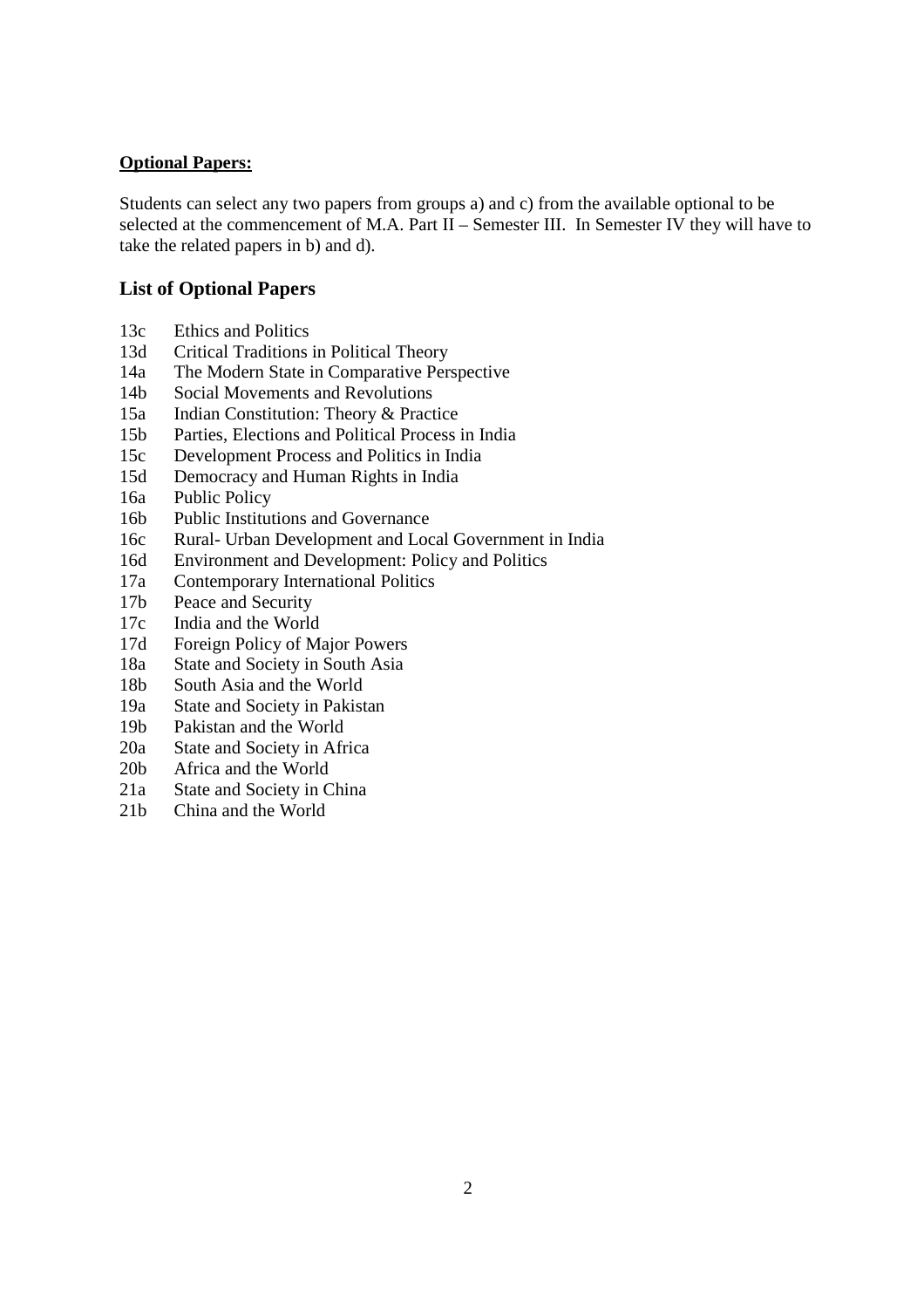**Optional Papers:**

Students can select any two papers from groups a) and c) from the available optional to be selected at the commencement of M.A. Part II – Semester III. In Semester IV they will have to take the related papers in b) and d).

### List of Optional Papers

13c Ethics and Politics
13d Critical Traditions in Political Theory
14a The Modern State in Comparative Perspective
14b Social Movements and Revolutions
15a Indian Constitution: Theory & Practice
15b Parties, Elections and Political Process in India
15c Development Process and Politics in India
15d Democracy and Human Rights in India
16a Public Policy
16b Public Institutions and Governance
16c Rural- Urban Development and Local Government in India
16d Environment and Development: Policy and Politics
17a Contemporary International Politics
17b Peace and Security
17c India and the World
17d Foreign Policy of Major Powers
18a State and Society in South Asia
18b South Asia and the World
19a State and Society in Pakistan
19b Pakistan and the World
20a State and Society in Africa
20b Africa and the World
21a State and Society in China
21b China and the World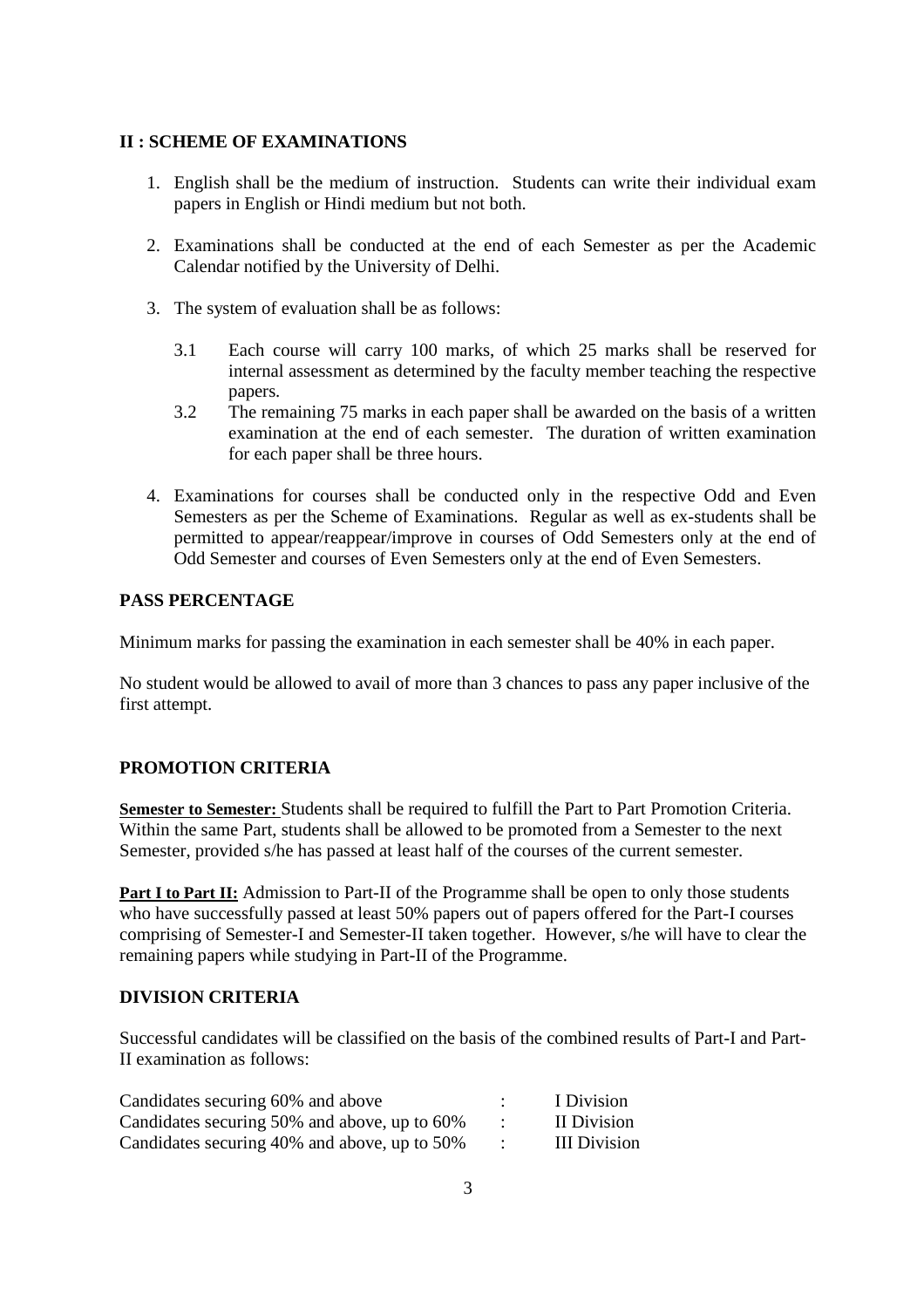## II : SCHEME OF EXAMINATIONS

1. English shall be the medium of instruction. Students can write their individual exam papers in English or Hindi medium but not both.

2. Examinations shall be conducted at the end of each Semester as per the Academic Calendar notified by the University of Delhi.

3. The system of evaluation shall be as follows:

   3.1 Each course will carry 100 marks, of which 25 marks shall be reserved for internal assessment as determined by the faculty member teaching the respective papers.

   3.2 The remaining 75 marks in each paper shall be awarded on the basis of a written examination at the end of each semester. The duration of written examination for each paper shall be three hours.

4. Examinations for courses shall be conducted only in the respective Odd and Even Semesters as per the Scheme of Examinations. Regular as well as ex-students shall be permitted to appear/reappear/improve in courses of Odd Semesters only at the end of Odd Semester and courses of Even Semesters only at the end of Even Semesters.

### PASS PERCENTAGE

Minimum marks for passing the examination in each semester shall be 40% in each paper.

No student would be allowed to avail of more than 3 chances to pass any paper inclusive of the first attempt.

### PROMOTION CRITERIA

**Semester to Semester:** Students shall be required to fulfill the Part to Part Promotion Criteria. Within the same Part, students shall be allowed to be promoted from a Semester to the next Semester, provided s/he has passed at least half of the courses of the current semester.

**Part I to Part II:** Admission to Part-II of the Programme shall be open to only those students who have successfully passed at least 50% papers out of papers offered for the Part-I courses comprising of Semester-I and Semester-II taken together. However, s/he will have to clear the remaining papers while studying in Part-II of the Programme.

### DIVISION CRITERIA

Successful candidates will be classified on the basis of the combined results of Part-I and Part-II examination as follows:

| | | |
|---|---|---|
| Candidates securing 60% and above | : | I Division |
| Candidates securing 50% and above, up to 60% | : | II Division |
| Candidates securing 40% and above, up to 50% | : | III Division |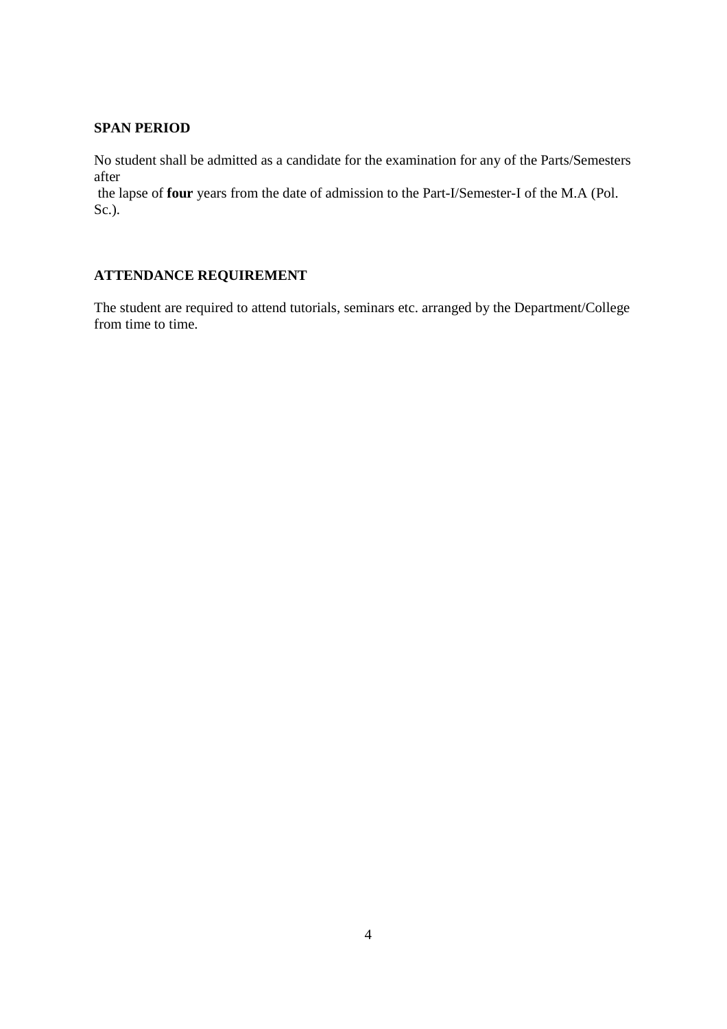**SPAN PERIOD**

No student shall be admitted as a candidate for the examination for any of the Parts/Semesters after the lapse of **four** years from the date of admission to the Part-I/Semester-I of the M.A (Pol. Sc.).

**ATTENDANCE REQUIREMENT**

The student are required to attend tutorials, seminars etc. arranged by the Department/College from time to time.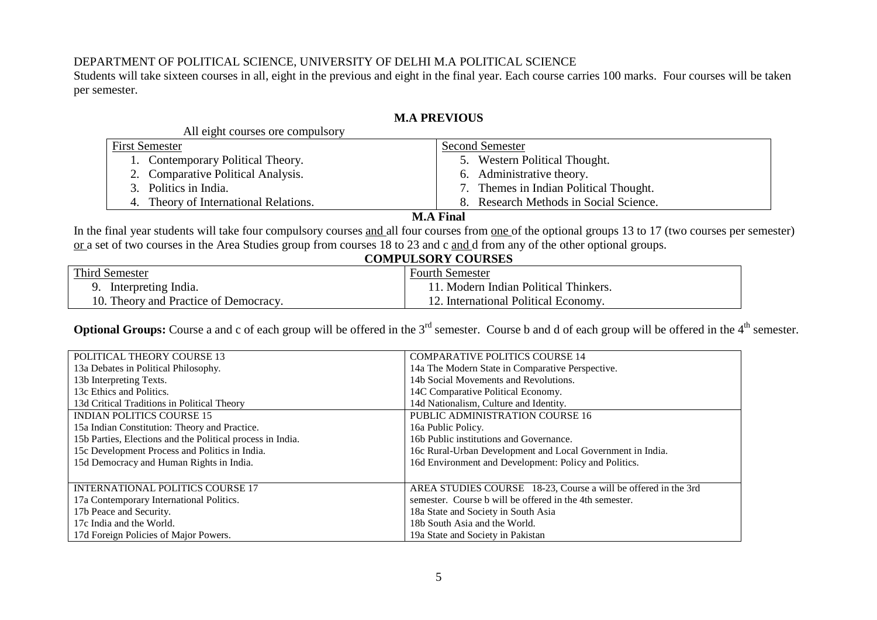DEPARTMENT OF POLITICAL SCIENCE, UNIVERSITY OF DELHI M.A POLITICAL SCIENCE

Students will take sixteen courses in all, eight in the previous and eight in the final year. Each course carries 100 marks. Four courses will be taken per semester.

## M.A PREVIOUS

All eight courses ore compulsory

| First Semester | Second Semester |
|---|---|
| 1. Contemporary Political Theory. | 5. Western Political Thought. |
| 2. Comparative Political Analysis. | 6. Administrative theory. |
| 3. Politics in India. | 7. Themes in Indian Political Thought. |
| 4. Theory of International Relations. | 8. Research Methods in Social Science. |

## M.A Final

In the final year students will take four compulsory courses and all four courses from one of the optional groups 13 to 17 (two courses per semester) or a set of two courses in the Area Studies group from courses 18 to 23 and c and d from any of the other optional groups.

### COMPULSORY COURSES

| Third Semester | Fourth Semester |
|---|---|
| 9. Interpreting India. | 11. Modern Indian Political Thinkers. |
| 10. Theory and Practice of Democracy. | 12. International Political Economy. |

**Optional Groups:** Course a and c of each group will be offered in the 3rd semester. Course b and d of each group will be offered in the 4th semester.

| POLITICAL THEORY COURSE 13 | COMPARATIVE POLITICS COURSE 14 |
|---|---|
| 13a Debates in Political Philosophy. | 14a The Modern State in Comparative Perspective. |
| 13b Interpreting Texts. | 14b Social Movements and Revolutions. |
| 13c Ethics and Politics. | 14C Comparative Political Economy. |
| 13d Critical Traditions in Political Theory | 14d Nationalism, Culture and Identity. |
| INDIAN POLITICS COURSE 15 | PUBLIC ADMINISTRATION COURSE 16 |
| 15a Indian Constitution: Theory and Practice. | 16a Public Policy. |
| 15b Parties, Elections and the Political process in India. | 16b Public institutions and Governance. |
| 15c Development Process and Politics in India. | 16c Rural-Urban Development and Local Government in India. |
| 15d Democracy and Human Rights in India. | 16d Environment and Development: Policy and Politics. |
| INTERNATIONAL POLITICS COURSE 17 | AREA STUDIES COURSE 18-23, Course a will be offered in the 3rd semester. Course b will be offered in the 4th semester. |
| 17a Contemporary International Politics. | 18a State and Society in South Asia |
| 17b Peace and Security. | 18b South Asia and the World. |
| 17c India and the World. | 19a State and Society in Pakistan |
| 17d Foreign Policies of Major Powers. | |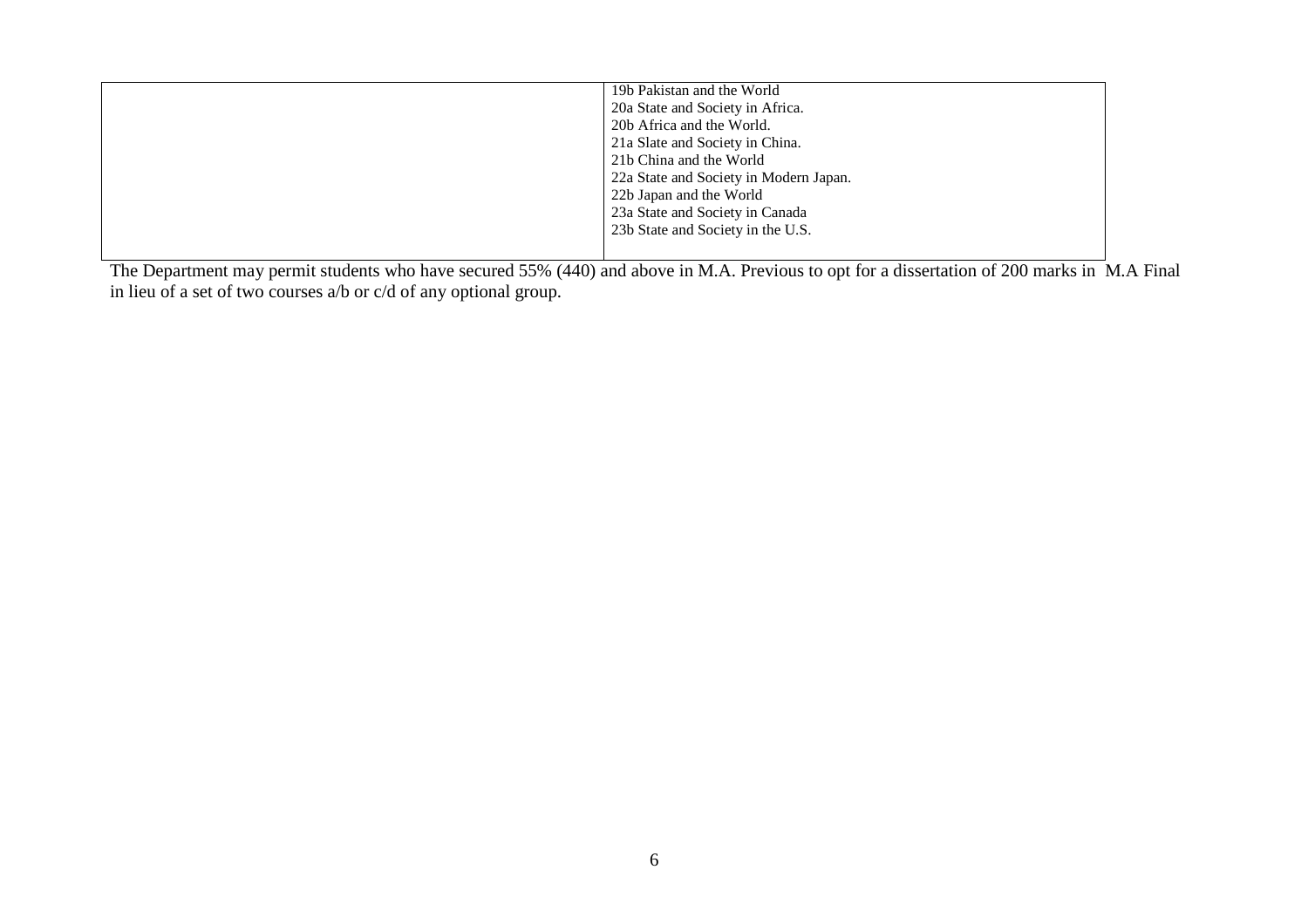| | |
|---|---|
| | 19b Pakistan and the World<br>20a State and Society in Africa.<br>20b Africa and the World.<br>21a Slate and Society in China.<br>21b China and the World<br>22a State and Society in Modern Japan.<br>22b Japan and the World<br>23a State and Society in Canada<br>23b State and Society in the U.S. |

The Department may permit students who have secured 55% (440) and above in M.A. Previous to opt for a dissertation of 200 marks in M.A Final in lieu of a set of two courses a/b or c/d of any optional group.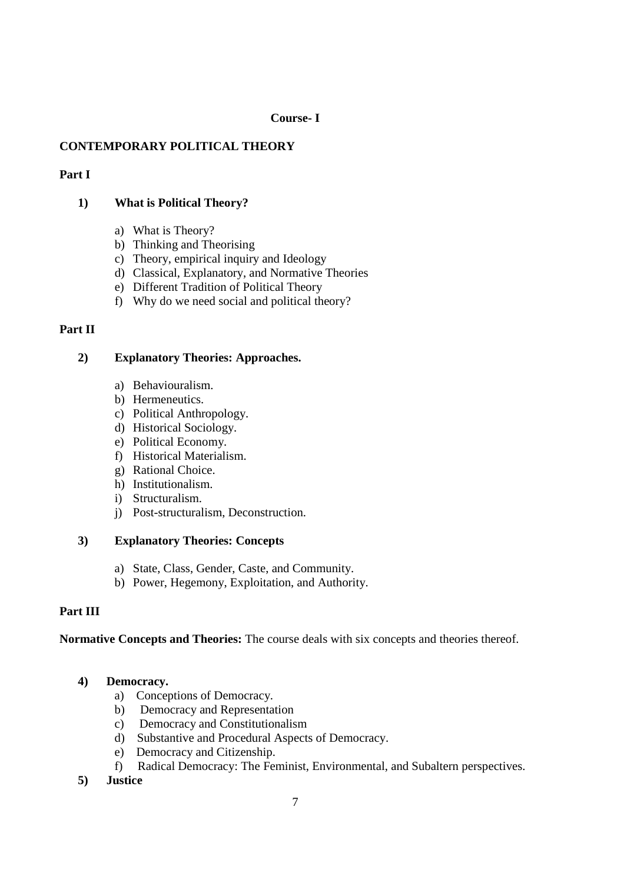**Course- I**

## CONTEMPORARY POLITICAL THEORY

### Part I

**1) What is Political Theory?**

a) What is Theory?
b) Thinking and Theorising
c) Theory, empirical inquiry and Ideology
d) Classical, Explanatory, and Normative Theories
e) Different Tradition of Political Theory
f) Why do we need social and political theory?

### Part II

**2) Explanatory Theories: Approaches.**

a) Behaviouralism.
b) Hermeneutics.
c) Political Anthropology.
d) Historical Sociology.
e) Political Economy.
f) Historical Materialism.
g) Rational Choice.
h) Institutionalism.
i) Structuralism.
j) Post-structuralism, Deconstruction.

**3) Explanatory Theories: Concepts**

a) State, Class, Gender, Caste, and Community.
b) Power, Hegemony, Exploitation, and Authority.

### Part III

**Normative Concepts and Theories:** The course deals with six concepts and theories thereof.

**4) Democracy.**

a) Conceptions of Democracy.
b) Democracy and Representation
c) Democracy and Constitutionalism
d) Substantive and Procedural Aspects of Democracy.
e) Democracy and Citizenship.
f) Radical Democracy: The Feminist, Environmental, and Subaltern perspectives.

**5) Justice**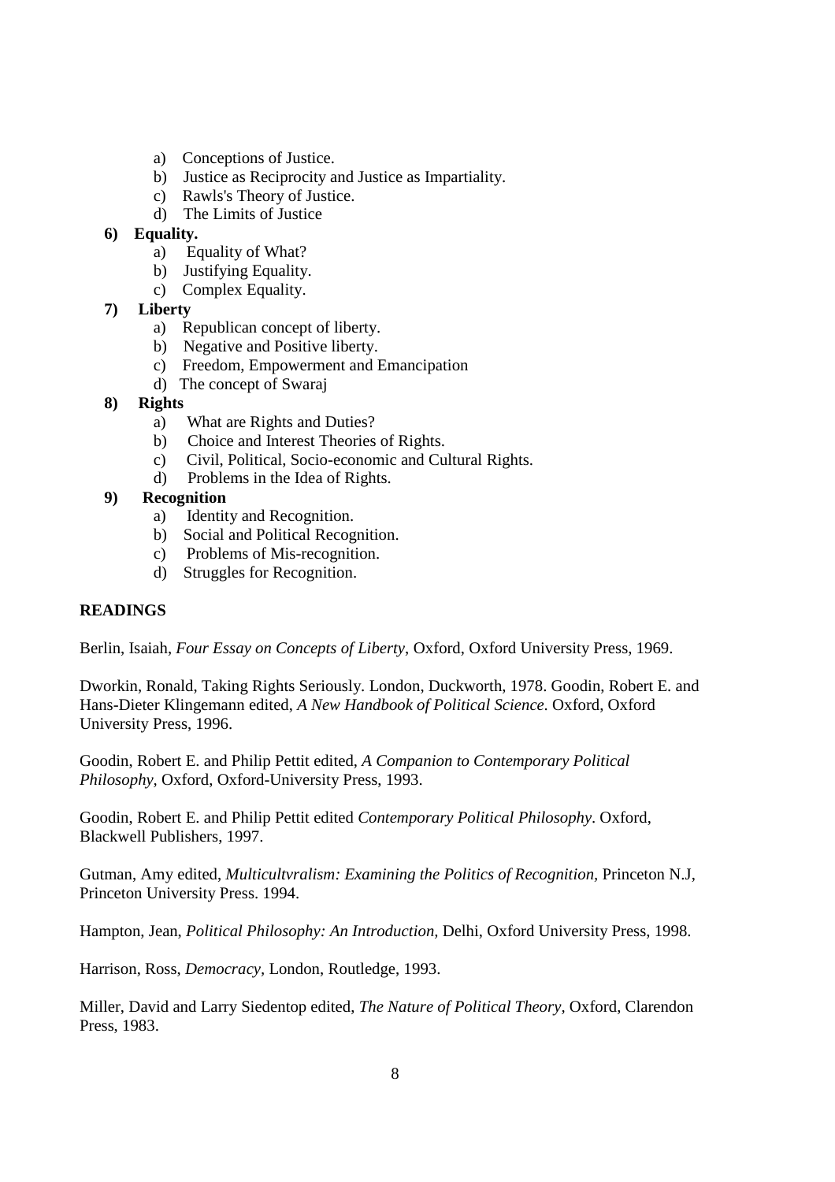a) Conceptions of Justice.
b) Justice as Reciprocity and Justice as Impartiality.
c) Rawls's Theory of Justice.
d) The Limits of Justice

**6) Equality.**

a) Equality of What?
b) Justifying Equality.
c) Complex Equality.

**7) Liberty**

a) Republican concept of liberty.
b) Negative and Positive liberty.
c) Freedom, Empowerment and Emancipation
d) The concept of Swaraj

**8) Rights**

a) What are Rights and Duties?
b) Choice and Interest Theories of Rights.
c) Civil, Political, Socio-economic and Cultural Rights.
d) Problems in the Idea of Rights.

**9) Recognition**

a) Identity and Recognition.
b) Social and Political Recognition.
c) Problems of Mis-recognition.
d) Struggles for Recognition.

**READINGS**

Berlin, Isaiah, *Four Essay on Concepts of Liberty*, Oxford, Oxford University Press, 1969.

Dworkin, Ronald, Taking Rights Seriously. London, Duckworth, 1978. Goodin, Robert E. and Hans-Dieter Klingemann edited, *A New Handbook of Political Science*. Oxford, Oxford University Press, 1996.

Goodin, Robert E. and Philip Pettit edited, *A Companion to Contemporary Political Philosophy*, Oxford, Oxford-University Press, 1993.

Goodin, Robert E. and Philip Pettit edited *Contemporary Political Philosophy*. Oxford, Blackwell Publishers, 1997.

Gutman, Amy edited, *Multicultvralism: Examining the Politics of Recognition*, Princeton N.J, Princeton University Press. 1994.

Hampton, Jean, *Political Philosophy: An Introduction*, Delhi, Oxford University Press, 1998.

Harrison, Ross, *Democracy*, London, Routledge, 1993.

Miller, David and Larry Siedentop edited, *The Nature of Political Theory*, Oxford, Clarendon Press, 1983.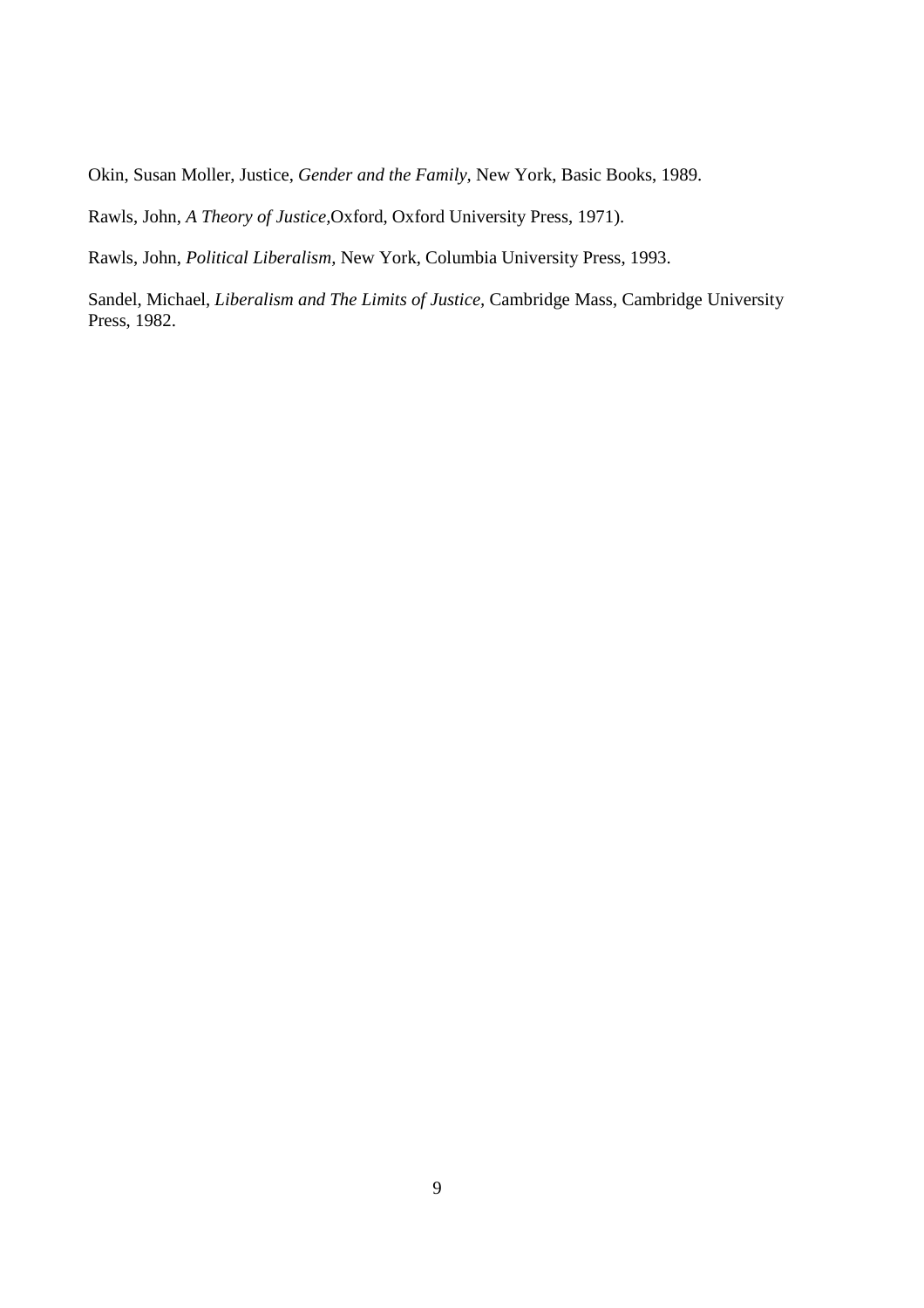Okin, Susan Moller, Justice, *Gender and the Family,* New York, Basic Books, 1989.

Rawls, John, *A Theory of Justice,*Oxford, Oxford University Press, 1971).

Rawls, John, *Political Liberalism,* New York, Columbia University Press, 1993.

Sandel, Michael, *Liberalism and The Limits of Justice*, Cambridge Mass, Cambridge University Press, 1982.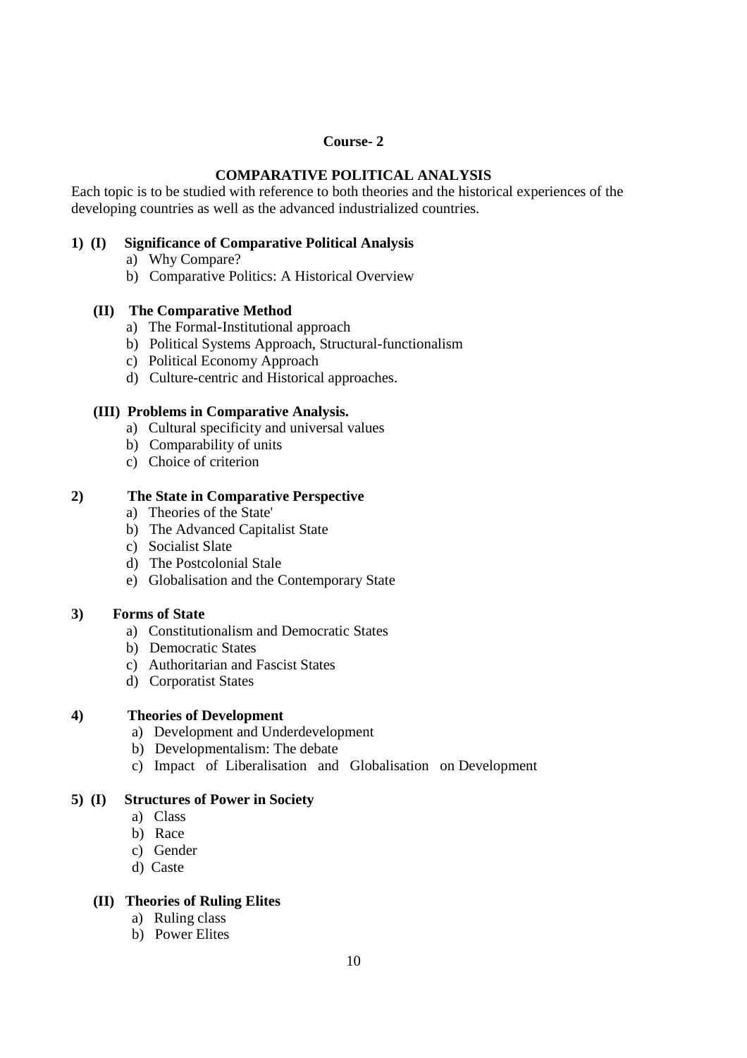## Course- 2

## COMPARATIVE POLITICAL ANALYSIS

Each topic is to be studied with reference to both theories and the historical experiences of the developing countries as well as the advanced industrialized countries.

**1) (I) Significance of Comparative Political Analysis**

a) Why Compare?
b) Comparative Politics: A Historical Overview

**(II) The Comparative Method**

a) The Formal-Institutional approach
b) Political Systems Approach, Structural-functionalism
c) Political Economy Approach
d) Culture-centric and Historical approaches.

**(III) Problems in Comparative Analysis.**

a) Cultural specificity and universal values
b) Comparability of units
c) Choice of criterion

**2) The State in Comparative Perspective**

a) Theories of the State'
b) The Advanced Capitalist State
c) Socialist Slate
d) The Postcolonial Stale
e) Globalisation and the Contemporary State

**3) Forms of State**

a) Constitutionalism and Democratic States
b) Democratic States
c) Authoritarian and Fascist States
d) Corporatist States

**4) Theories of Development**

a) Development and Underdevelopment
b) Developmentalism: The debate
c) Impact of Liberalisation and Globalisation on Development

**5) (I) Structures of Power in Society**

a) Class
b) Race
c) Gender
d) Caste

**(II) Theories of Ruling Elites**

a) Ruling class
b) Power Elites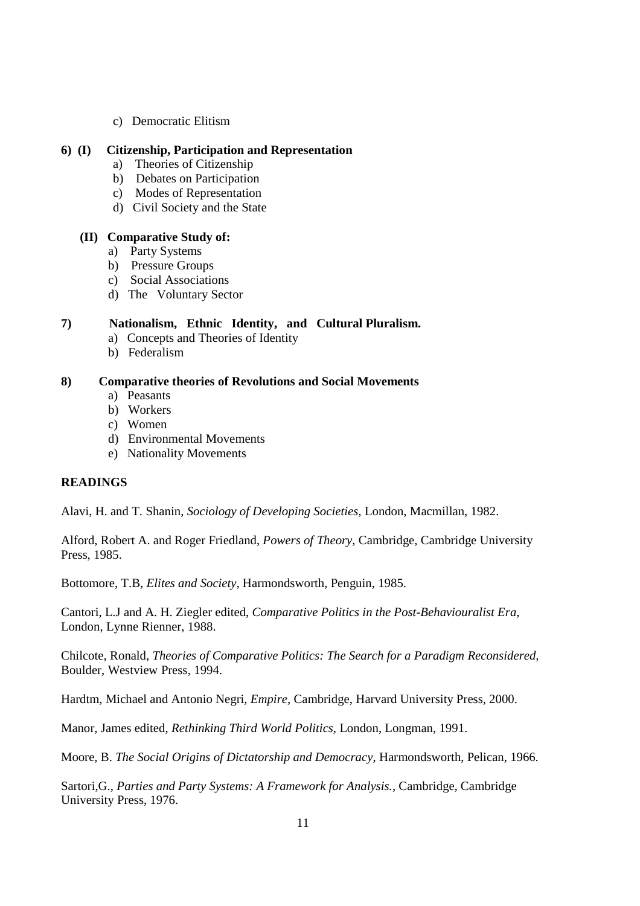c) Democratic Elitism

**6) (I) Citizenship, Participation and Representation**

a) Theories of Citizenship
b) Debates on Participation
c) Modes of Representation
d) Civil Society and the State

**(II) Comparative Study of:**

a) Party Systems
b) Pressure Groups
c) Social Associations
d) The Voluntary Sector

**7) Nationalism, Ethnic Identity, and Cultural Pluralism.**

a) Concepts and Theories of Identity
b) Federalism

**8) Comparative theories of Revolutions and Social Movements**

a) Peasants
b) Workers
c) Women
d) Environmental Movements
e) Nationality Movements

**READINGS**

Alavi, H. and T. Shanin, *Sociology of Developing Societies,* London, Macmillan, 1982.

Alford, Robert A. and Roger Friedland, *Powers of Theory,* Cambridge, Cambridge University Press, 1985.

Bottomore, T.B, *Elites and Society,* Harmondsworth, Penguin, 1985.

Cantori, L.J and A. H. Ziegler edited, *Comparative Politics in the Post-Behaviouralist Era,* London, Lynne Rienner, 1988.

Chilcote, Ronald, *Theories of Comparative Politics: The Search for a Paradigm Reconsidered,* Boulder, Westview Press, 1994.

Hardtm, Michael and Antonio Negri, *Empire,* Cambridge, Harvard University Press, 2000.

Manor, James edited, *Rethinking Third World Politics,* London, Longman, 1991.

Moore, B. *The Social Origins of Dictatorship and Democracy,* Harmondsworth, Pelican, 1966.

Sartori,G., *Parties and Party Systems: A Framework for Analysis.*, Cambridge, Cambridge University Press, 1976.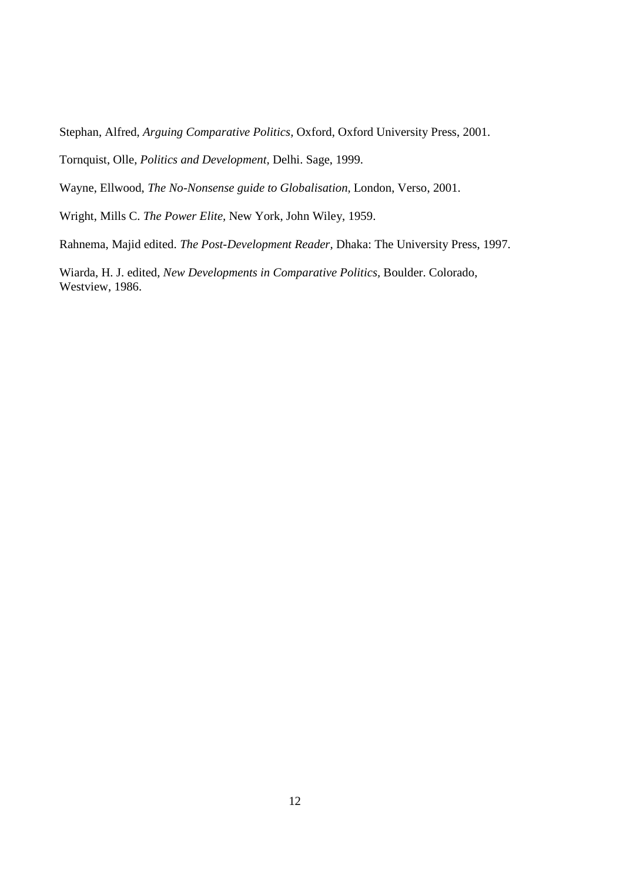Stephan, Alfred, *Arguing Comparative Politics,* Oxford, Oxford University Press, 2001.

Tornquist, Olle, *Politics and Development,* Delhi. Sage, 1999.

Wayne, Ellwood, *The No-Nonsense guide to Globalisation,* London, Verso, 2001.

Wright, Mills C. *The Power Elite,* New York, John Wiley, 1959.

Rahnema, Majid edited. *The Post-Development Reader,* Dhaka: The University Press, 1997.

Wiarda, H. J. edited, *New Developments in Comparative Politics,* Boulder. Colorado, Westview, 1986.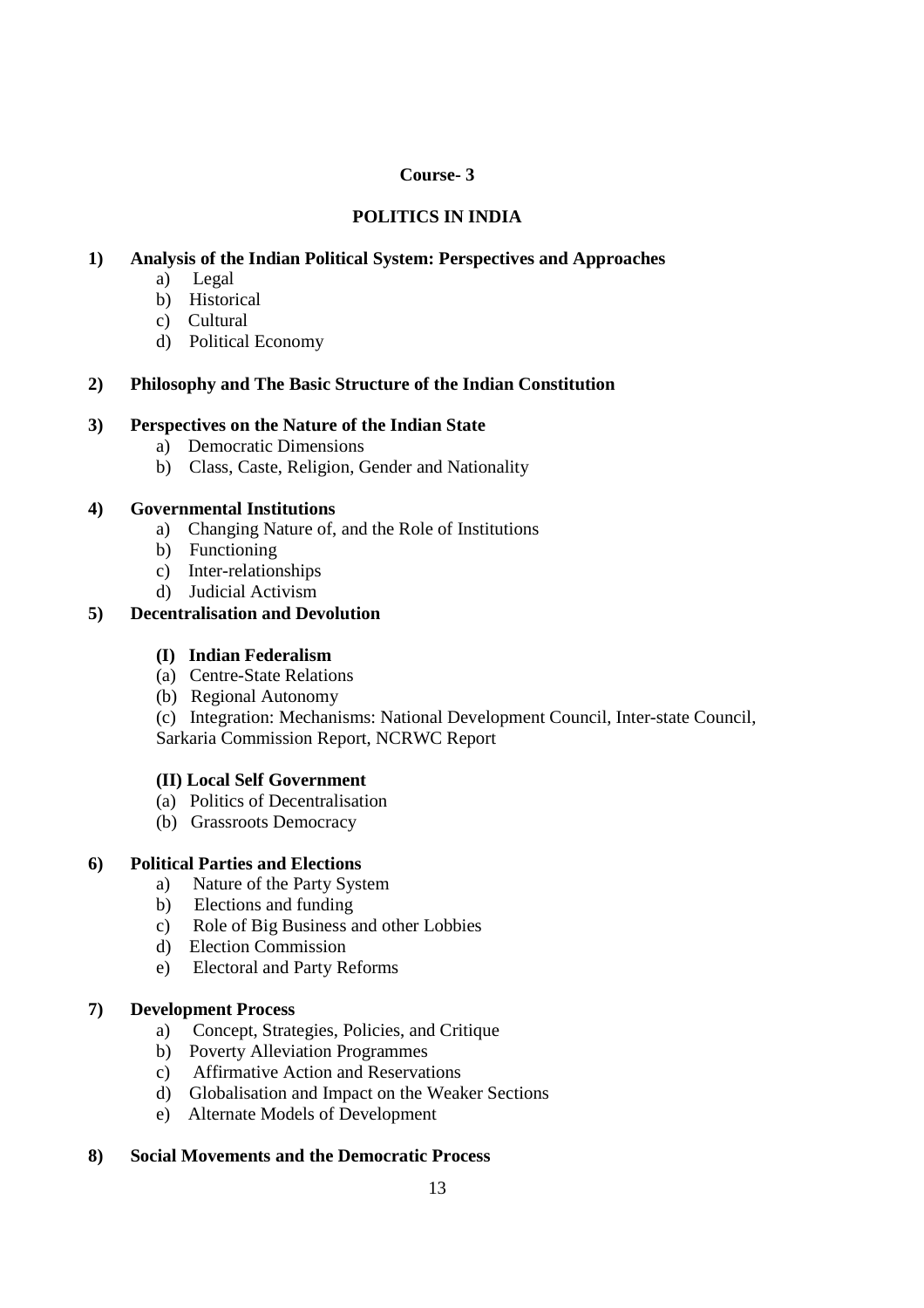**Course- 3**

## POLITICS IN INDIA

**1) Analysis of the Indian Political System: Perspectives and Approaches**

a) Legal
b) Historical
c) Cultural
d) Political Economy

**2) Philosophy and The Basic Structure of the Indian Constitution**

**3) Perspectives on the Nature of the Indian State**

a) Democratic Dimensions
b) Class, Caste, Religion, Gender and Nationality

**4) Governmental Institutions**

a) Changing Nature of, and the Role of Institutions
b) Functioning
c) Inter-relationships
d) Judicial Activism

**5) Decentralisation and Devolution**

**(I) Indian Federalism**

(a) Centre-State Relations
(b) Regional Autonomy
(c) Integration: Mechanisms: National Development Council, Inter-state Council, Sarkaria Commission Report, NCRWC Report

**(II) Local Self Government**

(a) Politics of Decentralisation
(b) Grassroots Democracy

**6) Political Parties and Elections**

a) Nature of the Party System
b) Elections and funding
c) Role of Big Business and other Lobbies
d) Election Commission
e) Electoral and Party Reforms

**7) Development Process**

a) Concept, Strategies, Policies, and Critique
b) Poverty Alleviation Programmes
c) Affirmative Action and Reservations
d) Globalisation and Impact on the Weaker Sections
e) Alternate Models of Development

**8) Social Movements and the Democratic Process**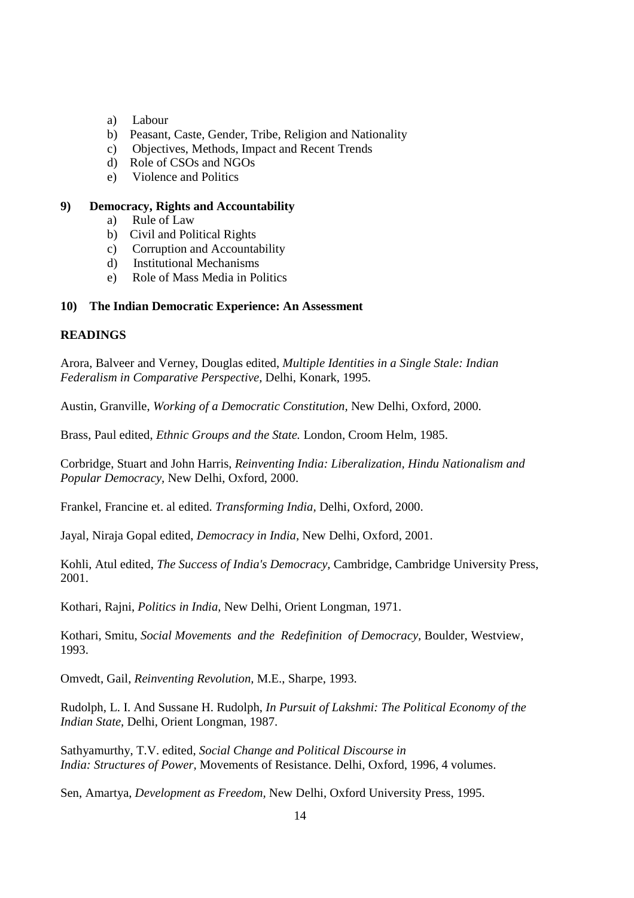a) Labour
b) Peasant, Caste, Gender, Tribe, Religion and Nationality
c) Objectives, Methods, Impact and Recent Trends
d) Role of CSOs and NGOs
e) Violence and Politics

**9) Democracy, Rights and Accountability**

a) Rule of Law
b) Civil and Political Rights
c) Corruption and Accountability
d) Institutional Mechanisms
e) Role of Mass Media in Politics

**10) The Indian Democratic Experience: An Assessment**

**READINGS**

Arora, Balveer and Verney, Douglas edited, *Multiple Identities in a Single Stale: Indian Federalism in Comparative Perspective,* Delhi, Konark, 1995.

Austin, Granville, *Working of a Democratic Constitution,* New Delhi, Oxford, 2000.

Brass, Paul edited, *Ethnic Groups and the State.* London, Croom Helm, 1985.

Corbridge, Stuart and John Harris, *Reinventing India: Liberalization, Hindu Nationalism and Popular Democracy*, New Delhi, Oxford, 2000.

Frankel, Francine et. al edited. *Transforming India,* Delhi, Oxford, 2000.

Jayal, Niraja Gopal edited, *Democracy in India,* New Delhi, Oxford, 2001.

Kohli, Atul edited, *The Success of India's Democracy,* Cambridge, Cambridge University Press, 2001.

Kothari, Rajni, *Politics in India,* New Delhi, Orient Longman, 1971.

Kothari, Smitu, *Social Movements and the Redefinition of Democracy*, Boulder, Westview, 1993.

Omvedt, Gail, *Reinventing Revolution,* M.E., Sharpe, 1993.

Rudolph, L. I. And Sussane H. Rudolph, *In Pursuit of Lakshmi: The Political Economy of the Indian State,* Delhi, Orient Longman, 1987.

Sathyamurthy, T.V. edited, *Social Change and Political Discourse in India: Structures of Power,* Movements of Resistance. Delhi, Oxford, 1996, 4 volumes.

Sen, Amartya, *Development as Freedom,* New Delhi, Oxford University Press, 1995.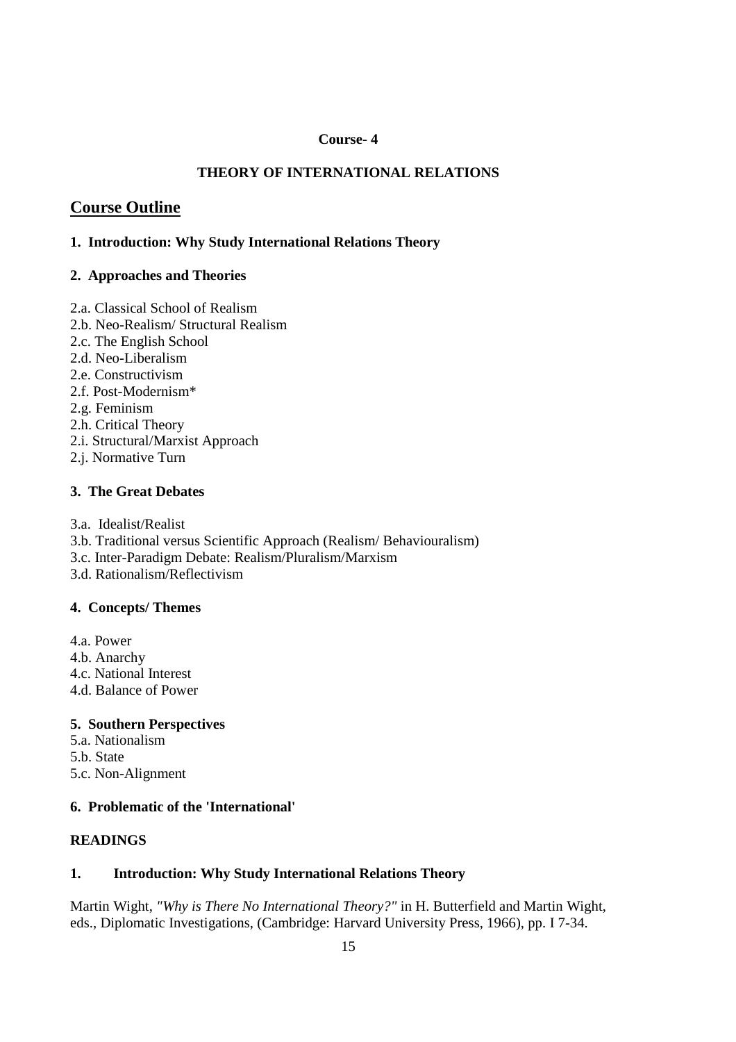**Course- 4**

**THEORY OF INTERNATIONAL RELATIONS**

## Course Outline

### 1. Introduction: Why Study International Relations Theory

### 2. Approaches and Theories

2.a. Classical School of Realism
2.b. Neo-Realism/ Structural Realism
2.c. The English School
2.d. Neo-Liberalism
2.e. Constructivism
2.f. Post-Modernism*
2.g. Feminism
2.h. Critical Theory
2.i. Structural/Marxist Approach
2.j. Normative Turn

### 3. The Great Debates

3.a. Idealist/Realist
3.b. Traditional versus Scientific Approach (Realism/ Behaviouralism)
3.c. Inter-Paradigm Debate: Realism/Pluralism/Marxism
3.d. Rationalism/Reflectivism

### 4. Concepts/ Themes

4.a. Power
4.b. Anarchy
4.c. National Interest
4.d. Balance of Power

### 5. Southern Perspectives

5.a. Nationalism
5.b. State
5.c. Non-Alignment

### 6. Problematic of the 'International'

## READINGS

### 1. Introduction: Why Study International Relations Theory

Martin Wight, *"Why is There No International Theory?"* in H. Butterfield and Martin Wight, eds., Diplomatic Investigations, (Cambridge: Harvard University Press, 1966), pp. I 7-34.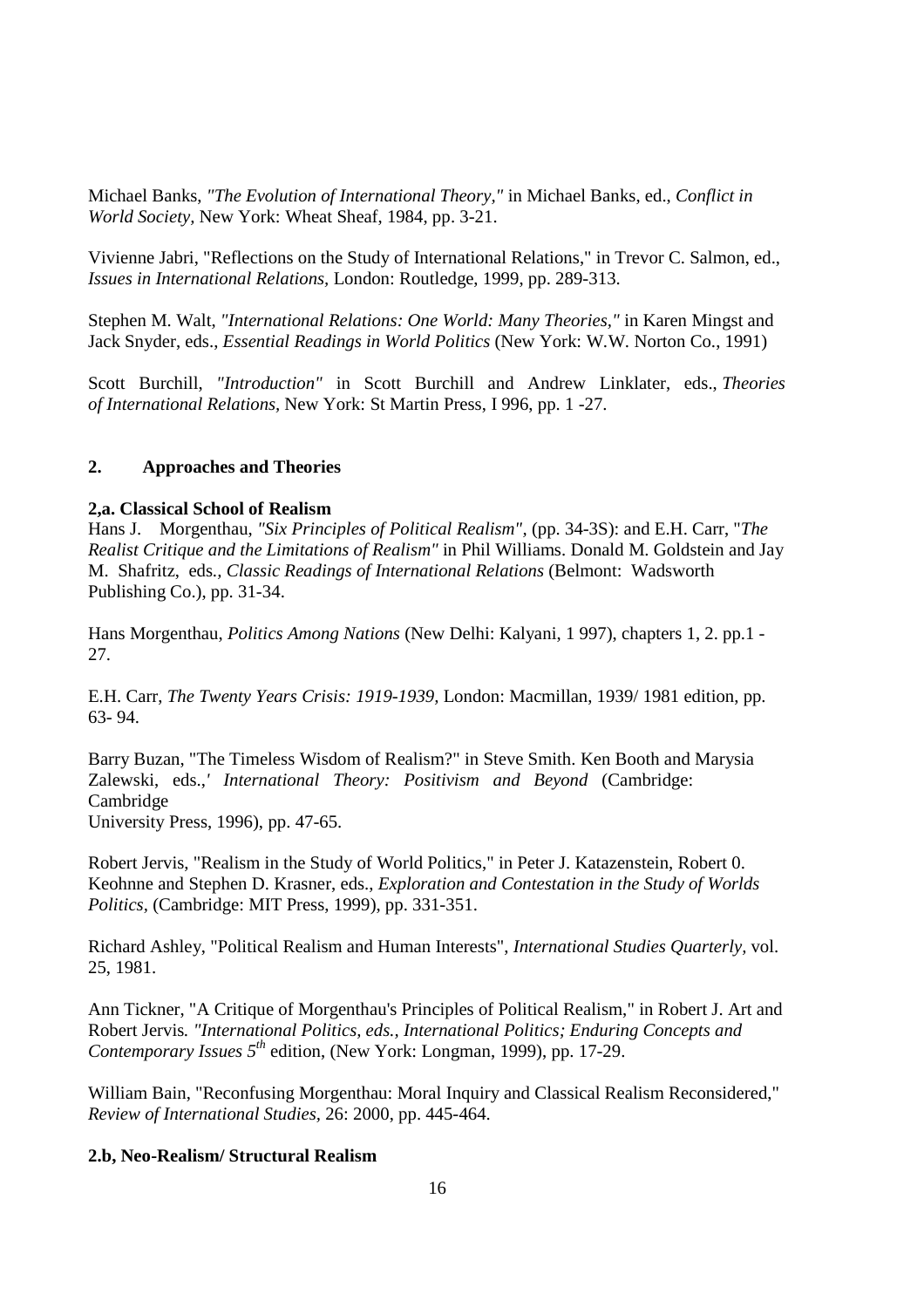Michael Banks, *"The Evolution of International Theory,"* in Michael Banks, ed., *Conflict in World Society,* New York: Wheat Sheaf, 1984, pp. 3-21.

Vivienne Jabri, "Reflections on the Study of International Relations," in Trevor C. Salmon, ed., *Issues in International Relations,* London: Routledge, 1999, pp. 289-313.

Stephen M. Walt, *"International Relations: One World: Many Theories,"* in Karen Mingst and Jack Snyder, eds., *Essential Readings in World Politics* (New York: W.W. Norton Co., 1991)

Scott Burchill, *"Introduction"* in Scott Burchill and Andrew Linklater, eds., *Theories of International Relations,* New York: St Martin Press, I 996, pp. 1 -27.

## 2. Approaches and Theories

### 2,a. Classical School of Realism

Hans J. Morgenthau, *"Six Principles of Political Realism"*, (pp. 34-3S): and E.H. Carr, "*The Realist Critique and the Limitations of Realism"* in Phil Williams. Donald M. Goldstein and Jay M. Shafritz, eds., *Classic Readings of International Relations* (Belmont: Wadsworth Publishing Co.), pp. 31-34.

Hans Morgenthau, *Politics Among Nations* (New Delhi: Kalyani, 1 997), chapters 1, 2. pp.1 - 27.

E.H. Carr, *The Twenty Years Crisis: 1919-1939,* London: Macmillan, 1939/ 1981 edition, pp. 63- 94.

Barry Buzan, "The Timeless Wisdom of Realism?" in Steve Smith. Ken Booth and Marysia Zalewski, eds.,*' International Theory: Positivism and Beyond* (Cambridge: Cambridge University Press, 1996), pp. 47-65.

Robert Jervis, "Realism in the Study of World Politics," in Peter J. Katazenstein, Robert 0. Keohnne and Stephen D. Krasner, eds., *Exploration and Contestation in the Study of Worlds Politics,* (Cambridge: MIT Press, 1999), pp. 331-351.

Richard Ashley, "Political Realism and Human Interests", *International Studies Quarterly,* vol. 25, 1981.

Ann Tickner, "A Critique of Morgenthau's Principles of Political Realism," in Robert J. Art and Robert Jervis. *"International Politics, eds., International Politics; Enduring Concepts and Contemporary Issues 5th* edition, (New York: Longman, 1999), pp. 17-29.

William Bain, "Reconfusing Morgenthau: Moral Inquiry and Classical Realism Reconsidered," *Review of International Studies,* 26: 2000, pp. 445-464.

### 2.b, Neo-Realism/ Structural Realism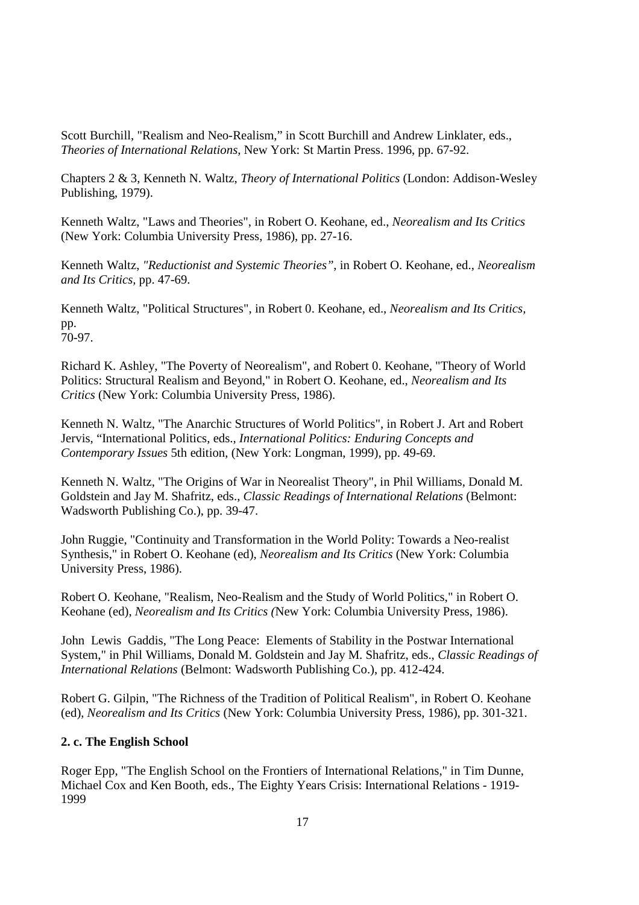Scott Burchill, "Realism and Neo-Realism," in Scott Burchill and Andrew Linklater, eds., *Theories of International Relations,* New York: St Martin Press. 1996, pp. 67-92.

Chapters 2 & 3, Kenneth N. Waltz, *Theory of International Politics* (London: Addison-Wesley Publishing, 1979).

Kenneth Waltz, "Laws and Theories", in Robert O. Keohane, ed., *Neorealism and Its Critics* (New York: Columbia University Press, 1986), pp. 27-16.

Kenneth Waltz, *"Reductionist and Systemic Theories"*, in Robert O. Keohane, ed., *Neorealism and Its Critics,* pp. 47-69.

Kenneth Waltz, "Political Structures", in Robert 0. Keohane, ed., *Neorealism and Its Critics,* pp.
70-97.

Richard K. Ashley, "The Poverty of Neorealism", and Robert 0. Keohane, "Theory of World Politics: Structural Realism and Beyond," in Robert O. Keohane, ed., *Neorealism and Its Critics* (New York: Columbia University Press, 1986).

Kenneth N. Waltz, "The Anarchic Structures of World Politics", in Robert J. Art and Robert Jervis, "International Politics, eds., *International Politics: Enduring Concepts and Contemporary Issues* 5th edition, (New York: Longman, 1999), pp. 49-69.

Kenneth N. Waltz, "The Origins of War in Neorealist Theory", in Phil Williams, Donald M. Goldstein and Jay M. Shafritz, eds., *Classic Readings of International Relations* (Belmont: Wadsworth Publishing Co.), pp. 39-47.

John Ruggie, "Continuity and Transformation in the World Polity: Towards a Neo-realist Synthesis," in Robert O. Keohane (ed), *Neorealism and Its Critics* (New York: Columbia University Press, 1986).

Robert O. Keohane, "Realism, Neo-Realism and the Study of World Politics," in Robert O. Keohane (ed), *Neorealism and Its Critics (*New York: Columbia University Press, 1986).

John Lewis Gaddis, "The Long Peace: Elements of Stability in the Postwar International System," in Phil Williams, Donald M. Goldstein and Jay M. Shafritz, eds., *Classic Readings of International Relations* (Belmont: Wadsworth Publishing Co.), pp. 412-424.

Robert G. Gilpin, "The Richness of the Tradition of Political Realism", in Robert O. Keohane (ed), *Neorealism and Its Critics* (New York: Columbia University Press, 1986), pp. 301-321.

**2. c. The English School**

Roger Epp, "The English School on the Frontiers of International Relations," in Tim Dunne, Michael Cox and Ken Booth, eds., The Eighty Years Crisis: International Relations - 1919-1999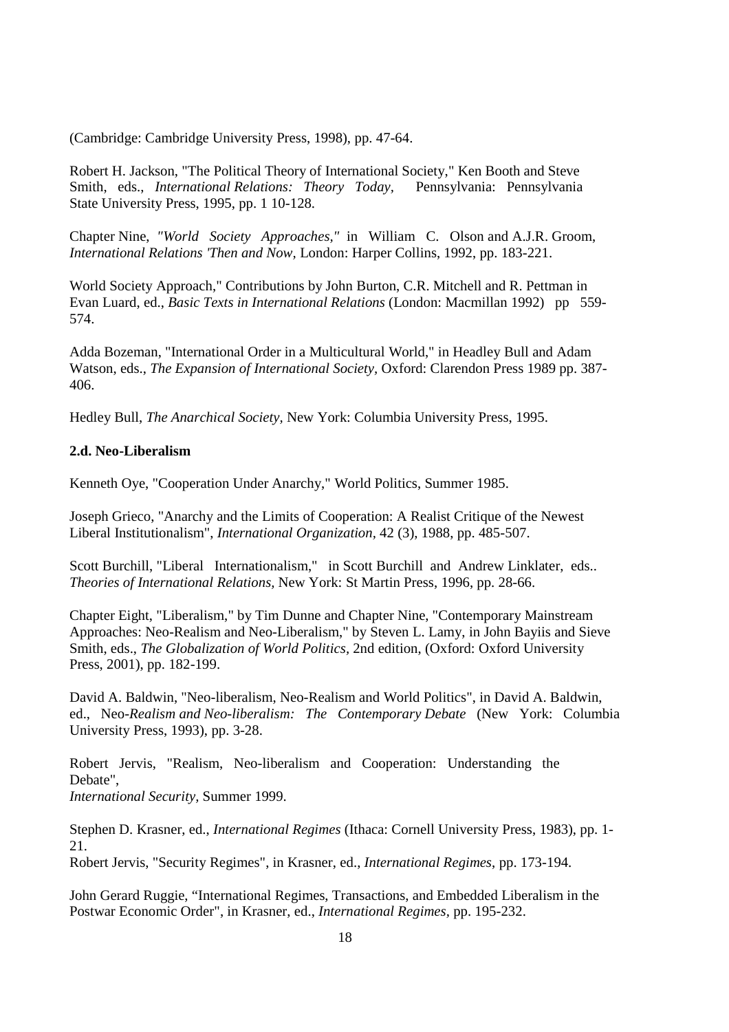(Cambridge: Cambridge University Press, 1998), pp. 47-64.

Robert H. Jackson, "The Political Theory of International Society," Ken Booth and Steve Smith, eds., *International Relations: Theory Today*, Pennsylvania: Pennsylvania State University Press, 1995, pp. 1 10-128.

Chapter Nine, *"World Society Approaches,"* in William C. Olson and A.J.R. Groom, *International Relations 'Then and Now*, London: Harper Collins, 1992, pp. 183-221.

World Society Approach," Contributions by John Burton, C.R. Mitchell and R. Pettman in Evan Luard, ed., *Basic Texts in International Relations* (London: Macmillan 1992) pp 559-574.

Adda Bozeman, "International Order in a Multicultural World," in Headley Bull and Adam Watson, eds., *The Expansion of International Society*, Oxford: Clarendon Press 1989 pp. 387-406.

Hedley Bull, *The Anarchical Society*, New York: Columbia University Press, 1995.

**2.d. Neo-Liberalism**

Kenneth Oye, "Cooperation Under Anarchy," World Politics, Summer 1985.

Joseph Grieco, "Anarchy and the Limits of Cooperation: A Realist Critique of the Newest Liberal Institutionalism", *International Organization*, 42 (3), 1988, pp. 485-507.

Scott Burchill, "Liberal Internationalism," in Scott Burchill and Andrew Linklater, eds.. *Theories of International Relations*, New York: St Martin Press, 1996, pp. 28-66.

Chapter Eight, "Liberalism," by Tim Dunne and Chapter Nine, "Contemporary Mainstream Approaches: Neo-Realism and Neo-Liberalism," by Steven L. Lamy, in John Bayiis and Sieve Smith, eds., *The Globalization of World Politics*, 2nd edition, (Oxford: Oxford University Press, 2001), pp. 182-199.

David A. Baldwin, "Neo-liberalism, Neo-Realism and World Politics", in David A. Baldwin, ed., Neo-*Realism and Neo-liberalism: The Contemporary Debate* (New York: Columbia University Press, 1993), pp. 3-28.

Robert Jervis, "Realism, Neo-liberalism and Cooperation: Understanding the Debate", *International Security*, Summer 1999.

Stephen D. Krasner, ed., *International Regimes* (Ithaca: Cornell University Press, 1983), pp. 1-21.
Robert Jervis, "Security Regimes", in Krasner, ed., *International Regimes*, pp. 173-194.

John Gerard Ruggie, "International Regimes, Transactions, and Embedded Liberalism in the Postwar Economic Order", in Krasner, ed., *International Regimes*, pp. 195-232.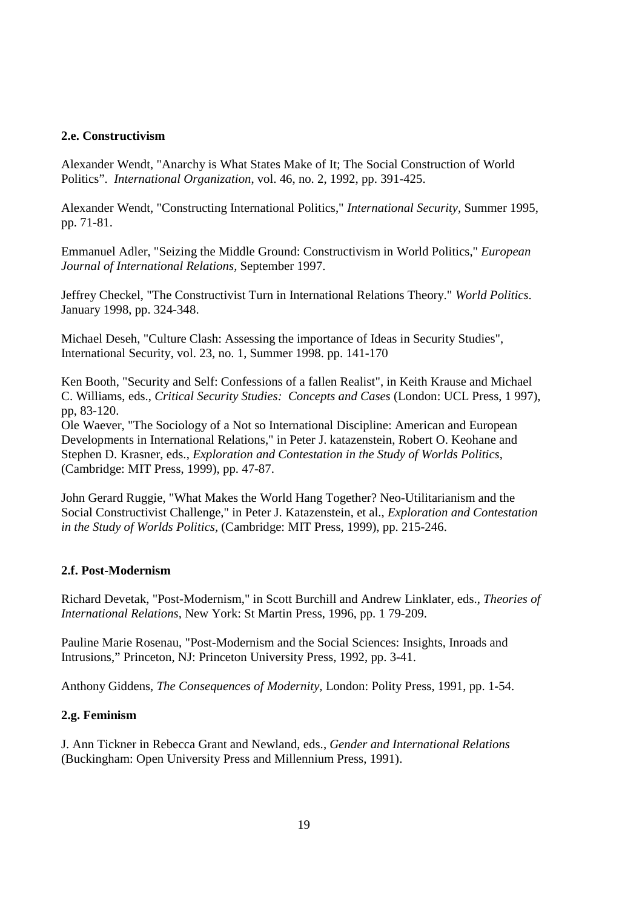### 2.e. Constructivism

Alexander Wendt, "Anarchy is What States Make of It; The Social Construction of World Politics". *International Organization*, vol. 46, no. 2, 1992, pp. 391-425.

Alexander Wendt, "Constructing International Politics," *International Security*, Summer 1995, pp. 71-81.

Emmanuel Adler, "Seizing the Middle Ground: Constructivism in World Politics," *European Journal of International Relations*, September 1997.

Jeffrey Checkel, "The Constructivist Turn in International Relations Theory." *World Politics*. January 1998, pp. 324-348.

Michael Deseh, "Culture Clash: Assessing the importance of Ideas in Security Studies", International Security, vol. 23, no. 1, Summer 1998. pp. 141-170

Ken Booth, "Security and Self: Confessions of a fallen Realist", in Keith Krause and Michael C. Williams, eds., *Critical Security Studies: Concepts and Cases* (London: UCL Press, 1 997), pp, 83-120.

Ole Waever, "The Sociology of a Not so International Discipline: American and European Developments in International Relations," in Peter J. katazenstein, Robert O. Keohane and Stephen D. Krasner, eds., *Exploration and Contestation in the Study of Worlds Politics*, (Cambridge: MIT Press, 1999), pp. 47-87.

John Gerard Ruggie, "What Makes the World Hang Together? Neo-Utilitarianism and the Social Constructivist Challenge," in Peter J. Katazenstein, et al., *Exploration and Contestation in the Study of Worlds Politics*, (Cambridge: MIT Press, 1999), pp. 215-246.

### 2.f. Post-Modernism

Richard Devetak, "Post-Modernism," in Scott Burchill and Andrew Linklater, eds., *Theories of International Relations*, New York: St Martin Press, 1996, pp. 1 79-209.

Pauline Marie Rosenau, "Post-Modernism and the Social Sciences: Insights, Inroads and Intrusions," Princeton, NJ: Princeton University Press, 1992, pp. 3-41.

Anthony Giddens, *The Consequences of Modernity*, London: Polity Press, 1991, pp. 1-54.

### 2.g. Feminism

J. Ann Tickner in Rebecca Grant and Newland, eds., *Gender and International Relations* (Buckingham: Open University Press and Millennium Press, 1991).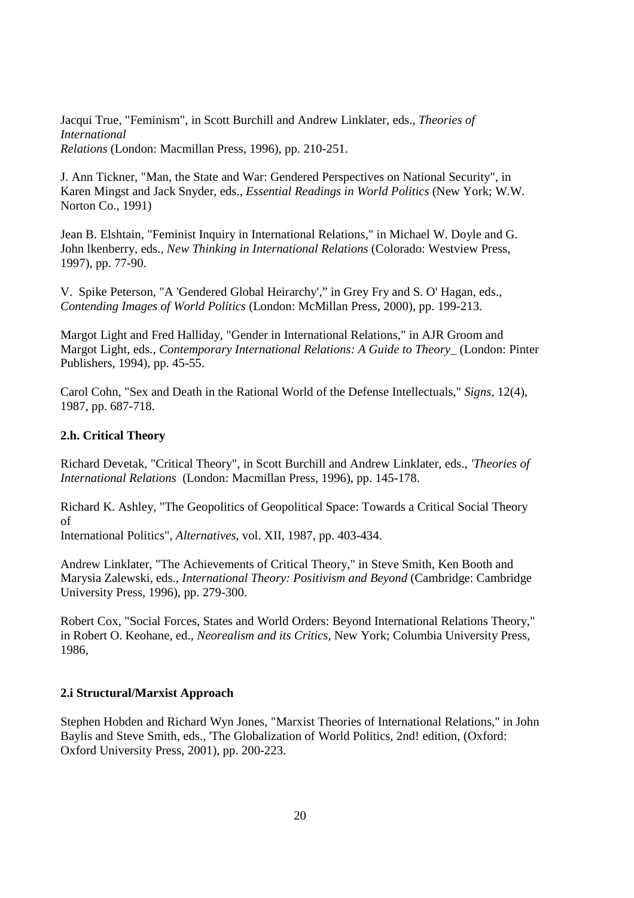Jacqui True, "Feminism", in Scott Burchill and Andrew Linklater, eds., *Theories of International Relations* (London: Macmillan Press, 1996), pp. 210-251.

J. Ann Tickner, "Man, the State and War: Gendered Perspectives on National Security", in Karen Mingst and Jack Snyder, eds., *Essential Readings in World Politics* (New York; W.W. Norton Co., 1991)

Jean B. Elshtain, "Feminist Inquiry in International Relations," in Michael W. Doyle and G. John lkenberry, eds., *New Thinking in International Relations* (Colorado: Westview Press, 1997), pp. 77-90.

V. Spike Peterson, "A 'Gendered Global Heirarchy'," in Grey Fry and S. O' Hagan, eds., *Contending Images of World Politics* (London: McMillan Press, 2000), pp. 199-213.

Margot Light and Fred Halliday, "Gender in International Relations," in AJR Groom and Margot Light, eds., *Contemporary International Relations: A Guide to Theory_* (London: Pinter Publishers, 1994), pp. 45-55.

Carol Cohn, "Sex and Death in the Rational World of the Defense Intellectuals," *Signs*, 12(4), 1987, pp. 687-718.

**2.h. Critical Theory**

Richard Devetak, "Critical Theory", in Scott Burchill and Andrew Linklater, eds., *'Theories of International Relations* (London: Macmillan Press, 1996), pp. 145-178.

Richard K. Ashley, "The Geopolitics of Geopolitical Space: Towards a Critical Social Theory of International Politics", *Alternatives*, vol. XII, 1987, pp. 403-434.

Andrew Linklater, "The Achievements of Critical Theory," in Steve Smith, Ken Booth and Marysia Zalewski, eds., *International Theory: Positivism and Beyond* (Cambridge: Cambridge University Press, 1996), pp. 279-300.

Robert Cox, "Social Forces, States and World Orders: Beyond International Relations Theory," in Robert O. Keohane, ed., *Neorealism and its Critics*, New York; Columbia University Press, 1986,

**2.i Structural/Marxist Approach**

Stephen Hobden and Richard Wyn Jones, "Marxist Theories of International Relations," in John Baylis and Steve Smith, eds., 'The Globalization of World Politics, 2nd! edition, (Oxford: Oxford University Press, 2001), pp. 200-223.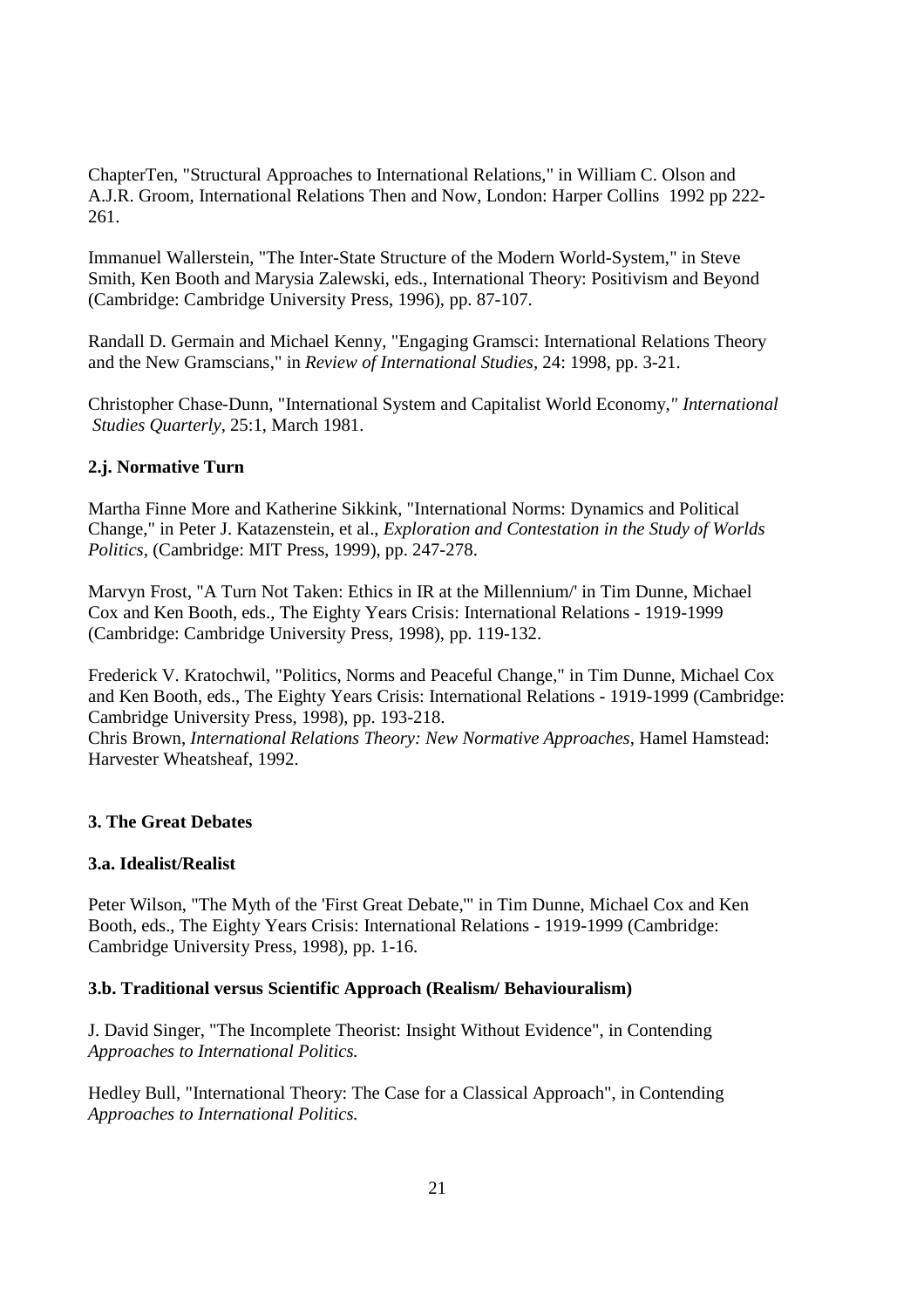ChapterTen, "Structural Approaches to International Relations," in William C. Olson and A.J.R. Groom, International Relations Then and Now, London: Harper Collins 1992 pp 222-261.

Immanuel Wallerstein, "The Inter-State Structure of the Modern World-System," in Steve Smith, Ken Booth and Marysia Zalewski, eds., International Theory: Positivism and Beyond (Cambridge: Cambridge University Press, 1996), pp. 87-107.

Randall D. Germain and Michael Kenny, "Engaging Gramsci: International Relations Theory and the New Gramscians," in *Review of International Studies*, 24: 1998, pp. 3-21.

Christopher Chase-Dunn, "International System and Capitalist World Economy," *International Studies Quarterly*, 25:1, March 1981.

**2.j. Normative Turn**

Martha Finne More and Katherine Sikkink, "International Norms: Dynamics and Political Change," in Peter J. Katazenstein, et al., *Exploration and Contestation in the Study of Worlds Politics*, (Cambridge: MIT Press, 1999), pp. 247-278.

Marvyn Frost, "A Turn Not Taken: Ethics in IR at the Millennium/' in Tim Dunne, Michael Cox and Ken Booth, eds., The Eighty Years Crisis: International Relations - 1919-1999 (Cambridge: Cambridge University Press, 1998), pp. 119-132.

Frederick V. Kratochwil, "Politics, Norms and Peaceful Change," in Tim Dunne, Michael Cox and Ken Booth, eds., The Eighty Years Crisis: International Relations - 1919-1999 (Cambridge: Cambridge University Press, 1998), pp. 193-218.
Chris Brown, *International Relations Theory: New Normative Approaches*, Hamel Hamstead: Harvester Wheatsheaf, 1992.

**3. The Great Debates**

**3.a. Idealist/Realist**

Peter Wilson, "The Myth of the 'First Great Debate,'" in Tim Dunne, Michael Cox and Ken Booth, eds., The Eighty Years Crisis: International Relations - 1919-1999 (Cambridge: Cambridge University Press, 1998), pp. 1-16.

**3.b. Traditional versus Scientific Approach (Realism/ Behaviouralism)**

J. David Singer, "The Incomplete Theorist: Insight Without Evidence", in Contending *Approaches to International Politics.*

Hedley Bull, "International Theory: The Case for a Classical Approach", in Contending *Approaches to International Politics.*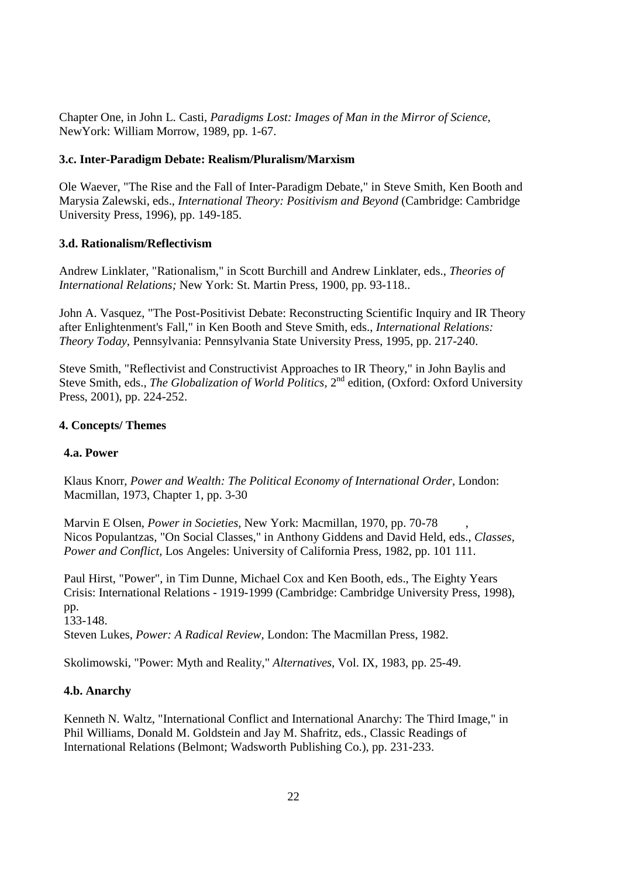Chapter One, in John L. Casti, *Paradigms Lost: Images of Man in the Mirror of Science*, NewYork: William Morrow, 1989, pp. 1-67.

**3.c. Inter-Paradigm Debate: Realism/Pluralism/Marxism**

Ole Waever, "The Rise and the Fall of Inter-Paradigm Debate," in Steve Smith, Ken Booth and Marysia Zalewski, eds., *International Theory: Positivism and Beyond* (Cambridge: Cambridge University Press, 1996), pp. 149-185.

**3.d. Rationalism/Reflectivism**

Andrew Linklater, "Rationalism," in Scott Burchill and Andrew Linklater, eds., *Theories of International Relations;* New York: St. Martin Press, 1900, pp. 93-118..

John A. Vasquez, "The Post-Positivist Debate: Reconstructing Scientific Inquiry and IR Theory after Enlightenment's Fall," in Ken Booth and Steve Smith, eds., *International Relations: Theory Today*, Pennsylvania: Pennsylvania State University Press, 1995, pp. 217-240.

Steve Smith, "Reflectivist and Constructivist Approaches to IR Theory," in John Baylis and Steve Smith, eds., *The Globalization of World Politics*, 2nd edition, (Oxford: Oxford University Press, 2001), pp. 224-252.

**4. Concepts/ Themes**

**4.a. Power**

Klaus Knorr, *Power and Wealth: The Political Economy of International Order*, London: Macmillan, 1973, Chapter 1, pp. 3-30

Marvin E Olsen, *Power in Societies*, New York: Macmillan, 1970, pp. 70-78 ,
Nicos Populantzas, "On Social Classes," in Anthony Giddens and David Held, eds., *Classes, Power and Conflict*, Los Angeles: University of California Press, 1982, pp. 101 111.

Paul Hirst, "Power", in Tim Dunne, Michael Cox and Ken Booth, eds., The Eighty Years Crisis: International Relations - 1919-1999 (Cambridge: Cambridge University Press, 1998), pp.
133-148.
Steven Lukes, *Power: A Radical Review*, London: The Macmillan Press, 1982.

Skolimowski, "Power: Myth and Reality," *Alternatives*, Vol. IX, 1983, pp. 25-49.

**4.b. Anarchy**

Kenneth N. Waltz, "International Conflict and International Anarchy: The Third Image," in Phil Williams, Donald M. Goldstein and Jay M. Shafritz, eds., Classic Readings of International Relations (Belmont; Wadsworth Publishing Co.), pp. 231-233.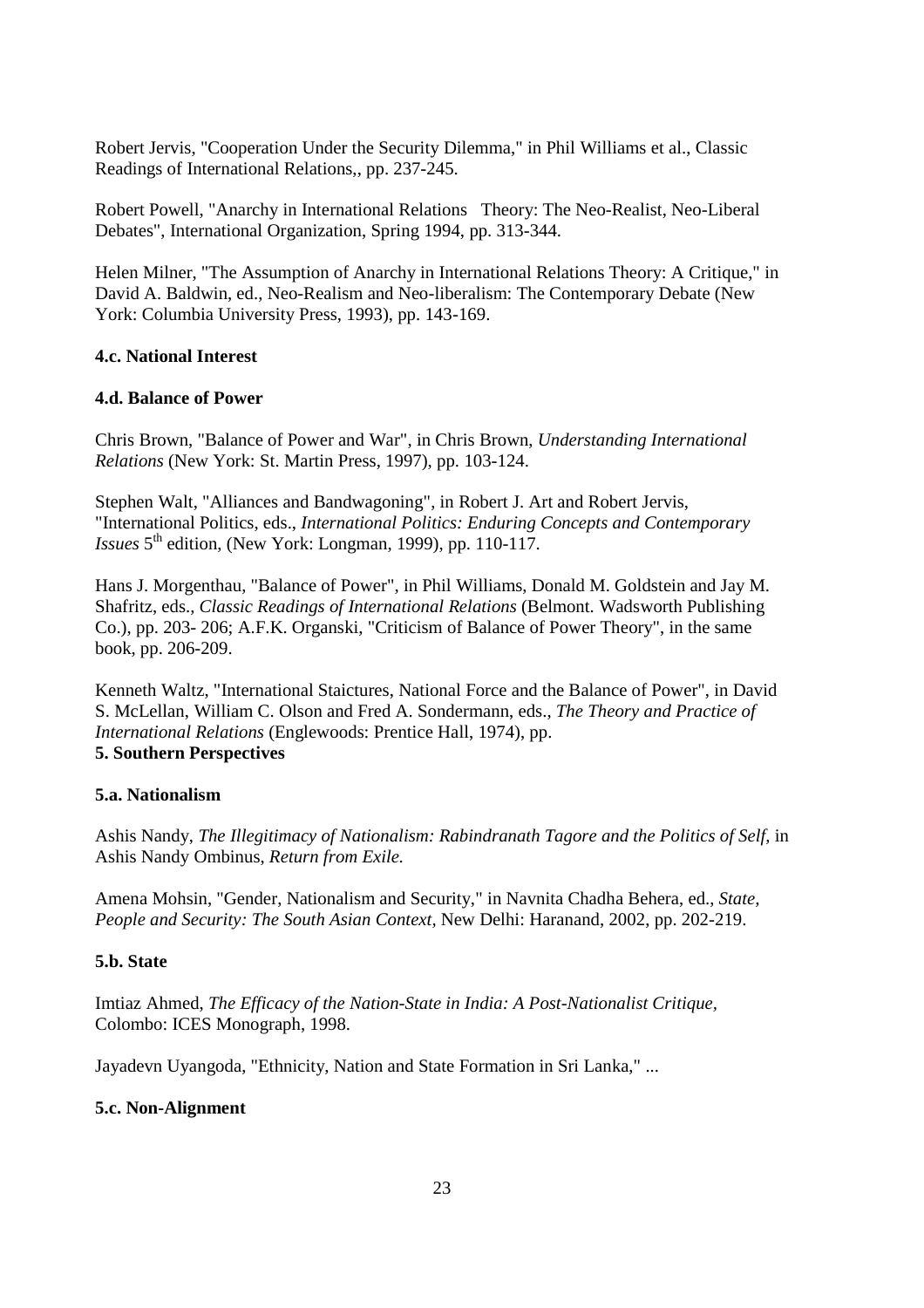Robert Jervis, "Cooperation Under the Security Dilemma," in Phil Williams et al., Classic Readings of International Relations,, pp. 237-245.

Robert Powell, "Anarchy in International Relations  Theory: The Neo-Realist, Neo-Liberal Debates", International Organization, Spring 1994, pp. 313-344.

Helen Milner, "The Assumption of Anarchy in International Relations Theory: A Critique," in David A. Baldwin, ed., Neo-Realism and Neo-liberalism: The Contemporary Debate (New York: Columbia University Press, 1993), pp. 143-169.

**4.c. National Interest**

**4.d. Balance of Power**

Chris Brown, "Balance of Power and War", in Chris Brown, *Understanding International Relations* (New York: St. Martin Press, 1997), pp. 103-124.

Stephen Walt, "Alliances and Bandwagoning", in Robert J. Art and Robert Jervis, "International Politics, eds., *International Politics: Enduring Concepts and Contemporary Issues* 5th edition, (New York: Longman, 1999), pp. 110-117.

Hans J. Morgenthau, "Balance of Power", in Phil Williams, Donald M. Goldstein and Jay M. Shafritz, eds., *Classic Readings of International Relations* (Belmont. Wadsworth Publishing Co.), pp. 203- 206; A.F.K. Organski, "Criticism of Balance of Power Theory", in the same book, pp. 206-209.

Kenneth Waltz, "International Staictures, National Force and the Balance of Power", in David S. McLellan, William C. Olson and Fred A. Sondermann, eds., *The Theory and Practice of International Relations* (Englewoods: Prentice Hall, 1974), pp.

**5. Southern Perspectives**

**5.a. Nationalism**

Ashis Nandy, *The Illegitimacy of Nationalism: Rabindranath Tagore and the Politics of Self*, in Ashis Nandy Ombinus, *Return from Exile.*

Amena Mohsin, "Gender, Nationalism and Security," in Navnita Chadha Behera, ed., *State, People and Security: The South Asian Context*, New Delhi: Haranand, 2002, pp. 202-219.

**5.b. State**

Imtiaz Ahmed, *The Efficacy of the Nation-State in India: A Post-Nationalist Critique*, Colombo: ICES Monograph, 1998.

Jayadevn Uyangoda, "Ethnicity, Nation and State Formation in Sri Lanka," ...

**5.c. Non-Alignment**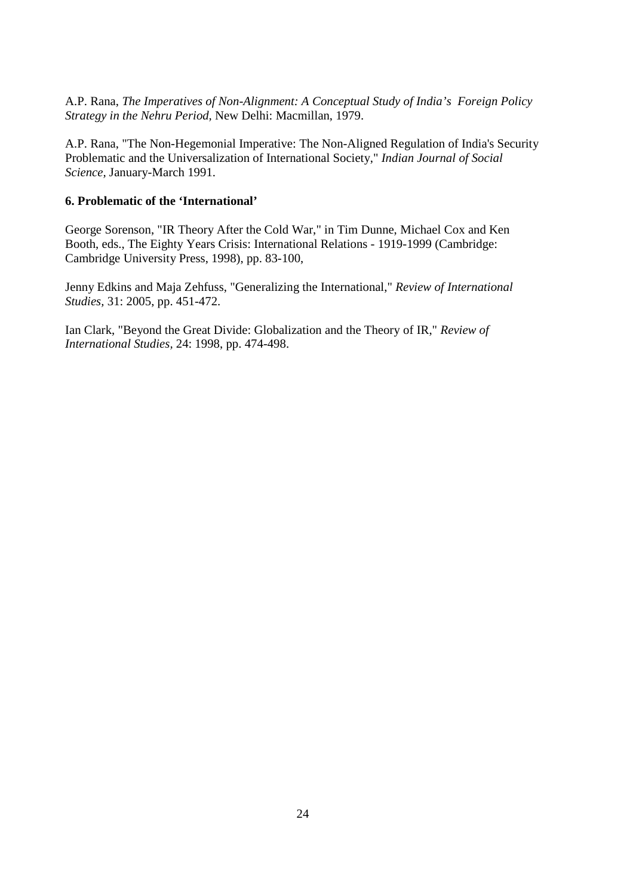A.P. Rana, *The Imperatives of Non-Alignment: A Conceptual Study of India's Foreign Policy Strategy in the Nehru Period,* New Delhi: Macmillan, 1979.

A.P. Rana, "The Non-Hegemonial Imperative: The Non-Aligned Regulation of India's Security Problematic and the Universalization of International Society," *Indian Journal of Social Science,* January-March 1991.

**6. Problematic of the 'International'**

George Sorenson, "IR Theory After the Cold War," in Tim Dunne, Michael Cox and Ken Booth, eds., The Eighty Years Crisis: International Relations - 1919-1999 (Cambridge: Cambridge University Press, 1998), pp. 83-100,

Jenny Edkins and Maja Zehfuss, "Generalizing the International," *Review of International Studies,* 31: 2005, pp. 451-472.

Ian Clark, "Beyond the Great Divide: Globalization and the Theory of IR," *Review of International Studies,* 24: 1998, pp. 474-498.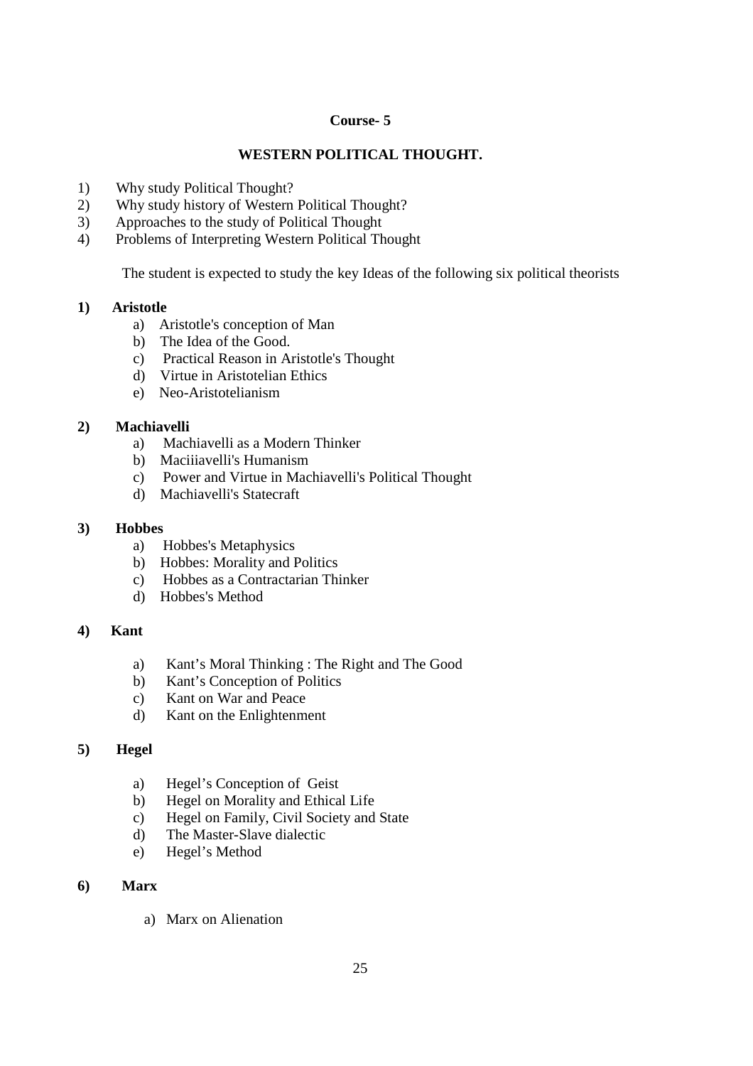**Course- 5**

**WESTERN POLITICAL THOUGHT.**

1) Why study Political Thought?
2) Why study history of Western Political Thought?
3) Approaches to the study of Political Thought
4) Problems of Interpreting Western Political Thought

The student is expected to study the key Ideas of the following six political theorists

**1) Aristotle**

a) Aristotle's conception of Man
b) The Idea of the Good.
c) Practical Reason in Aristotle's Thought
d) Virtue in Aristotelian Ethics
e) Neo-Aristotelianism

**2) Machiavelli**

a) Machiavelli as a Modern Thinker
b) Maciiiavelli's Humanism
c) Power and Virtue in Machiavelli's Political Thought
d) Machiavelli's Statecraft

**3) Hobbes**

a) Hobbes's Metaphysics
b) Hobbes: Morality and Politics
c) Hobbes as a Contractarian Thinker
d) Hobbes's Method

**4) Kant**

a) Kant's Moral Thinking : The Right and The Good
b) Kant's Conception of Politics
c) Kant on War and Peace
d) Kant on the Enlightenment

**5) Hegel**

a) Hegel's Conception of Geist
b) Hegel on Morality and Ethical Life
c) Hegel on Family, Civil Society and State
d) The Master-Slave dialectic
e) Hegel's Method

**6) Marx**

a) Marx on Alienation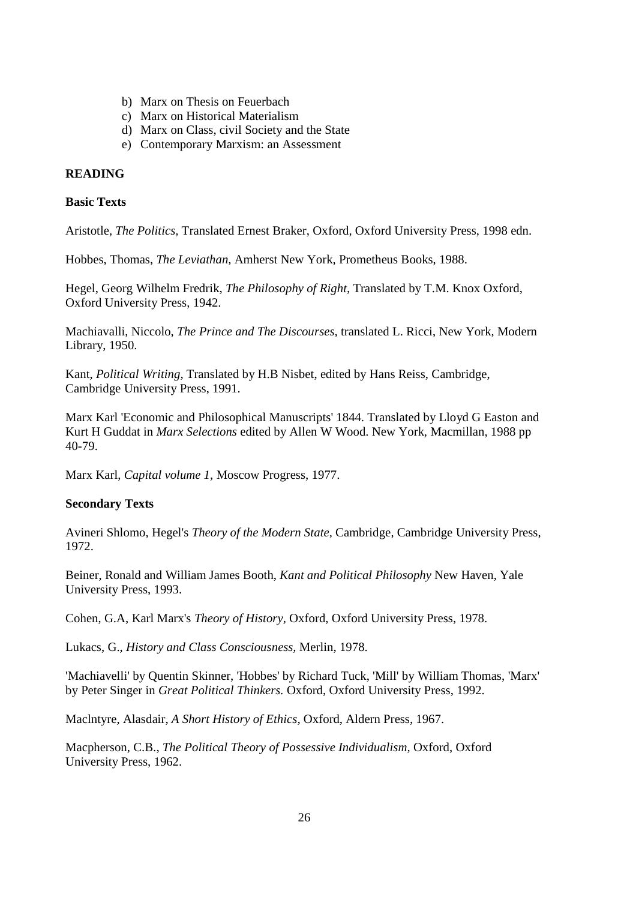b) Marx on Thesis on Feuerbach
c) Marx on Historical Materialism
d) Marx on Class, civil Society and the State
e) Contemporary Marxism: an Assessment

**READING**

**Basic Texts**

Aristotle, *The Politics,* Translated Ernest Braker, Oxford, Oxford University Press, 1998 edn.

Hobbes, Thomas, *The Leviathan,* Amherst New York, Prometheus Books, 1988.

Hegel, Georg Wilhelm Fredrik, *The Philosophy of Right,* Translated by T.M. Knox Oxford, Oxford University Press, 1942.

Machiavalli, Niccolo, *The Prince and The Discourses,* translated L. Ricci, New York, Modern Library, 1950.

Kant, *Political Writing,* Translated by H.B Nisbet, edited by Hans Reiss, Cambridge, Cambridge University Press, 1991.

Marx Karl 'Economic and Philosophical Manuscripts' 1844. Translated by Lloyd G Easton and Kurt H Guddat in *Marx Selections* edited by Allen W Wood. New York, Macmillan, 1988 pp 40-79.

Marx Karl, *Capital volume 1,* Moscow Progress, 1977.

**Secondary Texts**

Avineri Shlomo, Hegel's *Theory of the Modern State,* Cambridge, Cambridge University Press, 1972.

Beiner, Ronald and William James Booth, *Kant and Political Philosophy* New Haven, Yale University Press, 1993.

Cohen, G.A, Karl Marx's *Theory of History,* Oxford, Oxford University Press, 1978.

Lukacs, G., *History and Class Consciousness,* Merlin, 1978.

'Machiavelli' by Quentin Skinner, 'Hobbes' by Richard Tuck, 'Mill' by William Thomas, 'Marx' by Peter Singer in *Great Political Thinkers.* Oxford, Oxford University Press, 1992.

Maclntyre, Alasdair, *A Short History of Ethics,* Oxford, Aldern Press, 1967.

Macpherson, C.B., *The Political Theory of Possessive Individualism,* Oxford, Oxford University Press, 1962.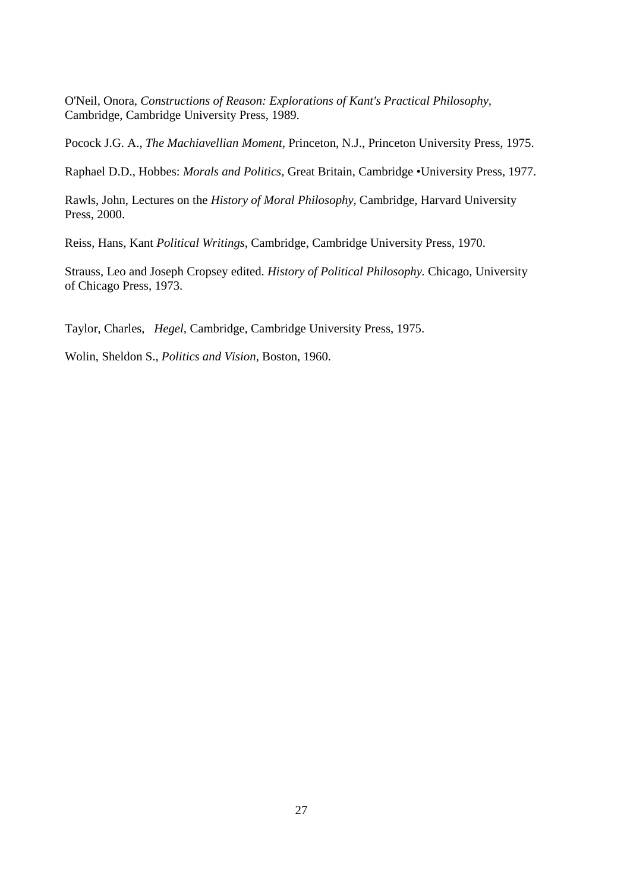O'Neil, Onora, *Constructions of Reason: Explorations of Kant's Practical Philosophy,* Cambridge, Cambridge University Press, 1989.

Pocock J.G. A., *The Machiavellian Moment,* Princeton, N.J., Princeton University Press, 1975.

Raphael D.D., Hobbes: *Morals and Politics,* Great Britain, Cambridge •University Press, 1977.

Rawls, John, Lectures on the *History of Moral Philosophy,* Cambridge, Harvard University Press, 2000.

Reiss, Hans, Kant *Political Writings*, Cambridge, Cambridge University Press, 1970.

Strauss, Leo and Joseph Cropsey edited. *History of Political Philosophy.* Chicago, University of Chicago Press, 1973.

Taylor, Charles, *Hegel*, Cambridge, Cambridge University Press, 1975.

Wolin, Sheldon S., *Politics and Vision,* Boston, 1960.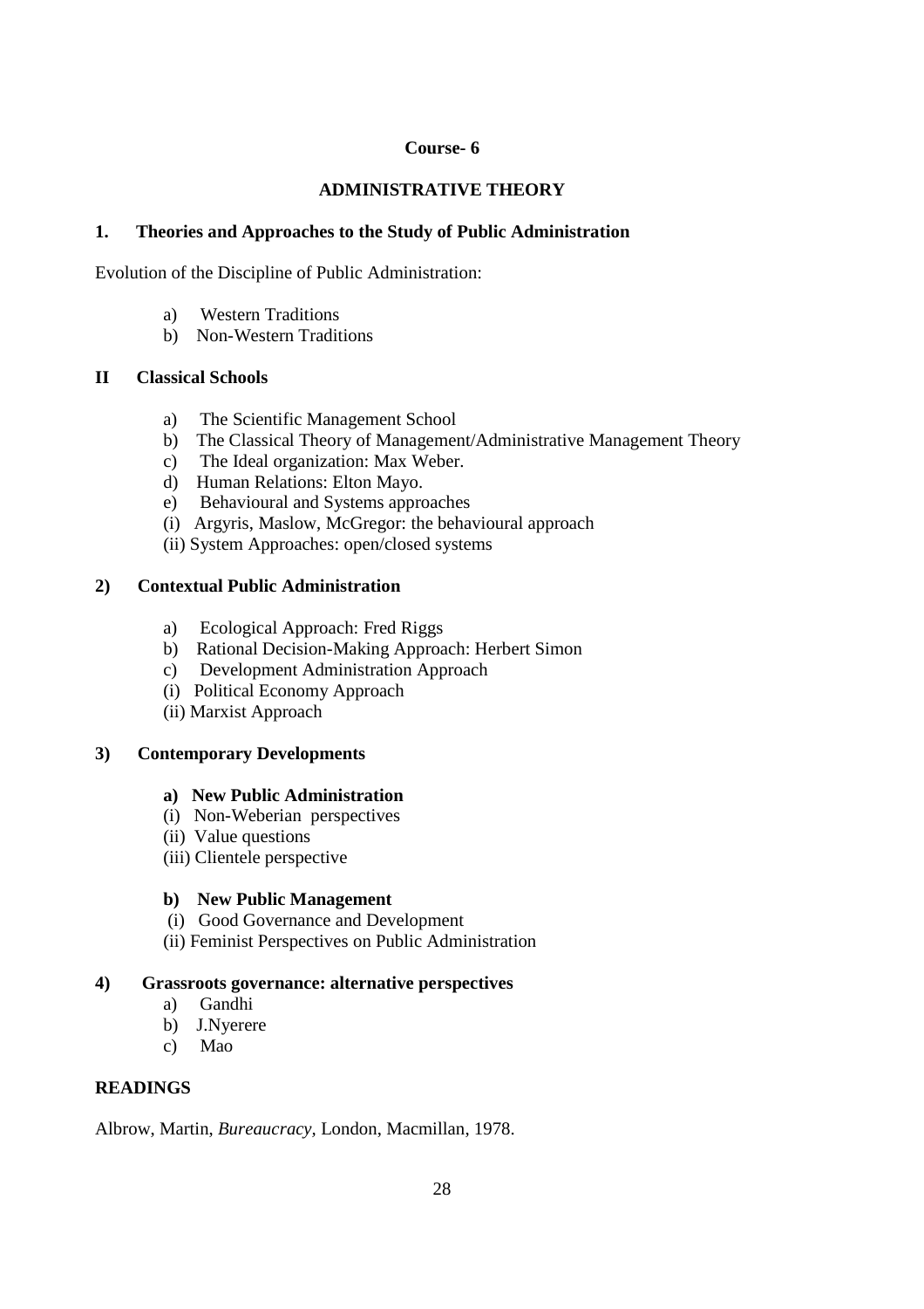**Course- 6**

## ADMINISTRATIVE THEORY

### 1. Theories and Approaches to the Study of Public Administration

Evolution of the Discipline of Public Administration:

a) Western Traditions
b) Non-Western Traditions

### II Classical Schools

a) The Scientific Management School
b) The Classical Theory of Management/Administrative Management Theory
c) The Ideal organization: Max Weber.
d) Human Relations: Elton Mayo.
e) Behavioural and Systems approaches
(i) Argyris, Maslow, McGregor: the behavioural approach
(ii) System Approaches: open/closed systems

### 2) Contextual Public Administration

a) Ecological Approach: Fred Riggs
b) Rational Decision-Making Approach: Herbert Simon
c) Development Administration Approach
(i) Political Economy Approach
(ii) Marxist Approach

### 3) Contemporary Developments

**a) New Public Administration**
(i) Non-Weberian perspectives
(ii) Value questions
(iii) Clientele perspective

**b) New Public Management**
(i) Good Governance and Development
(ii) Feminist Perspectives on Public Administration

### 4) Grassroots governance: alternative perspectives

a) Gandhi
b) J.Nyerere
c) Mao

### READINGS

Albrow, Martin, *Bureaucracy*, London, Macmillan, 1978.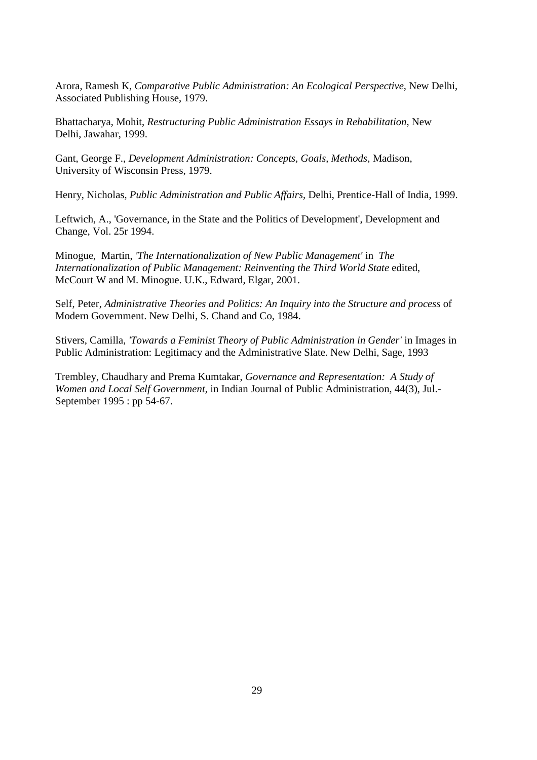Arora, Ramesh K, *Comparative Public Administration: An Ecological Perspective*, New Delhi, Associated Publishing House, 1979.

Bhattacharya, Mohit, *Restructuring Public Administration Essays in Rehabilitation,* New Delhi, Jawahar, 1999.

Gant, George F., *Development Administration: Concepts, Goals, Methods,* Madison, University of Wisconsin Press, 1979.

Henry, Nicholas, *Public Administration and Public Affairs,* Delhi, Prentice-Hall of India, 1999.

Leftwich, A., 'Governance, in the State and the Politics of Development', Development and Change, Vol. 25r 1994.

Minogue, Martin, *'The Internationalization of New Public Management'* in *The Internationalization of Public Management: Reinventing the Third World State* edited, McCourt W and M. Minogue. U.K., Edward, Elgar, 2001.

Self, Peter, *Administrative Theories and Politics: An Inquiry into the Structure and process* of Modern Government. New Delhi, S. Chand and Co, 1984.

Stivers, Camilla, *'Towards a Feminist Theory of Public Administration in Gender'* in Images in Public Administration: Legitimacy and the Administrative Slate. New Delhi, Sage, 1993

Trembley, Chaudhary and Prema Kumtakar, *Governance and Representation: A Study of Women and Local Self Government*, in Indian Journal of Public Administration, 44(3), Jul.-September 1995 : pp 54-67.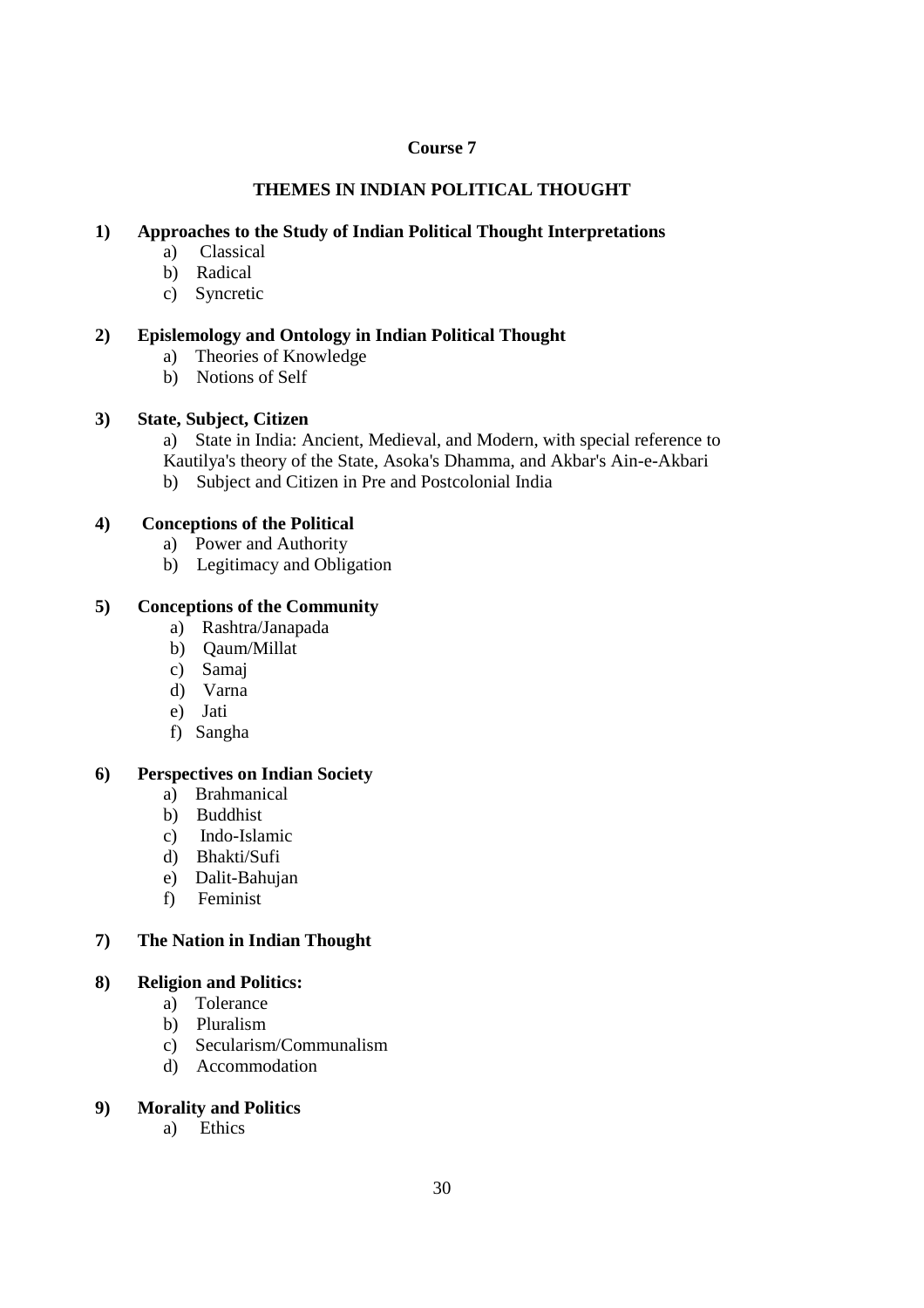**Course 7**

## THEMES IN INDIAN POLITICAL THOUGHT

**1) Approaches to the Study of Indian Political Thought Interpretations**

a) Classical
b) Radical
c) Syncretic

**2) Epislemology and Ontology in Indian Political Thought**

a) Theories of Knowledge
b) Notions of Self

**3) State, Subject, Citizen**

a) State in India: Ancient, Medieval, and Modern, with special reference to Kautilya's theory of the State, Asoka's Dhamma, and Akbar's Ain-e-Akbari
b) Subject and Citizen in Pre and Postcolonial India

**4) Conceptions of the Political**

a) Power and Authority
b) Legitimacy and Obligation

**5) Conceptions of the Community**

a) Rashtra/Janapada
b) Qaum/Millat
c) Samaj
d) Varna
e) Jati
f) Sangha

**6) Perspectives on Indian Society**

a) Brahmanical
b) Buddhist
c) Indo-Islamic
d) Bhakti/Sufi
e) Dalit-Bahujan
f) Feminist

**7) The Nation in Indian Thought**

**8) Religion and Politics:**

a) Tolerance
b) Pluralism
c) Secularism/Communalism
d) Accommodation

**9) Morality and Politics**

a) Ethics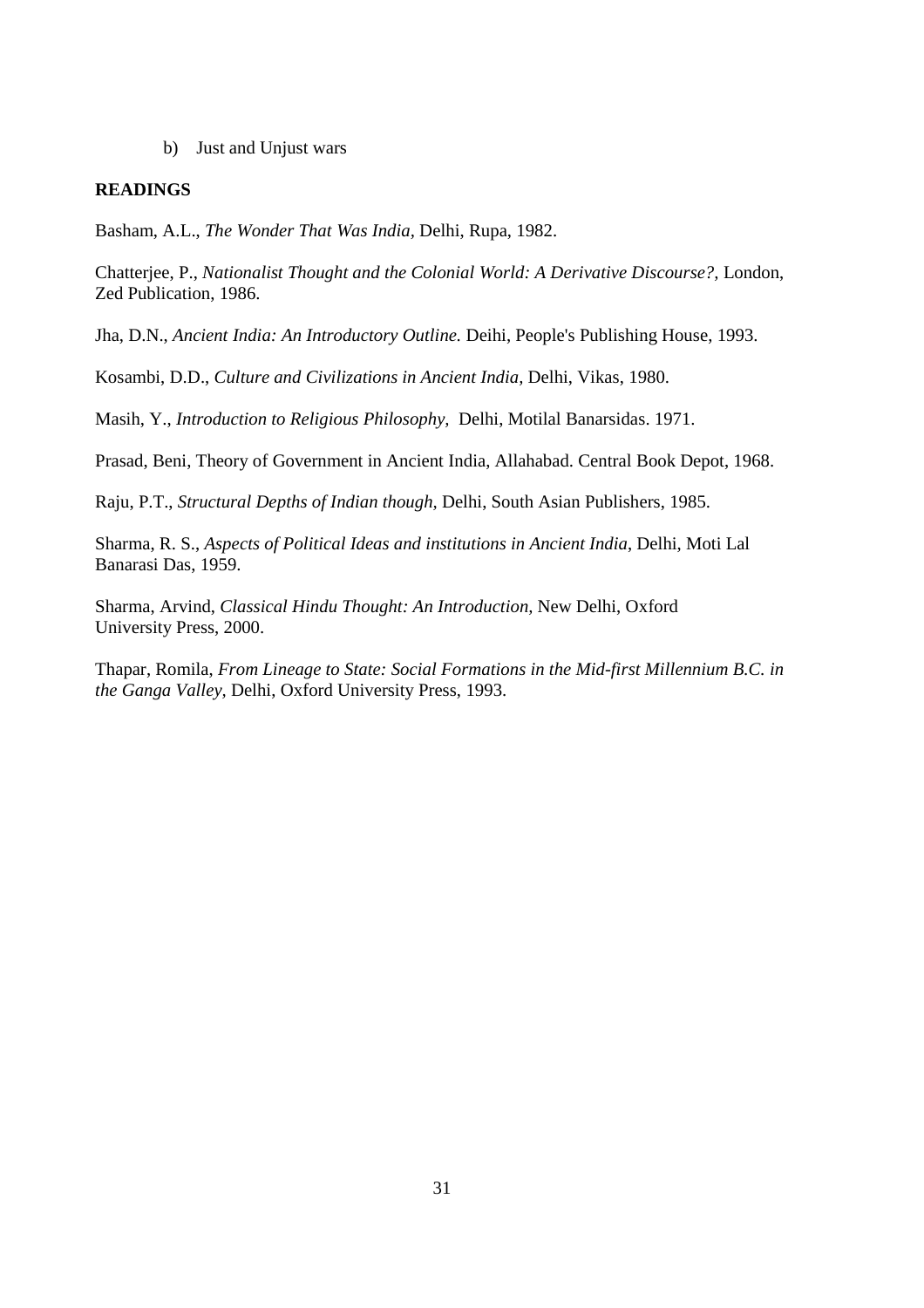b) Just and Unjust wars

**READINGS**

Basham, A.L., *The Wonder That Was India*, Delhi, Rupa, 1982.

Chatterjee, P., *Nationalist Thought and the Colonial World: A Derivative Discourse?,* London, Zed Publication, 1986.

Jha, D.N., *Ancient India: An Introductory Outline.* Deihi, People's Publishing House, 1993.

Kosambi, D.D., *Culture and Civilizations in Ancient India,* Delhi, Vikas, 1980.

Masih, Y., *Introduction to Religious Philosophy,* Delhi, Motilal Banarsidas. 1971.

Prasad, Beni, Theory of Government in Ancient India, Allahabad. Central Book Depot, 1968.

Raju, P.T., *Structural Depths of Indian though,* Delhi, South Asian Publishers, 1985.

Sharma, R. S., *Aspects of Political Ideas and institutions in Ancient India*, Delhi, Moti Lal Banarasi Das, 1959.

Sharma, Arvind, *Classical Hindu Thought: An Introduction,* New Delhi, Oxford University Press, 2000.

Thapar, Romila, *From Lineage to State: Social Formations in the Mid-first Millennium B.C. in the Ganga Valley,* Delhi, Oxford University Press, 1993.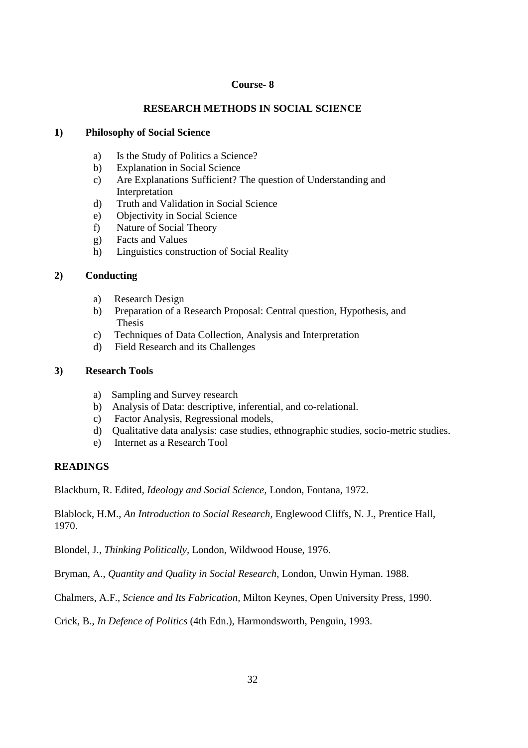**Course- 8**

## RESEARCH METHODS IN SOCIAL SCIENCE

### 1) Philosophy of Social Science

a) Is the Study of Politics a Science?
b) Explanation in Social Science
c) Are Explanations Sufficient? The question of Understanding and Interpretation
d) Truth and Validation in Social Science
e) Objectivity in Social Science
f) Nature of Social Theory
g) Facts and Values
h) Linguistics construction of Social Reality

### 2) Conducting

a) Research Design
b) Preparation of a Research Proposal: Central question, Hypothesis, and Thesis
c) Techniques of Data Collection, Analysis and Interpretation
d) Field Research and its Challenges

### 3) Research Tools

a) Sampling and Survey research
b) Analysis of Data: descriptive, inferential, and co-relational.
c) Factor Analysis, Regressional models,
d) Qualitative data analysis: case studies, ethnographic studies, socio-metric studies.
e) Internet as a Research Tool

### READINGS

Blackburn, R. Edited, *Ideology and Social Science*, London, Fontana, 1972.

Blablock, H.M., *An Introduction to Social Research*, Englewood Cliffs, N. J., Prentice Hall, 1970.

Blondel, J., *Thinking Politically*, London, Wildwood House, 1976.

Bryman, A., *Quantity and Quality in Social Research*, London, Unwin Hyman. 1988.

Chalmers, A.F., *Science and Its Fabrication*, Milton Keynes, Open University Press, 1990.

Crick, B., *In Defence of Politics* (4th Edn.), Harmondsworth, Penguin, 1993.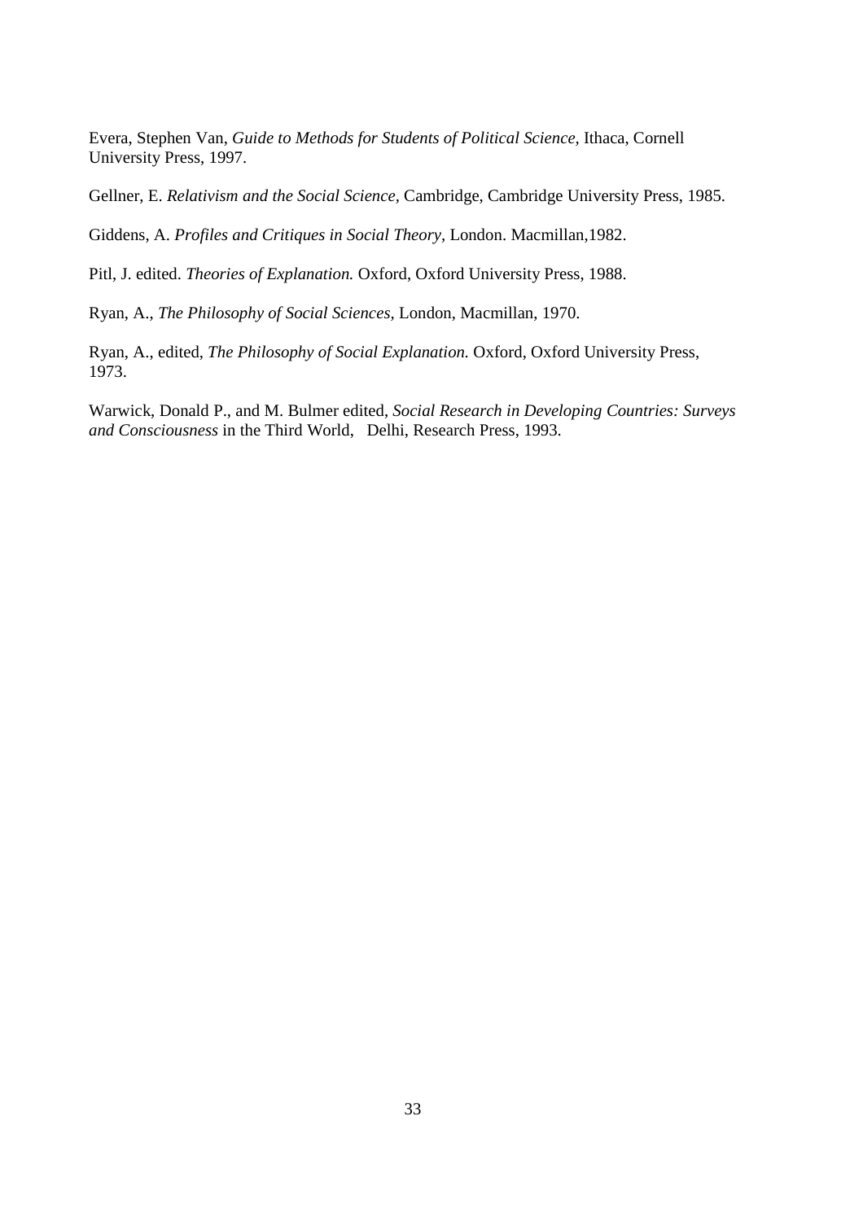Evera, Stephen Van, *Guide to Methods for Students of Political Science,* Ithaca, Cornell University Press, 1997.

Gellner, E. *Relativism and the Social Science,* Cambridge, Cambridge University Press, 1985.

Giddens, A. *Profiles and Critiques in Social Theory,* London. Macmillan,1982.

Pitl, J. edited. *Theories of Explanation.* Oxford, Oxford University Press, 1988.

Ryan, A., *The Philosophy of Social Sciences,* London, Macmillan, 1970.

Ryan, A., edited, *The Philosophy of Social Explanation.* Oxford, Oxford University Press, 1973.

Warwick, Donald P., and M. Bulmer edited, *Social Research in Developing Countries: Surveys and Consciousness* in the Third World, Delhi, Research Press, 1993.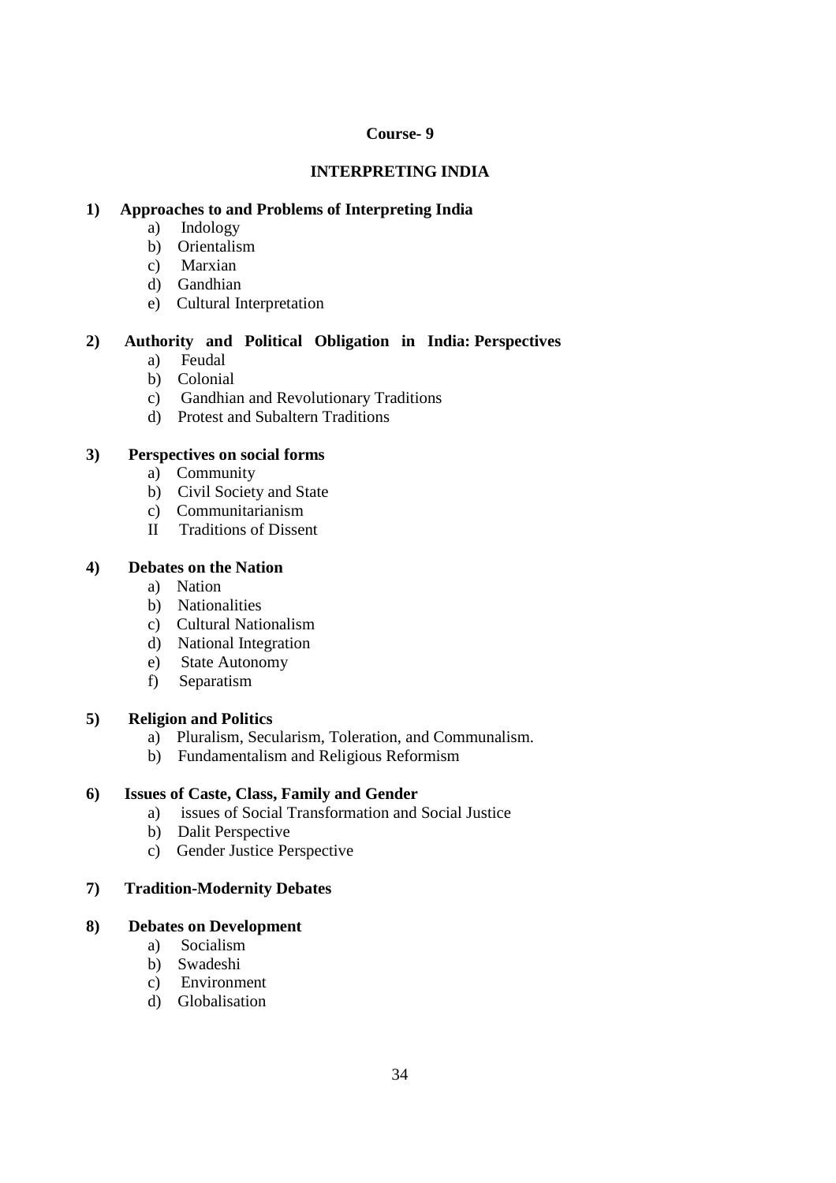**Course- 9**

# INTERPRETING INDIA

**1) Approaches to and Problems of Interpreting India**

- a) Indology
- b) Orientalism
- c) Marxian
- d) Gandhian
- e) Cultural Interpretation

**2) Authority and Political Obligation in India: Perspectives**

- a) Feudal
- b) Colonial
- c) Gandhian and Revolutionary Traditions
- d) Protest and Subaltern Traditions

**3) Perspectives on social forms**

- a) Community
- b) Civil Society and State
- c) Communitarianism
- II Traditions of Dissent

**4) Debates on the Nation**

- a) Nation
- b) Nationalities
- c) Cultural Nationalism
- d) National Integration
- e) State Autonomy
- f) Separatism

**5) Religion and Politics**

- a) Pluralism, Secularism, Toleration, and Communalism.
- b) Fundamentalism and Religious Reformism

**6) Issues of Caste, Class, Family and Gender**

- a) issues of Social Transformation and Social Justice
- b) Dalit Perspective
- c) Gender Justice Perspective

**7) Tradition-Modernity Debates**

**8) Debates on Development**

- a) Socialism
- b) Swadeshi
- c) Environment
- d) Globalisation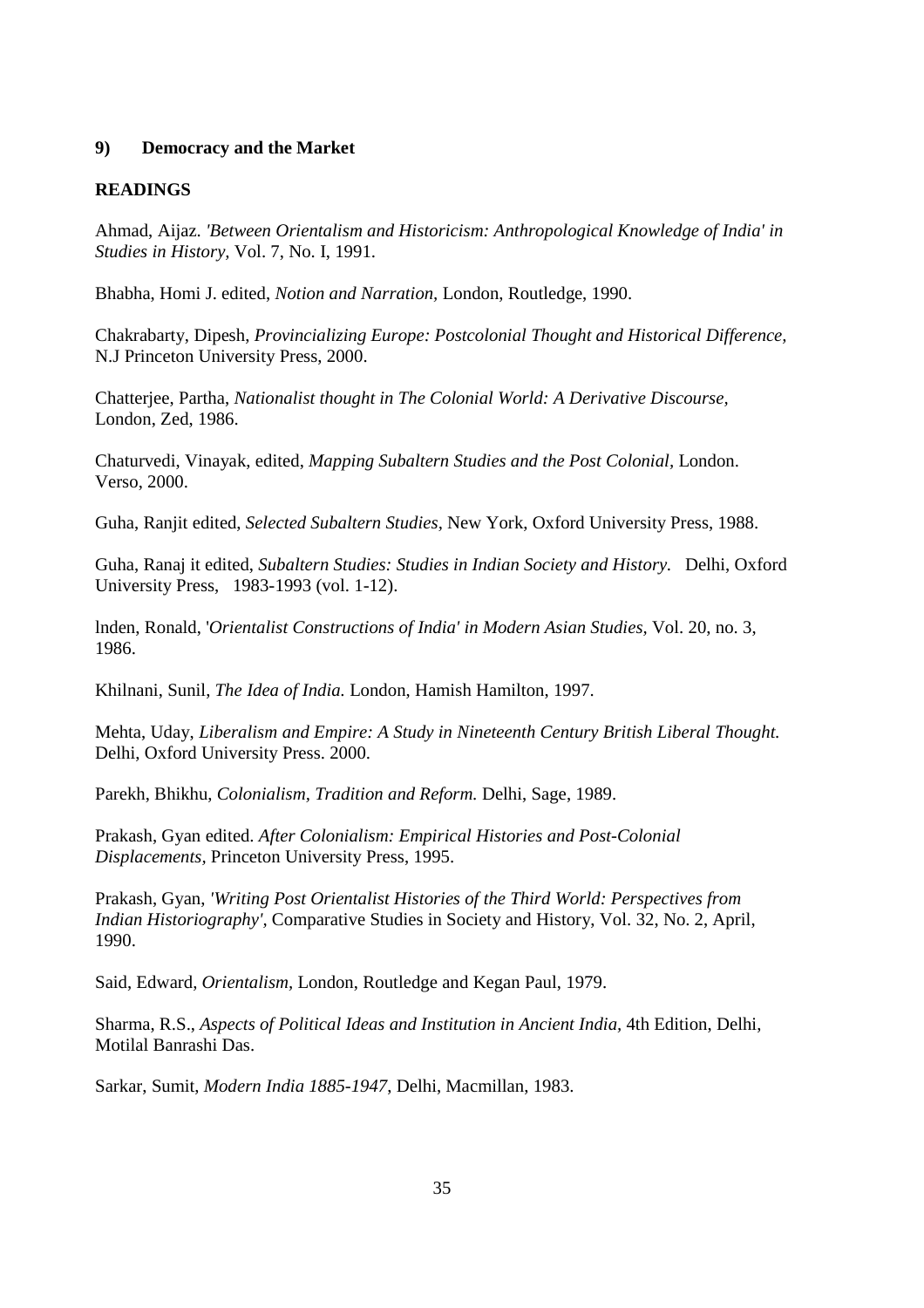**9) Democracy and the Market**

**READINGS**

Ahmad, Aijaz. *'Between Orientalism and Historicism: Anthropological Knowledge of India' in Studies in History,* Vol. 7, No. I, 1991.

Bhabha, Homi J. edited, *Notion and Narration,* London, Routledge, 1990.

Chakrabarty, Dipesh, *Provincializing Europe: Postcolonial Thought and Historical Difference,* N.J Princeton University Press, 2000.

Chatterjee, Partha, *Nationalist thought in The Colonial World: A Derivative Discourse,* London, Zed, 1986.

Chaturvedi, Vinayak, edited, *Mapping Subaltern Studies and the Post Colonial,* London. Verso, 2000.

Guha, Ranjit edited, *Selected Subaltern Studies,* New York, Oxford University Press, 1988.

Guha, Ranaj it edited, *Subaltern Studies: Studies in Indian Society and History.* Delhi, Oxford University Press, 1983-1993 (vol. 1-12).

lnden, Ronald, '*Orientalist Constructions of India' in Modern Asian Studies,* Vol. 20, no. 3, 1986.

Khilnani, Sunil, *The Idea of India.* London, Hamish Hamilton, 1997.

Mehta, Uday, *Liberalism and Empire: A Study in Nineteenth Century British Liberal Thought.* Delhi, Oxford University Press. 2000.

Parekh, Bhikhu, *Colonialism, Tradition and Reform.* Delhi, Sage, 1989.

Prakash, Gyan edited. *After Colonialism: Empirical Histories and Post-Colonial Displacements,* Princeton University Press, 1995.

Prakash, Gyan, *'Writing Post Orientalist Histories of the Third World: Perspectives from Indian Historiography',* Comparative Studies in Society and History, Vol. 32, No. 2, April, 1990.

Said, Edward, *Orientalism,* London, Routledge and Kegan Paul, 1979.

Sharma, R.S., *Aspects of Political Ideas and Institution in Ancient India,* 4th Edition, Delhi, Motilal Banrashi Das.

Sarkar, Sumit, *Modern India 1885-1947,* Delhi, Macmillan, 1983.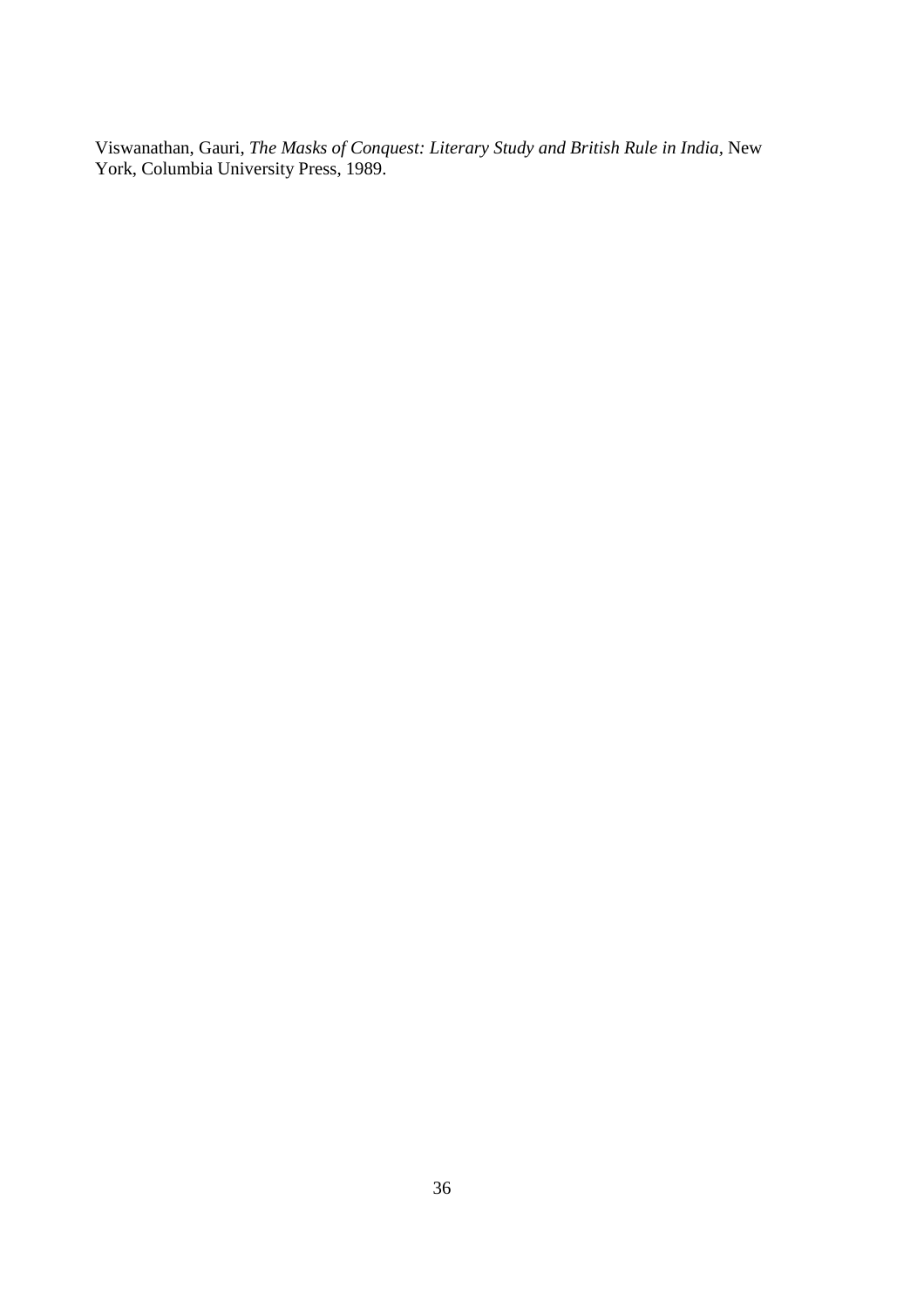Viswanathan, Gauri, *The Masks of Conquest: Literary Study and British Rule in India*, New York, Columbia University Press, 1989.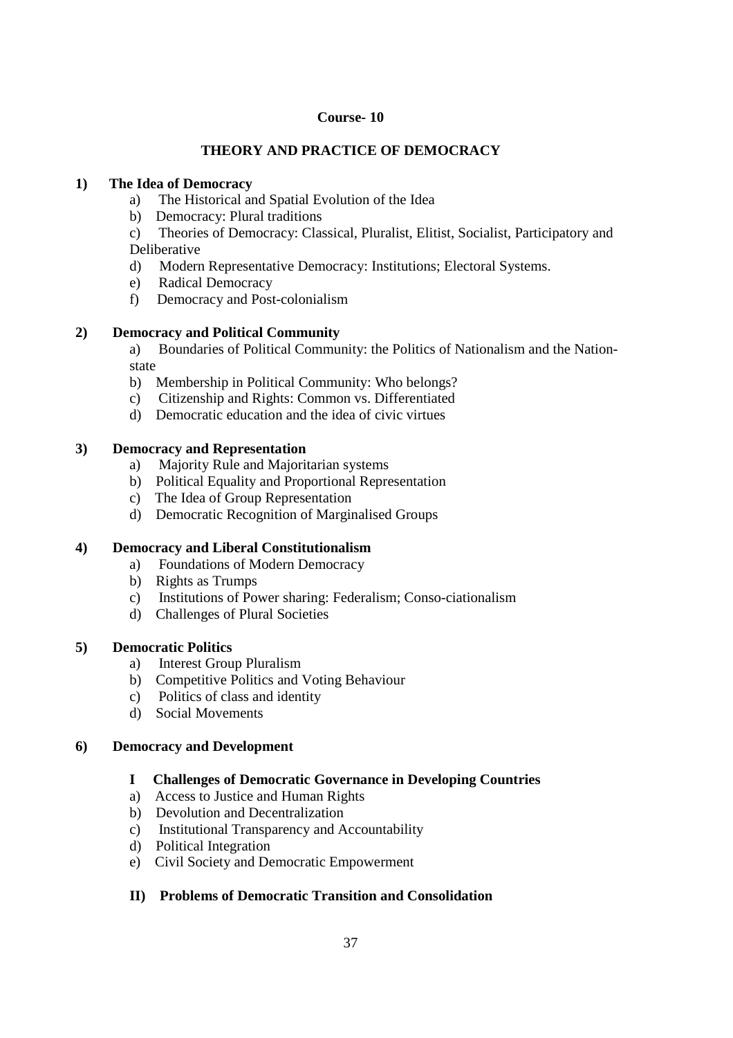# Course- 10

## THEORY AND PRACTICE OF DEMOCRACY

### 1) The Idea of Democracy

a) The Historical and Spatial Evolution of the Idea
b) Democracy: Plural traditions
c) Theories of Democracy: Classical, Pluralist, Elitist, Socialist, Participatory and Deliberative
d) Modern Representative Democracy: Institutions; Electoral Systems.
e) Radical Democracy
f) Democracy and Post-colonialism

### 2) Democracy and Political Community

a) Boundaries of Political Community: the Politics of Nationalism and the Nation-state
b) Membership in Political Community: Who belongs?
c) Citizenship and Rights: Common vs. Differentiated
d) Democratic education and the idea of civic virtues

### 3) Democracy and Representation

a) Majority Rule and Majoritarian systems
b) Political Equality and Proportional Representation
c) The Idea of Group Representation
d) Democratic Recognition of Marginalised Groups

### 4) Democracy and Liberal Constitutionalism

a) Foundations of Modern Democracy
b) Rights as Trumps
c) Institutions of Power sharing: Federalism; Conso-ciationalism
d) Challenges of Plural Societies

### 5) Democratic Politics

a) Interest Group Pluralism
b) Competitive Politics and Voting Behaviour
c) Politics of class and identity
d) Social Movements

### 6) Democracy and Development

#### I Challenges of Democratic Governance in Developing Countries

a) Access to Justice and Human Rights
b) Devolution and Decentralization
c) Institutional Transparency and Accountability
d) Political Integration
e) Civil Society and Democratic Empowerment

#### II) Problems of Democratic Transition and Consolidation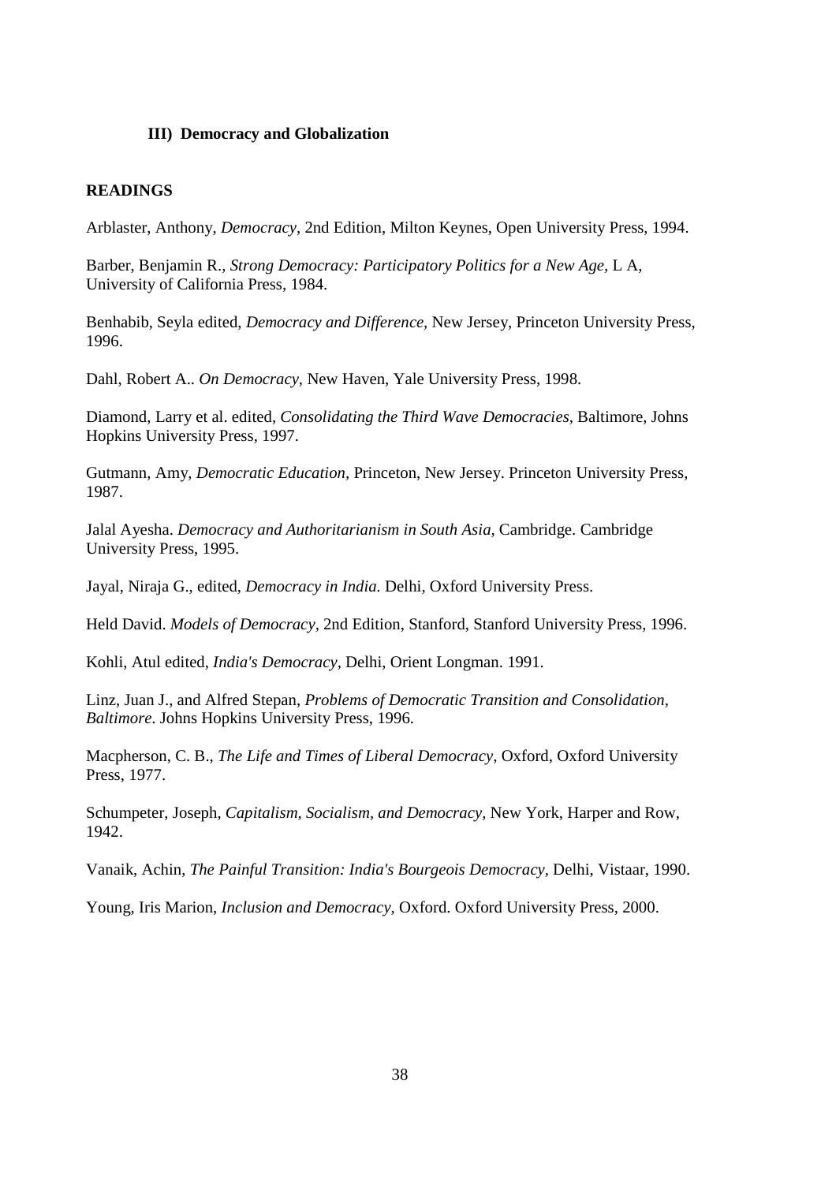**III) Democracy and Globalization**

**READINGS**

Arblaster, Anthony, *Democracy,* 2nd Edition, Milton Keynes, Open University Press, 1994.

Barber, Benjamin R., *Strong Democracy: Participatory Politics for a New Age,* L A, University of California Press, 1984.

Benhabib, Seyla edited, *Democracy and Difference,* New Jersey, Princeton University Press, 1996.

Dahl, Robert A.. *On Democracy,* New Haven, Yale University Press, 1998.

Diamond, Larry et al. edited, *Consolidating the Third Wave Democracies*, Baltimore, Johns Hopkins University Press, 1997.

Gutmann, Amy, *Democratic Education,* Princeton, New Jersey. Princeton University Press, 1987.

Jalal Ayesha. *Democracy and Authoritarianism in South Asia,* Cambridge. Cambridge University Press, 1995.

Jayal, Niraja G., edited, *Democracy in India.* Delhi, Oxford University Press.

Held David. *Models of Democracy,* 2nd Edition, Stanford, Stanford University Press, 1996.

Kohli, Atul edited, *India's Democracy,* Delhi, Orient Longman. 1991.

Linz, Juan J., and Alfred Stepan, *Problems of Democratic Transition and Consolidation, Baltimore*. Johns Hopkins University Press, 1996.

Macpherson, C. B., *The Life and Times of Liberal Democracy,* Oxford, Oxford University Press, 1977.

Schumpeter, Joseph, *Capitalism, Socialism, and Democracy,* New York, Harper and Row, 1942.

Vanaik, Achin, *The Painful Transition: India's Bourgeois Democracy,* Delhi, Vistaar, 1990.

Young, Iris Marion, *Inclusion and Democracy,* Oxford. Oxford University Press, 2000.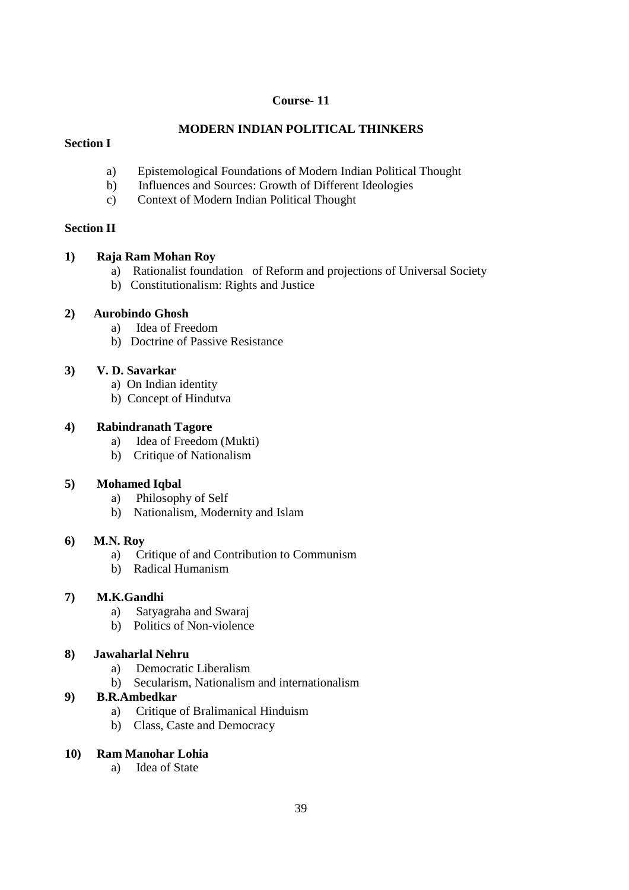**Course- 11**

## MODERN INDIAN POLITICAL THINKERS

**Section I**

a) Epistemological Foundations of Modern Indian Political Thought
b) Influences and Sources: Growth of Different Ideologies
c) Context of Modern Indian Political Thought

**Section II**

**1) Raja Ram Mohan Roy**

a) Rationalist foundation of Reform and projections of Universal Society
b) Constitutionalism: Rights and Justice

**2) Aurobindo Ghosh**

a) Idea of Freedom
b) Doctrine of Passive Resistance

**3) V. D. Savarkar**

a) On Indian identity
b) Concept of Hindutva

**4) Rabindranath Tagore**

a) Idea of Freedom (Mukti)
b) Critique of Nationalism

**5) Mohamed Iqbal**

a) Philosophy of Self
b) Nationalism, Modernity and Islam

**6) M.N. Roy**

a) Critique of and Contribution to Communism
b) Radical Humanism

**7) M.K.Gandhi**

a) Satyagraha and Swaraj
b) Politics of Non-violence

**8) Jawaharlal Nehru**

a) Democratic Liberalism
b) Secularism, Nationalism and internationalism

**9) B.R.Ambedkar**

a) Critique of Bralimanical Hinduism
b) Class, Caste and Democracy

**10) Ram Manohar Lohia**

a) Idea of State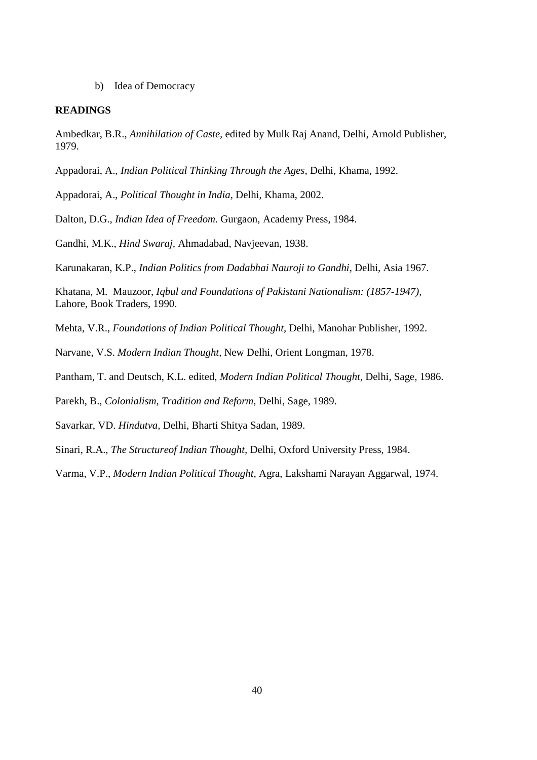b) Idea of Democracy

**READINGS**

Ambedkar, B.R., *Annihilation of Caste*, edited by Mulk Raj Anand, Delhi, Arnold Publisher, 1979.

Appadorai, A., *Indian Political Thinking Through the Ages*, Delhi, Khama, 1992.

Appadorai, A., *Political Thought in India*, Delhi, Khama, 2002.

Dalton, D.G., *Indian Idea of Freedom.* Gurgaon, Academy Press, 1984.

Gandhi, M.K., *Hind Swaraj*, Ahmadabad, Navjeevan, 1938.

Karunakaran, K.P., *Indian Politics from Dadabhai Nauroji to Gandhi*, Delhi, Asia 1967.

Khatana, M. Mauzoor, *Iqbul and Foundations of Pakistani Nationalism: (1857-1947),* Lahore, Book Traders, 1990.

Mehta, V.R., *Foundations of Indian Political Thought*, Delhi, Manohar Publisher, 1992.

Narvane, V.S. *Modern Indian Thought,* New Delhi, Orient Longman, 1978.

Pantham, T. and Deutsch, K.L. edited, *Modern Indian Political Thought,* Delhi, Sage, 1986.

Parekh, B., *Colonialism, Tradition and Reform*, Delhi, Sage, 1989.

Savarkar, VD. *Hindutva,* Delhi, Bharti Shitya Sadan, 1989.

Sinari, R.A., *The Structureof Indian Thought*, Delhi, Oxford University Press, 1984.

Varma, V.P., *Modern Indian Political Thought*, Agra, Lakshami Narayan Aggarwal, 1974.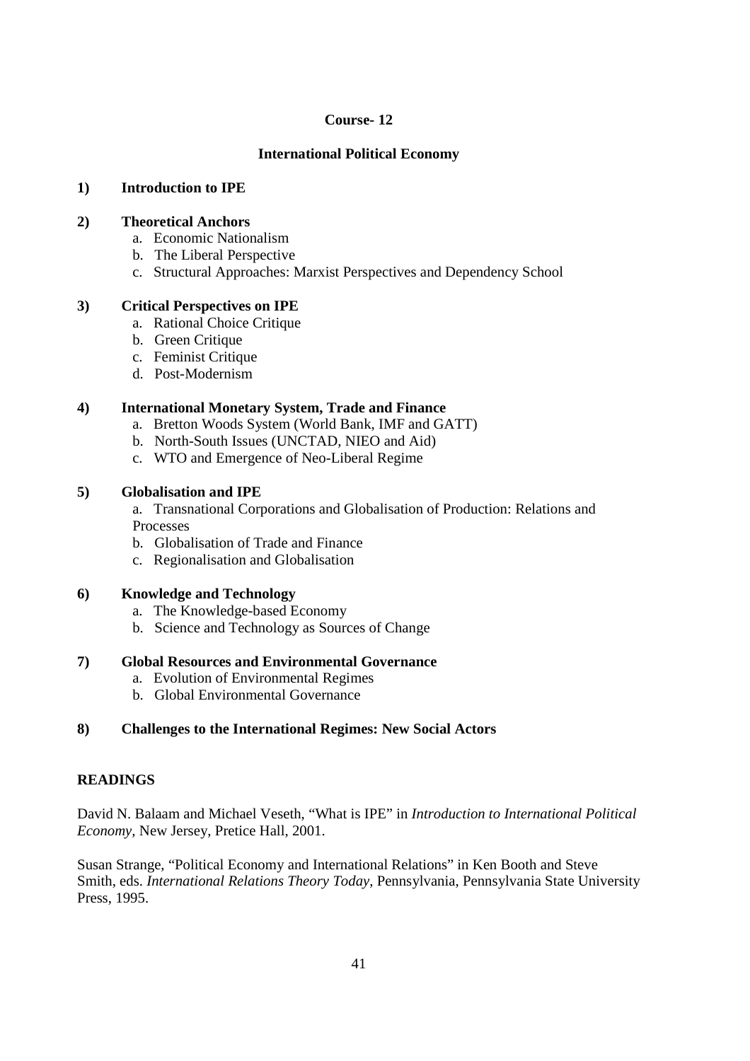**Course- 12**

**International Political Economy**

**1) Introduction to IPE**

**2) Theoretical Anchors**

a. Economic Nationalism
b. The Liberal Perspective
c. Structural Approaches: Marxist Perspectives and Dependency School

**3) Critical Perspectives on IPE**

a. Rational Choice Critique
b. Green Critique
c. Feminist Critique
d. Post-Modernism

**4) International Monetary System, Trade and Finance**

a. Bretton Woods System (World Bank, IMF and GATT)
b. North-South Issues (UNCTAD, NIEO and Aid)
c. WTO and Emergence of Neo-Liberal Regime

**5) Globalisation and IPE**

a. Transnational Corporations and Globalisation of Production: Relations and Processes
b. Globalisation of Trade and Finance
c. Regionalisation and Globalisation

**6) Knowledge and Technology**

a. The Knowledge-based Economy
b. Science and Technology as Sources of Change

**7) Global Resources and Environmental Governance**

a. Evolution of Environmental Regimes
b. Global Environmental Governance

**8) Challenges to the International Regimes: New Social Actors**

**READINGS**

David N. Balaam and Michael Veseth, "What is IPE" in *Introduction to International Political Economy,* New Jersey, Pretice Hall, 2001.

Susan Strange, "Political Economy and International Relations" in Ken Booth and Steve Smith, eds. *International Relations Theory Today,* Pennsylvania, Pennsylvania State University Press, 1995.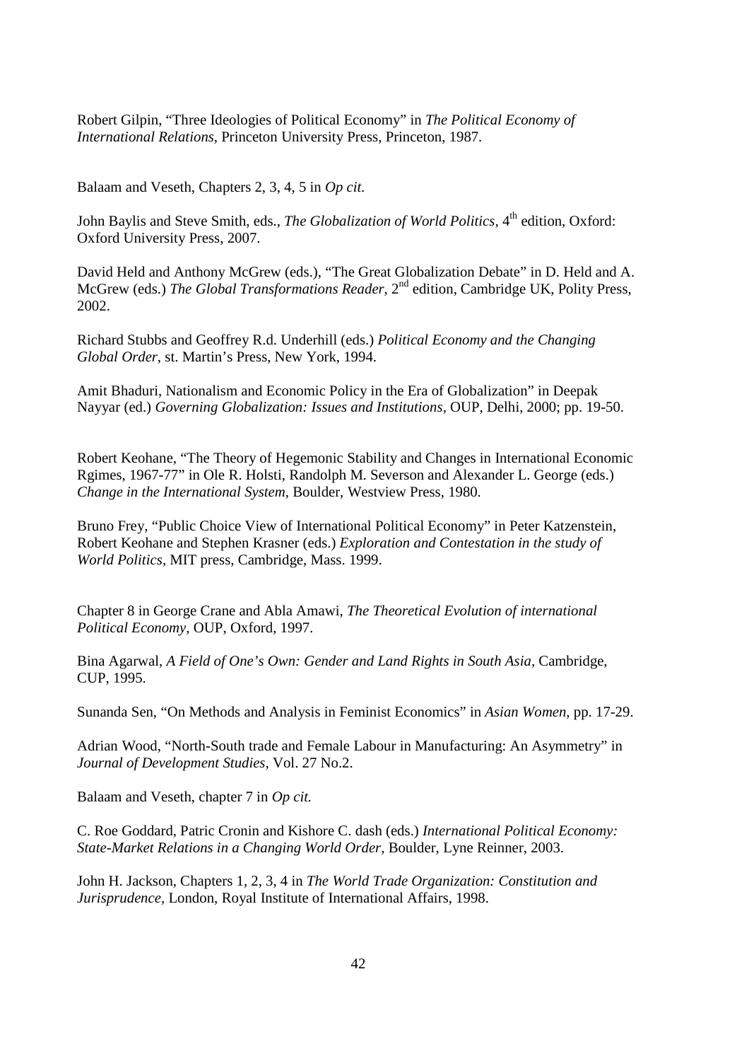Robert Gilpin, "Three Ideologies of Political Economy" in *The Political Economy of International Relations*, Princeton University Press, Princeton, 1987.

Balaam and Veseth, Chapters 2, 3, 4, 5 in *Op cit.*

John Baylis and Steve Smith, eds., *The Globalization of World Politics*, 4th edition, Oxford: Oxford University Press, 2007.

David Held and Anthony McGrew (eds.), "The Great Globalization Debate" in D. Held and A. McGrew (eds.) *The Global Transformations Reader*, 2nd edition, Cambridge UK, Polity Press, 2002.

Richard Stubbs and Geoffrey R.d. Underhill (eds.) *Political Economy and the Changing Global Order*, st. Martin's Press, New York, 1994.

Amit Bhaduri, Nationalism and Economic Policy in the Era of Globalization" in Deepak Nayyar (ed.) *Governing Globalization: Issues and Institutions*, OUP, Delhi, 2000; pp. 19-50.

Robert Keohane, "The Theory of Hegemonic Stability and Changes in International Economic Rgimes, 1967-77" in Ole R. Holsti, Randolph M. Severson and Alexander L. George (eds.) *Change in the International System*, Boulder, Westview Press, 1980.

Bruno Frey, "Public Choice View of International Political Economy" in Peter Katzenstein, Robert Keohane and Stephen Krasner (eds.) *Exploration and Contestation in the study of World Politics*, MIT press, Cambridge, Mass. 1999.

Chapter 8 in George Crane and Abla Amawi, *The Theoretical Evolution of international Political Economy*, OUP, Oxford, 1997.

Bina Agarwal, *A Field of One's Own: Gender and Land Rights in South Asia*, Cambridge, CUP, 1995.

Sunanda Sen, "On Methods and Analysis in Feminist Economics" in *Asian Women*, pp. 17-29.

Adrian Wood, "North-South trade and Female Labour in Manufacturing: An Asymmetry" in *Journal of Development Studies*, Vol. 27 No.2.

Balaam and Veseth, chapter 7 in *Op cit.*

C. Roe Goddard, Patric Cronin and Kishore C. dash (eds.) *International Political Economy: State-Market Relations in a Changing World Order*, Boulder, Lyne Reinner, 2003.

John H. Jackson, Chapters 1, 2, 3, 4 in *The World Trade Organization: Constitution and Jurisprudence*, London, Royal Institute of International Affairs, 1998.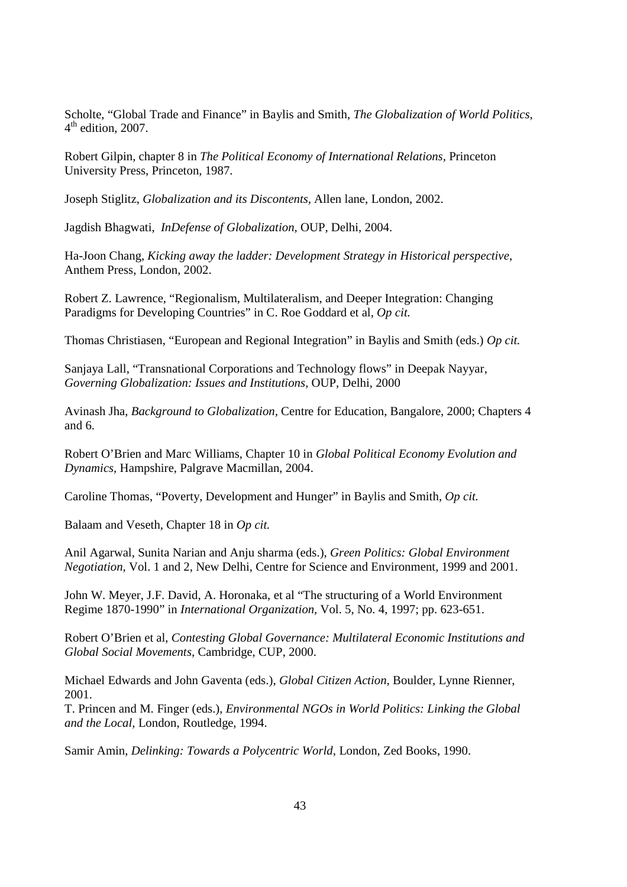Scholte, "Global Trade and Finance" in Baylis and Smith, *The Globalization of World Politics*, 4th edition, 2007.

Robert Gilpin, chapter 8 in *The Political Economy of International Relations*, Princeton University Press, Princeton, 1987.

Joseph Stiglitz, *Globalization and its Discontents*, Allen lane, London, 2002.

Jagdish Bhagwati, *InDefense of Globalization*, OUP, Delhi, 2004.

Ha-Joon Chang, *Kicking away the ladder: Development Strategy in Historical perspective*, Anthem Press, London, 2002.

Robert Z. Lawrence, "Regionalism, Multilateralism, and Deeper Integration: Changing Paradigms for Developing Countries" in C. Roe Goddard et al, *Op cit.*

Thomas Christiasen, "European and Regional Integration" in Baylis and Smith (eds.) *Op cit.*

Sanjaya Lall, "Transnational Corporations and Technology flows" in Deepak Nayyar, *Governing Globalization: Issues and Institutions*, OUP, Delhi, 2000

Avinash Jha, *Background to Globalization*, Centre for Education, Bangalore, 2000; Chapters 4 and 6.

Robert O'Brien and Marc Williams, Chapter 10 in *Global Political Economy Evolution and Dynamics*, Hampshire, Palgrave Macmillan, 2004.

Caroline Thomas, "Poverty, Development and Hunger" in Baylis and Smith, *Op cit.*

Balaam and Veseth, Chapter 18 in *Op cit.*

Anil Agarwal, Sunita Narian and Anju sharma (eds.), *Green Politics: Global Environment Negotiation*, Vol. 1 and 2, New Delhi, Centre for Science and Environment, 1999 and 2001.

John W. Meyer, J.F. David, A. Horonaka, et al "The structuring of a World Environment Regime 1870-1990" in *International Organization*, Vol. 5, No. 4, 1997; pp. 623-651.

Robert O'Brien et al, *Contesting Global Governance: Multilateral Economic Institutions and Global Social Movements*, Cambridge, CUP, 2000.

Michael Edwards and John Gaventa (eds.), *Global Citizen Action*, Boulder, Lynne Rienner, 2001.

T. Princen and M. Finger (eds.), *Environmental NGOs in World Politics: Linking the Global and the Local*, London, Routledge, 1994.

Samir Amin, *Delinking: Towards a Polycentric World*, London, Zed Books, 1990.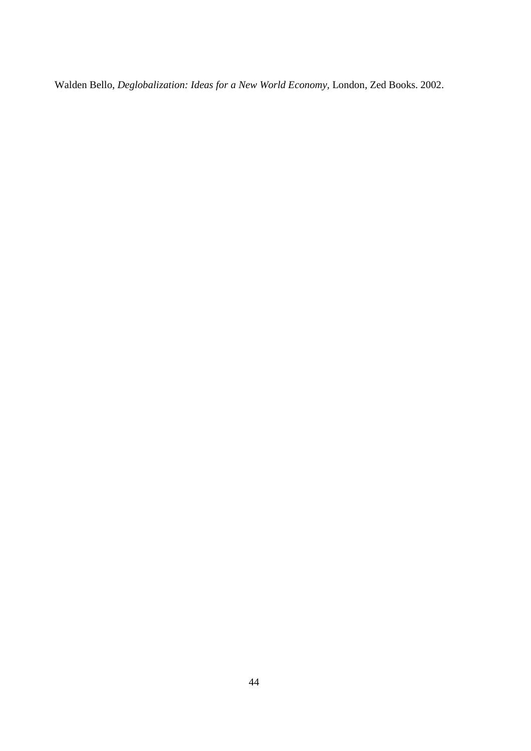Walden Bello, *Deglobalization: Ideas for a New World Economy*, London, Zed Books. 2002.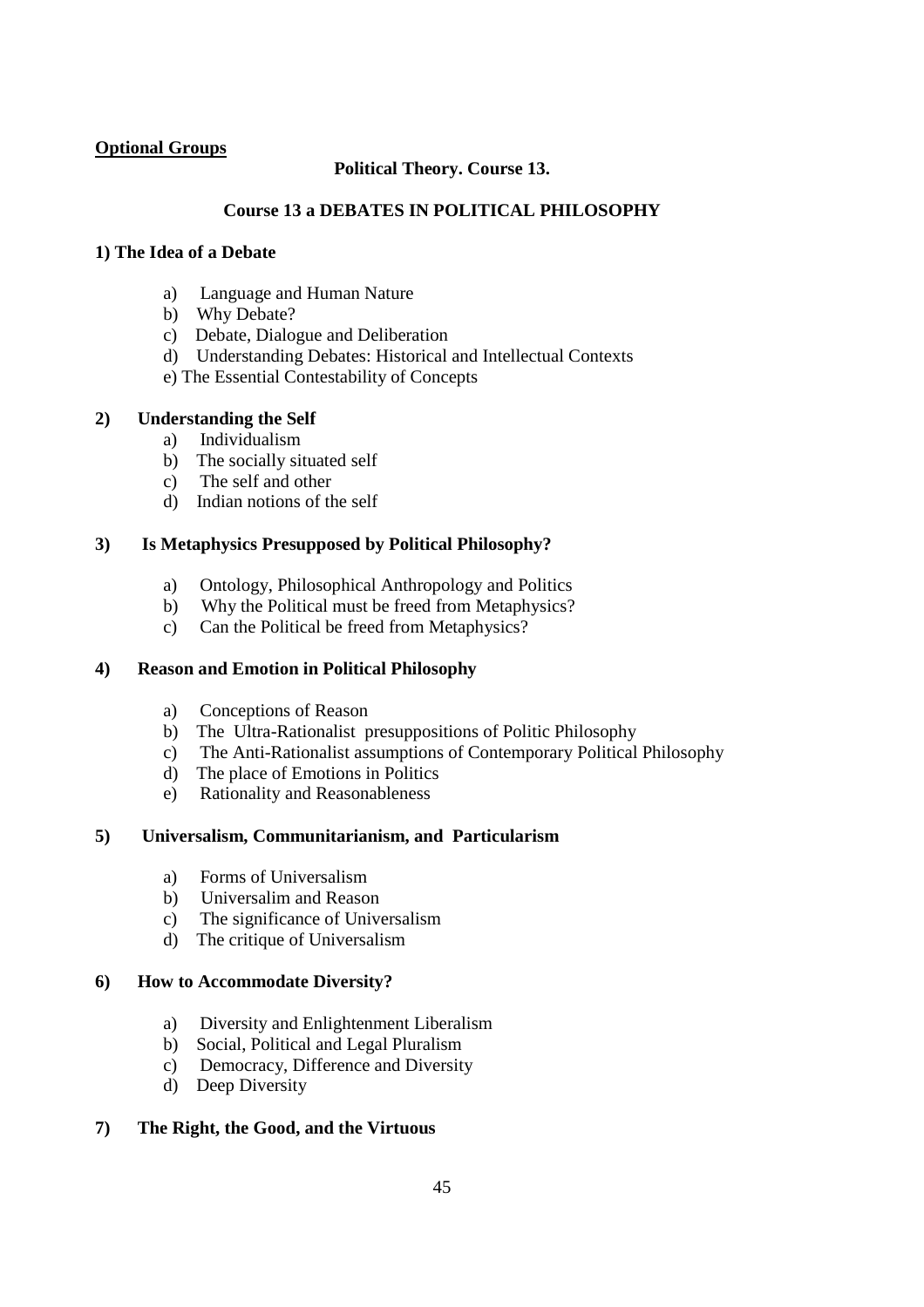**Optional Groups**

**Political Theory. Course 13.**

**Course 13 a DEBATES IN POLITICAL PHILOSOPHY**

**1) The Idea of a Debate**

a) Language and Human Nature
b) Why Debate?
c) Debate, Dialogue and Deliberation
d) Understanding Debates: Historical and Intellectual Contexts
e) The Essential Contestability of Concepts

**2) Understanding the Self**

a) Individualism
b) The socially situated self
c) The self and other
d) Indian notions of the self

**3) Is Metaphysics Presupposed by Political Philosophy?**

a) Ontology, Philosophical Anthropology and Politics
b) Why the Political must be freed from Metaphysics?
c) Can the Political be freed from Metaphysics?

**4) Reason and Emotion in Political Philosophy**

a) Conceptions of Reason
b) The Ultra-Rationalist presuppositions of Politic Philosophy
c) The Anti-Rationalist assumptions of Contemporary Political Philosophy
d) The place of Emotions in Politics
e) Rationality and Reasonableness

**5) Universalism, Communitarianism, and Particularism**

a) Forms of Universalism
b) Universalim and Reason
c) The significance of Universalism
d) The critique of Universalism

**6) How to Accommodate Diversity?**

a) Diversity and Enlightenment Liberalism
b) Social, Political and Legal Pluralism
c) Democracy, Difference and Diversity
d) Deep Diversity

**7) The Right, the Good, and the Virtuous**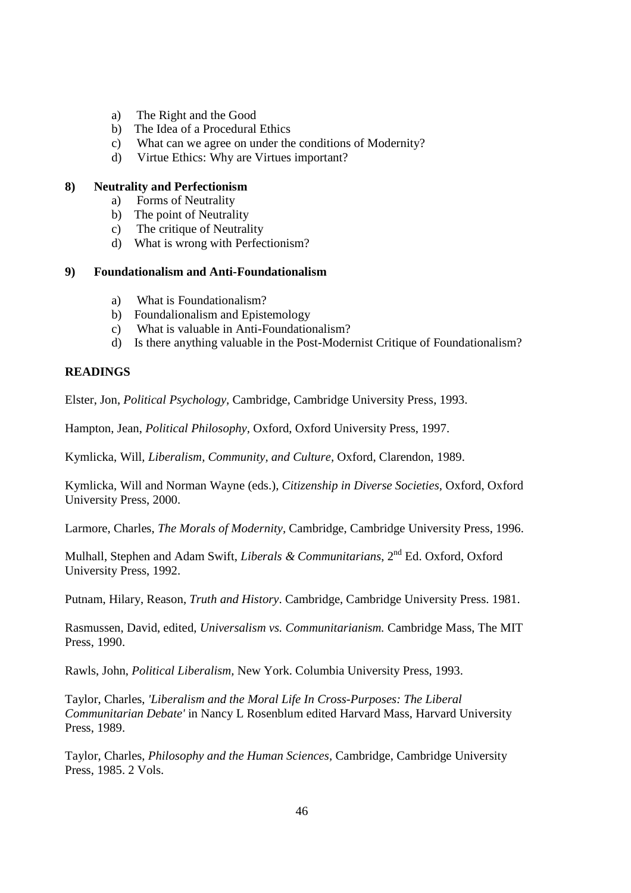a) The Right and the Good
b) The Idea of a Procedural Ethics
c) What can we agree on under the conditions of Modernity?
d) Virtue Ethics: Why are Virtues important?

**8) Neutrality and Perfectionism**

a) Forms of Neutrality
b) The point of Neutrality
c) The critique of Neutrality
d) What is wrong with Perfectionism?

**9) Foundationalism and Anti-Foundationalism**

a) What is Foundationalism?
b) Foundalionalism and Epistemology
c) What is valuable in Anti-Foundationalism?
d) Is there anything valuable in the Post-Modernist Critique of Foundationalism?

**READINGS**

Elster, Jon, *Political Psychology,* Cambridge, Cambridge University Press, 1993.

Hampton, Jean, *Political Philosophy,* Oxford, Oxford University Press, 1997.

Kymlicka, Will*, Liberalism, Community, and Culture,* Oxford, Clarendon, 1989.

Kymlicka, Will and Norman Wayne (eds.), *Citizenship in Diverse Societies,* Oxford, Oxford University Press, 2000.

Larmore, Charles, *The Morals of Modernity,* Cambridge, Cambridge University Press, 1996.

Mulhall, Stephen and Adam Swift, *Liberals & Communitarians*, 2nd Ed. Oxford, Oxford University Press, 1992.

Putnam, Hilary, Reason, *Truth and History*. Cambridge, Cambridge University Press. 1981.

Rasmussen, David, edited, *Universalism vs. Communitarianism.* Cambridge Mass, The MIT Press, 1990.

Rawls, John, *Political Liberalism*, New York. Columbia University Press, 1993.

Taylor, Charles, *'Liberalism and the Moral Life In Cross-Purposes: The Liberal Communitarian Debate'* in Nancy L Rosenblum edited Harvard Mass, Harvard University Press, 1989.

Taylor, Charles, *Philosophy and the Human Sciences,* Cambridge, Cambridge University Press, 1985. 2 Vols.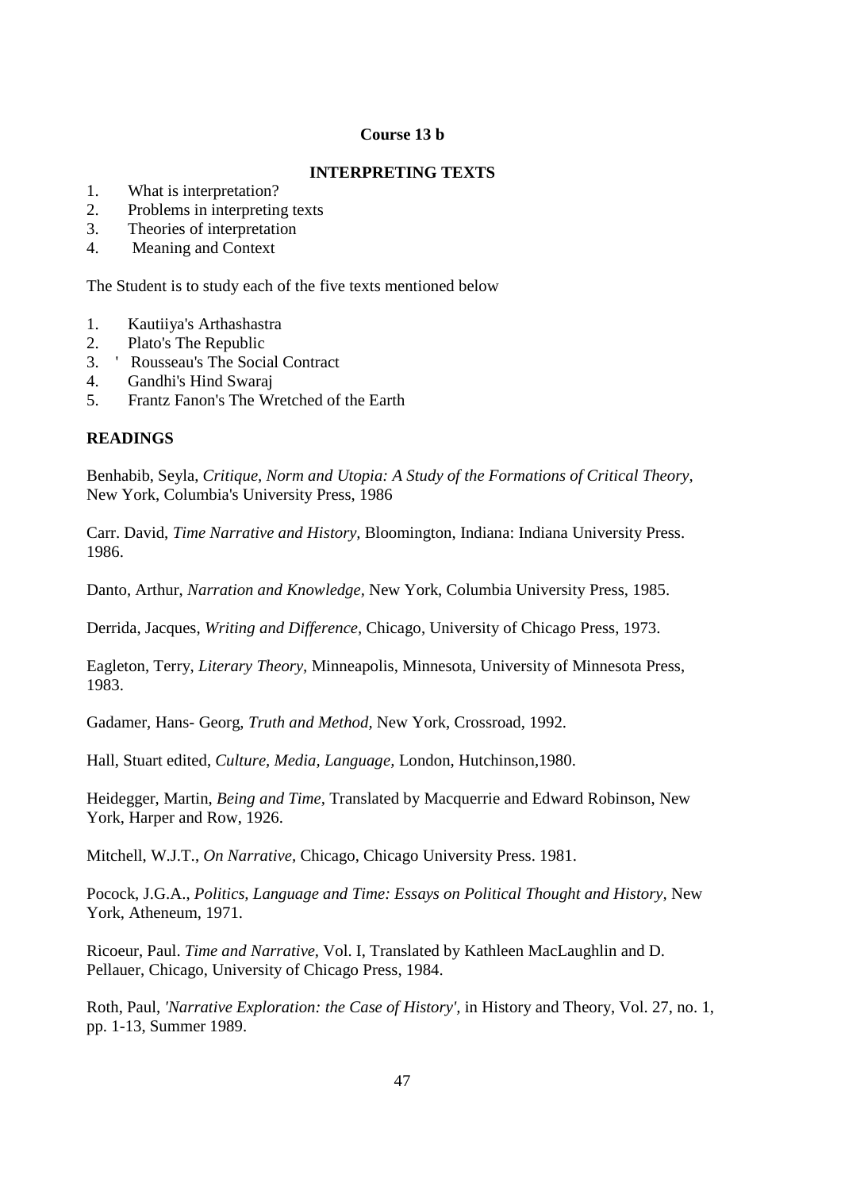**Course 13 b**

**INTERPRETING TEXTS**

1. What is interpretation?
2. Problems in interpreting texts
3. Theories of interpretation
4. Meaning and Context

The Student is to study each of the five texts mentioned below

1. Kautiiya's Arthashastra
2. Plato's The Republic
3. ' Rousseau's The Social Contract
4. Gandhi's Hind Swaraj
5. Frantz Fanon's The Wretched of the Earth

**READINGS**

Benhabib, Seyla, *Critique, Norm and Utopia: A Study of the Formations of Critical Theory*, New York, Columbia's University Press, 1986

Carr. David, *Time Narrative and History,* Bloomington, Indiana: Indiana University Press. 1986.

Danto, Arthur, *Narration and Knowledge,* New York, Columbia University Press, 1985.

Derrida, Jacques, *Writing and Difference,* Chicago, University of Chicago Press, 1973.

Eagleton, Terry, *Literary Theory,* Minneapolis, Minnesota, University of Minnesota Press, 1983.

Gadamer, Hans- Georg, *Truth and Method,* New York, Crossroad, 1992.

Hall, Stuart edited, *Culture, Media, Language,* London, Hutchinson,1980.

Heidegger, Martin, *Being and Time,* Translated by Macquerrie and Edward Robinson, New York, Harper and Row, 1926.

Mitchell, W.J.T., *On Narrative,* Chicago, Chicago University Press. 1981.

Pocock, J.G.A., *Politics, Language and Time: Essays on Political Thought and History*, New York, Atheneum, 1971.

Ricoeur, Paul. *Time and Narrative,* Vol. I, Translated by Kathleen MacLaughlin and D. Pellauer, Chicago, University of Chicago Press, 1984.

Roth, Paul, *'Narrative Exploration: the Case of History',* in History and Theory, Vol. 27, no. 1, pp. 1-13, Summer 1989.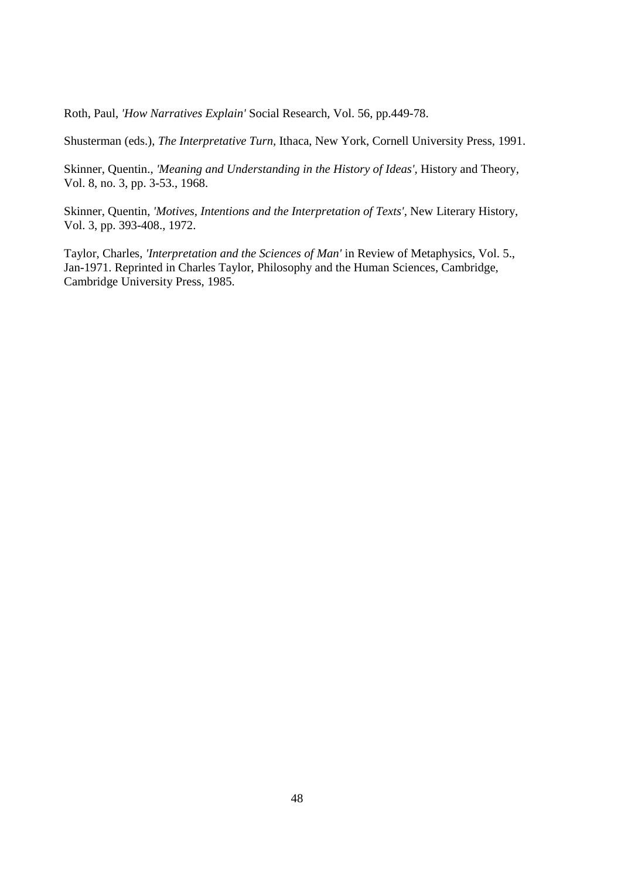Roth, Paul, *'How Narratives Explain'* Social Research, Vol. 56, pp.449-78.

Shusterman (eds.), *The Interpretative Turn*, Ithaca, New York, Cornell University Press, 1991.

Skinner, Quentin., *'Meaning and Understanding in the History of Ideas'*, History and Theory, Vol. 8, no. 3, pp. 3-53., 1968.

Skinner, Quentin, *'Motives, Intentions and the Interpretation of Texts'*, New Literary History, Vol. 3, pp. 393-408., 1972.

Taylor, Charles, *'Interpretation and the Sciences of Man'* in Review of Metaphysics, Vol. 5., Jan-1971. Reprinted in Charles Taylor, Philosophy and the Human Sciences, Cambridge, Cambridge University Press, 1985.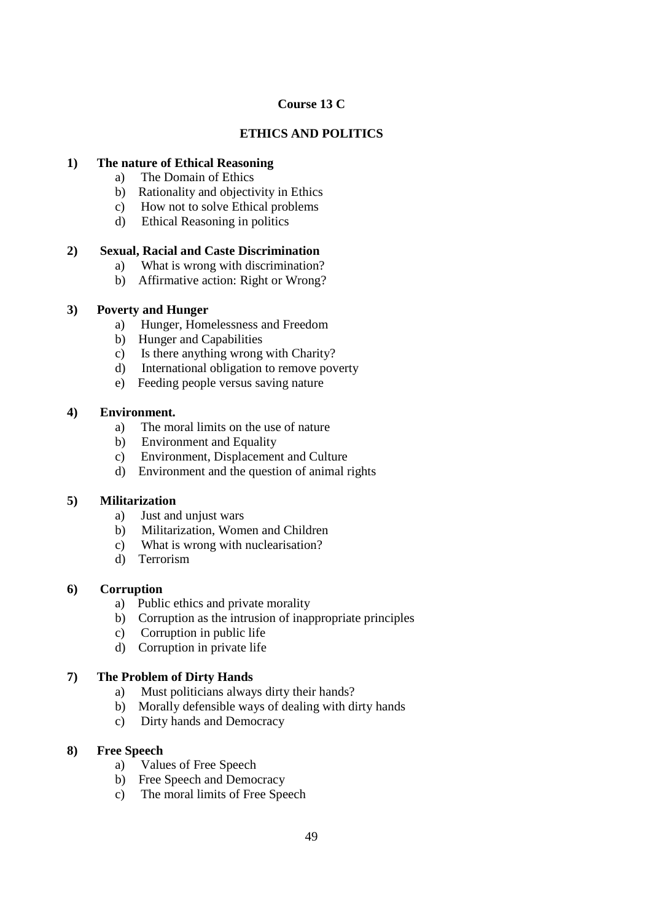# Course 13 C

## ETHICS AND POLITICS

**1) The nature of Ethical Reasoning**

a) The Domain of Ethics
b) Rationality and objectivity in Ethics
c) How not to solve Ethical problems
d) Ethical Reasoning in politics

**2) Sexual, Racial and Caste Discrimination**

a) What is wrong with discrimination?
b) Affirmative action: Right or Wrong?

**3) Poverty and Hunger**

a) Hunger, Homelessness and Freedom
b) Hunger and Capabilities
c) Is there anything wrong with Charity?
d) International obligation to remove poverty
e) Feeding people versus saving nature

**4) Environment.**

a) The moral limits on the use of nature
b) Environment and Equality
c) Environment, Displacement and Culture
d) Environment and the question of animal rights

**5) Militarization**

a) Just and unjust wars
b) Militarization, Women and Children
c) What is wrong with nuclearisation?
d) Terrorism

**6) Corruption**

a) Public ethics and private morality
b) Corruption as the intrusion of inappropriate principles
c) Corruption in public life
d) Corruption in private life

**7) The Problem of Dirty Hands**

a) Must politicians always dirty their hands?
b) Morally defensible ways of dealing with dirty hands
c) Dirty hands and Democracy

**8) Free Speech**

a) Values of Free Speech
b) Free Speech and Democracy
c) The moral limits of Free Speech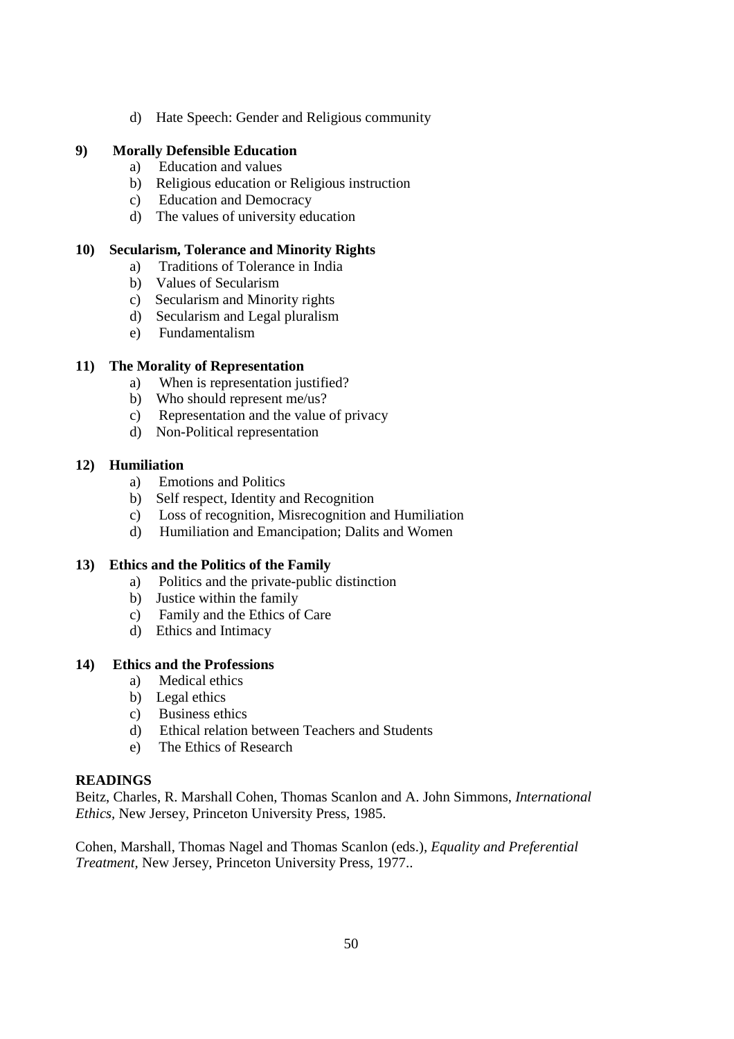d) Hate Speech: Gender and Religious community

**9) Morally Defensible Education**

a) Education and values
b) Religious education or Religious instruction
c) Education and Democracy
d) The values of university education

**10) Secularism, Tolerance and Minority Rights**

a) Traditions of Tolerance in India
b) Values of Secularism
c) Secularism and Minority rights
d) Secularism and Legal pluralism
e) Fundamentalism

**11) The Morality of Representation**

a) When is representation justified?
b) Who should represent me/us?
c) Representation and the value of privacy
d) Non-Political representation

**12) Humiliation**

a) Emotions and Politics
b) Self respect, Identity and Recognition
c) Loss of recognition, Misrecognition and Humiliation
d) Humiliation and Emancipation; Dalits and Women

**13) Ethics and the Politics of the Family**

a) Politics and the private-public distinction
b) Justice within the family
c) Family and the Ethics of Care
d) Ethics and Intimacy

**14) Ethics and the Professions**

a) Medical ethics
b) Legal ethics
c) Business ethics
d) Ethical relation between Teachers and Students
e) The Ethics of Research

**READINGS**

Beitz, Charles, R. Marshall Cohen, Thomas Scanlon and A. John Simmons, *International Ethics*, New Jersey, Princeton University Press, 1985.

Cohen, Marshall, Thomas Nagel and Thomas Scanlon (eds.), *Equality and Preferential Treatment*, New Jersey, Princeton University Press, 1977..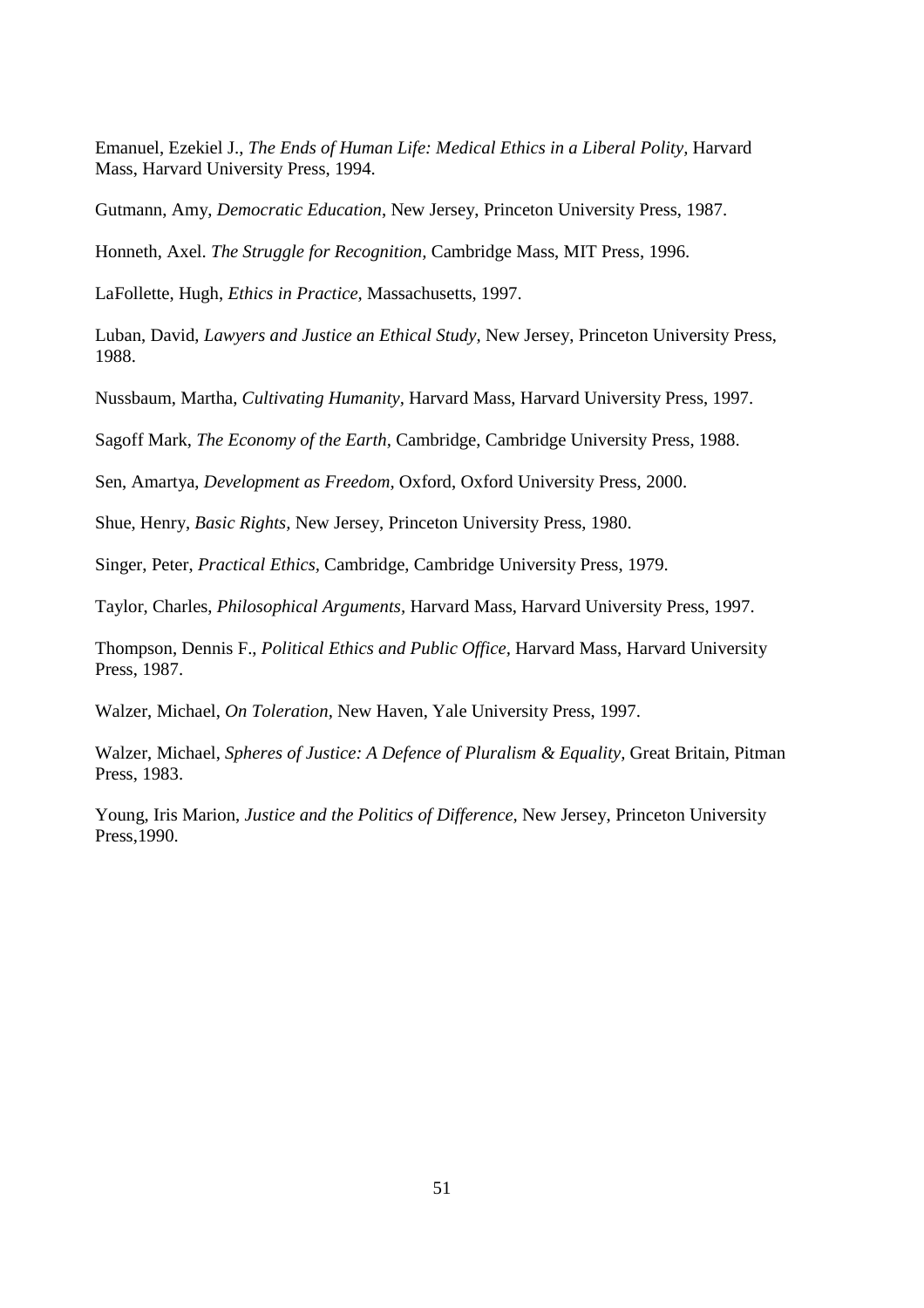Emanuel, Ezekiel J., *The Ends of Human Life: Medical Ethics in a Liberal Polity,* Harvard Mass, Harvard University Press, 1994.

Gutmann, Amy, *Democratic Education*, New Jersey, Princeton University Press, 1987.

Honneth, Axel. *The Struggle for Recognition,* Cambridge Mass, MIT Press, 1996.

LaFollette, Hugh, *Ethics in Practice,* Massachusetts, 1997.

Luban, David, *Lawyers and Justice an Ethical Study,* New Jersey, Princeton University Press, 1988.

Nussbaum, Martha, *Cultivating Humanity,* Harvard Mass, Harvard University Press, 1997.

Sagoff Mark, *The Economy of the Earth,* Cambridge, Cambridge University Press, 1988.

Sen, Amartya, *Development as Freedom,* Oxford, Oxford University Press, 2000.

Shue, Henry, *Basic Rights,* New Jersey, Princeton University Press, 1980.

Singer, Peter, *Practical Ethics,* Cambridge, Cambridge University Press, 1979.

Taylor, Charles, *Philosophical Arguments,* Harvard Mass, Harvard University Press, 1997.

Thompson, Dennis F., *Political Ethics and Public Office,* Harvard Mass, Harvard University Press, 1987.

Walzer, Michael, *On Toleration,* New Haven, Yale University Press, 1997.

Walzer, Michael, *Spheres of Justice: A Defence of Pluralism & Equality,* Great Britain, Pitman Press, 1983.

Young, Iris Marion, *Justice and the Politics of Difference,* New Jersey, Princeton University Press,1990.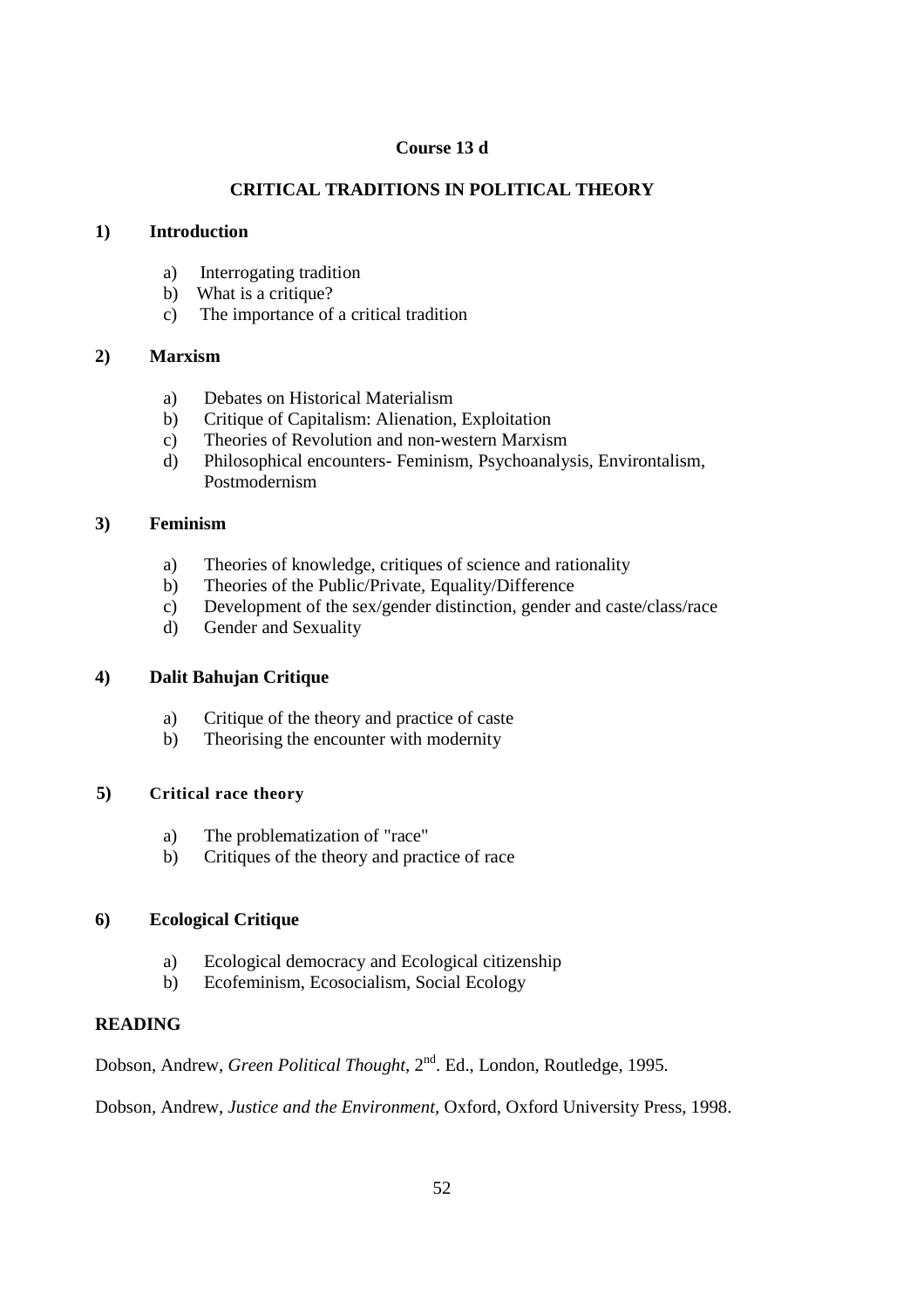**Course 13 d**

**CRITICAL TRADITIONS IN POLITICAL THEORY**

**1) Introduction**

a) Interrogating tradition
b) What is a critique?
c) The importance of a critical tradition

**2) Marxism**

a) Debates on Historical Materialism
b) Critique of Capitalism: Alienation, Exploitation
c) Theories of Revolution and non-western Marxism
d) Philosophical encounters- Feminism, Psychoanalysis, Environtalism, Postmodernism

**3) Feminism**

a) Theories of knowledge, critiques of science and rationality
b) Theories of the Public/Private, Equality/Difference
c) Development of the sex/gender distinction, gender and caste/class/race
d) Gender and Sexuality

**4) Dalit Bahujan Critique**

a) Critique of the theory and practice of caste
b) Theorising the encounter with modernity

**5) Critical race theory**

a) The problematization of "race"
b) Critiques of the theory and practice of race

**6) Ecological Critique**

a) Ecological democracy and Ecological citizenship
b) Ecofeminism, Ecosocialism, Social Ecology

**READING**

Dobson, Andrew, *Green Political Thought*, 2nd. Ed., London, Routledge, 1995.

Dobson, Andrew, *Justice and the Environment*, Oxford, Oxford University Press, 1998.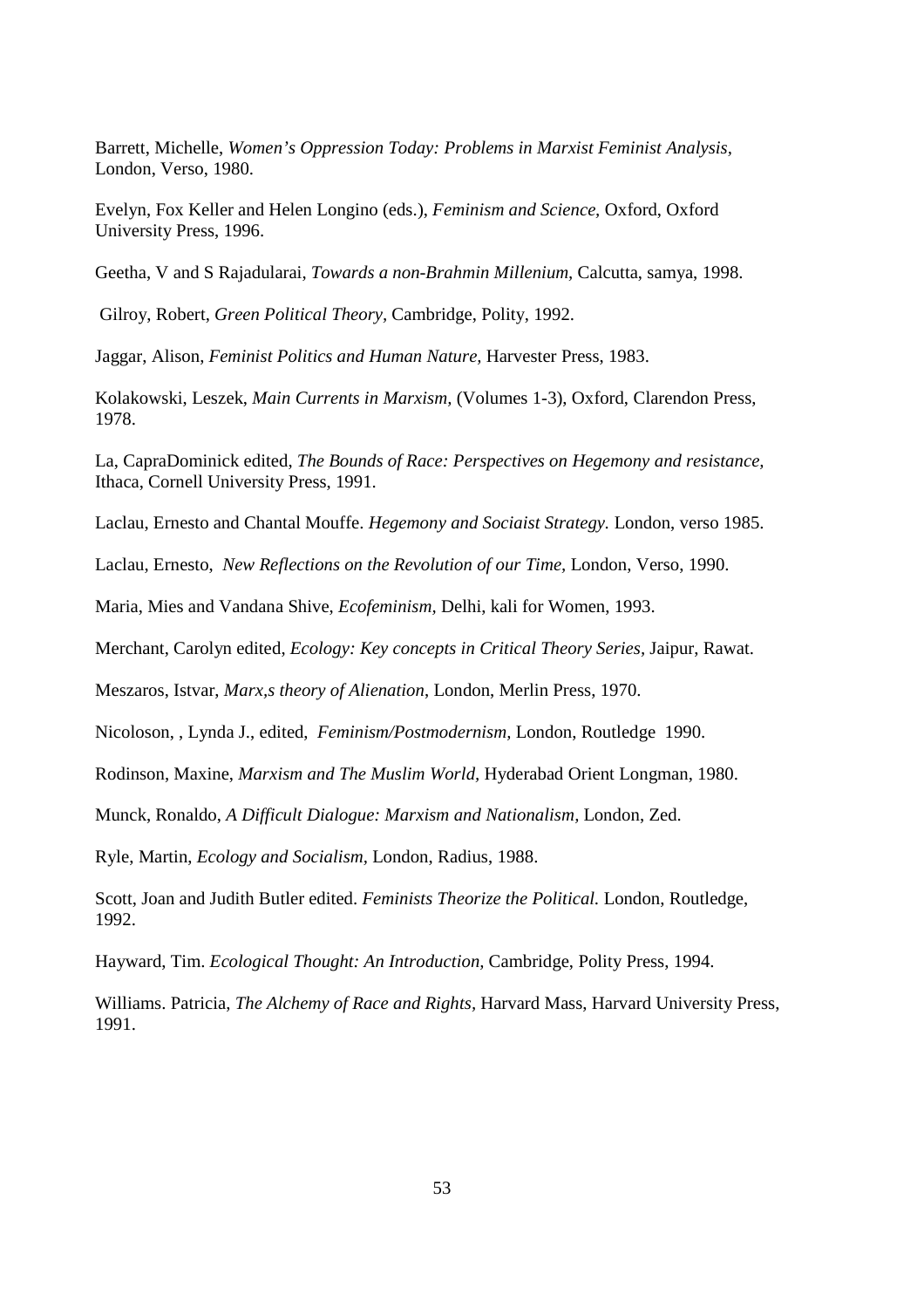Barrett, Michelle, *Women's Oppression Today: Problems in Marxist Feminist Analysis,* London, Verso, 1980.

Evelyn, Fox Keller and Helen Longino (eds.), *Feminism and Science,* Oxford, Oxford University Press, 1996.

Geetha, V and S Rajadularai, *Towards a non-Brahmin Millenium,* Calcutta, samya, 1998.

Gilroy, Robert, *Green Political Theory,* Cambridge, Polity, 1992.

Jaggar, Alison, *Feminist Politics and Human Nature,* Harvester Press, 1983.

Kolakowski, Leszek, *Main Currents in Marxism,* (Volumes 1-3), Oxford, Clarendon Press, 1978.

La, CapraDominick edited, *The Bounds of Race: Perspectives on Hegemony and resistance,* Ithaca, Cornell University Press, 1991.

Laclau, Ernesto and Chantal Mouffe. *Hegemony and Sociaist Strategy.* London, verso 1985.

Laclau, Ernesto, *New Reflections on the Revolution of our Time,* London, Verso, 1990.

Maria, Mies and Vandana Shive, *Ecofeminism,* Delhi, kali for Women, 1993.

Merchant, Carolyn edited, *Ecology: Key concepts in Critical Theory Series,* Jaipur, Rawat.

Meszaros, Istvar, *Marx,s theory of Alienation,* London, Merlin Press, 1970.

Nicoloson, , Lynda J., edited, *Feminism/Postmodernism,* London, Routledge 1990.

Rodinson, Maxine, *Marxism and The Muslim World,* Hyderabad Orient Longman, 1980.

Munck, Ronaldo, *A Difficult Dialogue: Marxism and Nationalism,* London, Zed.

Ryle, Martin, *Ecology and Socialism,* London, Radius, 1988.

Scott, Joan and Judith Butler edited. *Feminists Theorize the Political.* London, Routledge, 1992.

Hayward, Tim. *Ecological Thought: An Introduction,* Cambridge, Polity Press, 1994.

Williams. Patricia, *The Alchemy of Race and Rights,* Harvard Mass, Harvard University Press, 1991.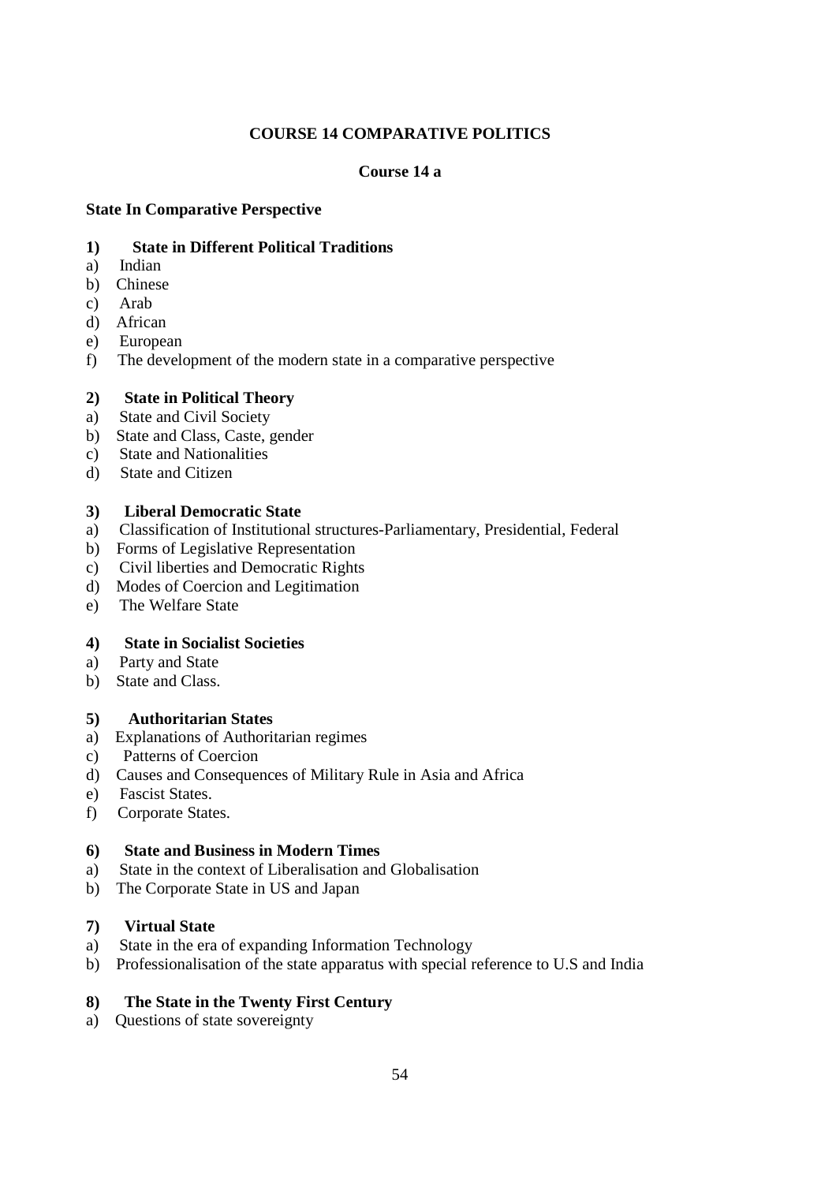**COURSE 14 COMPARATIVE POLITICS**

**Course 14 a**

**State In Comparative Perspective**

**1) State in Different Political Traditions**

a) Indian
b) Chinese
c) Arab
d) African
e) European
f) The development of the modern state in a comparative perspective

**2) State in Political Theory**

a) State and Civil Society
b) State and Class, Caste, gender
c) State and Nationalities
d) State and Citizen

**3) Liberal Democratic State**

a) Classification of Institutional structures-Parliamentary, Presidential, Federal
b) Forms of Legislative Representation
c) Civil liberties and Democratic Rights
d) Modes of Coercion and Legitimation
e) The Welfare State

**4) State in Socialist Societies**

a) Party and State
b) State and Class.

**5) Authoritarian States**

a) Explanations of Authoritarian regimes
c) Patterns of Coercion
d) Causes and Consequences of Military Rule in Asia and Africa
e) Fascist States.
f) Corporate States.

**6) State and Business in Modern Times**

a) State in the context of Liberalisation and Globalisation
b) The Corporate State in US and Japan

**7) Virtual State**

a) State in the era of expanding Information Technology
b) Professionalisation of the state apparatus with special reference to U.S and India

**8) The State in the Twenty First Century**

a) Questions of state sovereignty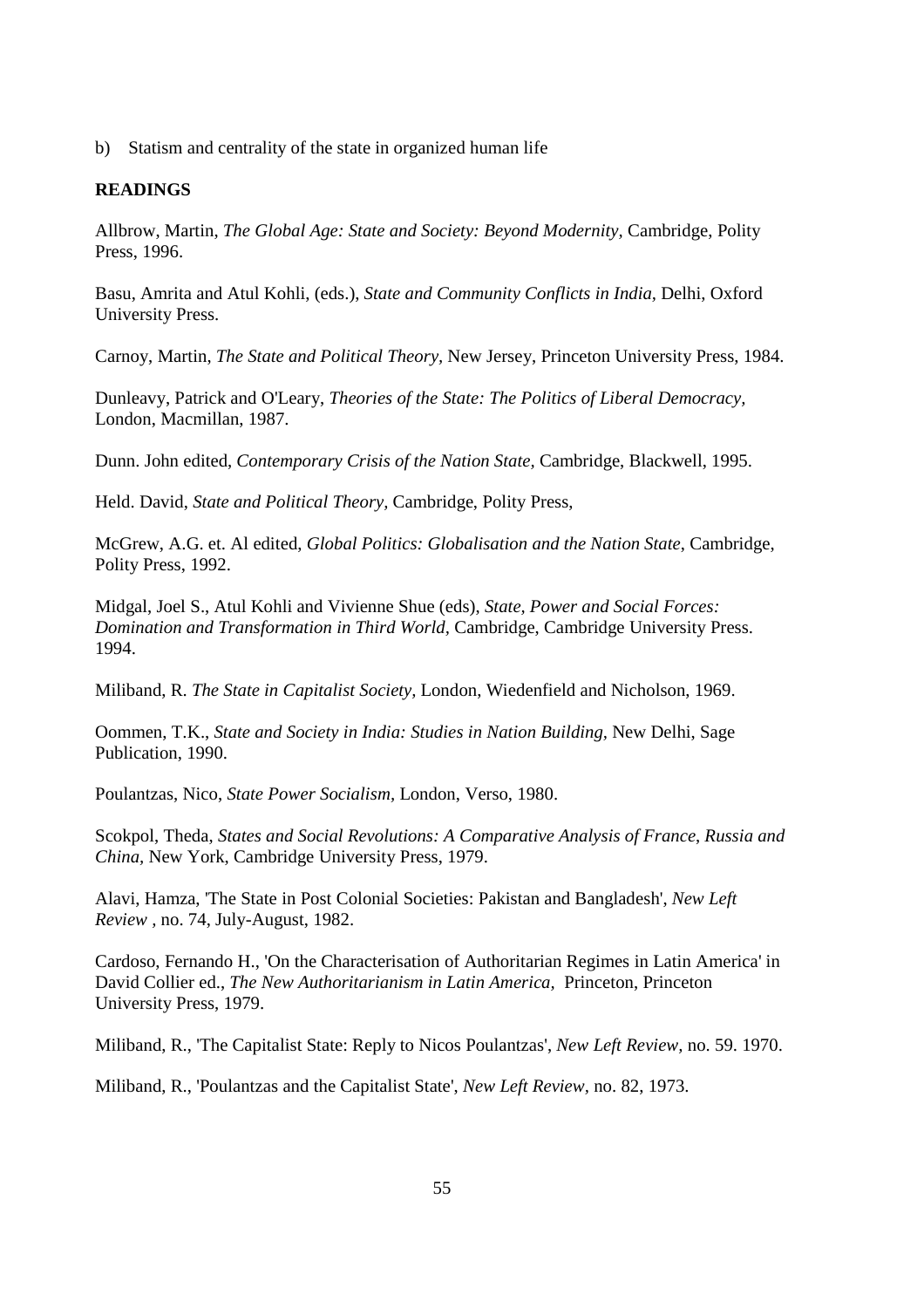b) Statism and centrality of the state in organized human life

**READINGS**

Allbrow, Martin, *The Global Age: State and Society: Beyond Modernity*, Cambridge, Polity Press, 1996.

Basu, Amrita and Atul Kohli, (eds.), *State and Community Conflicts in India*, Delhi, Oxford University Press.

Carnoy, Martin, *The State and Political Theory,* New Jersey, Princeton University Press, 1984.

Dunleavy, Patrick and O'Leary, *Theories of the State: The Politics of Liberal Democracy,* London, Macmillan, 1987.

Dunn. John edited, *Contemporary Crisis of the Nation State,* Cambridge, Blackwell, 1995.

Held. David, *State and Political Theory,* Cambridge, Polity Press,

McGrew, A.G. et. Al edited, *Global Politics: Globalisation and the Nation State*, Cambridge, Polity Press, 1992.

Midgal, Joel S., Atul Kohli and Vivienne Shue (eds), *State, Power and Social Forces: Domination and Transformation in Third World*, Cambridge, Cambridge University Press. 1994.

Miliband, R. *The State in Capitalist Society,* London, Wiedenfield and Nicholson, 1969.

Oommen, T.K., *State and Society in India: Studies in Nation Building,* New Delhi, Sage Publication, 1990.

Poulantzas, Nico, *State Power Socialism,* London, Verso, 1980.

Scokpol, Theda, *States and Social Revolutions: A Comparative Analysis of France, Russia and China,* New York, Cambridge University Press, 1979.

Alavi, Hamza, 'The State in Post Colonial Societies: Pakistan and Bangladesh', *New Left Review* , no. 74, July-August, 1982.

Cardoso, Fernando H., 'On the Characterisation of Authoritarian Regimes in Latin America' in David Collier ed., *The New Authoritarianism in Latin America,* Princeton, Princeton University Press, 1979.

Miliband, R., 'The Capitalist State: Reply to Nicos Poulantzas', *New Left Review*, no. 59. 1970.

Miliband, R., 'Poulantzas and the Capitalist State', *New Left Review*, no. 82, 1973.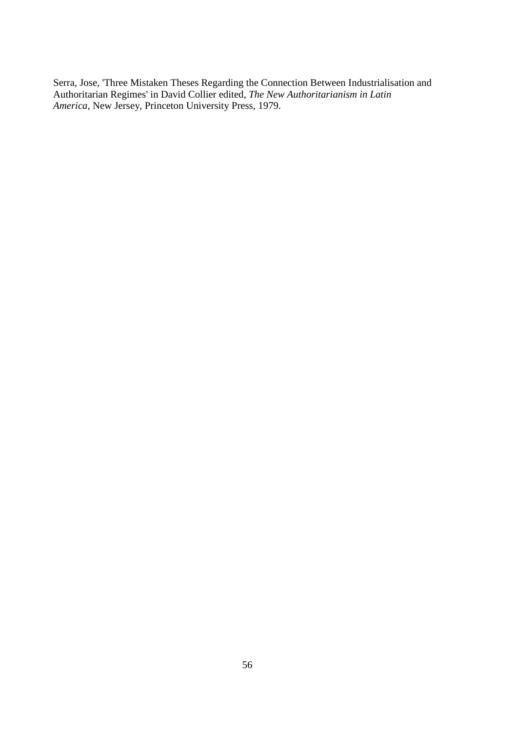Serra, Jose, 'Three Mistaken Theses Regarding the Connection Between Industrialisation and Authoritarian Regimes' in David Collier edited, *The New Authoritarianism in Latin America*, New Jersey, Princeton University Press, 1979.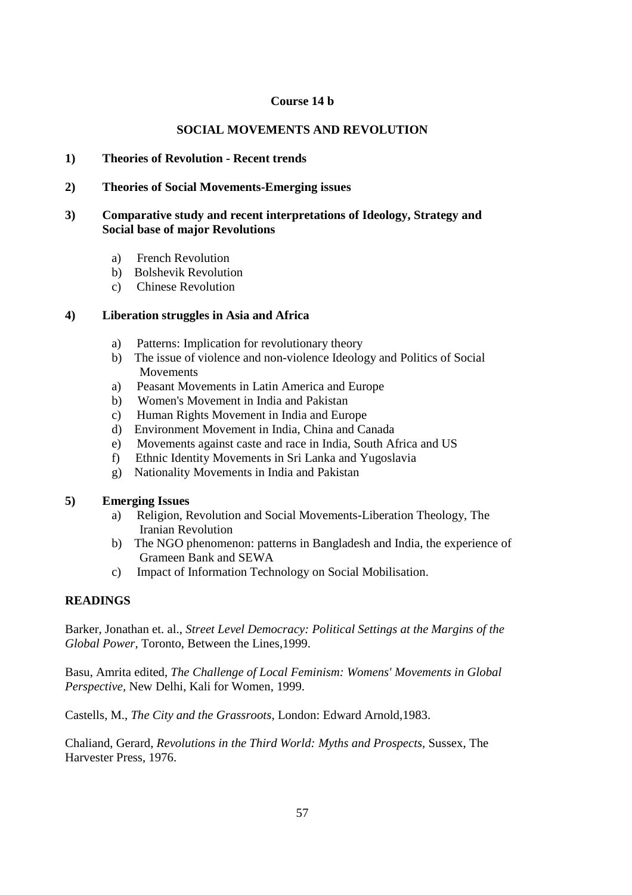**Course 14 b**

**SOCIAL MOVEMENTS AND REVOLUTION**

**1) Theories of Revolution - Recent trends**

**2) Theories of Social Movements-Emerging issues**

**3) Comparative study and recent interpretations of Ideology, Strategy and Social base of major Revolutions**

a) French Revolution
b) Bolshevik Revolution
c) Chinese Revolution

**4) Liberation struggles in Asia and Africa**

a) Patterns: Implication for revolutionary theory
b) The issue of violence and non-violence Ideology and Politics of Social Movements
a) Peasant Movements in Latin America and Europe
b) Women's Movement in India and Pakistan
c) Human Rights Movement in India and Europe
d) Environment Movement in India, China and Canada
e) Movements against caste and race in India, South Africa and US
f) Ethnic Identity Movements in Sri Lanka and Yugoslavia
g) Nationality Movements in India and Pakistan

**5) Emerging Issues**

a) Religion, Revolution and Social Movements-Liberation Theology, The Iranian Revolution
b) The NGO phenomenon: patterns in Bangladesh and India, the experience of Grameen Bank and SEWA
c) Impact of Information Technology on Social Mobilisation.

**READINGS**

Barker, Jonathan et. al., *Street Level Democracy: Political Settings at the Margins of the Global Power,* Toronto, Between the Lines,1999.

Basu, Amrita edited, *The Challenge of Local Feminism: Womens' Movements in Global Perspective,* New Delhi, Kali for Women, 1999.

Castells, M., *The City and the Grassroots,* London: Edward Arnold,1983.

Chaliand, Gerard, *Revolutions in the Third World: Myths and Prospects,* Sussex, The Harvester Press, 1976.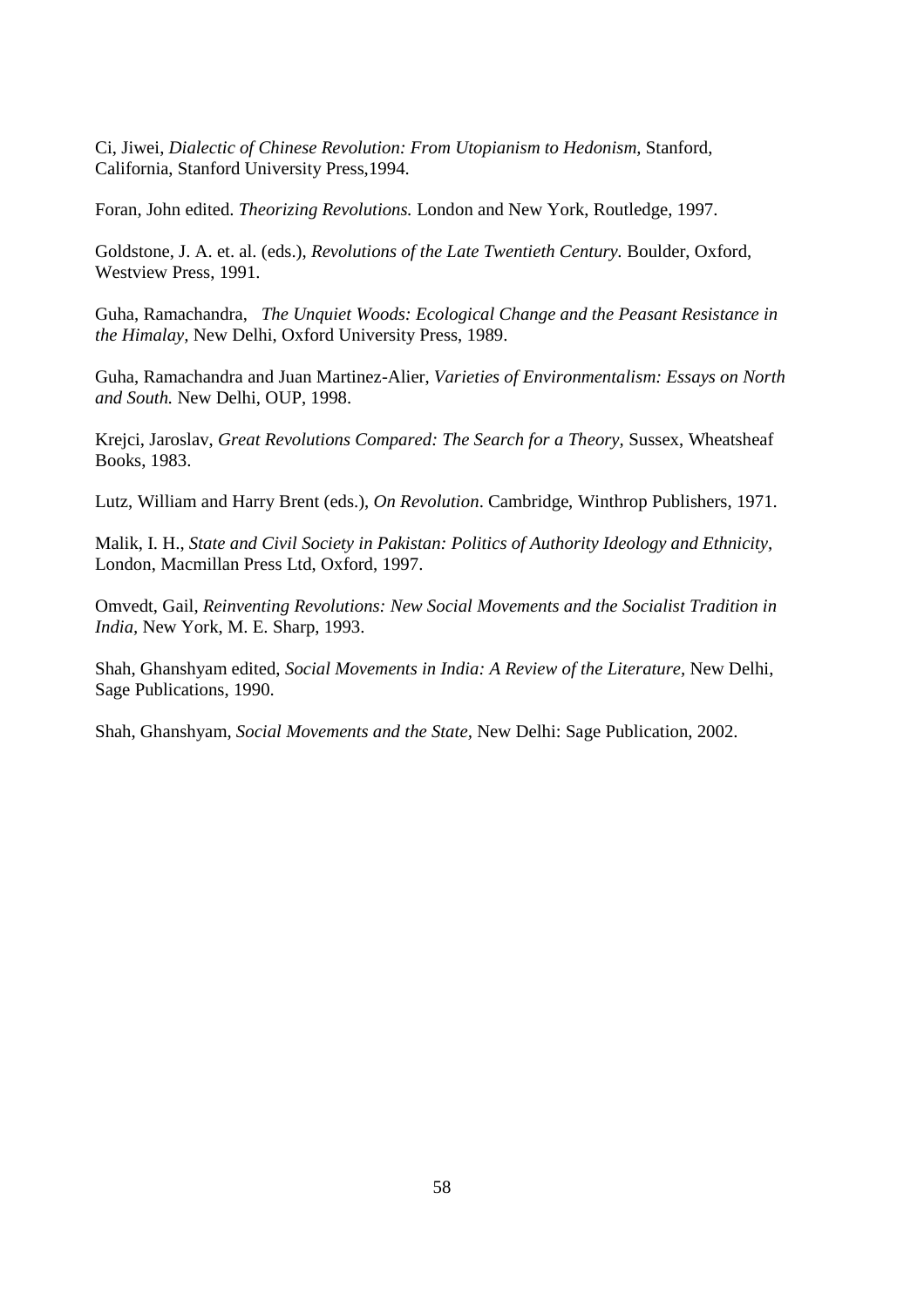Ci, Jiwei, *Dialectic of Chinese Revolution: From Utopianism to Hedonism,* Stanford, California, Stanford University Press,1994.

Foran, John edited. *Theorizing Revolutions.* London and New York, Routledge, 1997.

Goldstone, J. A. et. al. (eds.), *Revolutions of the Late Twentieth Century.* Boulder, Oxford, Westview Press, 1991.

Guha, Ramachandra, *The Unquiet Woods: Ecological Change and the Peasant Resistance in the Himalay,* New Delhi, Oxford University Press, 1989.

Guha, Ramachandra and Juan Martinez-Alier, *Varieties of Environmentalism: Essays on North and South.* New Delhi, OUP, 1998.

Krejci, Jaroslav, *Great Revolutions Compared: The Search for a Theory,* Sussex, Wheatsheaf Books, 1983.

Lutz, William and Harry Brent (eds.), *On Revolution*. Cambridge, Winthrop Publishers, 1971.

Malik, I. H., *State and Civil Society in Pakistan: Politics of Authority Ideology and Ethnicity,* London, Macmillan Press Ltd, Oxford, 1997.

Omvedt, Gail, *Reinventing Revolutions: New Social Movements and the Socialist Tradition in India,* New York, M. E. Sharp, 1993.

Shah, Ghanshyam edited, *Social Movements in India: A Review of the Literature,* New Delhi, Sage Publications, 1990.

Shah, Ghanshyam, *Social Movements and the State,* New Delhi: Sage Publication, 2002.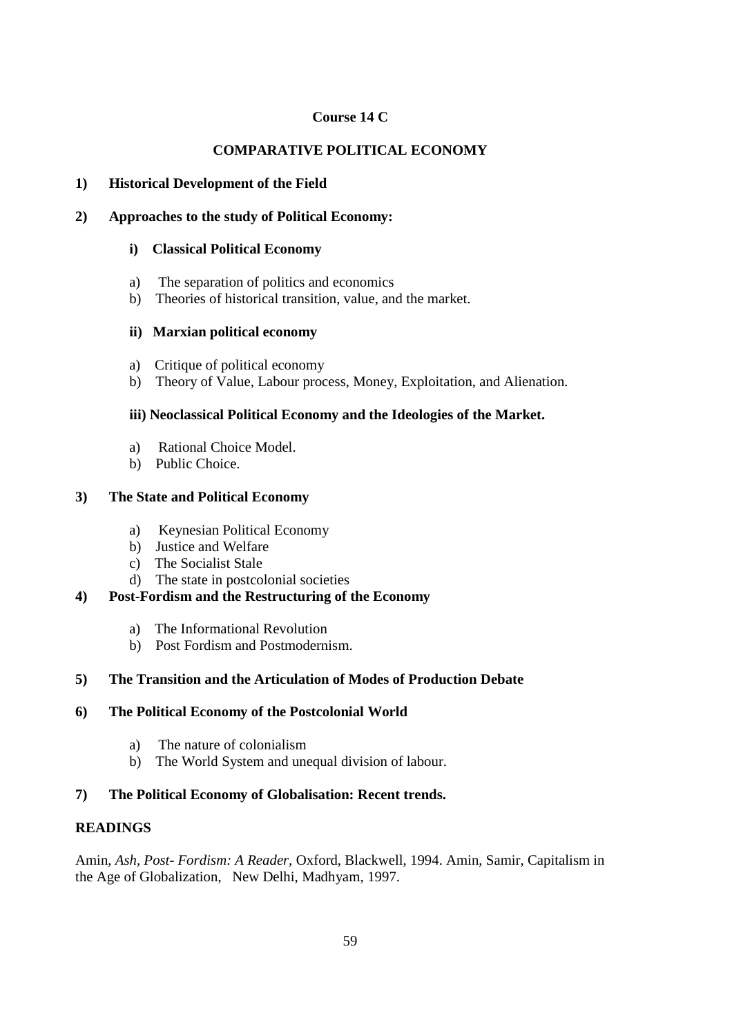**Course 14 C**

**COMPARATIVE POLITICAL ECONOMY**

**1) Historical Development of the Field**

**2) Approaches to the study of Political Economy:**

**i) Classical Political Economy**

a) The separation of politics and economics
b) Theories of historical transition, value, and the market.

**ii) Marxian political economy**

a) Critique of political economy
b) Theory of Value, Labour process, Money, Exploitation, and Alienation.

**iii) Neoclassical Political Economy and the Ideologies of the Market.**

a) Rational Choice Model.
b) Public Choice.

**3) The State and Political Economy**

a) Keynesian Political Economy
b) Justice and Welfare
c) The Socialist Stale
d) The state in postcolonial societies

**4) Post-Fordism and the Restructuring of the Economy**

a) The Informational Revolution
b) Post Fordism and Postmodernism.

**5) The Transition and the Articulation of Modes of Production Debate**

**6) The Political Economy of the Postcolonial World**

a) The nature of colonialism
b) The World System and unequal division of labour.

**7) The Political Economy of Globalisation: Recent trends.**

**READINGS**

Amin, *Ash*, *Post- Fordism: A Reader,* Oxford, Blackwell, 1994. Amin, Samir, Capitalism in the Age of Globalization, New Delhi, Madhyam, 1997.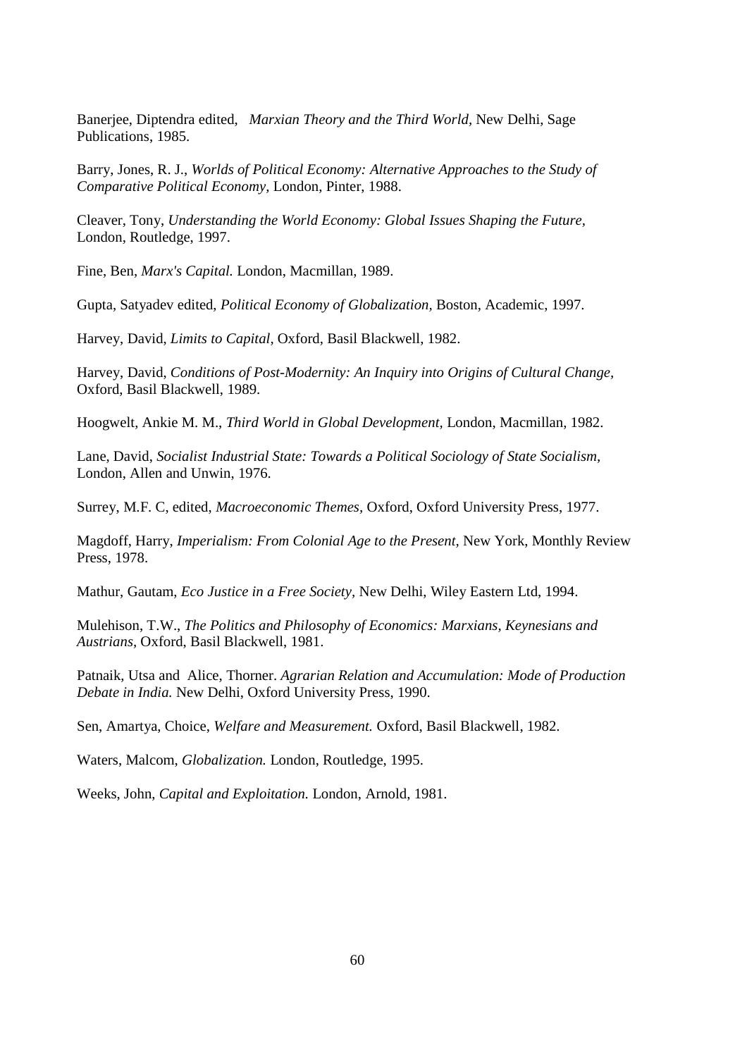Banerjee, Diptendra edited, *Marxian Theory and the Third World,* New Delhi, Sage Publications, 1985.

Barry, Jones, R. J., *Worlds of Political Economy: Alternative Approaches to the Study of Comparative Political Economy,* London, Pinter, 1988.

Cleaver, Tony, *Understanding the World Economy: Global Issues Shaping the Future*, London, Routledge, 1997.

Fine, Ben, *Marx's Capital.* London, Macmillan, 1989.

Gupta, Satyadev edited, *Political Economy of Globalization,* Boston, Academic, 1997.

Harvey, David, *Limits to Capital,* Oxford, Basil Blackwell, 1982.

Harvey, David, *Conditions of Post-Modernity: An Inquiry into Origins of Cultural Change,* Oxford, Basil Blackwell, 1989.

Hoogwelt, Ankie M. M., *Third World in Global Development,* London, Macmillan, 1982.

Lane, David, *Socialist Industrial State: Towards a Political Sociology of State Socialism,* London, Allen and Unwin, 1976.

Surrey, M.F. C, edited, *Macroeconomic Themes,* Oxford, Oxford University Press, 1977.

Magdoff, Harry, *Imperialism: From Colonial Age to the Present,* New York, Monthly Review Press, 1978.

Mathur, Gautam, *Eco Justice in a Free Society,* New Delhi, Wiley Eastern Ltd, 1994.

Mulehison, T.W., *The Politics and Philosophy of Economics: Marxians, Keynesians and Austrians*, Oxford, Basil Blackwell, 1981.

Patnaik, Utsa and Alice, Thorner. *Agrarian Relation and Accumulation: Mode of Production Debate in India.* New Delhi, Oxford University Press, 1990.

Sen, Amartya, Choice, *Welfare and Measurement.* Oxford, Basil Blackwell, 1982.

Waters, Malcom, *Globalization.* London, Routledge, 1995.

Weeks, John, *Capital and Exploitation.* London, Arnold, 1981.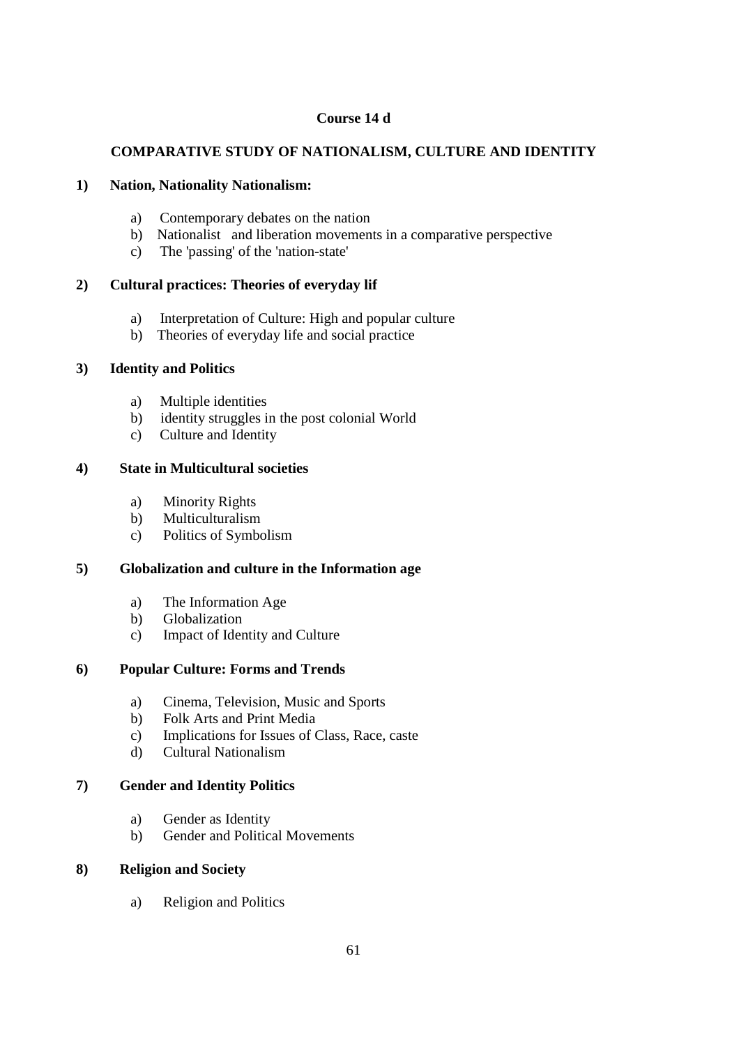**Course 14 d**

**COMPARATIVE STUDY OF NATIONALISM, CULTURE AND IDENTITY**

**1) Nation, Nationality Nationalism:**

a) Contemporary debates on the nation
b) Nationalist and liberation movements in a comparative perspective
c) The 'passing' of the 'nation-state'

**2) Cultural practices: Theories of everyday lif**

a) Interpretation of Culture: High and popular culture
b) Theories of everyday life and social practice

**3) Identity and Politics**

a) Multiple identities
b) identity struggles in the post colonial World
c) Culture and Identity

**4) State in Multicultural societies**

a) Minority Rights
b) Multiculturalism
c) Politics of Symbolism

**5) Globalization and culture in the Information age**

a) The Information Age
b) Globalization
c) Impact of Identity and Culture

**6) Popular Culture: Forms and Trends**

a) Cinema, Television, Music and Sports
b) Folk Arts and Print Media
c) Implications for Issues of Class, Race, caste
d) Cultural Nationalism

**7) Gender and Identity Politics**

a) Gender as Identity
b) Gender and Political Movements

**8) Religion and Society**

a) Religion and Politics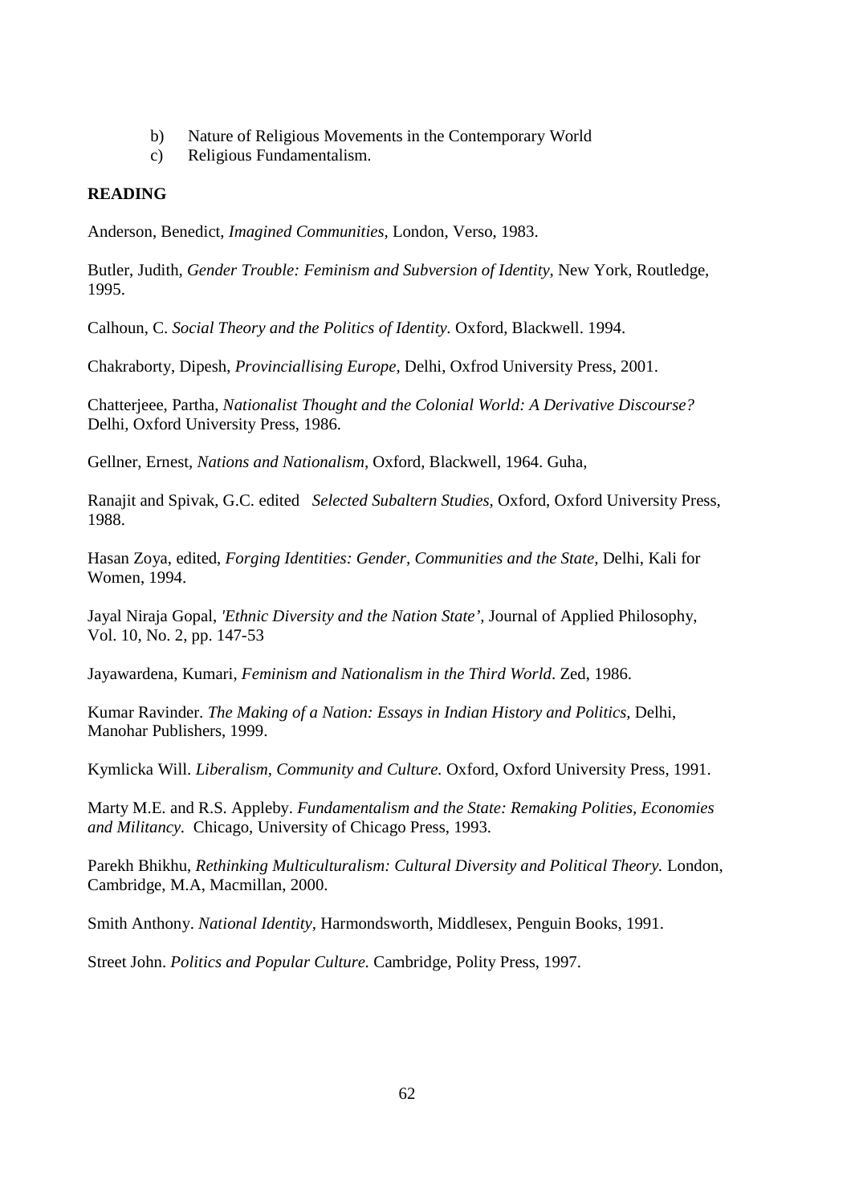b) Nature of Religious Movements in the Contemporary World
c) Religious Fundamentalism.

**READING**

Anderson, Benedict, *Imagined Communities*, London, Verso, 1983.

Butler, Judith, *Gender Trouble: Feminism and Subversion of Identity,* New York, Routledge, 1995.

Calhoun, C. *Social Theory and the Politics of Identity.* Oxford, Blackwell. 1994.

Chakraborty, Dipesh, *Provinciallising Europe,* Delhi, Oxfrod University Press, 2001.

Chatterjeee, Partha, *Nationalist Thought and the Colonial World: A Derivative Discourse?* Delhi, Oxford University Press, 1986.

Gellner, Ernest, *Nations and Nationalism,* Oxford, Blackwell, 1964. Guha,

Ranajit and Spivak, G.C. edited *Selected Subaltern Studies,* Oxford, Oxford University Press, 1988.

Hasan Zoya, edited, *Forging Identities: Gender, Communities and the State,* Delhi, Kali for Women, 1994.

Jayal Niraja Gopal, *'Ethnic Diversity and the Nation State',* Journal of Applied Philosophy, Vol. 10, No. 2, pp. 147-53

Jayawardena, Kumari, *Feminism and Nationalism in the Third World*. Zed, 1986.

Kumar Ravinder. *The Making of a Nation: Essays in Indian History and Politics*, Delhi, Manohar Publishers, 1999.

Kymlicka Will. *Liberalism, Community and Culture.* Oxford, Oxford University Press, 1991.

Marty M.E. and R.S. Appleby. *Fundamentalism and the State: Remaking Polities, Economies and Militancy.* Chicago, University of Chicago Press, 1993.

Parekh Bhikhu, *Rethinking Multiculturalism: Cultural Diversity and Political Theory.* London, Cambridge, M.A, Macmillan, 2000.

Smith Anthony. *National Identity,* Harmondsworth, Middlesex, Penguin Books, 1991.

Street John. *Politics and Popular Culture.* Cambridge, Polity Press, 1997.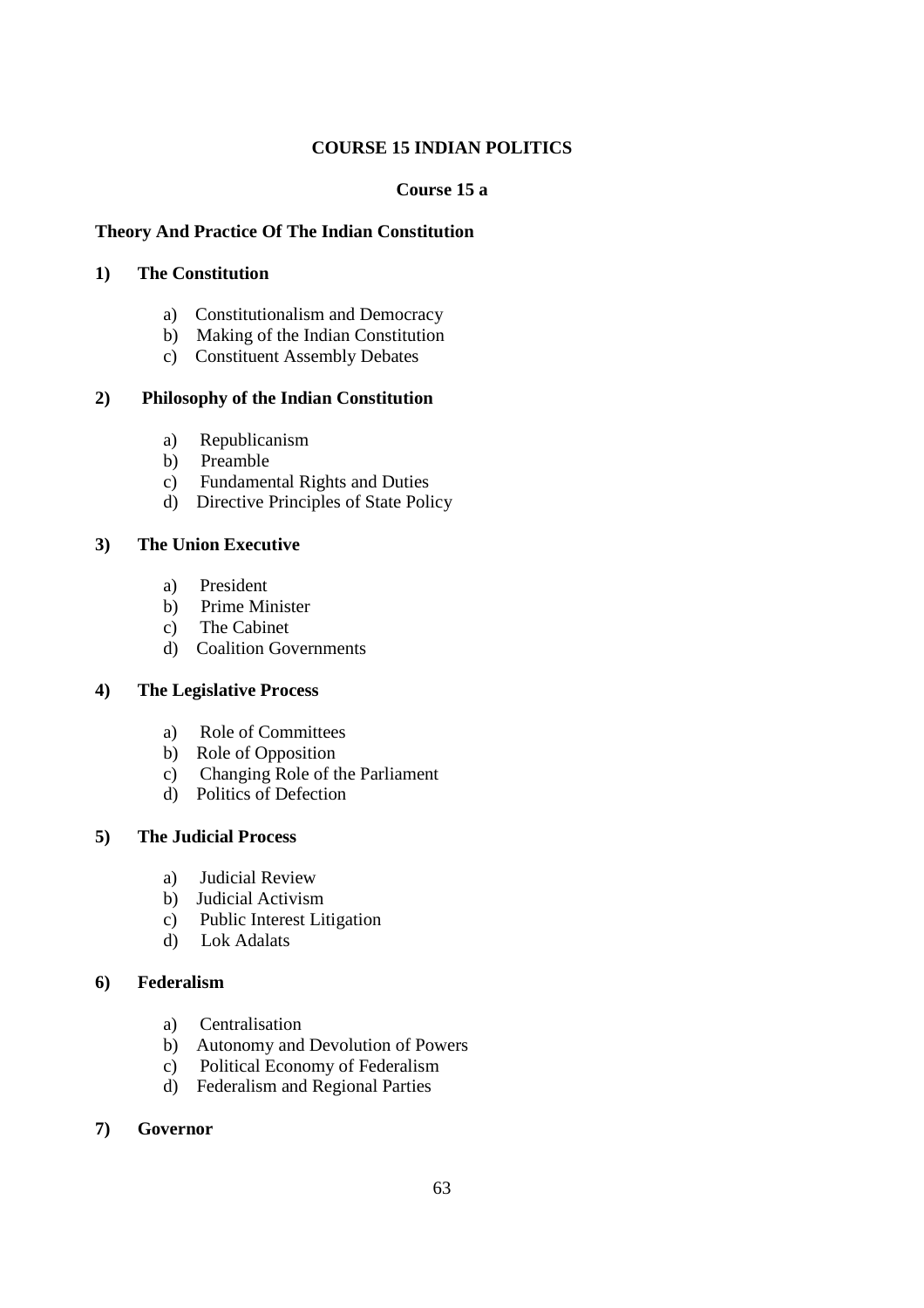# COURSE 15 INDIAN POLITICS

## Course 15 a

### Theory And Practice Of The Indian Constitution

**1) The Constitution**

a) Constitutionalism and Democracy
b) Making of the Indian Constitution
c) Constituent Assembly Debates

**2) Philosophy of the Indian Constitution**

a) Republicanism
b) Preamble
c) Fundamental Rights and Duties
d) Directive Principles of State Policy

**3) The Union Executive**

a) President
b) Prime Minister
c) The Cabinet
d) Coalition Governments

**4) The Legislative Process**

a) Role of Committees
b) Role of Opposition
c) Changing Role of the Parliament
d) Politics of Defection

**5) The Judicial Process**

a) Judicial Review
b) Judicial Activism
c) Public Interest Litigation
d) Lok Adalats

**6) Federalism**

a) Centralisation
b) Autonomy and Devolution of Powers
c) Political Economy of Federalism
d) Federalism and Regional Parties

**7) Governor**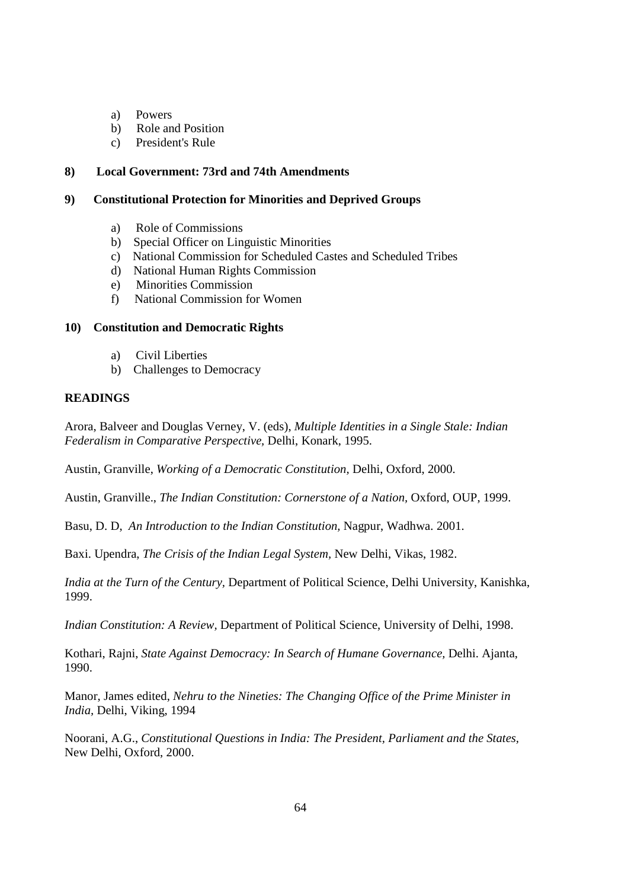a) Powers
b) Role and Position
c) President's Rule

**8) Local Government: 73rd and 74th Amendments**

**9) Constitutional Protection for Minorities and Deprived Groups**

a) Role of Commissions
b) Special Officer on Linguistic Minorities
c) National Commission for Scheduled Castes and Scheduled Tribes
d) National Human Rights Commission
e) Minorities Commission
f) National Commission for Women

**10) Constitution and Democratic Rights**

a) Civil Liberties
b) Challenges to Democracy

**READINGS**

Arora, Balveer and Douglas Verney, V. (eds), *Multiple Identities in a Single Stale: Indian Federalism in Comparative Perspective,* Delhi, Konark, 1995.

Austin, Granville, *Working of a Democratic Constitution,* Delhi, Oxford, 2000.

Austin, Granville., *The Indian Constitution: Cornerstone of a Nation,* Oxford, OUP, 1999.

Basu, D. D, *An Introduction to the Indian Constitution,* Nagpur, Wadhwa. 2001.

Baxi. Upendra, *The Crisis of the Indian Legal System,* New Delhi, Vikas, 1982.

*India at the Turn of the Century,* Department of Political Science, Delhi University, Kanishka, 1999.

*Indian Constitution: A Review,* Department of Political Science, University of Delhi, 1998.

Kothari, Rajni, *State Against Democracy: In Search of Humane Governance,* Delhi. Ajanta, 1990.

Manor, James edited, *Nehru to the Nineties: The Changing Office of the Prime Minister in India,* Delhi, Viking, 1994

Noorani, A.G., *Constitutional Questions in India: The President, Parliament and the States,* New Delhi, Oxford, 2000.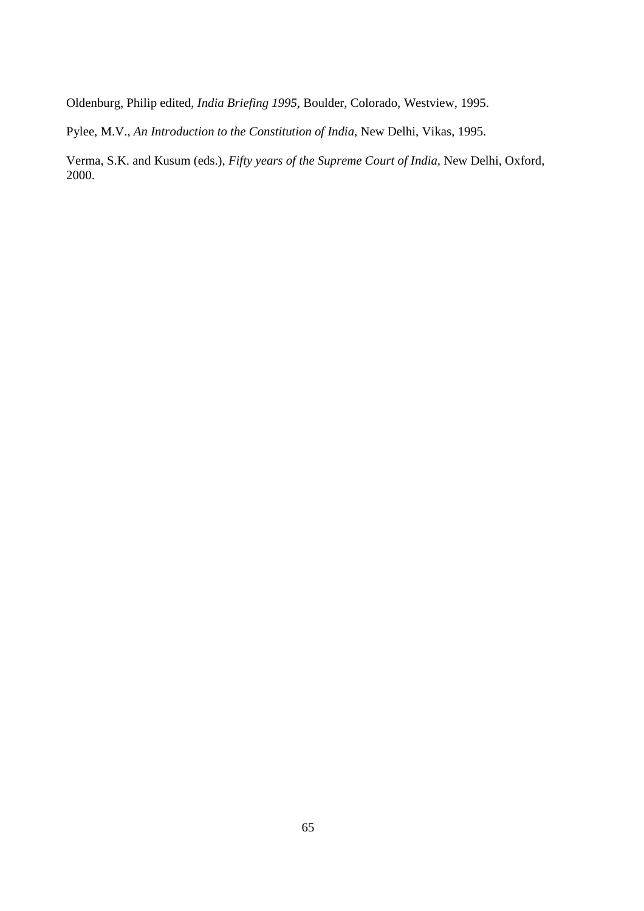Oldenburg, Philip edited, *India Briefing 1995*, Boulder, Colorado, Westview, 1995.

Pylee, M.V., *An Introduction to the Constitution of India*, New Delhi, Vikas, 1995.

Verma, S.K. and Kusum (eds.), *Fifty years of the Supreme Court of India*, New Delhi, Oxford, 2000.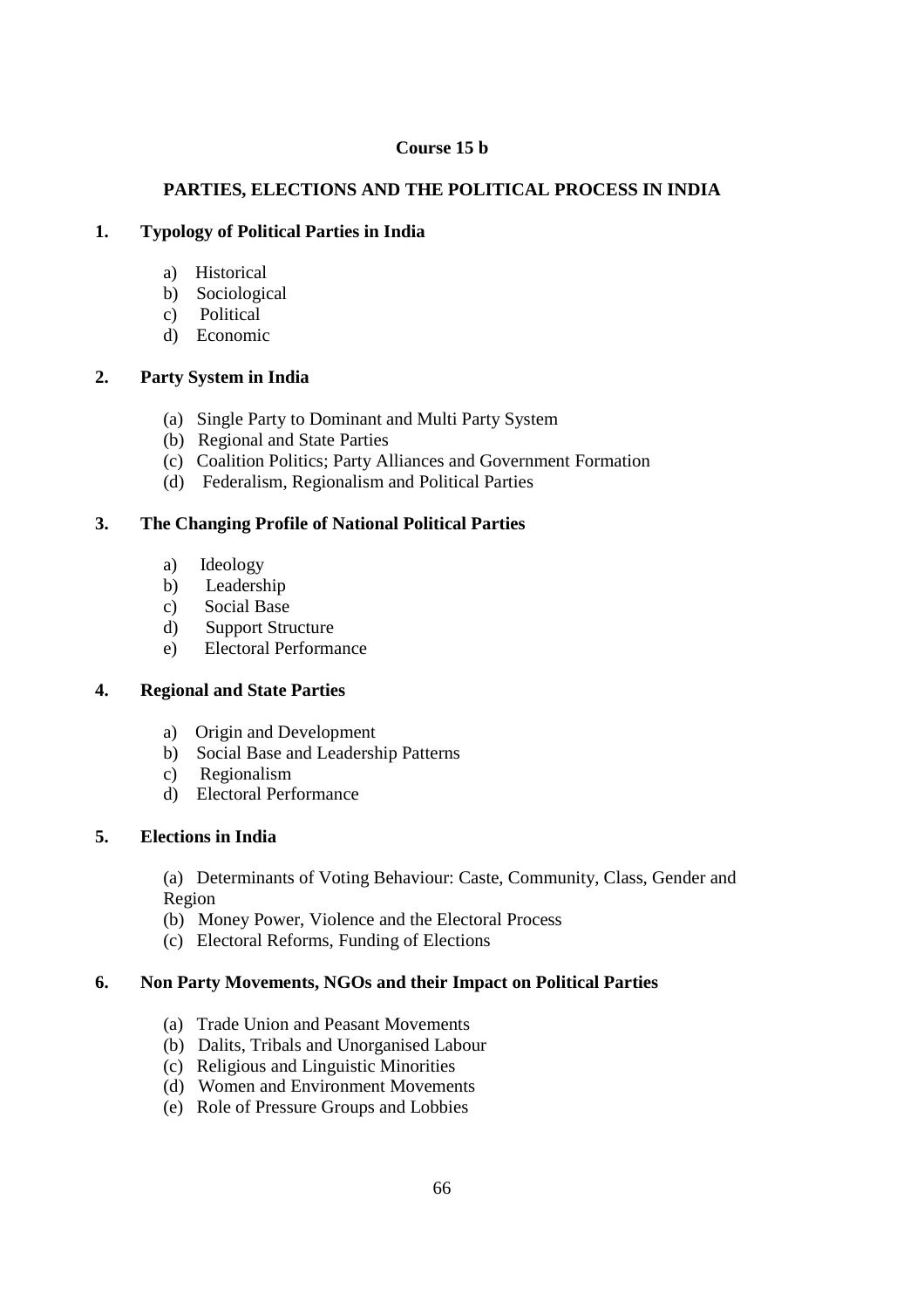**Course 15 b**

# PARTIES, ELECTIONS AND THE POLITICAL PROCESS IN INDIA

## 1. Typology of Political Parties in India

a) Historical
b) Sociological
c) Political
d) Economic

## 2. Party System in India

(a) Single Party to Dominant and Multi Party System
(b) Regional and State Parties
(c) Coalition Politics; Party Alliances and Government Formation
(d) Federalism, Regionalism and Political Parties

## 3. The Changing Profile of National Political Parties

a) Ideology
b) Leadership
c) Social Base
d) Support Structure
e) Electoral Performance

## 4. Regional and State Parties

a) Origin and Development
b) Social Base and Leadership Patterns
c) Regionalism
d) Electoral Performance

## 5. Elections in India

(a) Determinants of Voting Behaviour: Caste, Community, Class, Gender and Region
(b) Money Power, Violence and the Electoral Process
(c) Electoral Reforms, Funding of Elections

## 6. Non Party Movements, NGOs and their Impact on Political Parties

(a) Trade Union and Peasant Movements
(b) Dalits, Tribals and Unorganised Labour
(c) Religious and Linguistic Minorities
(d) Women and Environment Movements
(e) Role of Pressure Groups and Lobbies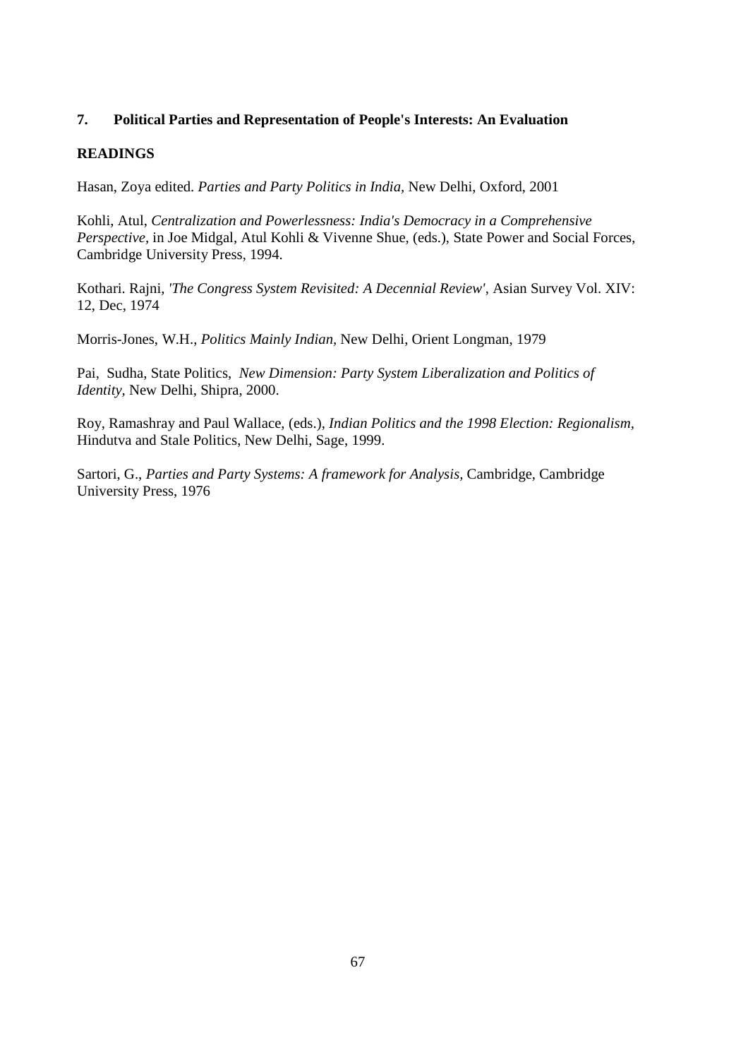**7. Political Parties and Representation of People's Interests: An Evaluation**

**READINGS**

Hasan, Zoya edited. *Parties and Party Politics in India,* New Delhi, Oxford, 2001

Kohli, Atul, *Centralization and Powerlessness: India's Democracy in a Comprehensive Perspective,* in Joe Midgal, Atul Kohli & Vivenne Shue, (eds.), State Power and Social Forces, Cambridge University Press, 1994.

Kothari. Rajni, *'The Congress System Revisited: A Decennial Review'*, Asian Survey Vol. XIV: 12, Dec, 1974

Morris-Jones, W.H., *Politics Mainly Indian,* New Delhi, Orient Longman, 1979

Pai, Sudha, State Politics, *New Dimension: Party System Liberalization and Politics of Identity,* New Delhi, Shipra, 2000.

Roy, Ramashray and Paul Wallace, (eds.), *Indian Politics and the 1998 Election: Regionalism,* Hindutva and Stale Politics, New Delhi, Sage, 1999.

Sartori, G., *Parties and Party Systems: A framework for Analysis,* Cambridge, Cambridge University Press, 1976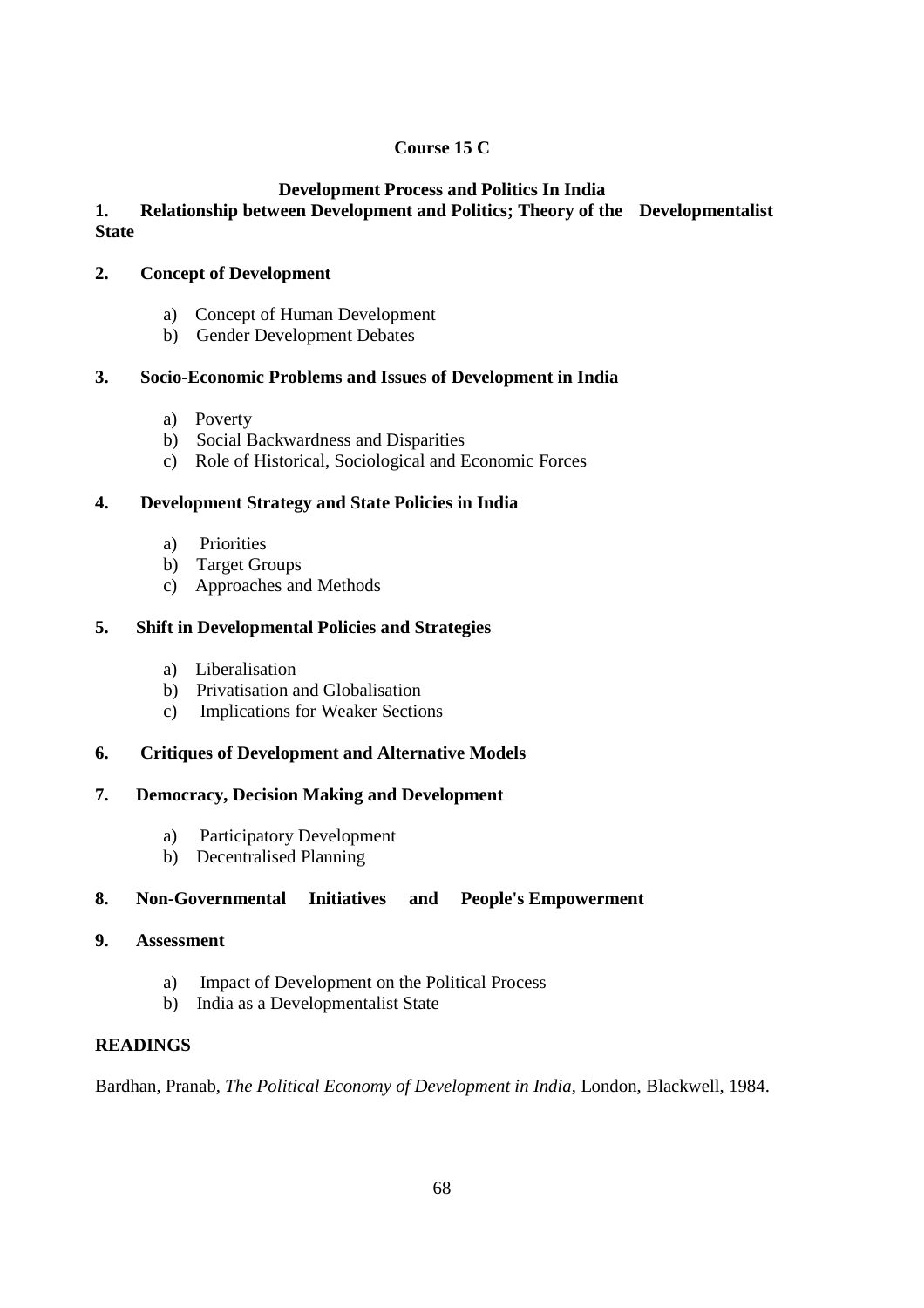**Course 15 C**

## Development Process and Politics In India

**1. Relationship between Development and Politics; Theory of the Developmentalist State**

**2. Concept of Development**

a) Concept of Human Development
b) Gender Development Debates

**3. Socio-Economic Problems and Issues of Development in India**

a) Poverty
b) Social Backwardness and Disparities
c) Role of Historical, Sociological and Economic Forces

**4. Development Strategy and State Policies in India**

a) Priorities
b) Target Groups
c) Approaches and Methods

**5. Shift in Developmental Policies and Strategies**

a) Liberalisation
b) Privatisation and Globalisation
c) Implications for Weaker Sections

**6. Critiques of Development and Alternative Models**

**7. Democracy, Decision Making and Development**

a) Participatory Development
b) Decentralised Planning

**8. Non-Governmental Initiatives and People's Empowerment**

**9. Assessment**

a) Impact of Development on the Political Process
b) India as a Developmentalist State

**READINGS**

Bardhan, Pranab, *The Political Economy of Development in India*, London, Blackwell, 1984.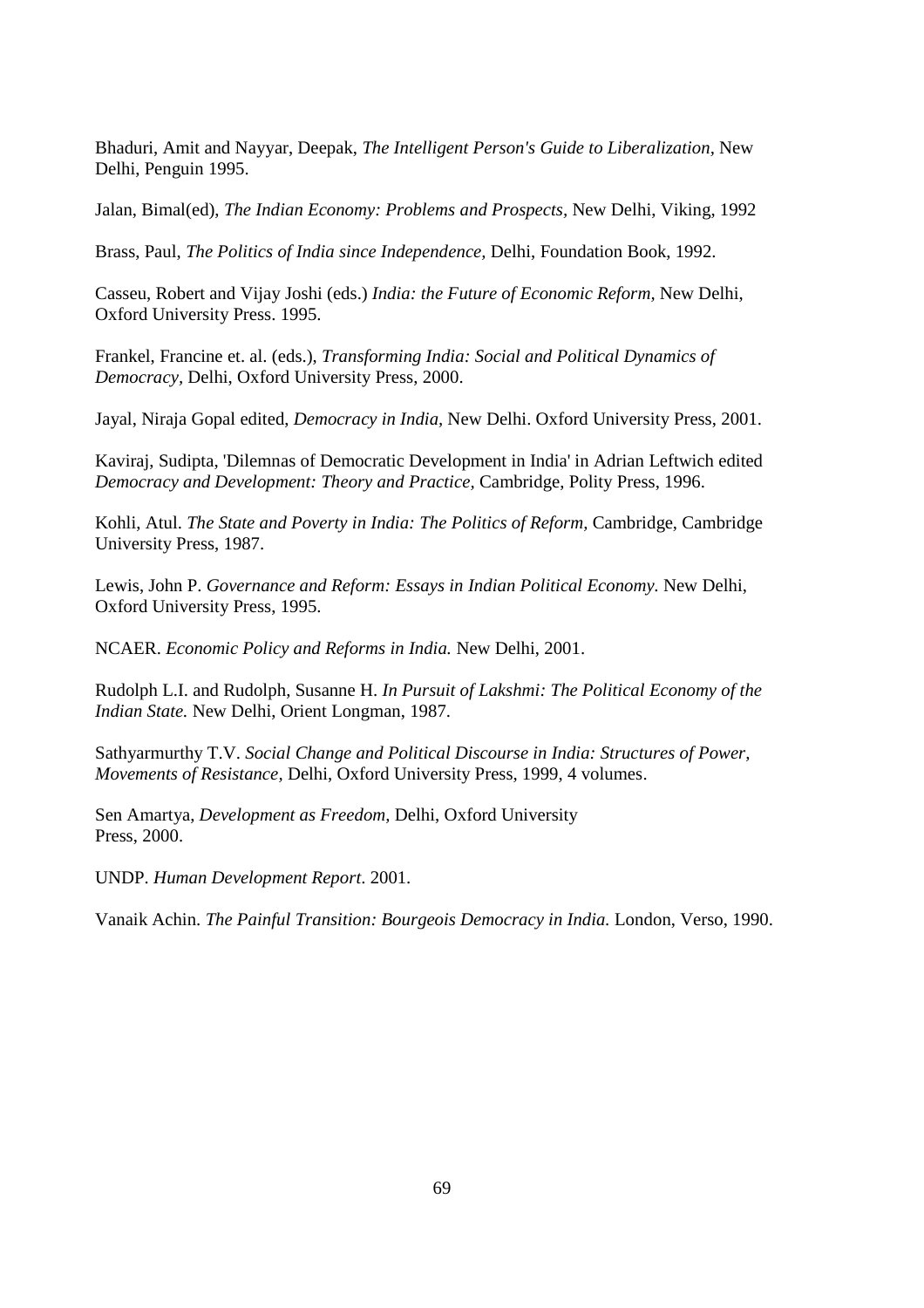Bhaduri, Amit and Nayyar, Deepak, *The Intelligent Person's Guide to Liberalization,* New Delhi, Penguin 1995.

Jalan, Bimal(ed), *The Indian Economy: Problems and Prospects,* New Delhi, Viking, 1992

Brass, Paul, *The Politics of India since Independence,* Delhi, Foundation Book, 1992.

Casseu, Robert and Vijay Joshi (eds.) *India: the Future of Economic Reform,* New Delhi, Oxford University Press. 1995.

Frankel, Francine et. al. (eds.), *Transforming India: Social and Political Dynamics of Democracy,* Delhi, Oxford University Press, 2000.

Jayal, Niraja Gopal edited, *Democracy in India,* New Delhi. Oxford University Press, 2001.

Kaviraj, Sudipta, 'Dilemnas of Democratic Development in India' in Adrian Leftwich edited *Democracy and Development: Theory and Practice,* Cambridge, Polity Press, 1996.

Kohli, Atul. *The State and Poverty in India: The Politics of Reform,* Cambridge, Cambridge University Press, 1987.

Lewis, John P. *Governance and Reform: Essays in Indian Political Economy.* New Delhi, Oxford University Press, 1995.

NCAER. *Economic Policy and Reforms in India.* New Delhi, 2001.

Rudolph L.I. and Rudolph, Susanne H. *In Pursuit of Lakshmi: The Political Economy of the Indian State.* New Delhi, Orient Longman, 1987.

Sathyarmurthy T.V. *Social Change and Political Discourse in India: Structures of Power, Movements of Resistance,* Delhi, Oxford University Press, 1999, 4 volumes.

Sen Amartya, *Development as Freedom,* Delhi, Oxford University Press, 2000.

UNDP. *Human Development Report*. 2001.

Vanaik Achin. *The Painful Transition: Bourgeois Democracy in India.* London, Verso, 1990.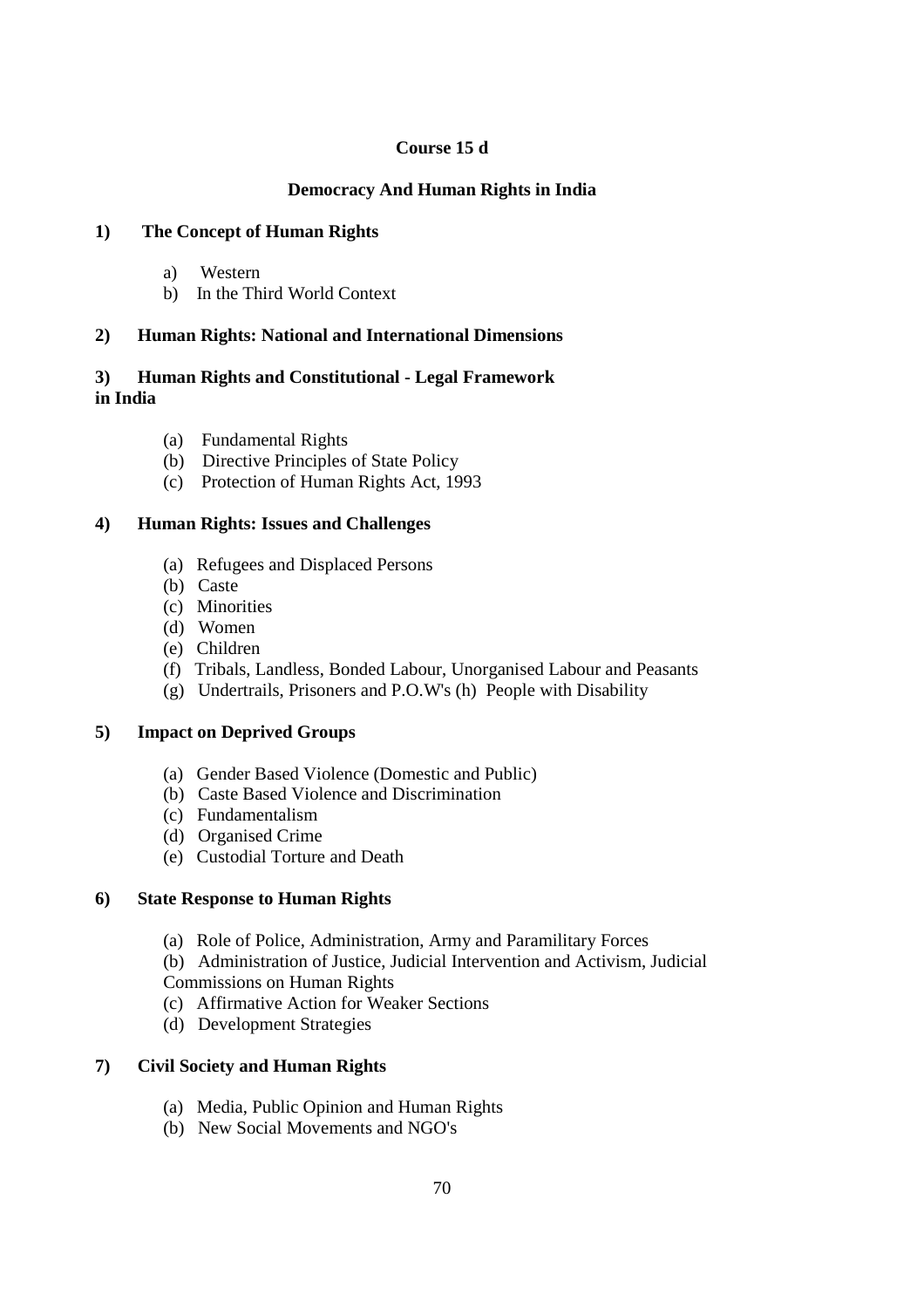**Course 15 d**

**Democracy And Human Rights in India**

**1) The Concept of Human Rights**

a) Western
b) In the Third World Context

**2) Human Rights: National and International Dimensions**

**3) Human Rights and Constitutional - Legal Framework in India**

(a) Fundamental Rights
(b) Directive Principles of State Policy
(c) Protection of Human Rights Act, 1993

**4) Human Rights: Issues and Challenges**

(a) Refugees and Displaced Persons
(b) Caste
(c) Minorities
(d) Women
(e) Children
(f) Tribals, Landless, Bonded Labour, Unorganised Labour and Peasants
(g) Undertrails, Prisoners and P.O.W's (h) People with Disability

**5) Impact on Deprived Groups**

(a) Gender Based Violence (Domestic and Public)
(b) Caste Based Violence and Discrimination
(c) Fundamentalism
(d) Organised Crime
(e) Custodial Torture and Death

**6) State Response to Human Rights**

(a) Role of Police, Administration, Army and Paramilitary Forces
(b) Administration of Justice, Judicial Intervention and Activism, Judicial Commissions on Human Rights
(c) Affirmative Action for Weaker Sections
(d) Development Strategies

**7) Civil Society and Human Rights**

(a) Media, Public Opinion and Human Rights
(b) New Social Movements and NGO's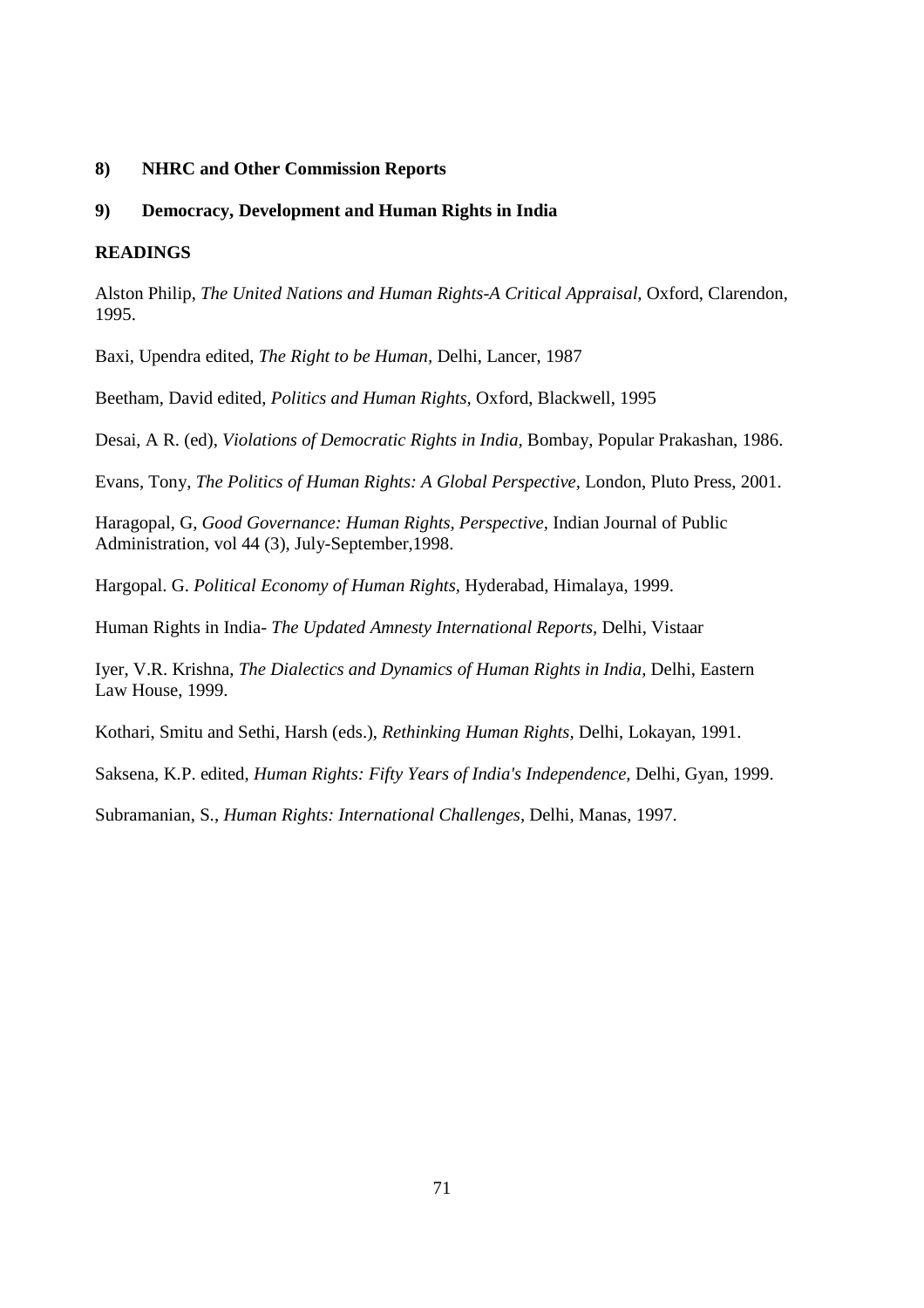**8) NHRC and Other Commission Reports**

**9) Democracy, Development and Human Rights in India**

**READINGS**

Alston Philip, *The United Nations and Human Rights-A Critical Appraisal,* Oxford, Clarendon, 1995.

Baxi, Upendra edited, *The Right to be Human,* Delhi, Lancer, 1987

Beetham, David edited, *Politics and Human Rights,* Oxford, Blackwell, 1995

Desai, A R. (ed), *Violations of Democratic Rights in India,* Bombay, Popular Prakashan, 1986.

Evans, Tony, *The Politics of Human Rights: A Global Perspective,* London, Pluto Press, 2001.

Haragopal, G, *Good Governance: Human Rights, Perspective,* Indian Journal of Public Administration, vol 44 (3), July-September,1998.

Hargopal. G. *Political Economy of Human Rights,* Hyderabad, Himalaya, 1999.

Human Rights in India- *The Updated Amnesty International Reports,* Delhi, Vistaar

Iyer, V.R. Krishna, *The Dialectics and Dynamics of Human Rights in India,* Delhi, Eastern Law House, 1999.

Kothari, Smitu and Sethi, Harsh (eds.), *Rethinking Human Rights,* Delhi, Lokayan, 1991.

Saksena, K.P. edited, *Human Rights: Fifty Years of India's Independence,* Delhi, Gyan, 1999.

Subramanian, S., *Human Rights: International Challenges,* Delhi, Manas, 1997.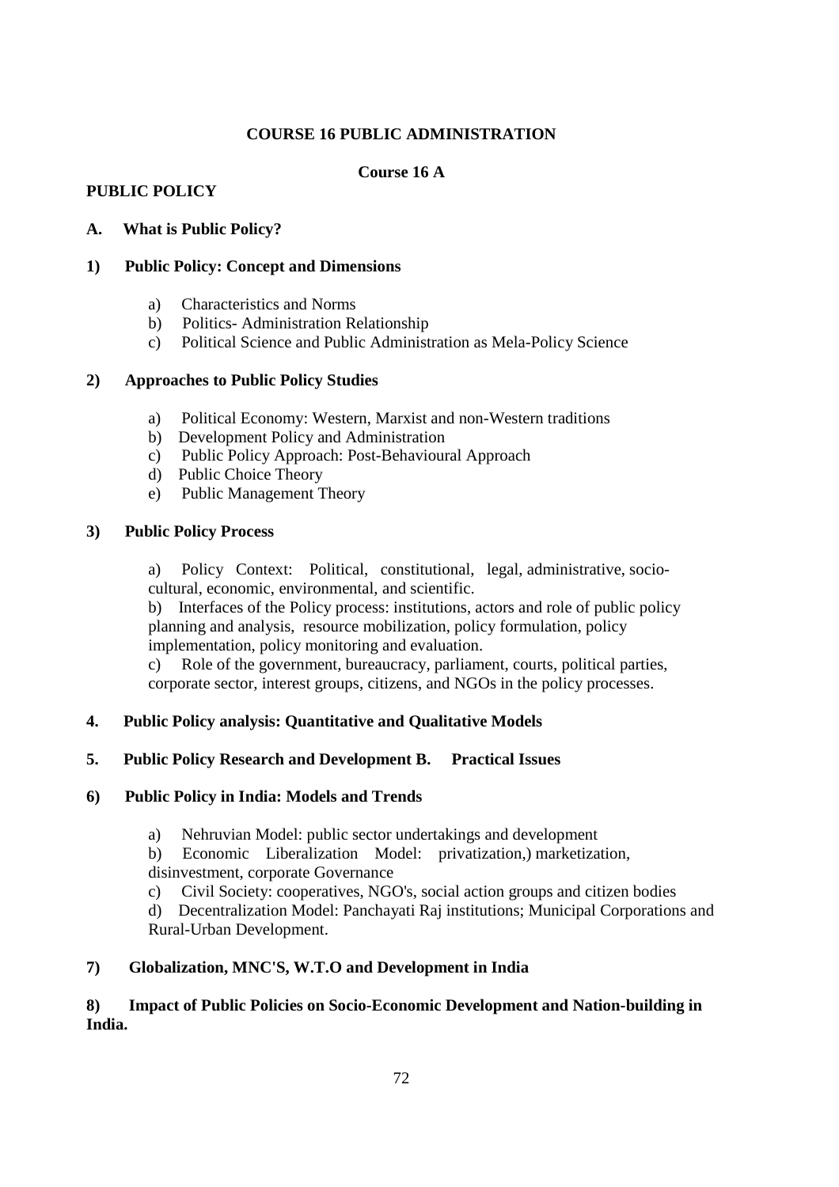**COURSE 16 PUBLIC ADMINISTRATION**

**Course 16 A**

**PUBLIC POLICY**

**A. What is Public Policy?**

**1) Public Policy: Concept and Dimensions**

a) Characteristics and Norms
b) Politics- Administration Relationship
c) Political Science and Public Administration as Mela-Policy Science

**2) Approaches to Public Policy Studies**

a) Political Economy: Western, Marxist and non-Western traditions
b) Development Policy and Administration
c) Public Policy Approach: Post-Behavioural Approach
d) Public Choice Theory
e) Public Management Theory

**3) Public Policy Process**

a) Policy Context: Political, constitutional, legal, administrative, socio-cultural, economic, environmental, and scientific.

b) Interfaces of the Policy process: institutions, actors and role of public policy planning and analysis, resource mobilization, policy formulation, policy implementation, policy monitoring and evaluation.

c) Role of the government, bureaucracy, parliament, courts, political parties, corporate sector, interest groups, citizens, and NGOs in the policy processes.

**4. Public Policy analysis: Quantitative and Qualitative Models**

**5. Public Policy Research and Development B. Practical Issues**

**6) Public Policy in India: Models and Trends**

a) Nehruvian Model: public sector undertakings and development

b) Economic Liberalization Model: privatization,) marketization, disinvestment, corporate Governance

c) Civil Society: cooperatives, NGO's, social action groups and citizen bodies

d) Decentralization Model: Panchayati Raj institutions; Municipal Corporations and Rural-Urban Development.

**7) Globalization, MNC'S, W.T.O and Development in India**

**8) Impact of Public Policies on Socio-Economic Development and Nation-building in India.**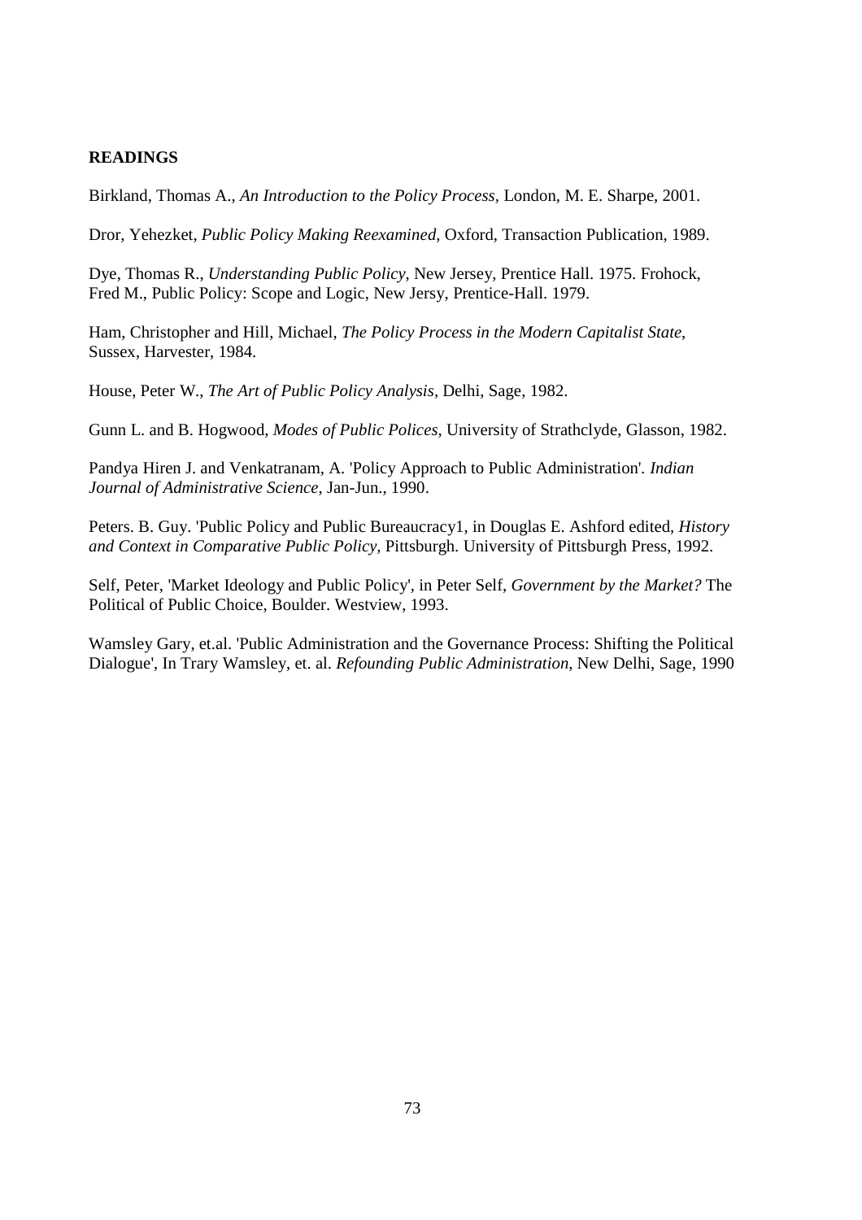**READINGS**

Birkland, Thomas A., *An Introduction to the Policy Process*, London, M. E. Sharpe, 2001.

Dror, Yehezket, *Public Policy Making Reexamined,* Oxford, Transaction Publication, 1989.

Dye, Thomas R., *Understanding Public Policy*, New Jersey, Prentice Hall. 1975. Frohock, Fred M., Public Policy: Scope and Logic, New Jersy, Prentice-Hall. 1979.

Ham, Christopher and Hill, Michael, *The Policy Process in the Modern Capitalist State*, Sussex, Harvester, 1984.

House, Peter W., *The Art of Public Policy Analysis*, Delhi, Sage, 1982.

Gunn L. and B. Hogwood, *Modes of Public Polices,* University of Strathclyde, Glasson, 1982.

Pandya Hiren J. and Venkatranam, A. 'Policy Approach to Public Administration'. *Indian Journal of Administrative Science,* Jan-Jun., 1990.

Peters. B. Guy. 'Public Policy and Public Bureaucracy1, in Douglas E. Ashford edited, *History and Context in Comparative Public Policy,* Pittsburgh. University of Pittsburgh Press, 1992.

Self, Peter, 'Market Ideology and Public Policy', in Peter Self, *Government by the Market?* The Political of Public Choice, Boulder. Westview, 1993.

Wamsley Gary, et.al. 'Public Administration and the Governance Process: Shifting the Political Dialogue', In Trary Wamsley, et. al. *Refounding Public Administration*, New Delhi, Sage, 1990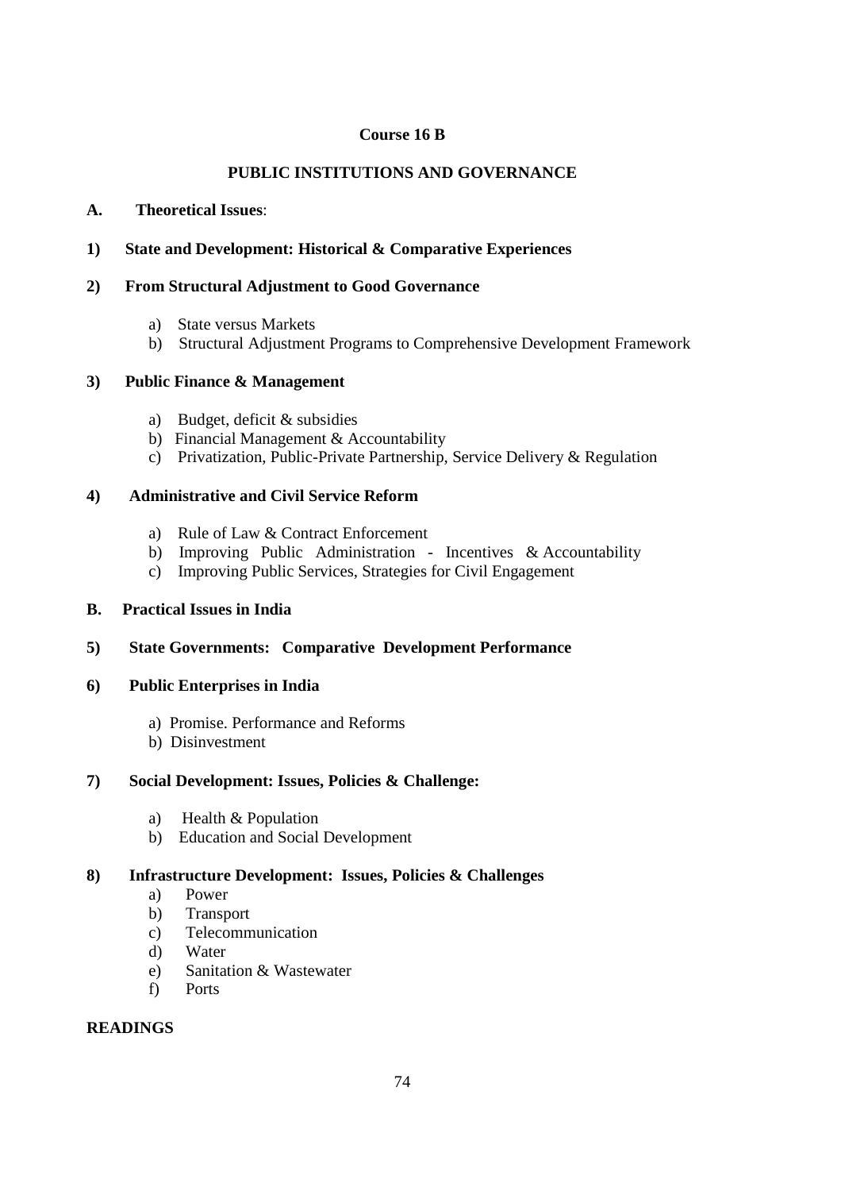**Course 16 B**

# PUBLIC INSTITUTIONS AND GOVERNANCE

## A. Theoretical Issues:

### 1) State and Development: Historical & Comparative Experiences

### 2) From Structural Adjustment to Good Governance

a) State versus Markets
b) Structural Adjustment Programs to Comprehensive Development Framework

### 3) Public Finance & Management

a) Budget, deficit & subsidies
b) Financial Management & Accountability
c) Privatization, Public-Private Partnership, Service Delivery & Regulation

### 4) Administrative and Civil Service Reform

a) Rule of Law & Contract Enforcement
b) Improving Public Administration - Incentives & Accountability
c) Improving Public Services, Strategies for Civil Engagement

## B. Practical Issues in India

### 5) State Governments: Comparative Development Performance

### 6) Public Enterprises in India

a) Promise. Performance and Reforms
b) Disinvestment

### 7) Social Development: Issues, Policies & Challenge:

a) Health & Population
b) Education and Social Development

### 8) Infrastructure Development: Issues, Policies & Challenges

a) Power
b) Transport
c) Telecommunication
d) Water
e) Sanitation & Wastewater
f) Ports

## READINGS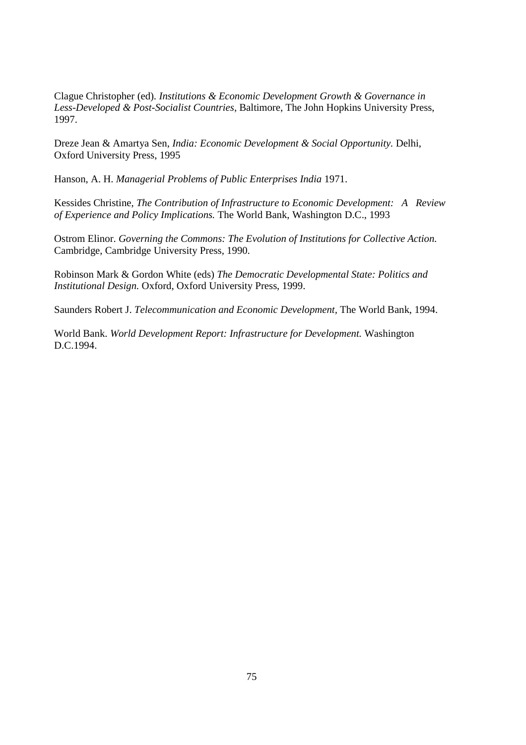Clague Christopher (ed). *Institutions & Economic Development Growth & Governance in Less-Developed & Post-Socialist Countries*, Baltimore, The John Hopkins University Press, 1997.

Dreze Jean & Amartya Sen, *India: Economic Development & Social Opportunity.* Delhi, Oxford University Press, 1995

Hanson, A. H. *Managerial Problems of Public Enterprises India* 1971.

Kessides Christine, *The Contribution of Infrastructure to Economic Development: A Review of Experience and Policy Implications.* The World Bank, Washington D.C., 1993

Ostrom Elinor. *Governing the Commons: The Evolution of Institutions for Collective Action.* Cambridge, Cambridge University Press, 1990.

Robinson Mark & Gordon White (eds) *The Democratic Developmental State: Politics and Institutional Design.* Oxford, Oxford University Press, 1999.

Saunders Robert J. *Telecommunication and Economic Development,* The World Bank, 1994.

World Bank. *World Development Report: Infrastructure for Development.* Washington D.C.1994.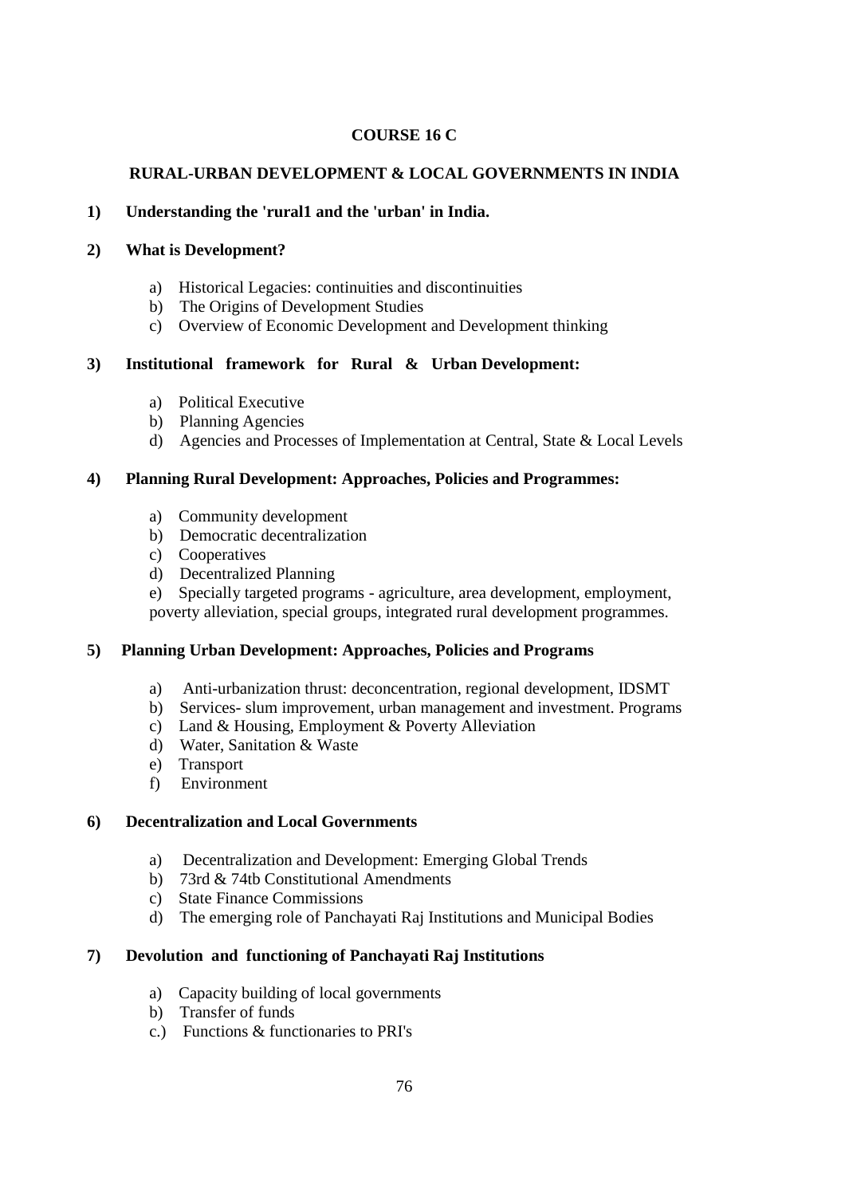## COURSE 16 C

## RURAL-URBAN DEVELOPMENT & LOCAL GOVERNMENTS IN INDIA

**1) Understanding the 'rural1 and the 'urban' in India.**

**2) What is Development?**

a) Historical Legacies: continuities and discontinuities
b) The Origins of Development Studies
c) Overview of Economic Development and Development thinking

**3) Institutional framework for Rural & Urban Development:**

a) Political Executive
b) Planning Agencies
d) Agencies and Processes of Implementation at Central, State & Local Levels

**4) Planning Rural Development: Approaches, Policies and Programmes:**

a) Community development
b) Democratic decentralization
c) Cooperatives
d) Decentralized Planning
e) Specially targeted programs - agriculture, area development, employment, poverty alleviation, special groups, integrated rural development programmes.

**5) Planning Urban Development: Approaches, Policies and Programs**

a) Anti-urbanization thrust: deconcentration, regional development, IDSMT
b) Services- slum improvement, urban management and investment. Programs
c) Land & Housing, Employment & Poverty Alleviation
d) Water, Sanitation & Waste
e) Transport
f) Environment

**6) Decentralization and Local Governments**

a) Decentralization and Development: Emerging Global Trends
b) 73rd & 74tb Constitutional Amendments
c) State Finance Commissions
d) The emerging role of Panchayati Raj Institutions and Municipal Bodies

**7) Devolution and functioning of Panchayati Raj Institutions**

a) Capacity building of local governments
b) Transfer of funds
c.) Functions & functionaries to PRI's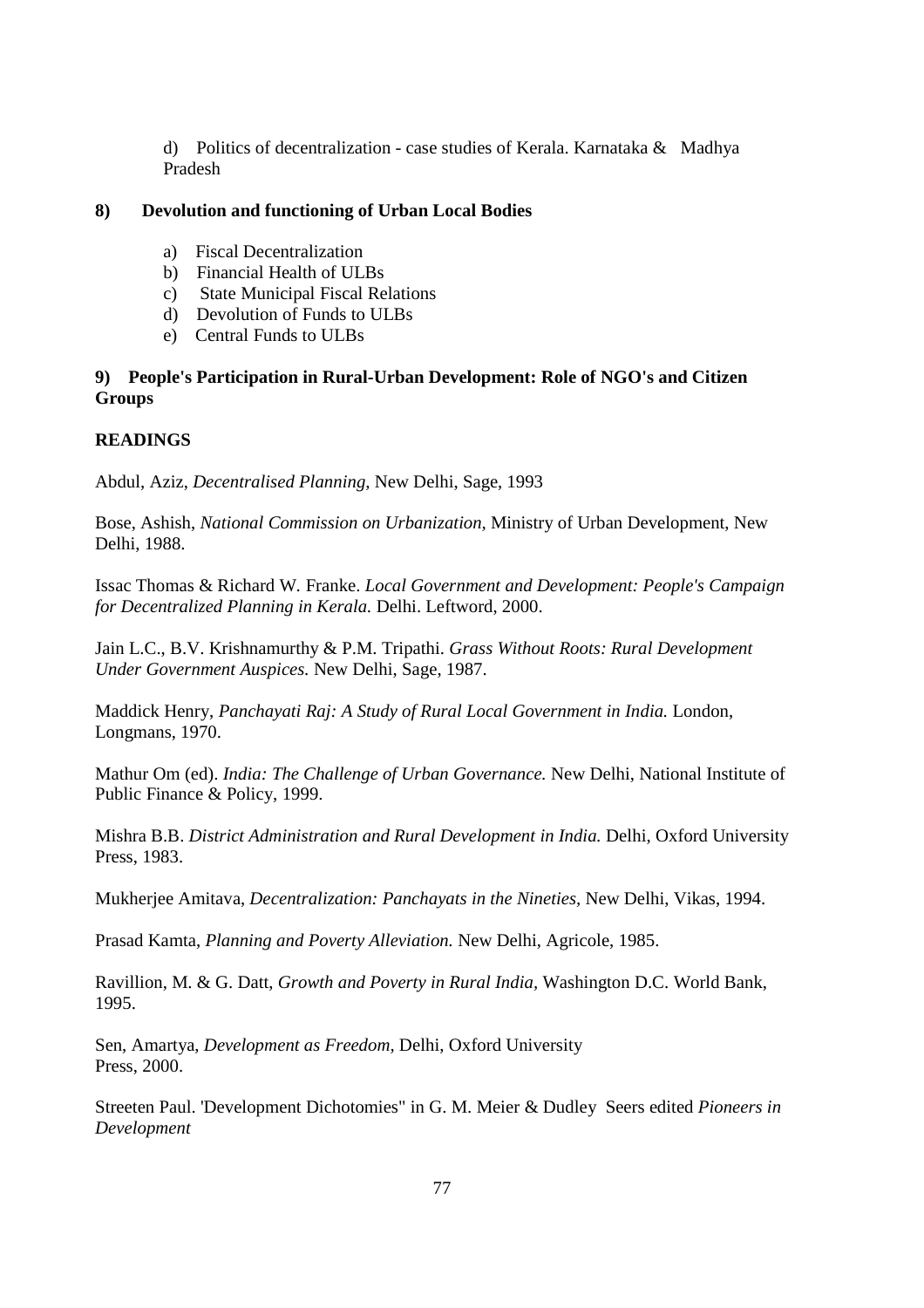d) Politics of decentralization - case studies of Kerala. Karnataka & Madhya Pradesh

**8) Devolution and functioning of Urban Local Bodies**

a) Fiscal Decentralization
b) Financial Health of ULBs
c) State Municipal Fiscal Relations
d) Devolution of Funds to ULBs
e) Central Funds to ULBs

**9) People's Participation in Rural-Urban Development: Role of NGO's and Citizen Groups**

**READINGS**

Abdul, Aziz, *Decentralised Planning,* New Delhi, Sage, 1993

Bose, Ashish, *National Commission on Urbanization,* Ministry of Urban Development, New Delhi, 1988.

Issac Thomas & Richard W. Franke. *Local Government and Development: People's Campaign for Decentralized Planning in Kerala.* Delhi. Leftword, 2000.

Jain L.C., B.V. Krishnamurthy & P.M. Tripathi. *Grass Without Roots: Rural Development Under Government Auspices.* New Delhi, Sage, 1987.

Maddick Henry, *Panchayati Raj: A Study of Rural Local Government in India.* London, Longmans, 1970.

Mathur Om (ed). *India: The Challenge of Urban Governance.* New Delhi, National Institute of Public Finance & Policy, 1999.

Mishra B.B. *District Administration and Rural Development in India.* Delhi, Oxford University Press, 1983.

Mukherjee Amitava, *Decentralization: Panchayats in the Nineties*, New Delhi, Vikas, 1994.

Prasad Kamta, *Planning and Poverty Alleviation.* New Delhi, Agricole, 1985.

Ravillion, M. & G. Datt, *Growth and Poverty in Rural India*, Washington D.C. World Bank, 1995.

Sen, Amartya, *Development as Freedom,* Delhi, Oxford University Press, 2000.

Streeten Paul. 'Development Dichotomies" in G. M. Meier & Dudley Seers edited *Pioneers in Development*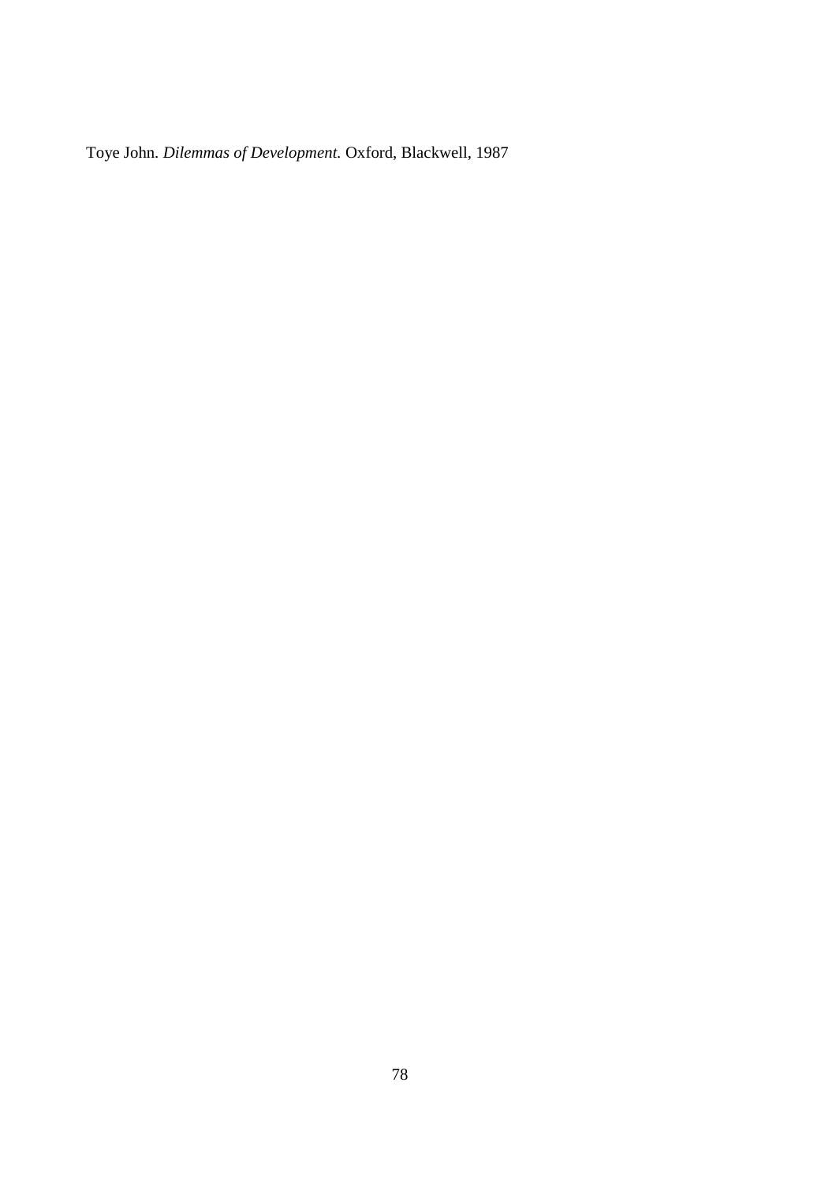Toye John. *Dilemmas of Development.* Oxford, Blackwell, 1987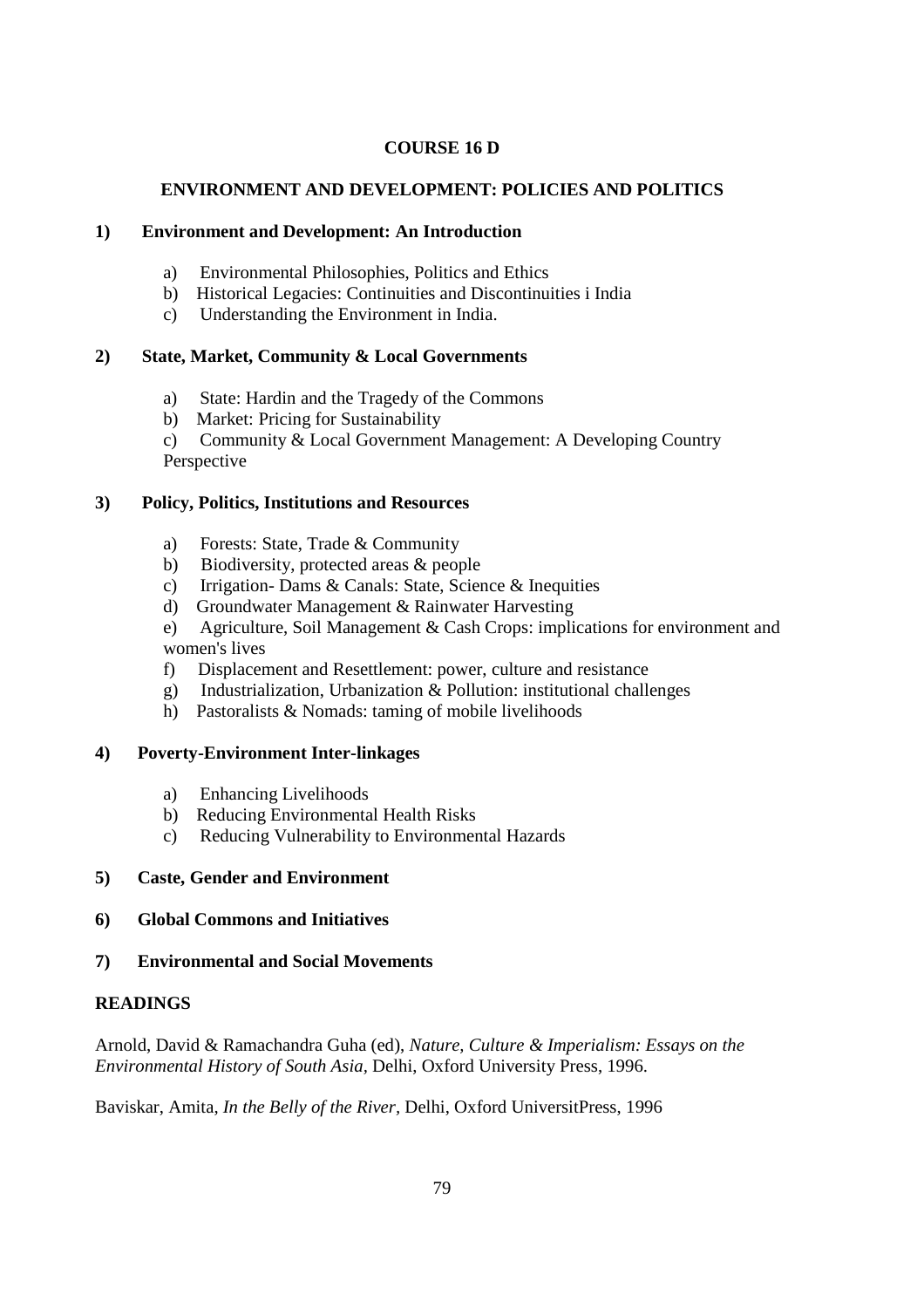**COURSE 16 D**

**ENVIRONMENT AND DEVELOPMENT: POLICIES AND POLITICS**

**1) Environment and Development: An Introduction**

a) Environmental Philosophies, Politics and Ethics
b) Historical Legacies: Continuities and Discontinuities i India
c) Understanding the Environment in India.

**2) State, Market, Community & Local Governments**

a) State: Hardin and the Tragedy of the Commons
b) Market: Pricing for Sustainability
c) Community & Local Government Management: A Developing Country Perspective

**3) Policy, Politics, Institutions and Resources**

a) Forests: State, Trade & Community
b) Biodiversity, protected areas & people
c) Irrigation- Dams & Canals: State, Science & Inequities
d) Groundwater Management & Rainwater Harvesting
e) Agriculture, Soil Management & Cash Crops: implications for environment and women's lives
f) Displacement and Resettlement: power, culture and resistance
g) Industrialization, Urbanization & Pollution: institutional challenges
h) Pastoralists & Nomads: taming of mobile livelihoods

**4) Poverty-Environment Inter-linkages**

a) Enhancing Livelihoods
b) Reducing Environmental Health Risks
c) Reducing Vulnerability to Environmental Hazards

**5) Caste, Gender and Environment**

**6) Global Commons and Initiatives**

**7) Environmental and Social Movements**

**READINGS**

Arnold, David & Ramachandra Guha (ed), *Nature, Culture & Imperialism: Essays on the Environmental History of South Asia*, Delhi, Oxford University Press, 1996.

Baviskar, Amita, *In the Belly of the River*, Delhi, Oxford UniversitPress, 1996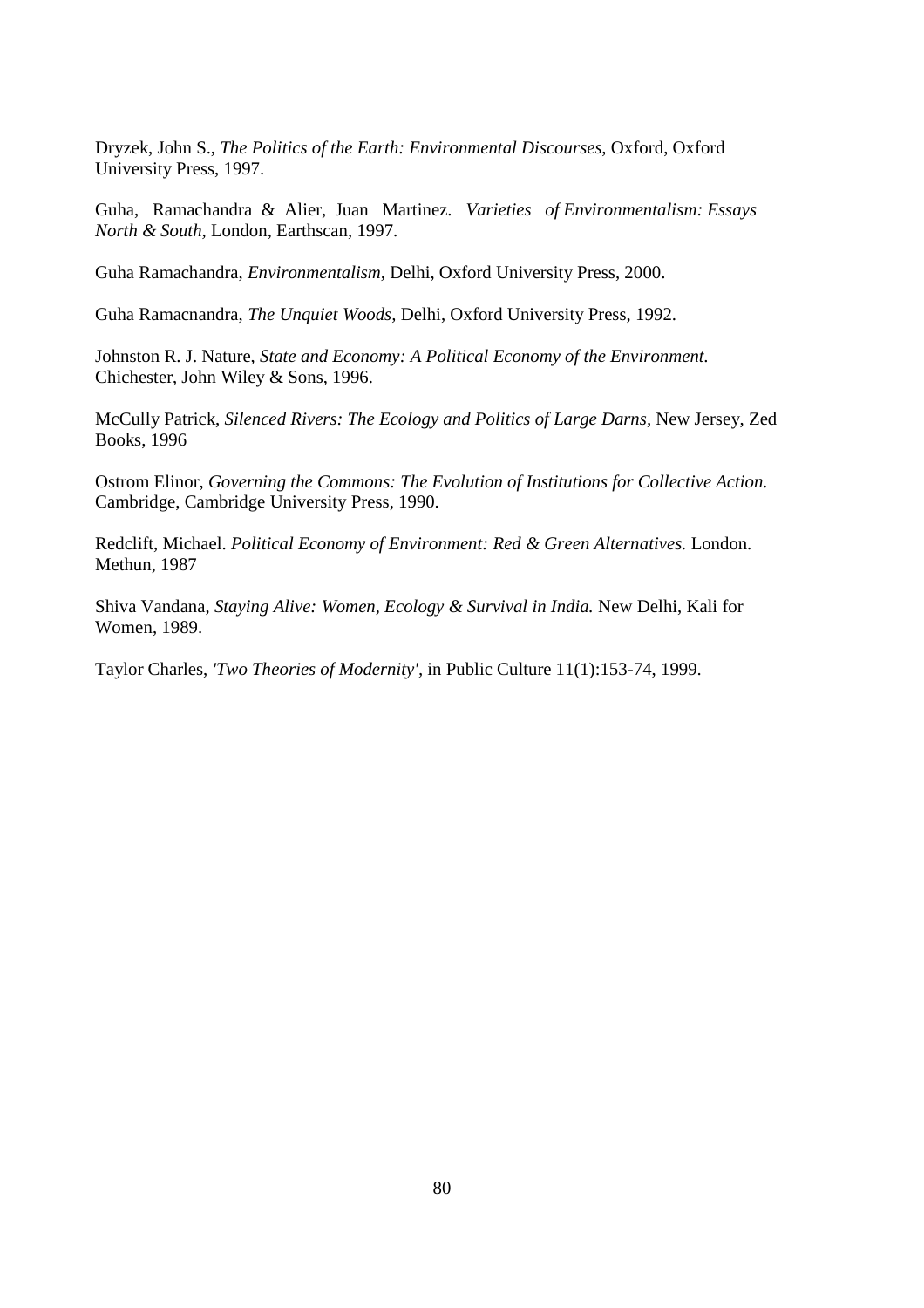Dryzek, John S., *The Politics of the Earth: Environmental Discourses,* Oxford, Oxford University Press, 1997.

Guha, Ramachandra & Alier, Juan Martinez. *Varieties of Environmentalism: Essays North & South,* London, Earthscan, 1997.

Guha Ramachandra, *Environmentalism,* Delhi, Oxford University Press, 2000.

Guha Ramacnandra, *The Unquiet Woods,* Delhi, Oxford University Press, 1992.

Johnston R. J. Nature, *State and Economy: A Political Economy of the Environment.* Chichester, John Wiley & Sons, 1996.

McCully Patrick, *Silenced Rivers: The Ecology and Politics of Large Darns,* New Jersey, Zed Books, 1996

Ostrom Elinor, *Governing the Commons: The Evolution of Institutions for Collective Action.* Cambridge, Cambridge University Press, 1990.

Redclift, Michael. *Political Economy of Environment: Red & Green Alternatives.* London. Methun, 1987

Shiva Vandana, *Staying Alive: Women, Ecology & Survival in India.* New Delhi, Kali for Women, 1989.

Taylor Charles, *'Two Theories of Modernity',* in Public Culture 11(1):153-74, 1999.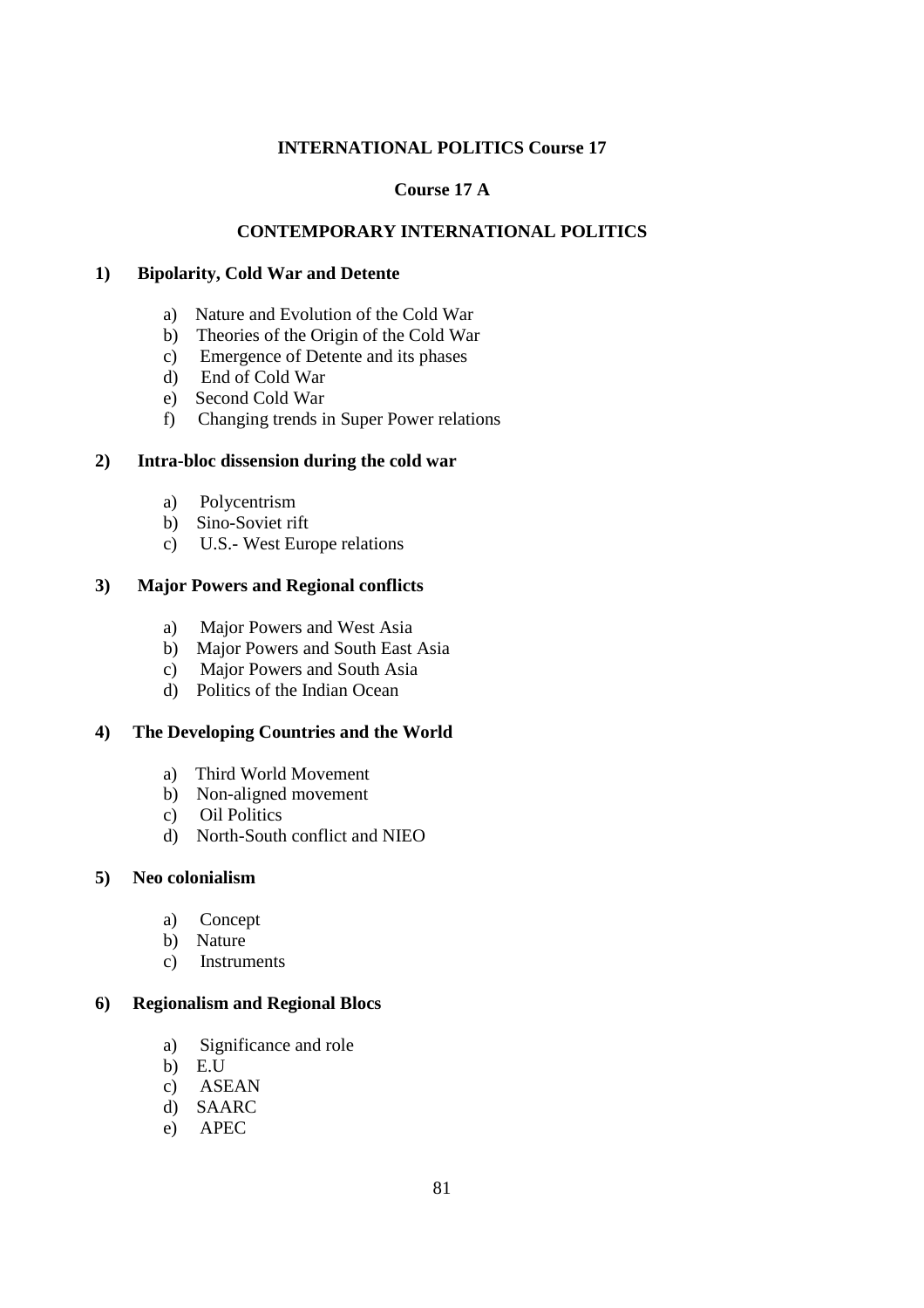# INTERNATIONAL POLITICS Course 17

## Course 17 A

## CONTEMPORARY INTERNATIONAL POLITICS

**1) Bipolarity, Cold War and Detente**

a) Nature and Evolution of the Cold War
b) Theories of the Origin of the Cold War
c) Emergence of Detente and its phases
d) End of Cold War
e) Second Cold War
f) Changing trends in Super Power relations

**2) Intra-bloc dissension during the cold war**

a) Polycentrism
b) Sino-Soviet rift
c) U.S.- West Europe relations

**3) Major Powers and Regional conflicts**

a) Major Powers and West Asia
b) Major Powers and South East Asia
c) Major Powers and South Asia
d) Politics of the Indian Ocean

**4) The Developing Countries and the World**

a) Third World Movement
b) Non-aligned movement
c) Oil Politics
d) North-South conflict and NIEO

**5) Neo colonialism**

a) Concept
b) Nature
c) Instruments

**6) Regionalism and Regional Blocs**

a) Significance and role
b) E.U
c) ASEAN
d) SAARC
e) APEC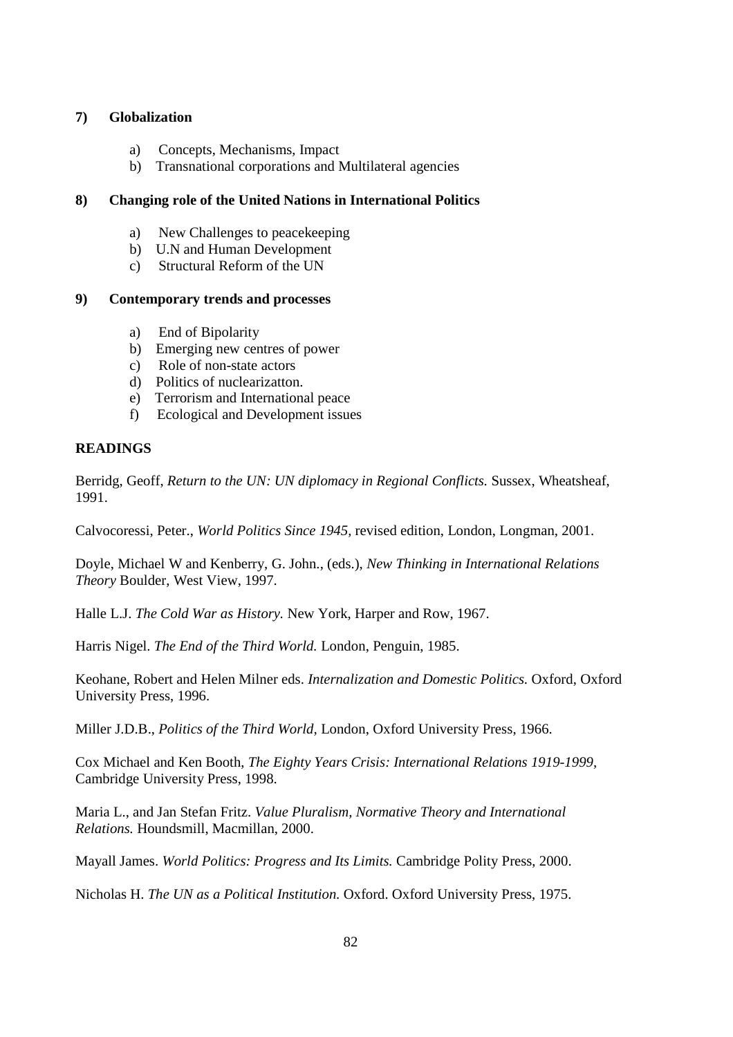**7) Globalization**

a) Concepts, Mechanisms, Impact
b) Transnational corporations and Multilateral agencies

**8) Changing role of the United Nations in International Politics**

a) New Challenges to peacekeeping
b) U.N and Human Development
c) Structural Reform of the UN

**9) Contemporary trends and processes**

a) End of Bipolarity
b) Emerging new centres of power
c) Role of non-state actors
d) Politics of nuclearizatton.
e) Terrorism and International peace
f) Ecological and Development issues

**READINGS**

Berridg, Geoff, *Return to the UN: UN diplomacy in Regional Conflicts.* Sussex, Wheatsheaf, 1991.

Calvocoressi, Peter., *World Politics Since 1945,* revised edition, London, Longman, 2001.

Doyle, Michael W and Kenberry, G. John., (eds.), *New Thinking in International Relations Theory* Boulder, West View, 1997.

Halle L.J. *The Cold War as History.* New York, Harper and Row, 1967.

Harris Nigel. *The End of the Third World.* London, Penguin, 1985.

Keohane, Robert and Helen Milner eds. *Internalization and Domestic Politics.* Oxford, Oxford University Press, 1996.

Miller J.D.B., *Politics of the Third World,* London, Oxford University Press, 1966.

Cox Michael and Ken Booth, *The Eighty Years Crisis: International Relations 1919-1999,* Cambridge University Press, 1998.

Maria L., and Jan Stefan Fritz. *Value Pluralism, Normative Theory and International Relations.* Houndsmill, Macmillan, 2000.

Mayall James. *World Politics: Progress and Its Limits.* Cambridge Polity Press, 2000.

Nicholas H. *The UN as a Political Institution.* Oxford. Oxford University Press, 1975.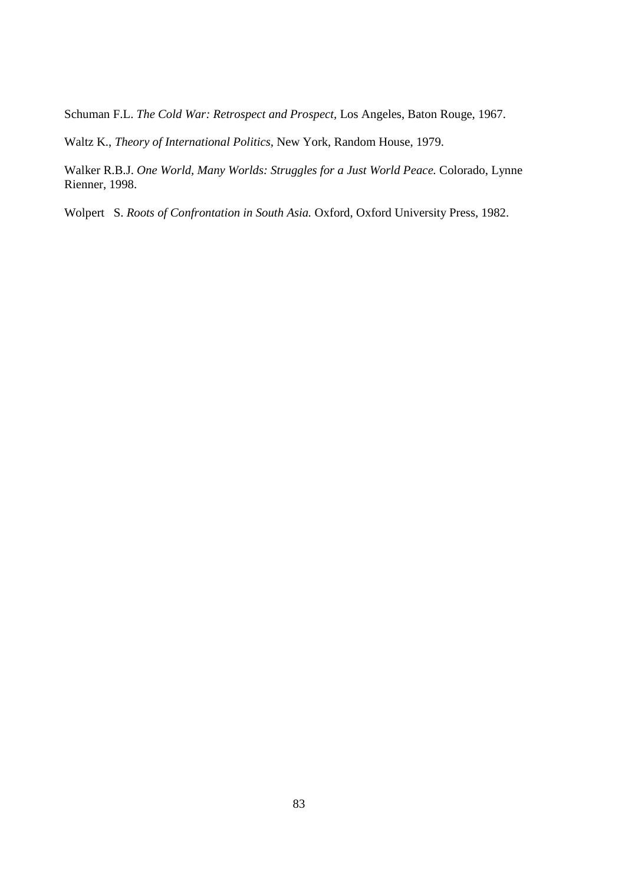Schuman F.L. *The Cold War: Retrospect and Prospect,* Los Angeles, Baton Rouge, 1967.

Waltz K., *Theory of International Politics,* New York, Random House, 1979.

Walker R.B.J. *One World, Many Worlds: Struggles for a Just World Peace.* Colorado, Lynne Rienner, 1998.

Wolpert S. *Roots of Confrontation in South Asia.* Oxford, Oxford University Press, 1982.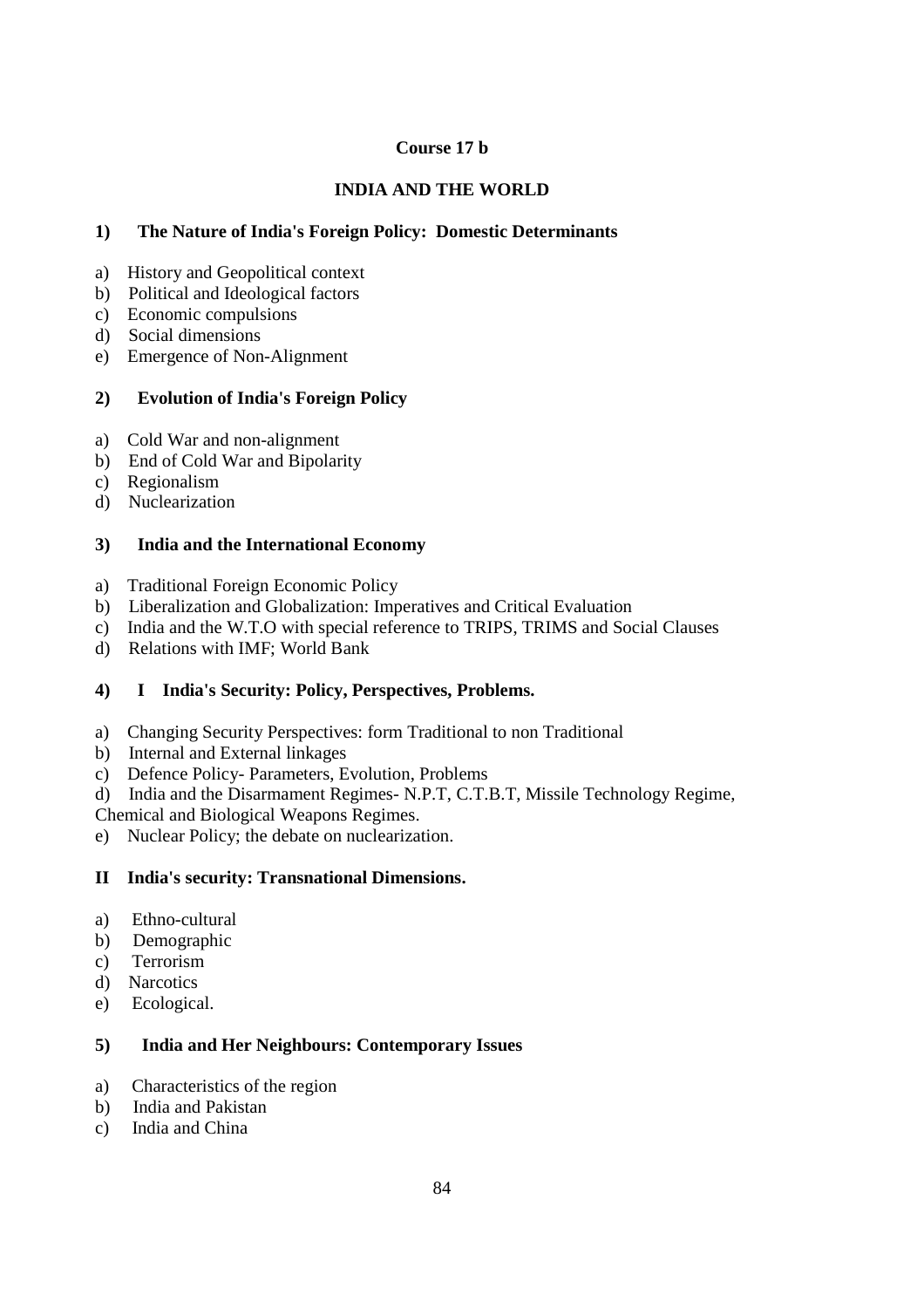**Course 17 b**

**INDIA AND THE WORLD**

**1) The Nature of India's Foreign Policy: Domestic Determinants**

a) History and Geopolitical context
b) Political and Ideological factors
c) Economic compulsions
d) Social dimensions
e) Emergence of Non-Alignment

**2) Evolution of India's Foreign Policy**

a) Cold War and non-alignment
b) End of Cold War and Bipolarity
c) Regionalism
d) Nuclearization

**3) India and the International Economy**

a) Traditional Foreign Economic Policy
b) Liberalization and Globalization: Imperatives and Critical Evaluation
c) India and the W.T.O with special reference to TRIPS, TRIMS and Social Clauses
d) Relations with IMF; World Bank

**4) I India's Security: Policy, Perspectives, Problems.**

a) Changing Security Perspectives: form Traditional to non Traditional
b) Internal and External linkages
c) Defence Policy- Parameters, Evolution, Problems
d) India and the Disarmament Regimes- N.P.T, C.T.B.T, Missile Technology Regime, Chemical and Biological Weapons Regimes.
e) Nuclear Policy; the debate on nuclearization.

**II India's security: Transnational Dimensions.**

a) Ethno-cultural
b) Demographic
c) Terrorism
d) Narcotics
e) Ecological.

**5) India and Her Neighbours: Contemporary Issues**

a) Characteristics of the region
b) India and Pakistan
c) India and China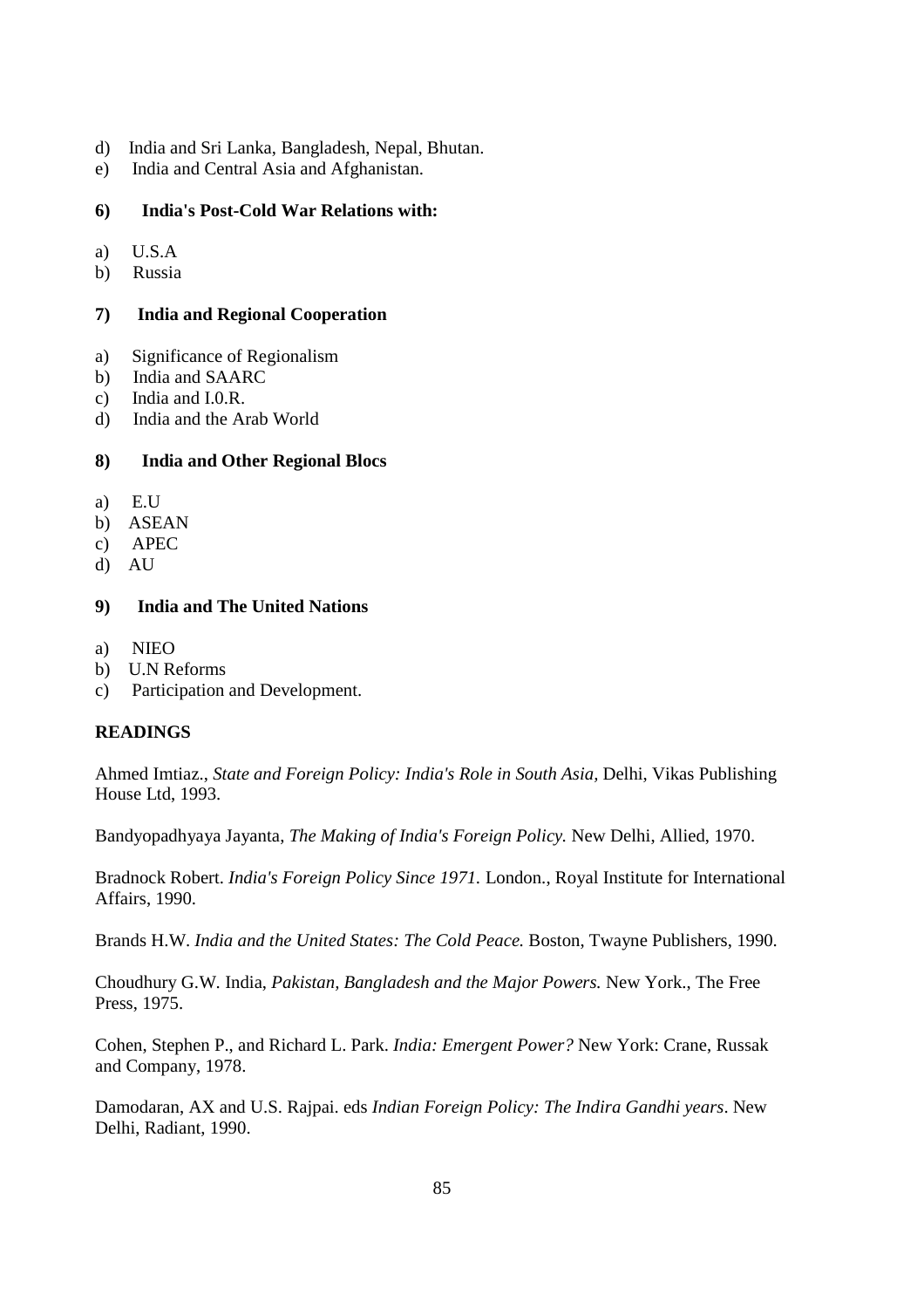d) India and Sri Lanka, Bangladesh, Nepal, Bhutan.
e) India and Central Asia and Afghanistan.

**6) India's Post-Cold War Relations with:**

a) U.S.A
b) Russia

**7) India and Regional Cooperation**

a) Significance of Regionalism
b) India and SAARC
c) India and I.0.R.
d) India and the Arab World

**8) India and Other Regional Blocs**

a) E.U
b) ASEAN
c) APEC
d) AU

**9) India and The United Nations**

a) NIEO
b) U.N Reforms
c) Participation and Development.

**READINGS**

Ahmed Imtiaz., *State and Foreign Policy: India's Role in South Asia,* Delhi, Vikas Publishing House Ltd, 1993.

Bandyopadhyaya Jayanta, *The Making of India's Foreign Policy.* New Delhi, Allied, 1970.

Bradnock Robert. *India's Foreign Policy Since 1971.* London., Royal Institute for International Affairs, 1990.

Brands H.W. *India and the United States: The Cold Peace.* Boston, Twayne Publishers, 1990.

Choudhury G.W. India, *Pakistan, Bangladesh and the Major Powers.* New York., The Free Press, 1975.

Cohen, Stephen P., and Richard L. Park. *India: Emergent Power?* New York: Crane, Russak and Company, 1978.

Damodaran, AX and U.S. Rajpai. eds *Indian Foreign Policy: The Indira Gandhi years*. New Delhi, Radiant, 1990.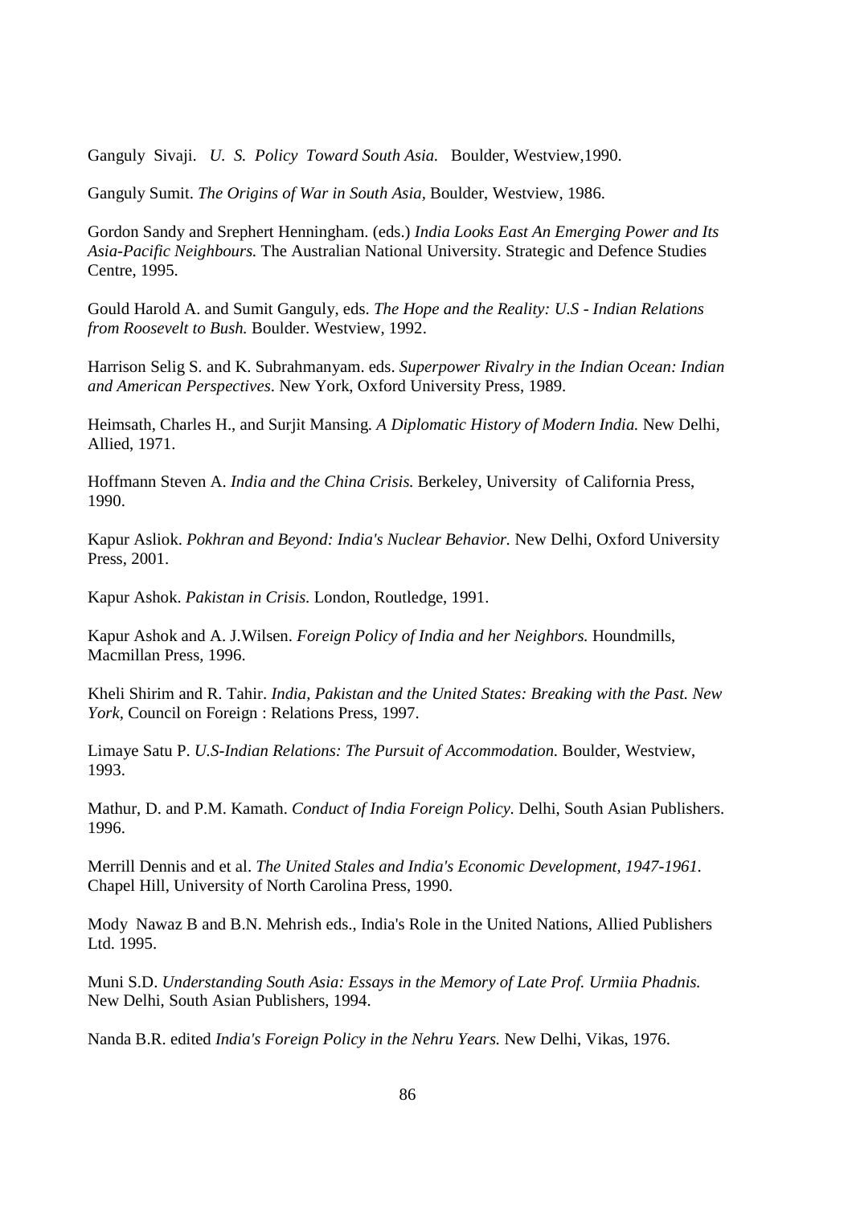Ganguly Sivaji. *U. S. Policy Toward South Asia.* Boulder, Westview,1990.

Ganguly Sumit. *The Origins of War in South Asia*, Boulder, Westview, 1986.

Gordon Sandy and Srephert Henningham. (eds.) *India Looks East An Emerging Power and Its Asia-Pacific Neighbours.* The Australian National University. Strategic and Defence Studies Centre, 1995.

Gould Harold A. and Sumit Ganguly, eds. *The Hope and the Reality: U.S - Indian Relations from Roosevelt to Bush.* Boulder. Westview, 1992.

Harrison Selig S. and K. Subrahmanyam. eds. *Superpower Rivalry in the Indian Ocean: Indian and American Perspectives*. New York, Oxford University Press, 1989.

Heimsath, Charles H., and Surjit Mansing. *A Diplomatic History of Modern India.* New Delhi, Allied, 1971.

Hoffmann Steven A. *India and the China Crisis.* Berkeley, University of California Press, 1990.

Kapur Asliok. *Pokhran and Beyond: India's Nuclear Behavior.* New Delhi, Oxford University Press, 2001.

Kapur Ashok. *Pakistan in Crisis.* London, Routledge, 1991.

Kapur Ashok and A. J.Wilsen. *Foreign Policy of India and her Neighbors.* Houndmills, Macmillan Press, 1996.

Kheli Shirim and R. Tahir. *India, Pakistan and the United States: Breaking with the Past. New York,* Council on Foreign : Relations Press, 1997.

Limaye Satu P. *U.S-Indian Relations: The Pursuit of Accommodation.* Boulder, Westview, 1993.

Mathur, D. and P.M. Kamath. *Conduct of India Foreign Policy.* Delhi, South Asian Publishers. 1996.

Merrill Dennis and et al. *The United Stales and India's Economic Development, 1947-1961.* Chapel Hill, University of North Carolina Press, 1990.

Mody Nawaz B and B.N. Mehrish eds., India's Role in the United Nations, Allied Publishers Ltd. 1995.

Muni S.D. *Understanding South Asia: Essays in the Memory of Late Prof. Urmiia Phadnis.* New Delhi, South Asian Publishers, 1994.

Nanda B.R. edited *India's Foreign Policy in the Nehru Years.* New Delhi, Vikas, 1976.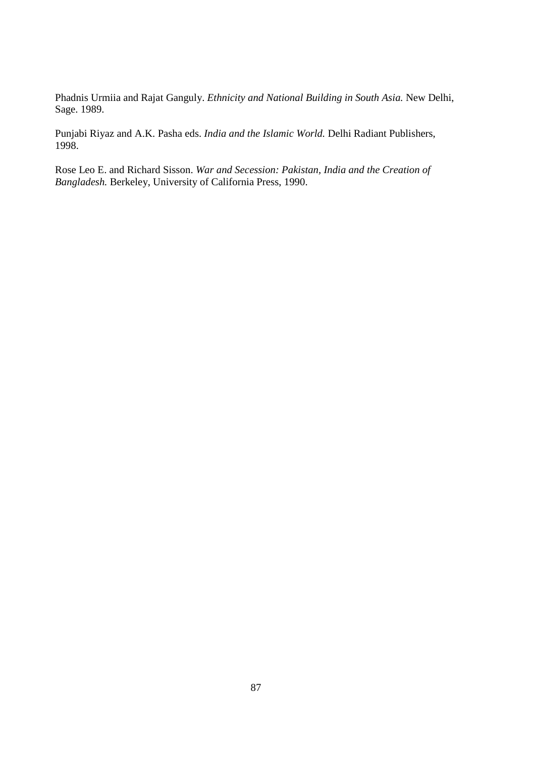Phadnis Urmiia and Rajat Ganguly. *Ethnicity and National Building in South Asia.* New Delhi, Sage. 1989.

Punjabi Riyaz and A.K. Pasha eds. *India and the Islamic World.* Delhi Radiant Publishers, 1998.

Rose Leo E. and Richard Sisson. *War and Secession: Pakistan, India and the Creation of Bangladesh.* Berkeley, University of California Press, 1990.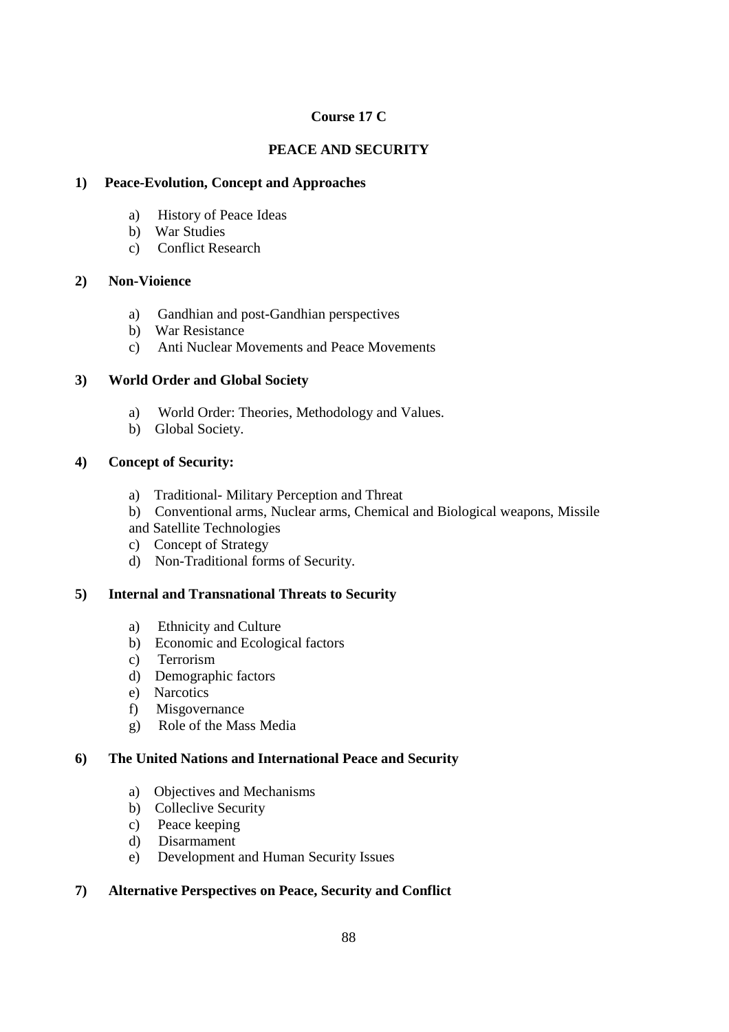**Course 17 C**

**PEACE AND SECURITY**

**1) Peace-Evolution, Concept and Approaches**

a) History of Peace Ideas
b) War Studies
c) Conflict Research

**2) Non-Vioience**

a) Gandhian and post-Gandhian perspectives
b) War Resistance
c) Anti Nuclear Movements and Peace Movements

**3) World Order and Global Society**

a) World Order: Theories, Methodology and Values.
b) Global Society.

**4) Concept of Security:**

a) Traditional- Military Perception and Threat
b) Conventional arms, Nuclear arms, Chemical and Biological weapons, Missile and Satellite Technologies
c) Concept of Strategy
d) Non-Traditional forms of Security.

**5) Internal and Transnational Threats to Security**

a) Ethnicity and Culture
b) Economic and Ecological factors
c) Terrorism
d) Demographic factors
e) Narcotics
f) Misgovernance
g) Role of the Mass Media

**6) The United Nations and International Peace and Security**

a) Objectives and Mechanisms
b) Colleclive Security
c) Peace keeping
d) Disarmament
e) Development and Human Security Issues

**7) Alternative Perspectives on Peace, Security and Conflict**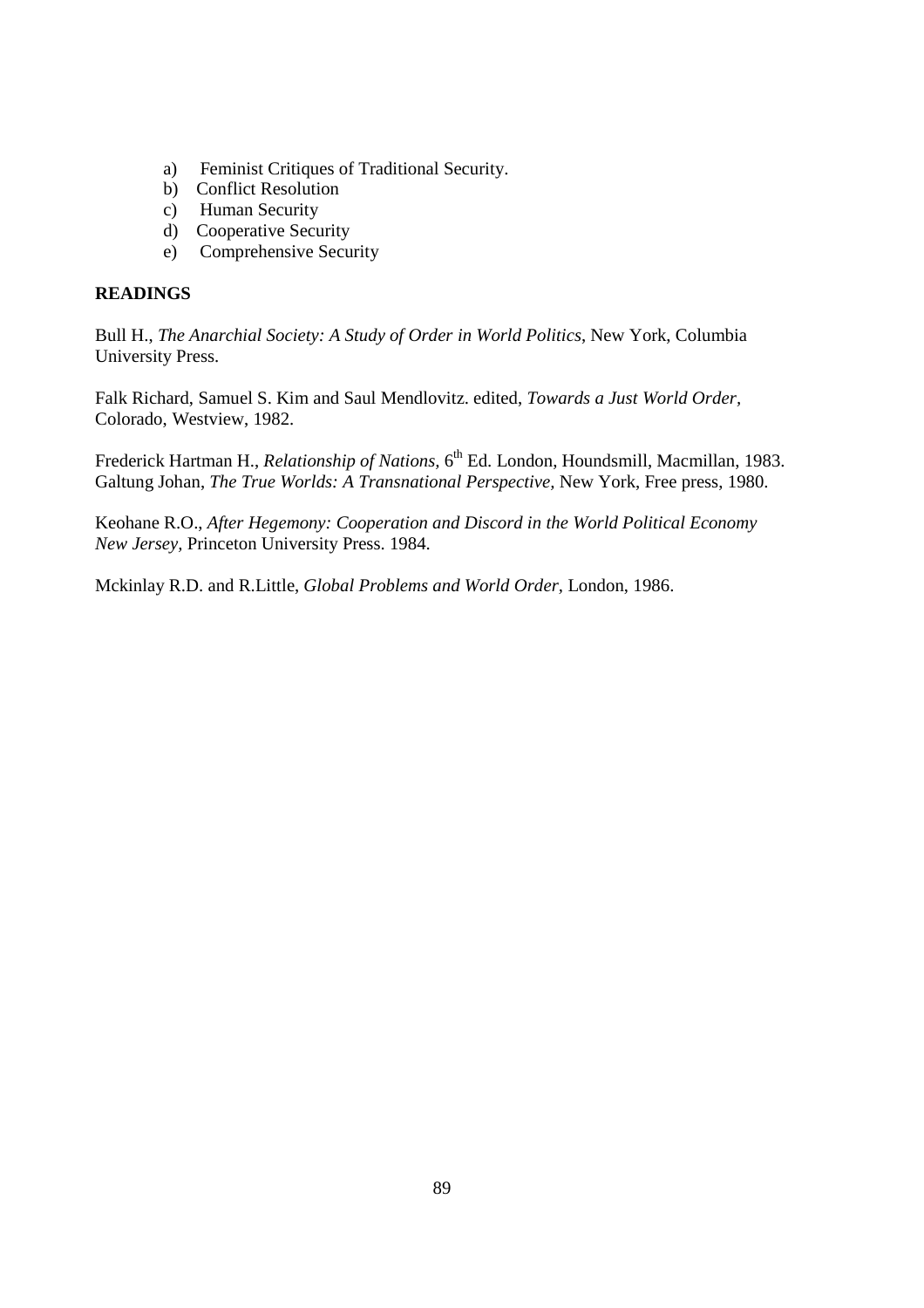a) Feminist Critiques of Traditional Security.
b) Conflict Resolution
c) Human Security
d) Cooperative Security
e) Comprehensive Security

**READINGS**

Bull H., *The Anarchial Society: A Study of Order in World Politics*, New York, Columbia University Press.

Falk Richard, Samuel S. Kim and Saul Mendlovitz. edited, *Towards a Just World Order*, Colorado, Westview, 1982.

Frederick Hartman H., *Relationship of Nations,* 6th Ed. London, Houndsmill, Macmillan, 1983. Galtung Johan, *The True Worlds: A Transnational Perspective,* New York, Free press, 1980.

Keohane R.O., *After Hegemony: Cooperation and Discord in the World Political Economy New Jersey*, Princeton University Press. 1984.

Mckinlay R.D. and R.Little, *Global Problems and World Order,* London, 1986.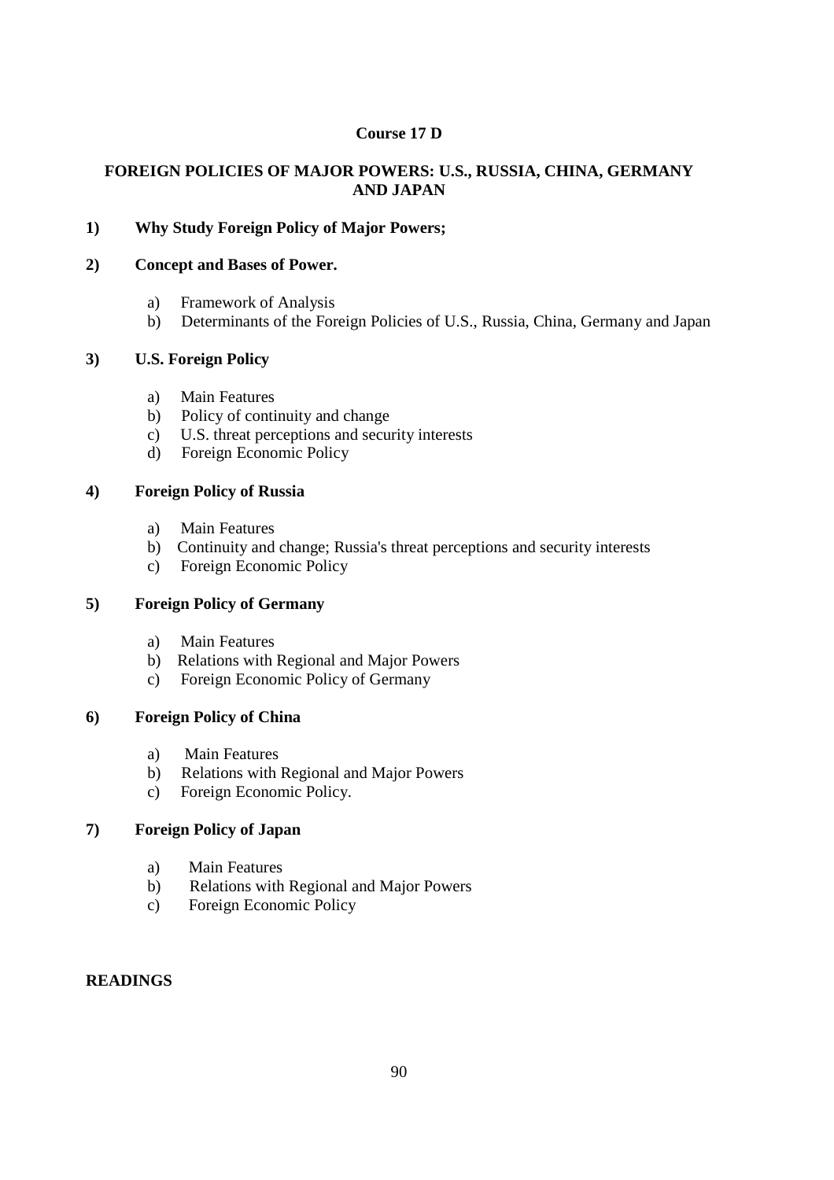**Course 17 D**

# FOREIGN POLICIES OF MAJOR POWERS: U.S., RUSSIA, CHINA, GERMANY AND JAPAN

**1) Why Study Foreign Policy of Major Powers;**

**2) Concept and Bases of Power.**

a) Framework of Analysis
b) Determinants of the Foreign Policies of U.S., Russia, China, Germany and Japan

**3) U.S. Foreign Policy**

a) Main Features
b) Policy of continuity and change
c) U.S. threat perceptions and security interests
d) Foreign Economic Policy

**4) Foreign Policy of Russia**

a) Main Features
b) Continuity and change; Russia's threat perceptions and security interests
c) Foreign Economic Policy

**5) Foreign Policy of Germany**

a) Main Features
b) Relations with Regional and Major Powers
c) Foreign Economic Policy of Germany

**6) Foreign Policy of China**

a) Main Features
b) Relations with Regional and Major Powers
c) Foreign Economic Policy.

**7) Foreign Policy of Japan**

a) Main Features
b) Relations with Regional and Major Powers
c) Foreign Economic Policy

**READINGS**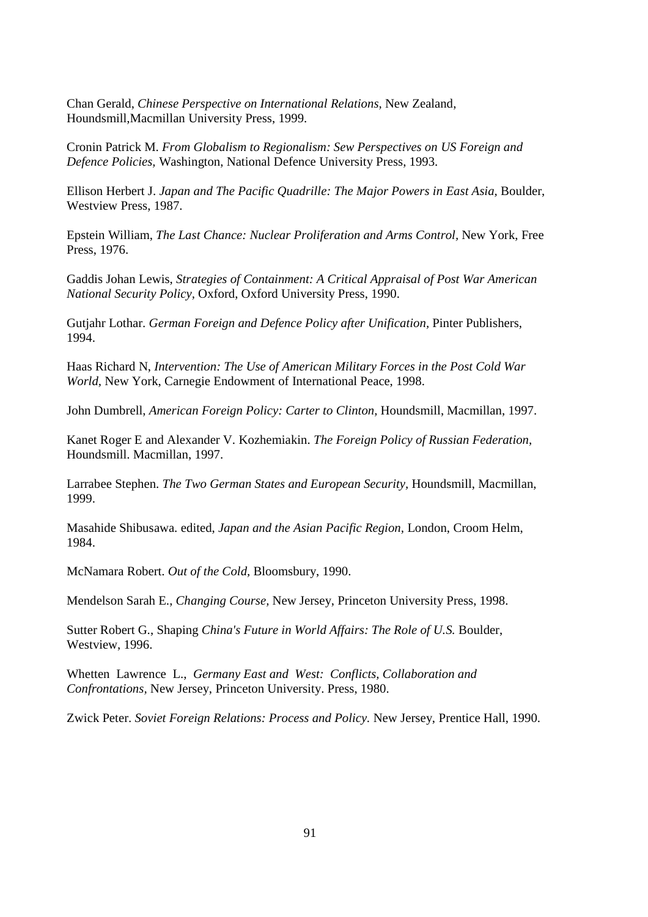Chan Gerald, *Chinese Perspective on International Relations,* New Zealand, Houndsmill,Macmillan University Press, 1999.

Cronin Patrick M. *From Globalism to Regionalism: Sew Perspectives on US Foreign and Defence Policies,* Washington, National Defence University Press, 1993.

Ellison Herbert J. *Japan and The Pacific Quadrille: The Major Powers in East Asia,* Boulder, Westview Press, 1987.

Epstein William, *The Last Chance: Nuclear Proliferation and Arms Control,* New York, Free Press, 1976.

Gaddis Johan Lewis, *Strategies of Containment: A Critical Appraisal of Post War American National Security Policy,* Oxford, Oxford University Press, 1990.

Gutjahr Lothar. *German Foreign and Defence Policy after Unification,* Pinter Publishers, 1994.

Haas Richard N, *Intervention: The Use of American Military Forces in the Post Cold War World,* New York, Carnegie Endowment of International Peace, 1998.

John Dumbrell, *American Foreign Policy: Carter to Clinton,* Houndsmill, Macmillan, 1997.

Kanet Roger E and Alexander V. Kozhemiakin. *The Foreign Policy of Russian Federation,* Houndsmill. Macmillan, 1997.

Larrabee Stephen. *The Two German States and European Security,* Houndsmill, Macmillan, 1999.

Masahide Shibusawa. edited, *Japan and the Asian Pacific Region,* London, Croom Helm, 1984.

McNamara Robert. *Out of the Cold,* Bloomsbury, 1990.

Mendelson Sarah E., *Changing Course,* New Jersey, Princeton University Press, 1998.

Sutter Robert G., Shaping *China's Future in World Affairs: The Role of U.S.* Boulder, Westview, 1996.

Whetten Lawrence L., *Germany East and West: Conflicts, Collaboration and Confrontations,* New Jersey, Princeton University. Press, 1980.

Zwick Peter. *Soviet Foreign Relations: Process and Policy.* New Jersey, Prentice Hall, 1990.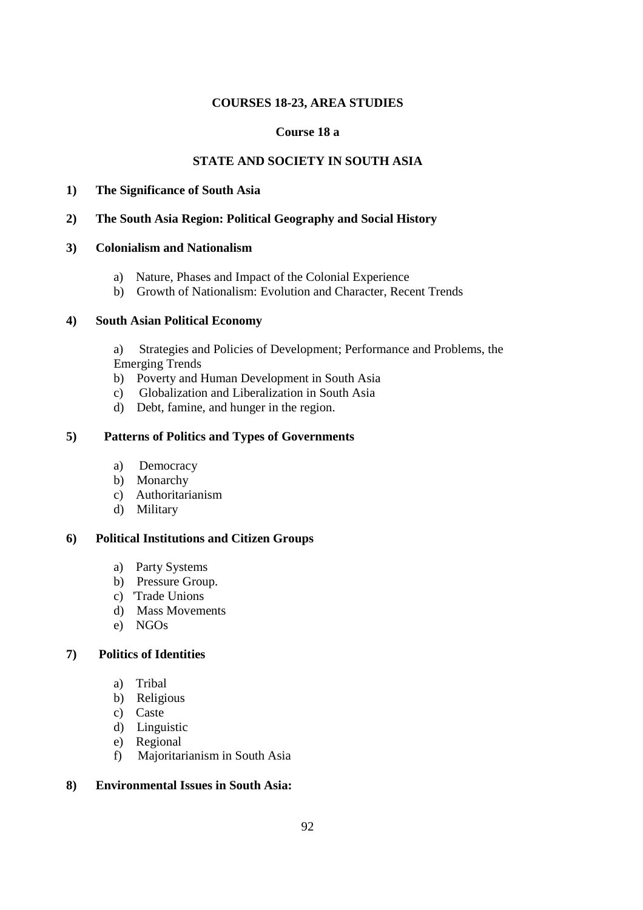**COURSES 18-23, AREA STUDIES**

**Course 18 a**

**STATE AND SOCIETY IN SOUTH ASIA**

**1) The Significance of South Asia**

**2) The South Asia Region: Political Geography and Social History**

**3) Colonialism and Nationalism**

a) Nature, Phases and Impact of the Colonial Experience
b) Growth of Nationalism: Evolution and Character, Recent Trends

**4) South Asian Political Economy**

a) Strategies and Policies of Development; Performance and Problems, the Emerging Trends
b) Poverty and Human Development in South Asia
c) Globalization and Liberalization in South Asia
d) Debt, famine, and hunger in the region.

**5) Patterns of Politics and Types of Governments**

a) Democracy
b) Monarchy
c) Authoritarianism
d) Military

**6) Political Institutions and Citizen Groups**

a) Party Systems
b) Pressure Group.
c) 'Trade Unions
d) Mass Movements
e) NGOs

**7) Politics of Identities**

a) Tribal
b) Religious
c) Caste
d) Linguistic
e) Regional
f) Majoritarianism in South Asia

**8) Environmental Issues in South Asia:**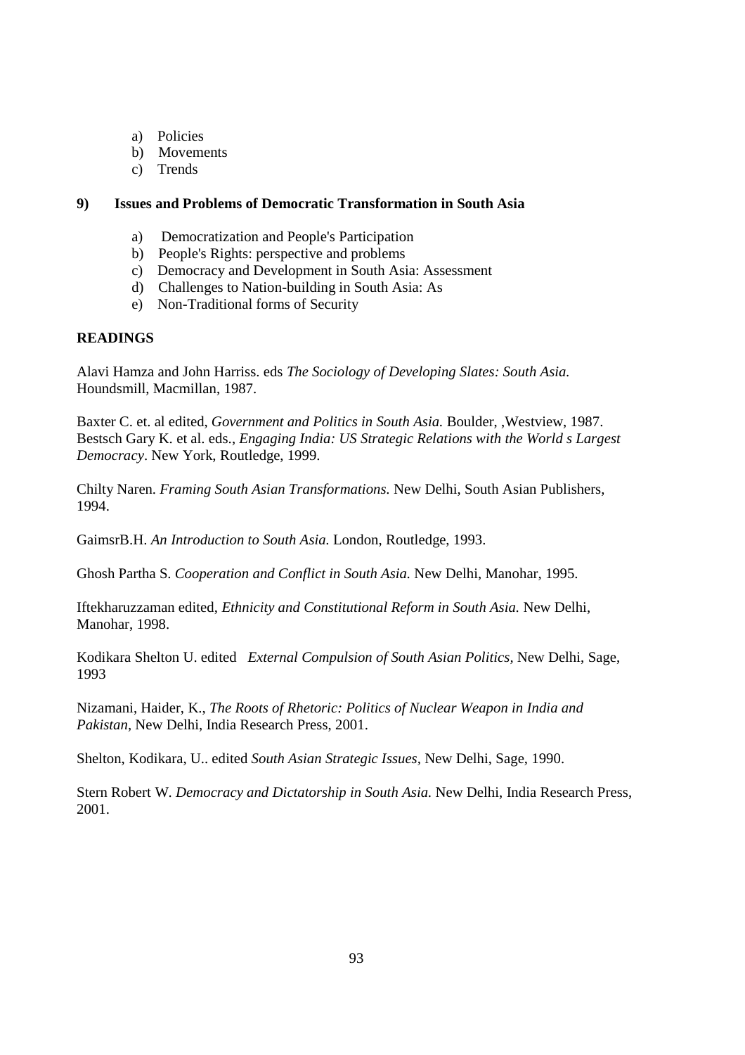a) Policies
b) Movements
c) Trends

**9) Issues and Problems of Democratic Transformation in South Asia**

a) Democratization and People's Participation
b) People's Rights: perspective and problems
c) Democracy and Development in South Asia: Assessment
d) Challenges to Nation-building in South Asia: As
e) Non-Traditional forms of Security

**READINGS**

Alavi Hamza and John Harriss. eds *The Sociology of Developing Slates: South Asia.* Houndsmill, Macmillan, 1987.

Baxter C. et. al edited, *Government and Politics in South Asia.* Boulder, ,Westview, 1987. Bestsch Gary K. et al. eds., *Engaging India: US Strategic Relations with the World s Largest Democracy*. New York, Routledge, 1999.

Chilty Naren. *Framing South Asian Transformations.* New Delhi, South Asian Publishers, 1994.

GaimsrB.H. *An Introduction to South Asia.* London, Routledge, 1993.

Ghosh Partha S. *Cooperation and Conflict in South Asia.* New Delhi, Manohar, 1995.

Iftekharuzzaman edited, *Ethnicity and Constitutional Reform in South Asia.* New Delhi, Manohar, 1998.

Kodikara Shelton U. edited *External Compulsion of South Asian Politics,* New Delhi, Sage, 1993

Nizamani, Haider, K., *The Roots of Rhetoric: Politics of Nuclear Weapon in India and Pakistan*, New Delhi, India Research Press, 2001.

Shelton, Kodikara, U.. edited *South Asian Strategic Issues,* New Delhi, Sage, 1990.

Stern Robert W. *Democracy and Dictatorship in South Asia.* New Delhi, India Research Press, 2001.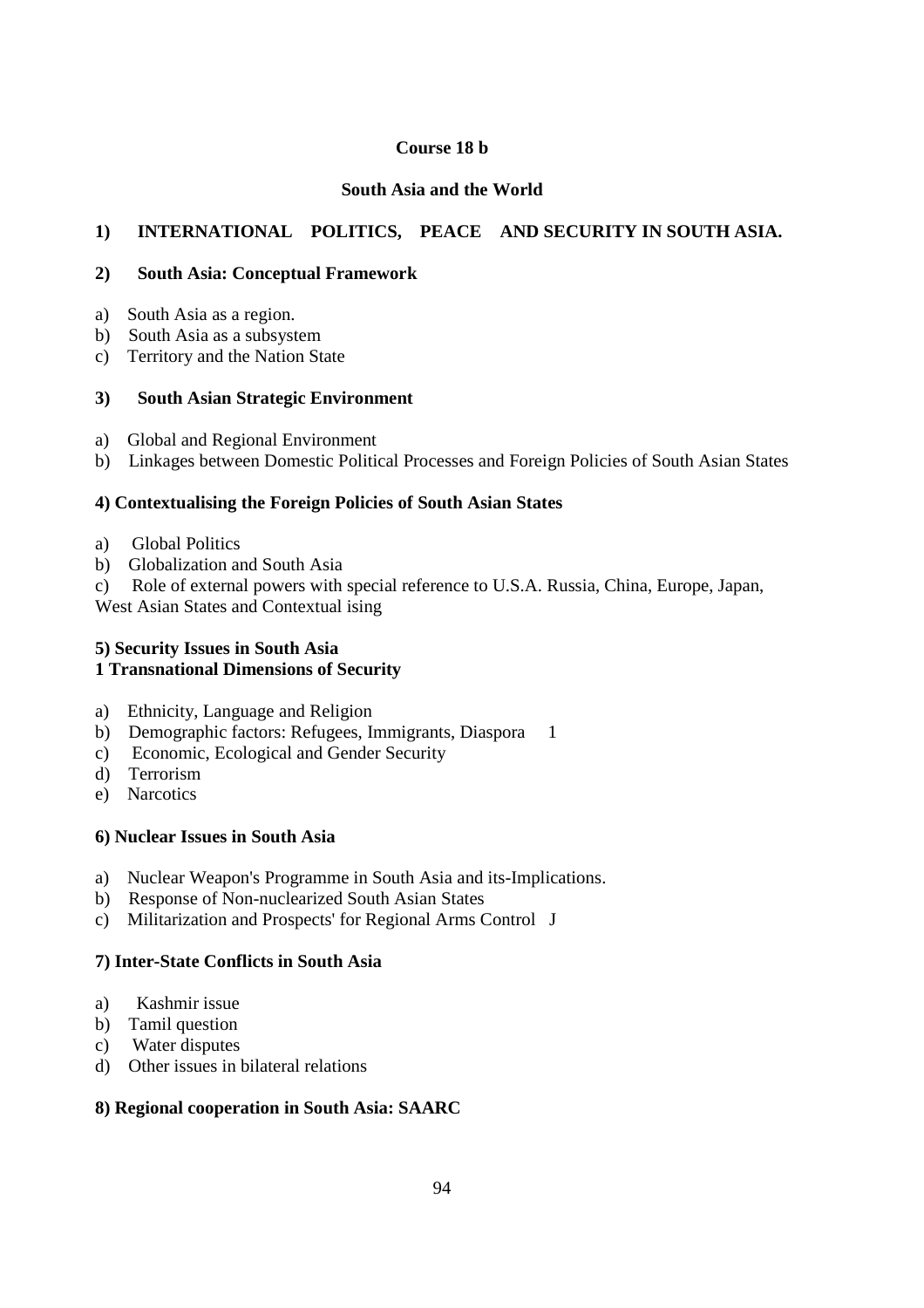**Course 18 b**

**South Asia and the World**

**1) INTERNATIONAL POLITICS, PEACE AND SECURITY IN SOUTH ASIA.**

**2) South Asia: Conceptual Framework**

a) South Asia as a region.
b) South Asia as a subsystem
c) Territory and the Nation State

**3) South Asian Strategic Environment**

a) Global and Regional Environment
b) Linkages between Domestic Political Processes and Foreign Policies of South Asian States

**4) Contextualising the Foreign Policies of South Asian States**

a) Global Politics
b) Globalization and South Asia
c) Role of external powers with special reference to U.S.A. Russia, China, Europe, Japan, West Asian States and Contextual ising

**5) Security Issues in South Asia**
**1 Transnational Dimensions of Security**

a) Ethnicity, Language and Religion
b) Demographic factors: Refugees, Immigrants, Diaspora 1
c) Economic, Ecological and Gender Security
d) Terrorism
e) Narcotics

**6) Nuclear Issues in South Asia**

a) Nuclear Weapon's Programme in South Asia and its-Implications.
b) Response of Non-nuclearized South Asian States
c) Militarization and Prospects' for Regional Arms Control J

**7) Inter-State Conflicts in South Asia**

a) Kashmir issue
b) Tamil question
c) Water disputes
d) Other issues in bilateral relations

**8) Regional cooperation in South Asia: SAARC**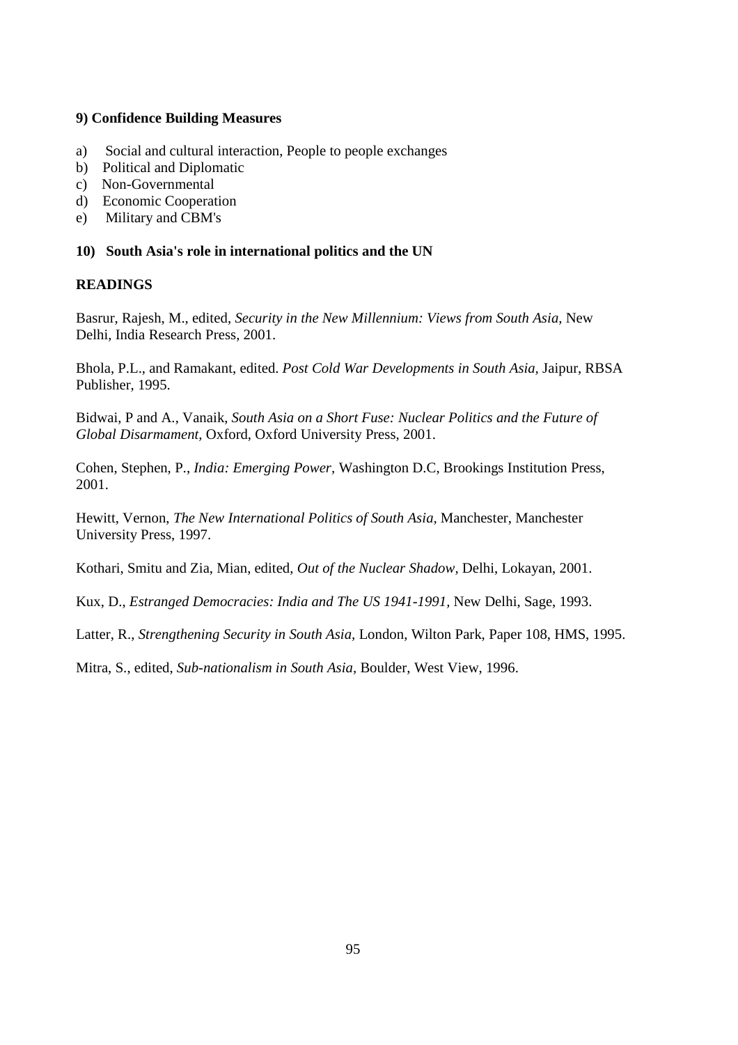**9) Confidence Building Measures**

a) Social and cultural interaction, People to people exchanges
b) Political and Diplomatic
c) Non-Governmental
d) Economic Cooperation
e) Military and CBM's

**10) South Asia's role in international politics and the UN**

**READINGS**

Basrur, Rajesh, M., edited, *Security in the New Millennium: Views from South Asia*, New Delhi, India Research Press, 2001.

Bhola, P.L., and Ramakant, edited. *Post Cold War Developments in South Asia*, Jaipur, RBSA Publisher, 1995.

Bidwai, P and A., Vanaik, *South Asia on a Short Fuse: Nuclear Politics and the Future of Global Disarmament*, Oxford, Oxford University Press, 2001.

Cohen, Stephen, P., *India: Emerging Power*, Washington D.C, Brookings Institution Press, 2001.

Hewitt, Vernon, *The New International Politics of South Asia*, Manchester, Manchester University Press, 1997.

Kothari, Smitu and Zia, Mian, edited, *Out of the Nuclear Shadow*, Delhi, Lokayan, 2001.

Kux, D., *Estranged Democracies: India and The US 1941-1991*, New Delhi, Sage, 1993.

Latter, R., *Strengthening Security in South Asia*, London, Wilton Park, Paper 108, HMS, 1995.

Mitra, S., edited, *Sub-nationalism in South Asia*, Boulder, West View, 1996.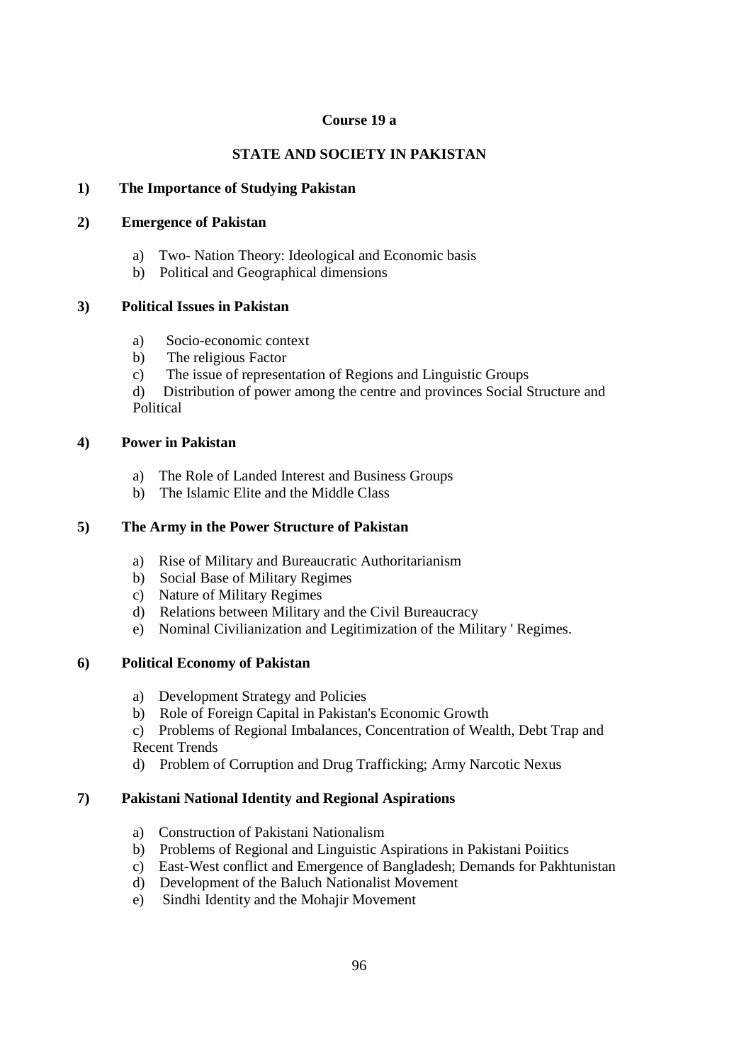**Course 19 a**

**STATE AND SOCIETY IN PAKISTAN**

**1) The Importance of Studying Pakistan**

**2) Emergence of Pakistan**

a) Two- Nation Theory: Ideological and Economic basis
b) Political and Geographical dimensions

**3) Political Issues in Pakistan**

a) Socio-economic context
b) The religious Factor
c) The issue of representation of Regions and Linguistic Groups
d) Distribution of power among the centre and provinces Social Structure and Political

**4) Power in Pakistan**

a) The Role of Landed Interest and Business Groups
b) The Islamic Elite and the Middle Class

**5) The Army in the Power Structure of Pakistan**

a) Rise of Military and Bureaucratic Authoritarianism
b) Social Base of Military Regimes
c) Nature of Military Regimes
d) Relations between Military and the Civil Bureaucracy
e) Nominal Civilianization and Legitimization of the Military ' Regimes.

**6) Political Economy of Pakistan**

a) Development Strategy and Policies
b) Role of Foreign Capital in Pakistan's Economic Growth
c) Problems of Regional Imbalances, Concentration of Wealth, Debt Trap and Recent Trends
d) Problem of Corruption and Drug Trafficking; Army Narcotic Nexus

**7) Pakistani National Identity and Regional Aspirations**

a) Construction of Pakistani Nationalism
b) Problems of Regional and Linguistic Aspirations in Pakistani Poiitics
c) East-West conflict and Emergence of Bangladesh; Demands for Pakhtunistan
d) Development of the Baluch Nationalist Movement
e) Sindhi Identity and the Mohajir Movement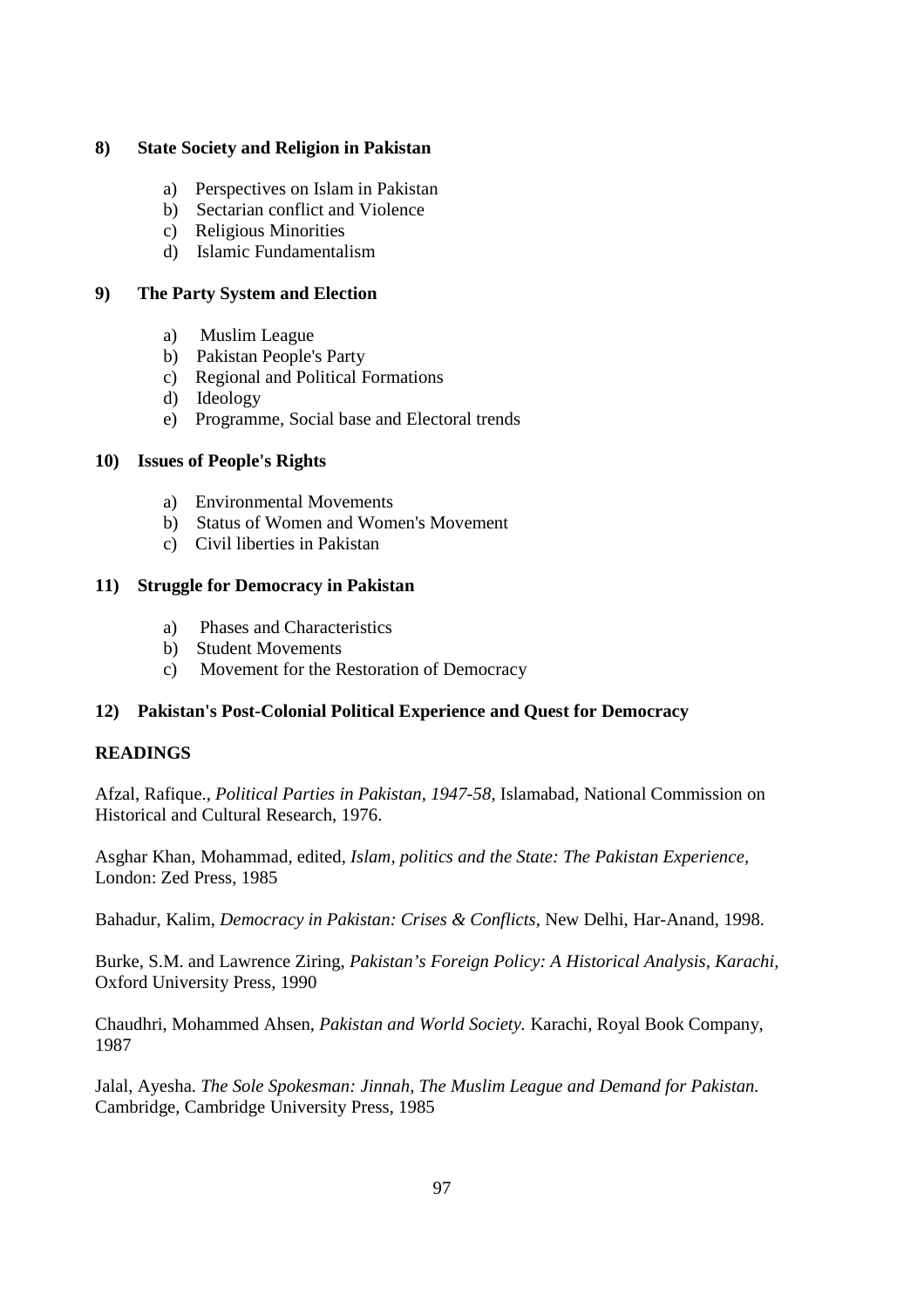**8) State Society and Religion in Pakistan**

a) Perspectives on Islam in Pakistan
b) Sectarian conflict and Violence
c) Religious Minorities
d) Islamic Fundamentalism

**9) The Party System and Election**

a) Muslim League
b) Pakistan People's Party
c) Regional and Political Formations
d) Ideology
e) Programme, Social base and Electoral trends

**10) Issues of People's Rights**

a) Environmental Movements
b) Status of Women and Women's Movement
c) Civil liberties in Pakistan

**11) Struggle for Democracy in Pakistan**

a) Phases and Characteristics
b) Student Movements
c) Movement for the Restoration of Democracy

**12) Pakistan's Post-Colonial Political Experience and Quest for Democracy**

**READINGS**

Afzal, Rafique., *Political Parties in Pakistan, 1947-58,* Islamabad, National Commission on Historical and Cultural Research, 1976.

Asghar Khan, Mohammad, edited, *Islam, politics and the State: The Pakistan Experience*, London: Zed Press, 1985

Bahadur, Kalim, *Democracy in Pakistan: Crises & Conflicts*, New Delhi, Har-Anand, 1998.

Burke, S.M. and Lawrence Ziring, *Pakistan's Foreign Policy: A Historical Analysis, Karachi,* Oxford University Press, 1990

Chaudhri, Mohammed Ahsen, *Pakistan and World Society.* Karachi, Royal Book Company, 1987

Jalal, Ayesha. *The Sole Spokesman: Jinnah, The Muslim League and Demand for Pakistan.* Cambridge, Cambridge University Press, 1985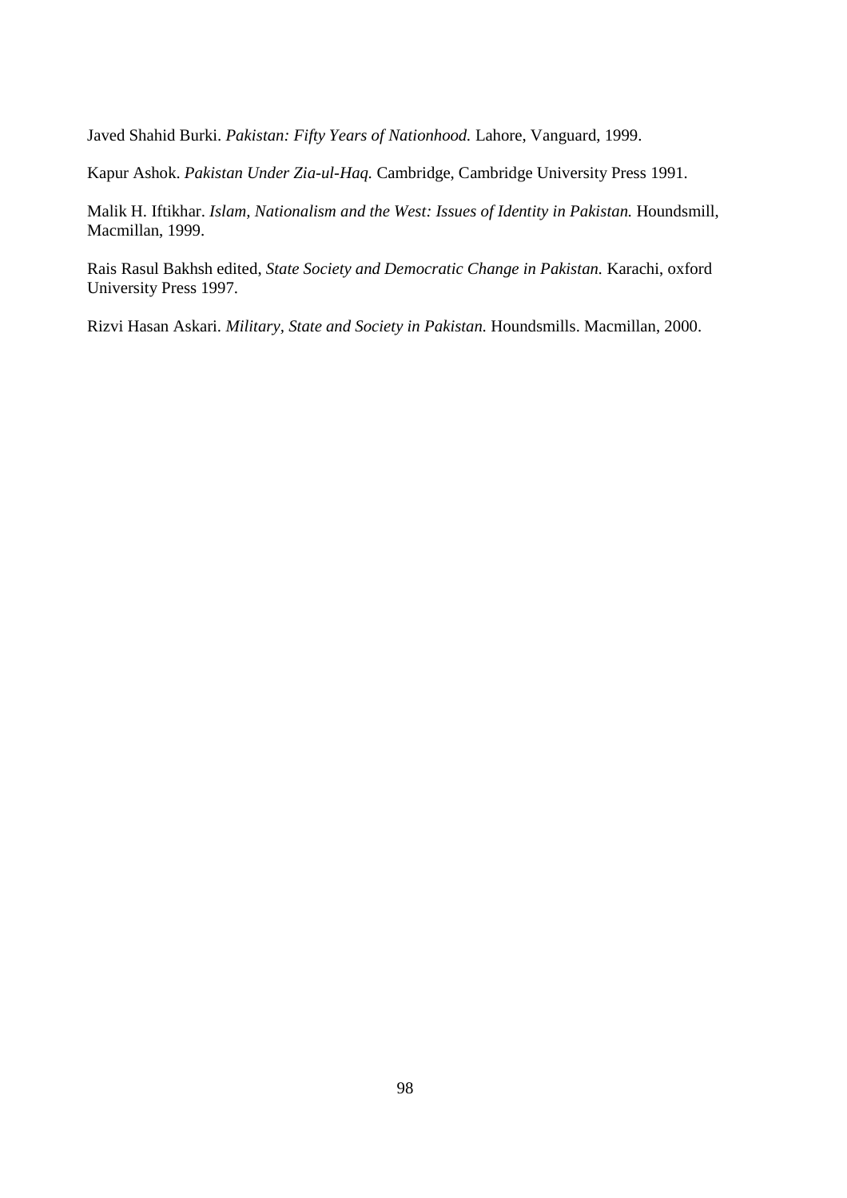Javed Shahid Burki. *Pakistan: Fifty Years of Nationhood.* Lahore, Vanguard, 1999.

Kapur Ashok. *Pakistan Under Zia-ul-Haq.* Cambridge, Cambridge University Press 1991.

Malik H. Iftikhar. *Islam, Nationalism and the West: Issues of Identity in Pakistan.* Houndsmill, Macmillan, 1999.

Rais Rasul Bakhsh edited, *State Society and Democratic Change in Pakistan.* Karachi, oxford University Press 1997.

Rizvi Hasan Askari. *Military, State and Society in Pakistan.* Houndsmills. Macmillan, 2000.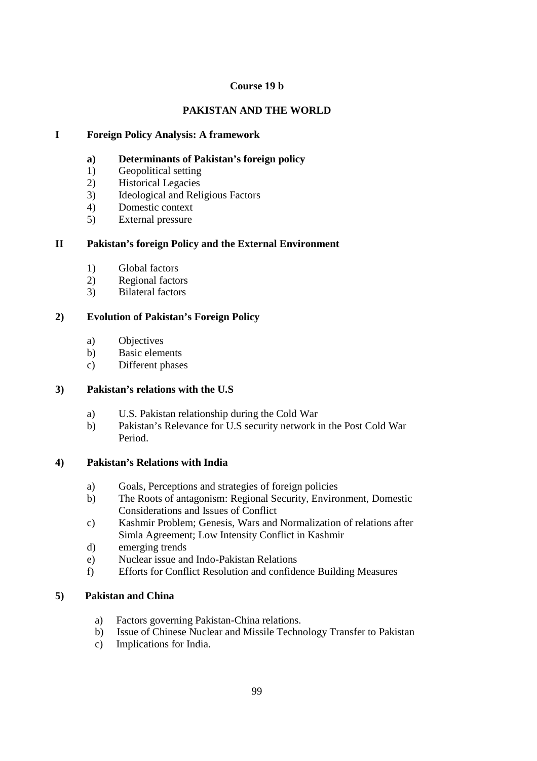**Course 19 b**

**PAKISTAN AND THE WORLD**

**I Foreign Policy Analysis: A framework**

**a) Determinants of Pakistan's foreign policy**

1) Geopolitical setting
2) Historical Legacies
3) Ideological and Religious Factors
4) Domestic context
5) External pressure

**II Pakistan's foreign Policy and the External Environment**

1) Global factors
2) Regional factors
3) Bilateral factors

**2) Evolution of Pakistan's Foreign Policy**

a) Objectives
b) Basic elements
c) Different phases

**3) Pakistan's relations with the U.S**

a) U.S. Pakistan relationship during the Cold War
b) Pakistan's Relevance for U.S security network in the Post Cold War Period.

**4) Pakistan's Relations with India**

a) Goals, Perceptions and strategies of foreign policies
b) The Roots of antagonism: Regional Security, Environment, Domestic Considerations and Issues of Conflict
c) Kashmir Problem; Genesis, Wars and Normalization of relations after Simla Agreement; Low Intensity Conflict in Kashmir
d) emerging trends
e) Nuclear issue and Indo-Pakistan Relations
f) Efforts for Conflict Resolution and confidence Building Measures

**5) Pakistan and China**

a) Factors governing Pakistan-China relations.
b) Issue of Chinese Nuclear and Missile Technology Transfer to Pakistan
c) Implications for India.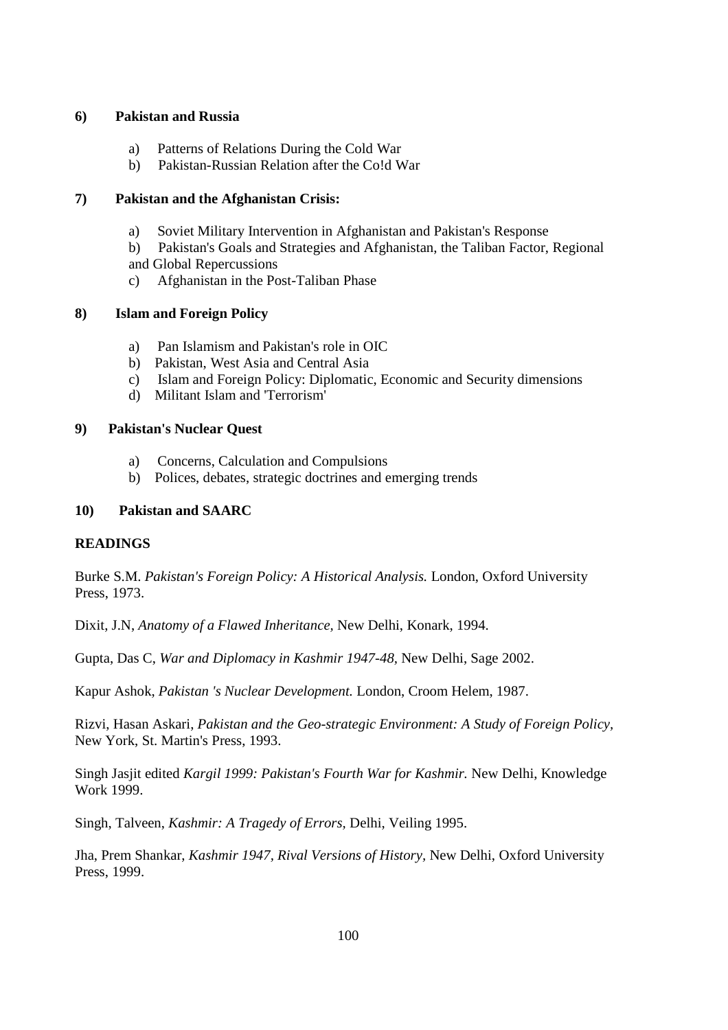**6) Pakistan and Russia**

a) Patterns of Relations During the Cold War
b) Pakistan-Russian Relation after the Co!d War

**7) Pakistan and the Afghanistan Crisis:**

a) Soviet Military Intervention in Afghanistan and Pakistan's Response
b) Pakistan's Goals and Strategies and Afghanistan, the Taliban Factor, Regional and Global Repercussions
c) Afghanistan in the Post-Taliban Phase

**8) Islam and Foreign Policy**

a) Pan Islamism and Pakistan's role in OIC
b) Pakistan, West Asia and Central Asia
c) Islam and Foreign Policy: Diplomatic, Economic and Security dimensions
d) Militant Islam and 'Terrorism'

**9) Pakistan's Nuclear Quest**

a) Concerns, Calculation and Compulsions
b) Polices, debates, strategic doctrines and emerging trends

**10) Pakistan and SAARC**

**READINGS**

Burke S.M. *Pakistan's Foreign Policy: A Historical Analysis.* London, Oxford University Press, 1973.

Dixit, J.N, *Anatomy of a Flawed Inheritance,* New Delhi, Konark, 1994.

Gupta, Das C, *War and Diplomacy in Kashmir 1947-48,* New Delhi, Sage 2002.

Kapur Ashok, *Pakistan 's Nuclear Development.* London, Croom Helem, 1987.

Rizvi, Hasan Askari, *Pakistan and the Geo-strategic Environment: A Study of Foreign Policy,* New York, St. Martin's Press, 1993.

Singh Jasjit edited *Kargil 1999: Pakistan's Fourth War for Kashmir.* New Delhi, Knowledge Work 1999.

Singh, Talveen, *Kashmir: A Tragedy of Errors,* Delhi, Veiling 1995.

Jha, Prem Shankar, *Kashmir 1947, Rival Versions of History,* New Delhi, Oxford University Press, 1999.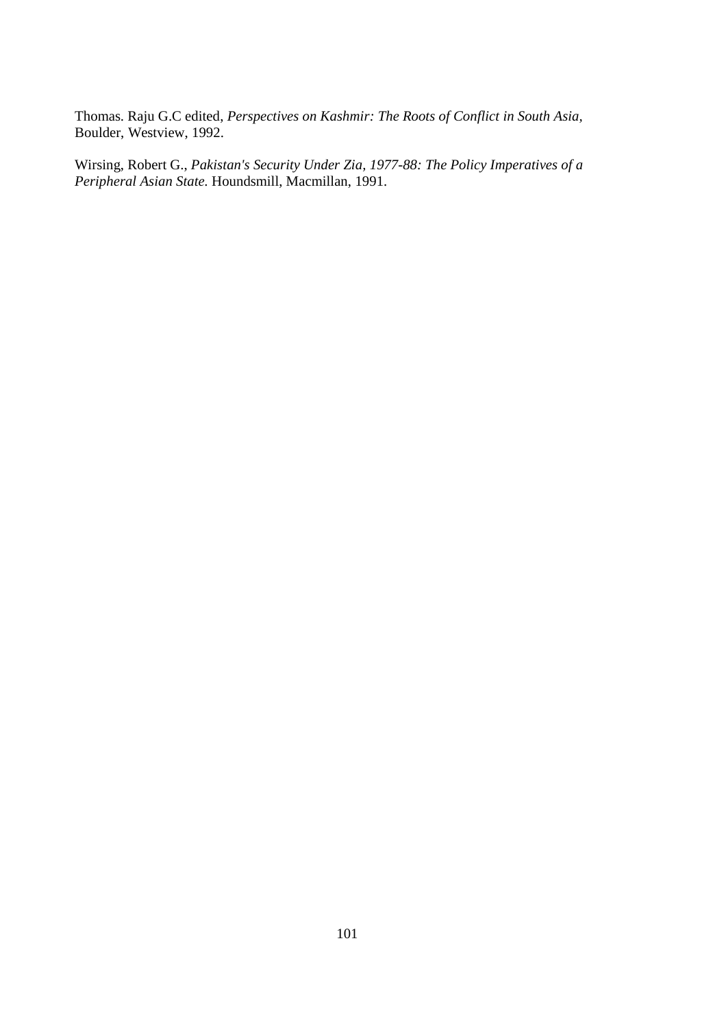Thomas. Raju G.C edited, *Perspectives on Kashmir: The Roots of Conflict in South Asia*, Boulder, Westview, 1992.

Wirsing, Robert G., *Pakistan's Security Under Zia, 1977-88: The Policy Imperatives of a Peripheral Asian State.* Houndsmill, Macmillan, 1991.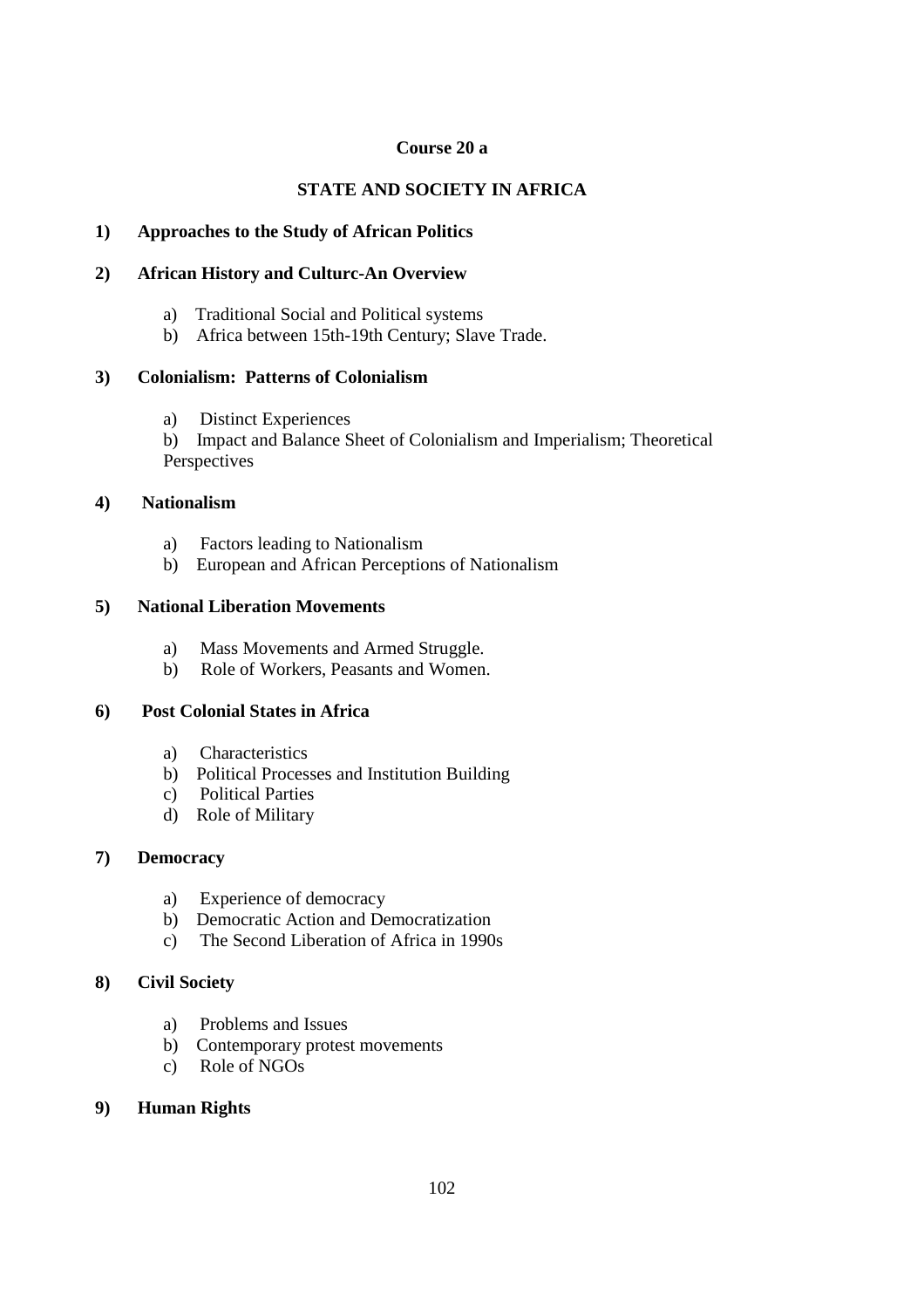**Course 20 a**

**STATE AND SOCIETY IN AFRICA**

**1) Approaches to the Study of African Politics**

**2) African History and Culturc-An Overview**

a) Traditional Social and Political systems
b) Africa between 15th-19th Century; Slave Trade.

**3) Colonialism: Patterns of Colonialism**

a) Distinct Experiences
b) Impact and Balance Sheet of Colonialism and Imperialism; Theoretical Perspectives

**4) Nationalism**

a) Factors leading to Nationalism
b) European and African Perceptions of Nationalism

**5) National Liberation Movements**

a) Mass Movements and Armed Struggle.
b) Role of Workers, Peasants and Women.

**6) Post Colonial States in Africa**

a) Characteristics
b) Political Processes and Institution Building
c) Political Parties
d) Role of Military

**7) Democracy**

a) Experience of democracy
b) Democratic Action and Democratization
c) The Second Liberation of Africa in 1990s

**8) Civil Society**

a) Problems and Issues
b) Contemporary protest movements
c) Role of NGOs

**9) Human Rights**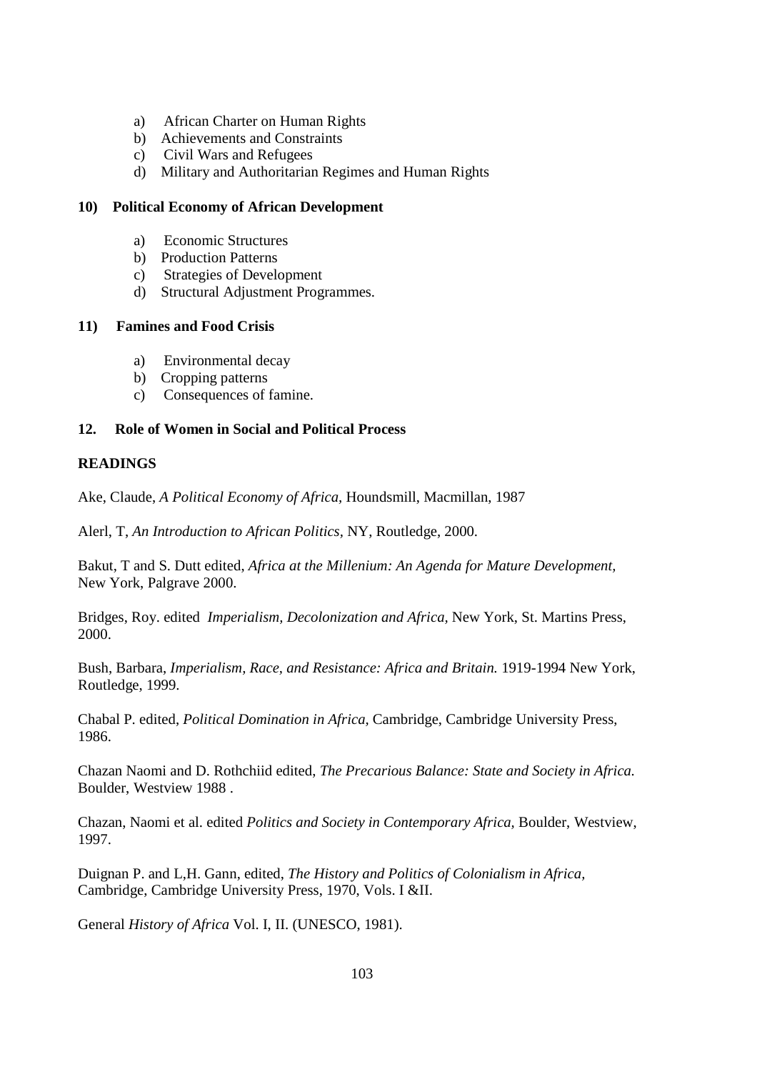a) African Charter on Human Rights
b) Achievements and Constraints
c) Civil Wars and Refugees
d) Military and Authoritarian Regimes and Human Rights

**10) Political Economy of African Development**

a) Economic Structures
b) Production Patterns
c) Strategies of Development
d) Structural Adjustment Programmes.

**11) Famines and Food Crisis**

a) Environmental decay
b) Cropping patterns
c) Consequences of famine.

**12. Role of Women in Social and Political Process**

**READINGS**

Ake, Claude, *A Political Economy of Africa,* Houndsmill, Macmillan, 1987

Alerl, T, *An Introduction to African Politics,* NY, Routledge, 2000.

Bakut, T and S. Dutt edited, *Africa at the Millenium: An Agenda for Mature Development,* New York, Palgrave 2000.

Bridges, Roy. edited *Imperialism, Decolonization and Africa,* New York, St. Martins Press, 2000.

Bush, Barbara, *Imperialism, Race, and Resistance: Africa and Britain.* 1919-1994 New York, Routledge, 1999.

Chabal P. edited, *Political Domination in Africa,* Cambridge, Cambridge University Press, 1986.

Chazan Naomi and D. Rothchiid edited, *The Precarious Balance: State and Society in Africa.* Boulder, Westview 1988 .

Chazan, Naomi et al. edited *Politics and Society in Contemporary Africa,* Boulder, Westview, 1997.

Duignan P. and L,H. Gann, edited, *The History and Politics of Colonialism in Africa,* Cambridge, Cambridge University Press, 1970, Vols. I &II.

General *History of Africa* Vol. I, II. (UNESCO, 1981).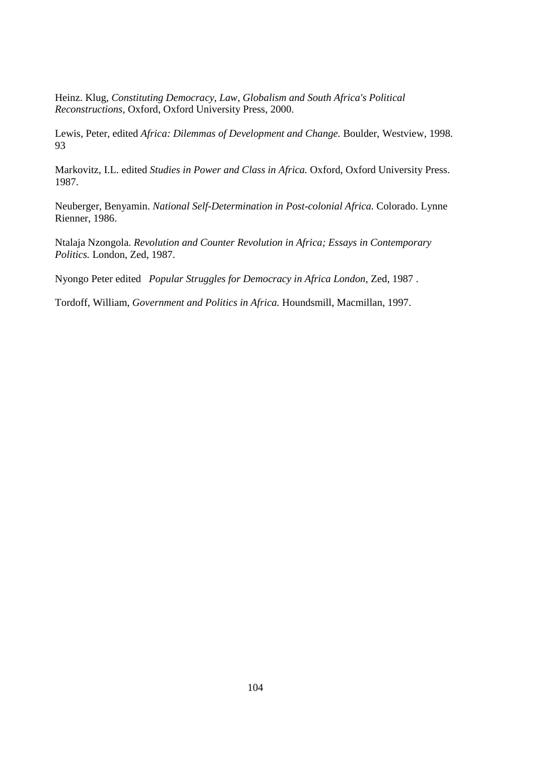Heinz. Klug, *Constituting Democracy, Law, Globalism and South Africa's Political Reconstructions,* Oxford, Oxford University Press, 2000.

Lewis, Peter, edited *Africa: Dilemmas of Development and Change.* Boulder, Westview, 1998. 93

Markovitz, I.L. edited *Studies in Power and Class in Africa.* Oxford, Oxford University Press. 1987.

Neuberger, Benyamin. *National Self-Determination in Post-colonial Africa.* Colorado. Lynne Rienner, 1986.

Ntalaja Nzongola. *Revolution and Counter Revolution in Africa; Essays in Contemporary Politics.* London, Zed, 1987.

Nyongo Peter edited *Popular Struggles for Democracy in Africa London,* Zed, 1987 .

Tordoff, William, *Government and Politics in Africa.* Houndsmill, Macmillan, 1997.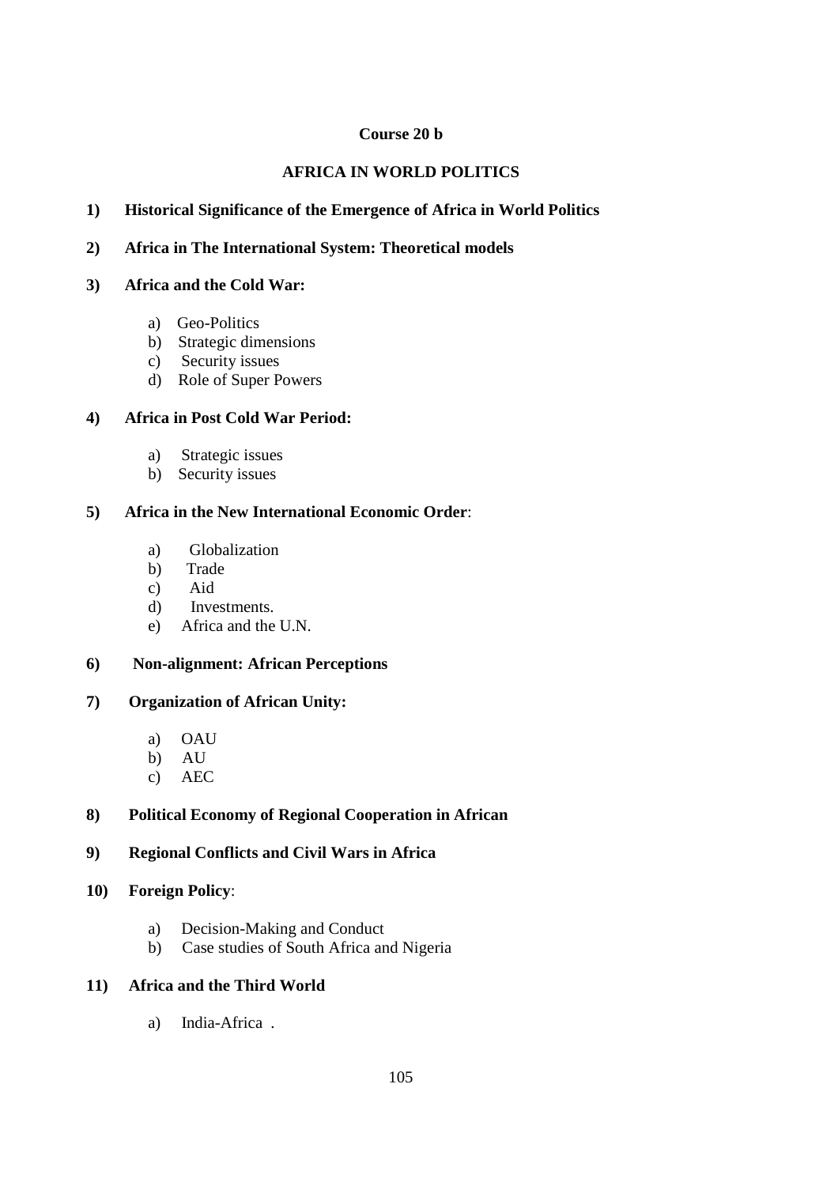# Course 20 b

## AFRICA IN WORLD POLITICS

**1) Historical Significance of the Emergence of Africa in World Politics**

**2) Africa in The International System: Theoretical models**

**3) Africa and the Cold War:**

a) Geo-Politics
b) Strategic dimensions
c) Security issues
d) Role of Super Powers

**4) Africa in Post Cold War Period:**

a) Strategic issues
b) Security issues

**5) Africa in the New International Economic Order**:

a) Globalization
b) Trade
c) Aid
d) Investments.
e) Africa and the U.N.

**6) Non-alignment: African Perceptions**

**7) Organization of African Unity:**

a) OAU
b) AU
c) AEC

**8) Political Economy of Regional Cooperation in African**

**9) Regional Conflicts and Civil Wars in Africa**

**10) Foreign Policy**:

a) Decision-Making and Conduct
b) Case studies of South Africa and Nigeria

**11) Africa and the Third World**

a) India-Africa .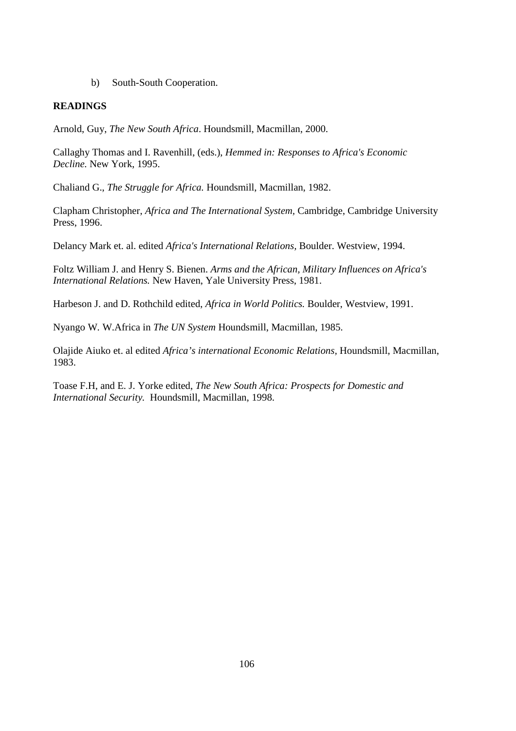b) South-South Cooperation.

**READINGS**

Arnold, Guy, *The New South Africa*. Houndsmill, Macmillan, 2000.

Callaghy Thomas and I. Ravenhill, (eds.), *Hemmed in: Responses to Africa's Economic Decline.* New York, 1995.

Chaliand G., *The Struggle for Africa.* Houndsmill, Macmillan, 1982.

Clapham Christopher, *Africa and The International System*, Cambridge, Cambridge University Press, 1996.

Delancy Mark et. al. edited *Africa's International Relations,* Boulder. Westview, 1994.

Foltz William J. and Henry S. Bienen. *Arms and the African, Military Influences on Africa's International Relations.* New Haven, Yale University Press, 1981.

Harbeson J. and D. Rothchild edited, *Africa in World Politics.* Boulder, Westview, 1991.

Nyango W. W.Africa in *The UN System* Houndsmill, Macmillan, 1985.

Olajide Aiuko et. al edited *Africa's international Economic Relations*, Houndsmill, Macmillan, 1983.

Toase F.H, and E. J. Yorke edited, *The New South Africa: Prospects for Domestic and International Security.* Houndsmill, Macmillan, 1998.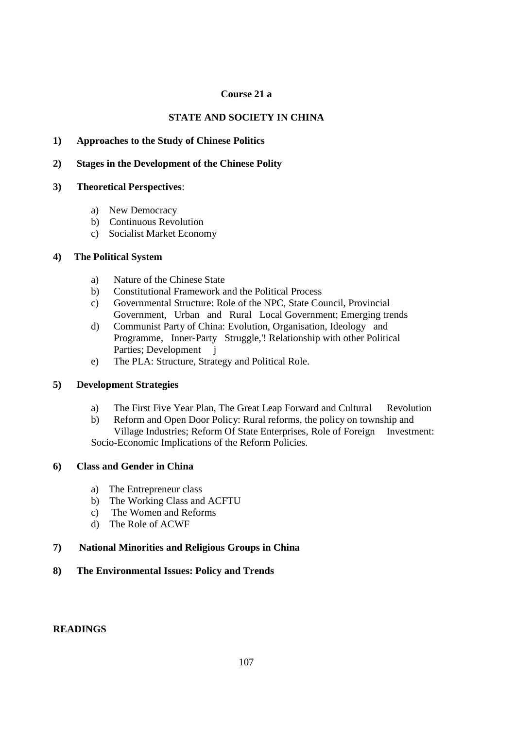**Course 21 a**

**STATE AND SOCIETY IN CHINA**

**1) Approaches to the Study of Chinese Politics**

**2) Stages in the Development of the Chinese Polity**

**3) Theoretical Perspectives**:

a) New Democracy
b) Continuous Revolution
c) Socialist Market Economy

**4) The Political System**

a) Nature of the Chinese State
b) Constitutional Framework and the Political Process
c) Governmental Structure: Role of the NPC, State Council, Provincial Government, Urban and Rural Local Government; Emerging trends
d) Communist Party of China: Evolution, Organisation, Ideology and Programme, Inner-Party Struggle,'! Relationship with other Political Parties; Development j
e) The PLA: Structure, Strategy and Political Role.

**5) Development Strategies**

a) The First Five Year Plan, The Great Leap Forward and Cultural Revolution
b) Reform and Open Door Policy: Rural reforms, the policy on township and Village Industries; Reform Of State Enterprises, Role of Foreign Investment: Socio-Economic Implications of the Reform Policies.

**6) Class and Gender in China**

a) The Entrepreneur class
b) The Working Class and ACFTU
c) The Women and Reforms
d) The Role of ACWF

**7) National Minorities and Religious Groups in China**

**8) The Environmental Issues: Policy and Trends**

**READINGS**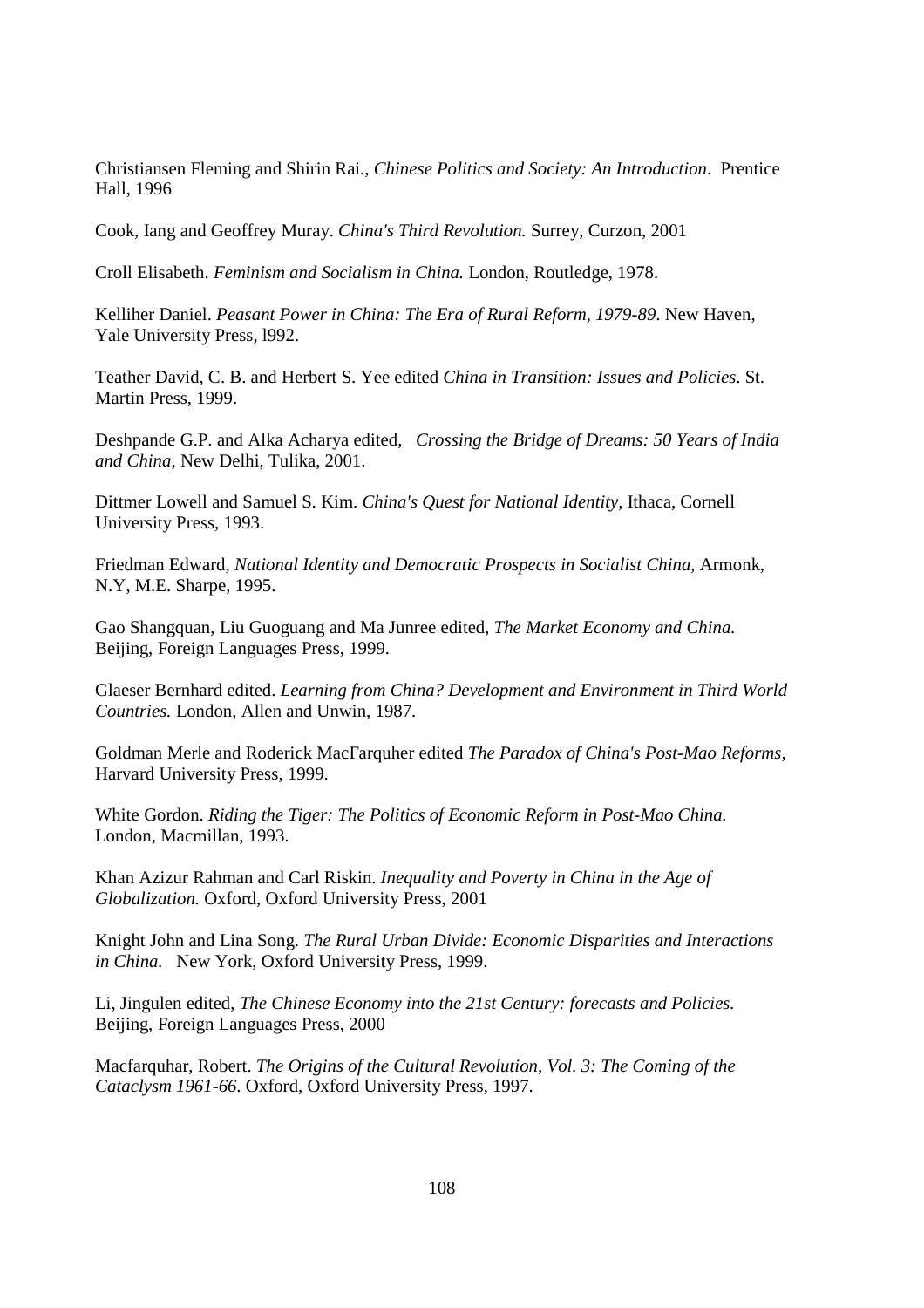Christiansen Fleming and Shirin Rai., *Chinese Politics and Society: An Introduction*. Prentice Hall, 1996

Cook, Iang and Geoffrey Muray. *China's Third Revolution.* Surrey, Curzon, 2001

Croll Elisabeth. *Feminism and Socialism in China.* London, Routledge, 1978.

Kelliher Daniel. *Peasant Power in China: The Era of Rural Reform, 1979-89*. New Haven, Yale University Press, l992.

Teather David, C. B. and Herbert S. Yee edited *China in Transition: Issues and Policies*. St. Martin Press, 1999.

Deshpande G.P. and Alka Acharya edited, *Crossing the Bridge of Dreams: 50 Years of India and China*, New Delhi, Tulika, 2001.

Dittmer Lowell and Samuel S. Kim. *China's Quest for National Identity,* Ithaca, Cornell University Press, 1993.

Friedman Edward, *National Identity and Democratic Prospects in Socialist China*, Armonk, N.Y, M.E. Sharpe, 1995.

Gao Shangquan, Liu Guoguang and Ma Junree edited, *The Market Economy and China.* Beijing, Foreign Languages Press, 1999.

Glaeser Bernhard edited. *Learning from China? Development and Environment in Third World Countries.* London, Allen and Unwin, 1987.

Goldman Merle and Roderick MacFarquher edited *The Paradox of China's Post-Mao Reforms,* Harvard University Press, 1999.

White Gordon. *Riding the Tiger: The Politics of Economic Reform in Post-Mao China.* London, Macmillan, 1993.

Khan Azizur Rahman and Carl Riskin. *Inequality and Poverty in China in the Age of Globalization.* Oxford, Oxford University Press, 2001

Knight John and Lina Song. *The Rural Urban Divide: Economic Disparities and Interactions in China.* New York, Oxford University Press, 1999.

Li, Jingulen edited, *The Chinese Economy into the 21st Century: forecasts and Policies.* Beijing, Foreign Languages Press, 2000

Macfarquhar, Robert. *The Origins of the Cultural Revolution, Vol. 3: The Coming of the Cataclysm 1961-66*. Oxford, Oxford University Press, 1997.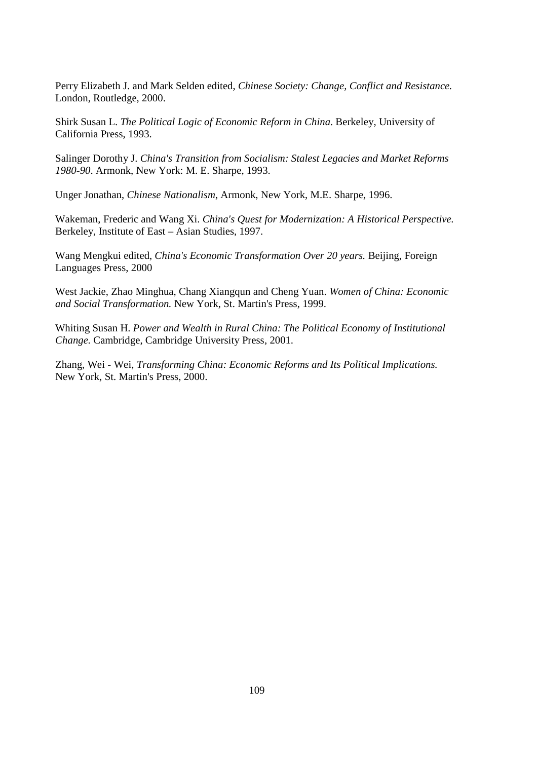Perry Elizabeth J. and Mark Selden edited, *Chinese Society: Change, Conflict and Resistance.* London, Routledge, 2000.

Shirk Susan L. *The Political Logic of Economic Reform in China*. Berkeley, University of California Press, 1993.

Salinger Dorothy J. *China's Transition from Socialism: Stalest Legacies and Market Reforms 1980-90*. Armonk, New York: M. E. Sharpe, 1993.

Unger Jonathan, *Chinese Nationalism*, Armonk, New York, M.E. Sharpe, 1996.

Wakeman, Frederic and Wang Xi. *China's Quest for Modernization: A Historical Perspective.* Berkeley, Institute of East – Asian Studies, 1997.

Wang Mengkui edited, *China's Economic Transformation Over 20 years.* Beijing, Foreign Languages Press, 2000

West Jackie, Zhao Minghua, Chang Xiangqun and Cheng Yuan. *Women of China: Economic and Social Transformation.* New York, St. Martin's Press, 1999.

Whiting Susan H. *Power and Wealth in Rural China: The Political Economy of Institutional Change.* Cambridge, Cambridge University Press, 2001.

Zhang, Wei - Wei, *Transforming China: Economic Reforms and Its Political Implications.* New York, St. Martin's Press, 2000.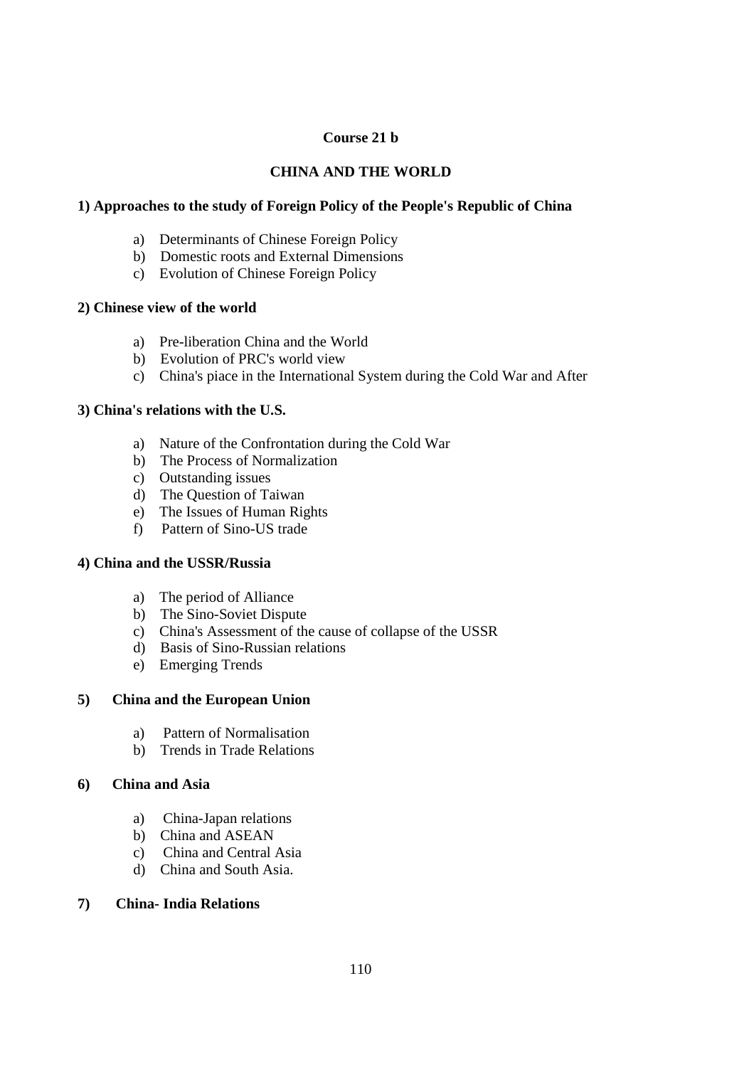**Course 21 b**

# CHINA AND THE WORLD

### 1) Approaches to the study of Foreign Policy of the People's Republic of China

a) Determinants of Chinese Foreign Policy
b) Domestic roots and External Dimensions
c) Evolution of Chinese Foreign Policy

### 2) Chinese view of the world

a) Pre-liberation China and the World
b) Evolution of PRC's world view
c) China's piace in the International System during the Cold War and After

### 3) China's relations with the U.S.

a) Nature of the Confrontation during the Cold War
b) The Process of Normalization
c) Outstanding issues
d) The Question of Taiwan
e) The Issues of Human Rights
f) Pattern of Sino-US trade

### 4) China and the USSR/Russia

a) The period of Alliance
b) The Sino-Soviet Dispute
c) China's Assessment of the cause of collapse of the USSR
d) Basis of Sino-Russian relations
e) Emerging Trends

### 5) China and the European Union

a) Pattern of Normalisation
b) Trends in Trade Relations

### 6) China and Asia

a) China-Japan relations
b) China and ASEAN
c) China and Central Asia
d) China and South Asia.

### 7) China- India Relations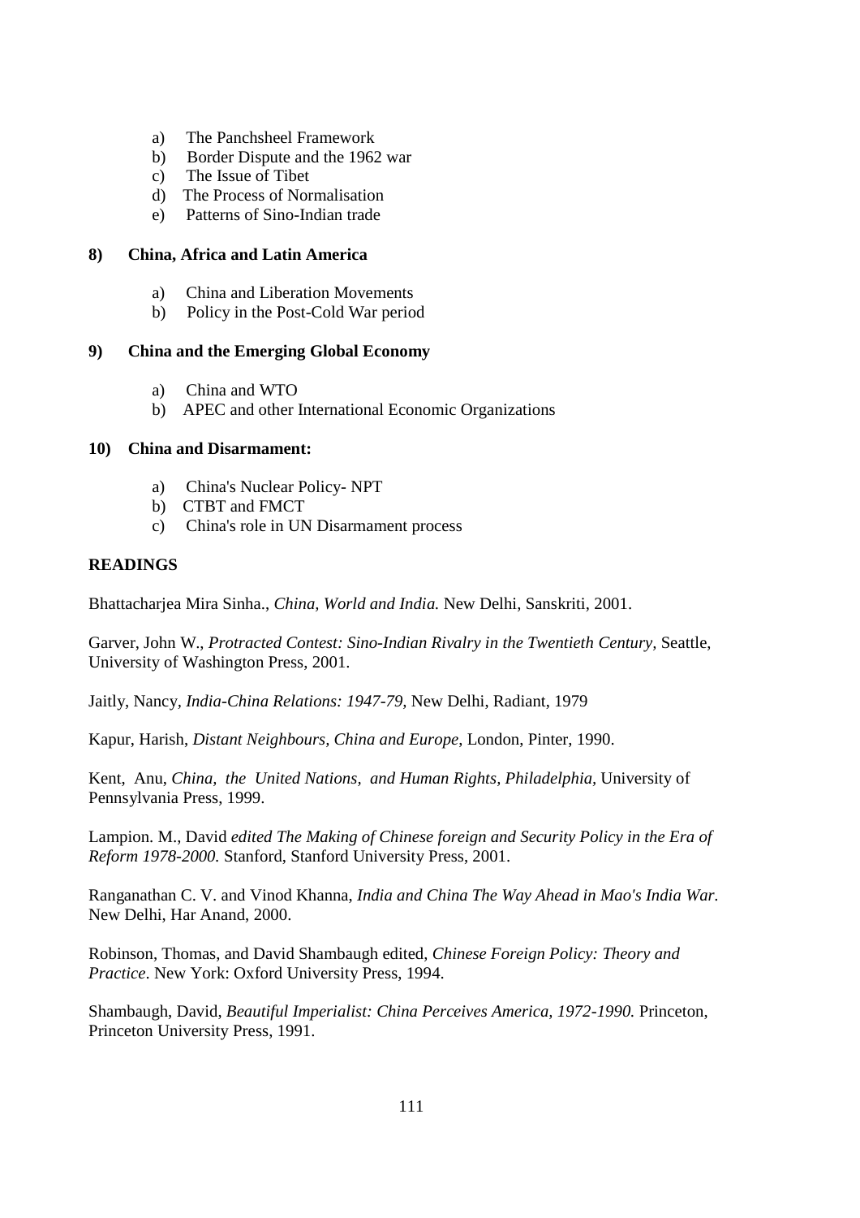a) The Panchsheel Framework
b) Border Dispute and the 1962 war
c) The Issue of Tibet
d) The Process of Normalisation
e) Patterns of Sino-Indian trade

**8) China, Africa and Latin America**

a) China and Liberation Movements
b) Policy in the Post-Cold War period

**9) China and the Emerging Global Economy**

a) China and WTO
b) APEC and other International Economic Organizations

**10) China and Disarmament:**

a) China's Nuclear Policy- NPT
b) CTBT and FMCT
c) China's role in UN Disarmament process

**READINGS**

Bhattacharjea Mira Sinha., *China, World and India.* New Delhi, Sanskriti, 2001.

Garver, John W., *Protracted Contest: Sino-Indian Rivalry in the Twentieth Century,* Seattle, University of Washington Press, 2001.

Jaitly, Nancy, *India-China Relations: 1947-79,* New Delhi, Radiant, 1979

Kapur, Harish, *Distant Neighbours, China and Europe*, London, Pinter, 1990.

Kent, Anu, *China, the United Nations, and Human Rights*, *Philadelphia*, University of Pennsylvania Press, 1999.

Lampion. M., David *edited The Making of Chinese foreign and Security Policy in the Era of Reform 1978-2000.* Stanford, Stanford University Press, 2001.

Ranganathan C. V. and Vinod Khanna, *India and China The Way Ahead in Mao's India War*. New Delhi, Har Anand, 2000.

Robinson, Thomas, and David Shambaugh edited, *Chinese Foreign Policy: Theory and Practice*. New York: Oxford University Press, 1994.

Shambaugh, David, *Beautiful Imperialist: China Perceives America, 1972-1990.* Princeton, Princeton University Press, 1991.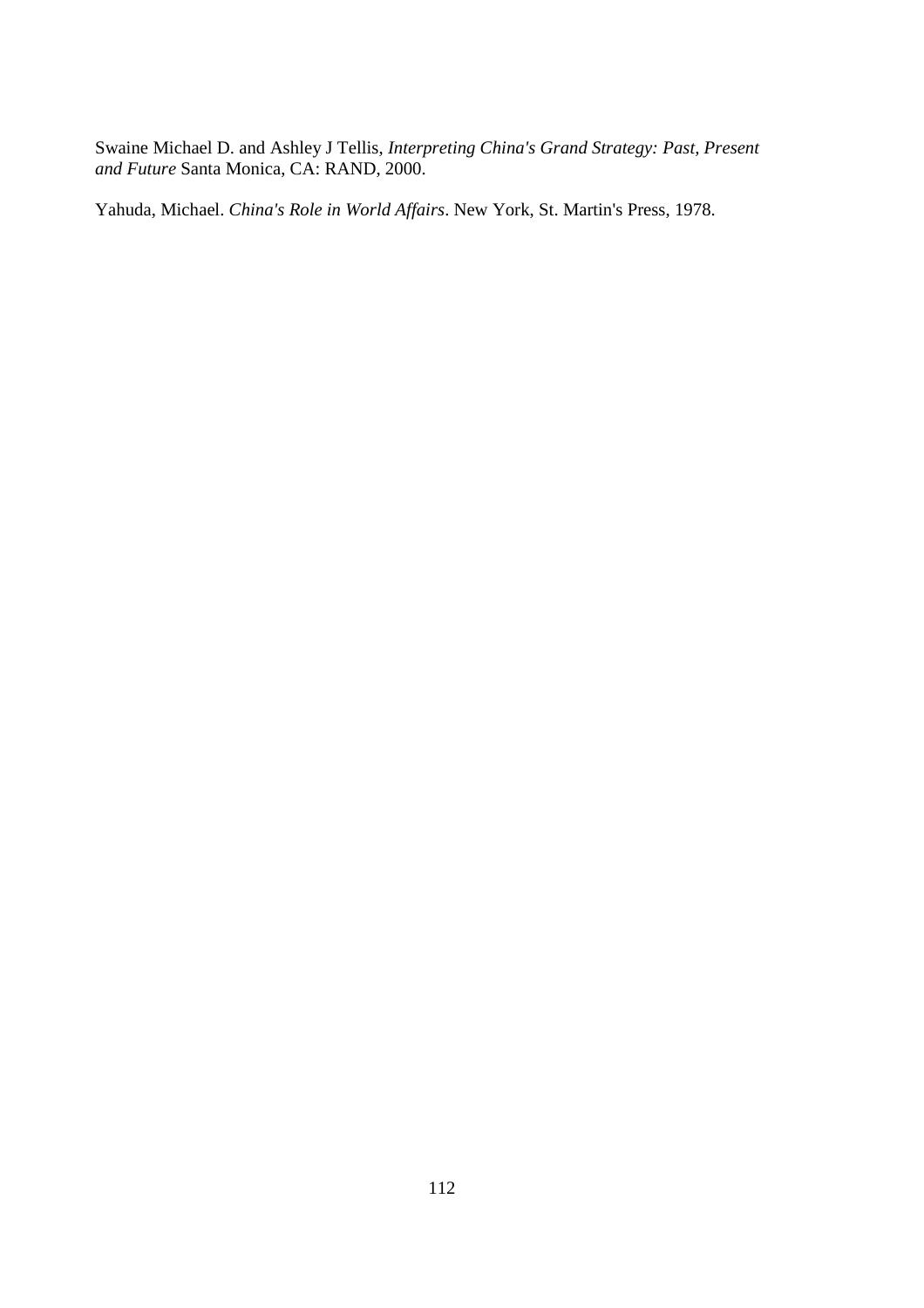Swaine Michael D. and Ashley J Tellis, *Interpreting China's Grand Strategy: Past, Present and Future* Santa Monica, CA: RAND, 2000.

Yahuda, Michael. *China's Role in World Affairs*. New York, St. Martin's Press, 1978.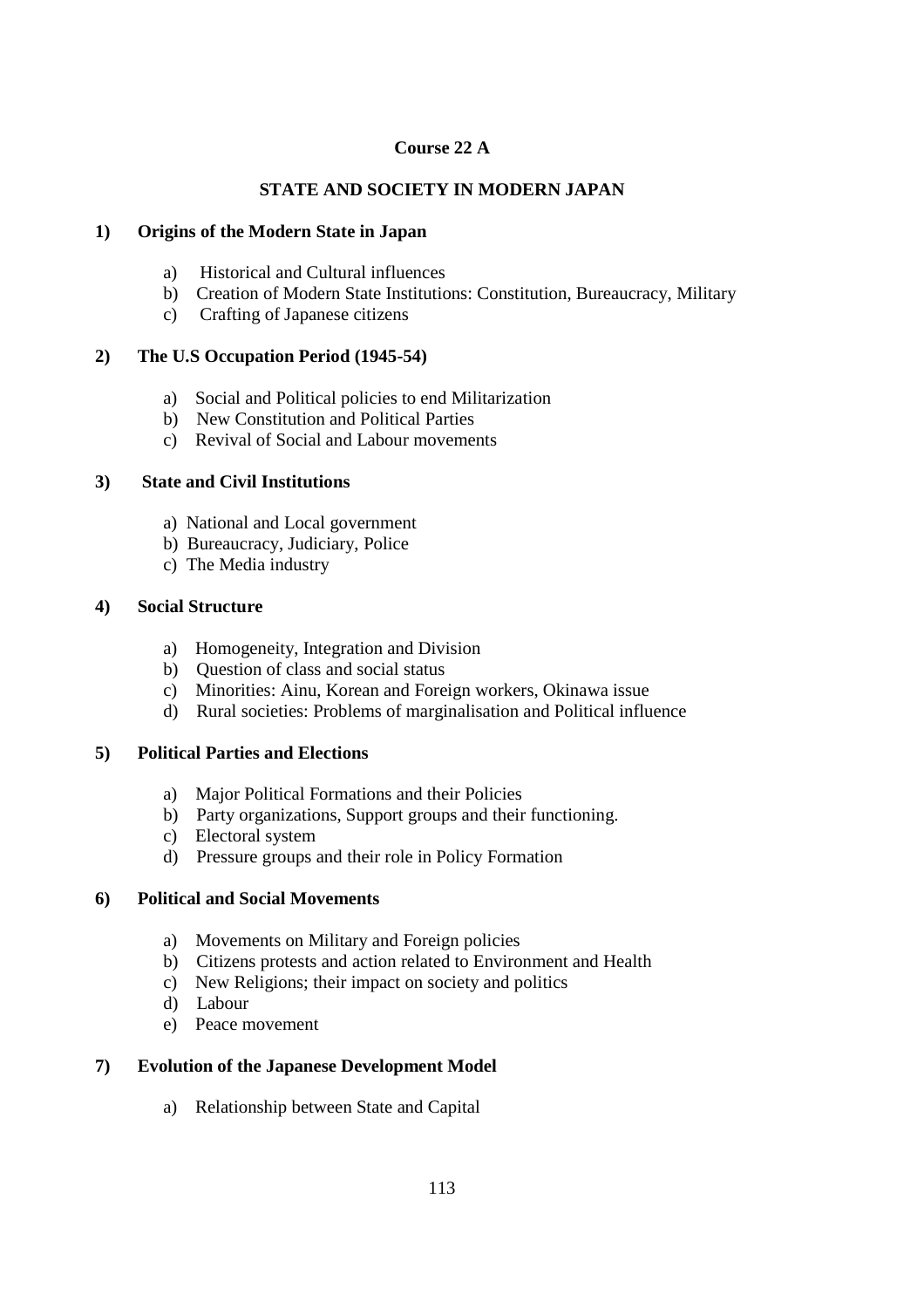**Course 22 A**

# STATE AND SOCIETY IN MODERN JAPAN

**1) Origins of the Modern State in Japan**

- a) Historical and Cultural influences
- b) Creation of Modern State Institutions: Constitution, Bureaucracy, Military
- c) Crafting of Japanese citizens

**2) The U.S Occupation Period (1945-54)**

- a) Social and Political policies to end Militarization
- b) New Constitution and Political Parties
- c) Revival of Social and Labour movements

**3) State and Civil Institutions**

- a) National and Local government
- b) Bureaucracy, Judiciary, Police
- c) The Media industry

**4) Social Structure**

- a) Homogeneity, Integration and Division
- b) Question of class and social status
- c) Minorities: Ainu, Korean and Foreign workers, Okinawa issue
- d) Rural societies: Problems of marginalisation and Political influence

**5) Political Parties and Elections**

- a) Major Political Formations and their Policies
- b) Party organizations, Support groups and their functioning.
- c) Electoral system
- d) Pressure groups and their role in Policy Formation

**6) Political and Social Movements**

- a) Movements on Military and Foreign policies
- b) Citizens protests and action related to Environment and Health
- c) New Religions; their impact on society and politics
- d) Labour
- e) Peace movement

**7) Evolution of the Japanese Development Model**

- a) Relationship between State and Capital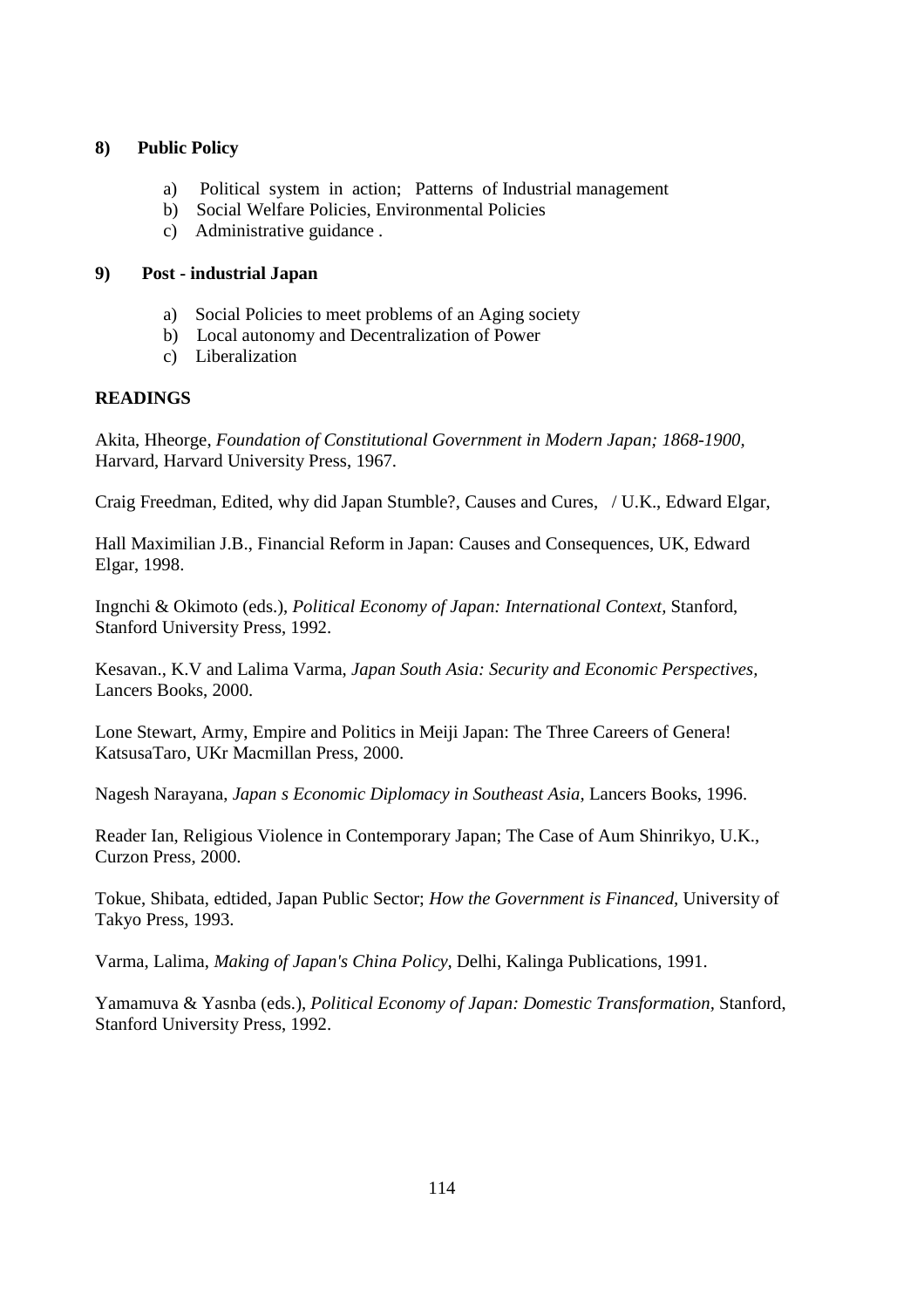**8) Public Policy**

a) Political system in action; Patterns of Industrial management
b) Social Welfare Policies, Environmental Policies
c) Administrative guidance .

**9) Post - industrial Japan**

a) Social Policies to meet problems of an Aging society
b) Local autonomy and Decentralization of Power
c) Liberalization

**READINGS**

Akita, Hheorge, *Foundation of Constitutional Government in Modern Japan; 1868-1900,* Harvard, Harvard University Press, 1967.

Craig Freedman, Edited, why did Japan Stumble?, Causes and Cures, / U.K., Edward Elgar,

Hall Maximilian J.B., Financial Reform in Japan: Causes and Consequences, UK, Edward Elgar, 1998.

Ingnchi & Okimoto (eds.), *Political Economy of Japan: International Context,* Stanford, Stanford University Press, 1992.

Kesavan., K.V and Lalima Varma, *Japan South Asia: Security and Economic Perspectives,* Lancers Books, 2000.

Lone Stewart, Army, Empire and Politics in Meiji Japan: The Three Careers of Genera! KatsusaTaro, UKr Macmillan Press, 2000.

Nagesh Narayana, *Japan s Economic Diplomacy in Southeast Asia,* Lancers Books, 1996.

Reader Ian, Religious Violence in Contemporary Japan; The Case of Aum Shinrikyo, U.K., Curzon Press, 2000.

Tokue, Shibata, edtided, Japan Public Sector; *How the Government is Financed,* University of Takyo Press, 1993.

Varma, Lalima, *Making of Japan's China Policy,* Delhi, Kalinga Publications, 1991.

Yamamuva & Yasnba (eds.), *Political Economy of Japan: Domestic Transformation,* Stanford, Stanford University Press, 1992.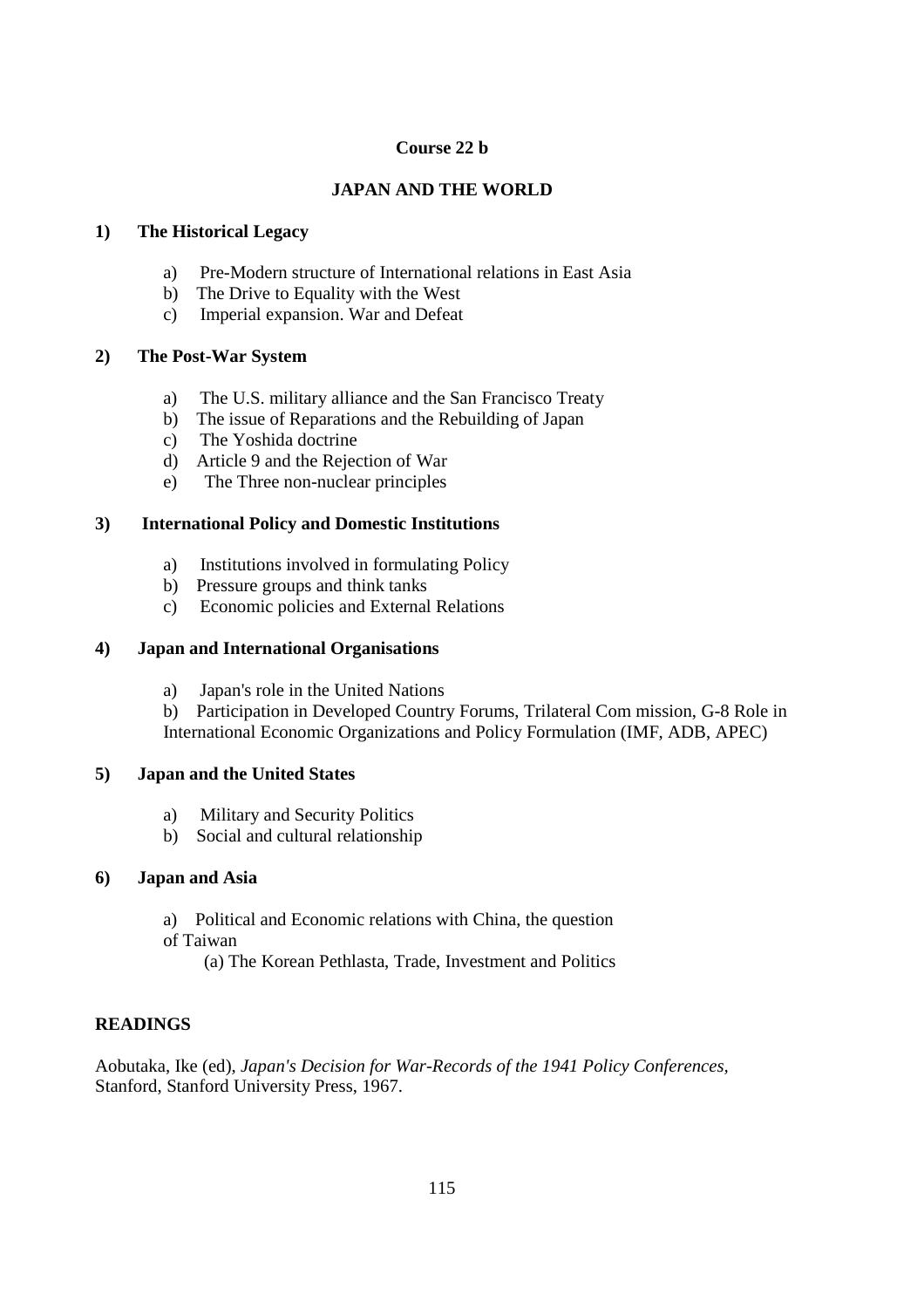**Course 22 b**

**JAPAN AND THE WORLD**

**1) The Historical Legacy**

a) Pre-Modern structure of International relations in East Asia
b) The Drive to Equality with the West
c) Imperial expansion. War and Defeat

**2) The Post-War System**

a) The U.S. military alliance and the San Francisco Treaty
b) The issue of Reparations and the Rebuilding of Japan
c) The Yoshida doctrine
d) Article 9 and the Rejection of War
e) The Three non-nuclear principles

**3) International Policy and Domestic Institutions**

a) Institutions involved in formulating Policy
b) Pressure groups and think tanks
c) Economic policies and External Relations

**4) Japan and International Organisations**

a) Japan's role in the United Nations

b) Participation in Developed Country Forums, Trilateral Com mission, G-8 Role in International Economic Organizations and Policy Formulation (IMF, ADB, APEC)

**5) Japan and the United States**

a) Military and Security Politics
b) Social and cultural relationship

**6) Japan and Asia**

a) Political and Economic relations with China, the question of Taiwan

(a) The Korean Pethlasta, Trade, Investment and Politics

**READINGS**

Aobutaka, Ike (ed), *Japan's Decision for War-Records of the 1941 Policy Conferences*, Stanford, Stanford University Press, 1967.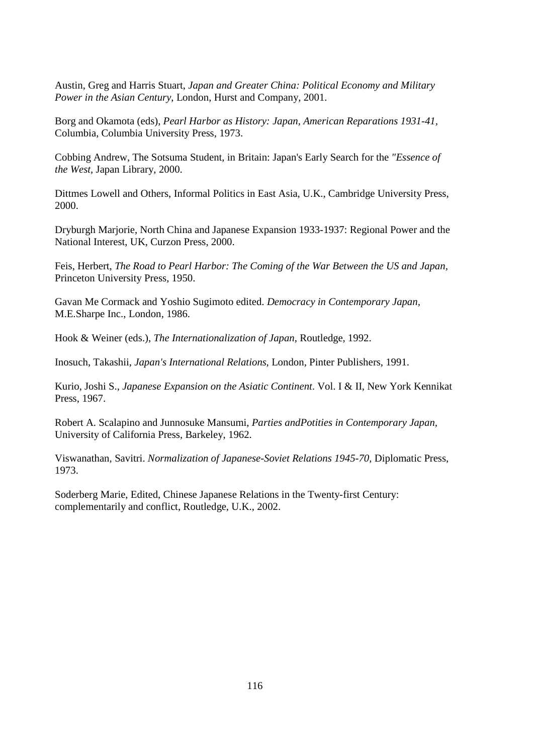Austin, Greg and Harris Stuart, *Japan and Greater China: Political Economy and Military Power in the Asian Century*, London, Hurst and Company, 2001.

Borg and Okamota (eds), *Pearl Harbor as History: Japan, American Reparations 1931-41*, Columbia, Columbia University Press, 1973.

Cobbing Andrew, The Sotsuma Student, in Britain: Japan's Early Search for the *"Essence of the West,* Japan Library, 2000.

Dittmes Lowell and Others, Informal Politics in East Asia, U.K., Cambridge University Press, 2000.

Dryburgh Marjorie, North China and Japanese Expansion 1933-1937: Regional Power and the National Interest, UK, Curzon Press, 2000.

Feis, Herbert, *The Road to Pearl Harbor: The Coming of the War Between the US and Japan,* Princeton University Press, 1950.

Gavan Me Cormack and Yoshio Sugimoto edited. *Democracy in Contemporary Japan,* M.E.Sharpe Inc., London, 1986.

Hook & Weiner (eds.), *The Internationalization of Japan*, Routledge, 1992.

Inosuch, Takashii, *Japan's International Relations*, London, Pinter Publishers, 1991.

Kurio, Joshi S., *Japanese Expansion on the Asiatic Continent*. Vol. I & II, New York Kennikat Press, 1967.

Robert A. Scalapino and Junnosuke Mansumi, *Parties andPotities in Contemporary Japan,* University of California Press, Barkeley, 1962.

Viswanathan, Savitri. *Normalization of Japanese-Soviet Relations 1945-70,* Diplomatic Press, 1973.

Soderberg Marie, Edited, Chinese Japanese Relations in the Twenty-first Century: complementarily and conflict, Routledge, U.K., 2002.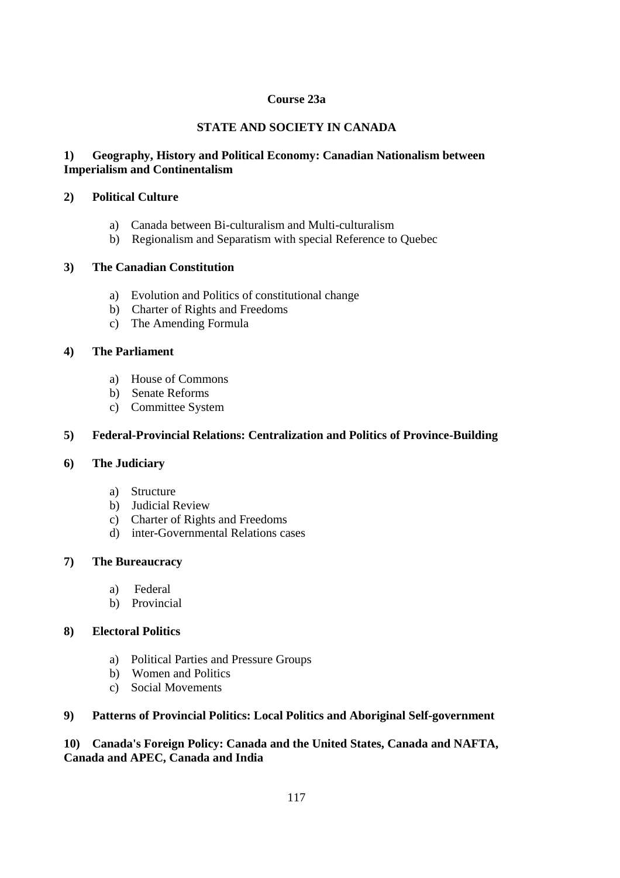## Course 23a

## STATE AND SOCIETY IN CANADA

**1) Geography, History and Political Economy: Canadian Nationalism between Imperialism and Continentalism**

**2) Political Culture**

a) Canada between Bi-culturalism and Multi-culturalism
b) Regionalism and Separatism with special Reference to Quebec

**3) The Canadian Constitution**

a) Evolution and Politics of constitutional change
b) Charter of Rights and Freedoms
c) The Amending Formula

**4) The Parliament**

a) House of Commons
b) Senate Reforms
c) Committee System

**5) Federal-Provincial Relations: Centralization and Politics of Province-Building**

**6) The Judiciary**

a) Structure
b) Judicial Review
c) Charter of Rights and Freedoms
d) inter-Governmental Relations cases

**7) The Bureaucracy**

a) Federal
b) Provincial

**8) Electoral Politics**

a) Political Parties and Pressure Groups
b) Women and Politics
c) Social Movements

**9) Patterns of Provincial Politics: Local Politics and Aboriginal Self-government**

**10) Canada's Foreign Policy: Canada and the United States, Canada and NAFTA, Canada and APEC, Canada and India**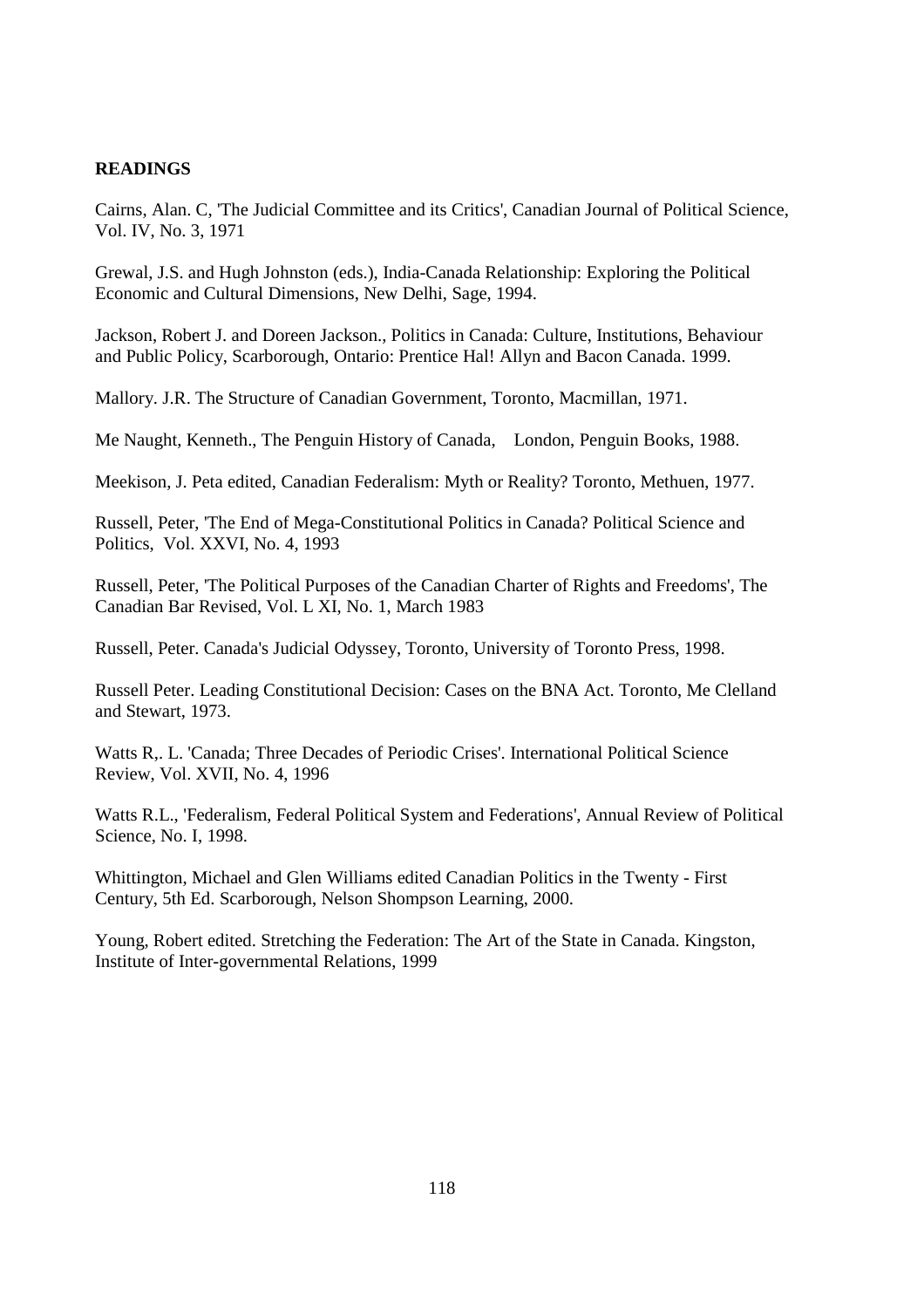**READINGS**

Cairns, Alan. C, 'The Judicial Committee and its Critics', Canadian Journal of Political Science, Vol. IV, No. 3, 1971

Grewal, J.S. and Hugh Johnston (eds.), India-Canada Relationship: Exploring the Political Economic and Cultural Dimensions, New Delhi, Sage, 1994.

Jackson, Robert J. and Doreen Jackson., Politics in Canada: Culture, Institutions, Behaviour and Public Policy, Scarborough, Ontario: Prentice Hal! Allyn and Bacon Canada. 1999.

Mallory. J.R. The Structure of Canadian Government, Toronto, Macmillan, 1971.

Me Naught, Kenneth., The Penguin History of Canada, London, Penguin Books, 1988.

Meekison, J. Peta edited, Canadian Federalism: Myth or Reality? Toronto, Methuen, 1977.

Russell, Peter, 'The End of Mega-Constitutional Politics in Canada? Political Science and Politics, Vol. XXVI, No. 4, 1993

Russell, Peter, 'The Political Purposes of the Canadian Charter of Rights and Freedoms', The Canadian Bar Revised, Vol. L XI, No. 1, March 1983

Russell, Peter. Canada's Judicial Odyssey, Toronto, University of Toronto Press, 1998.

Russell Peter. Leading Constitutional Decision: Cases on the BNA Act. Toronto, Me Clelland and Stewart, 1973.

Watts R,. L. 'Canada; Three Decades of Periodic Crises'. International Political Science Review, Vol. XVII, No. 4, 1996

Watts R.L., 'Federalism, Federal Political System and Federations', Annual Review of Political Science, No. I, 1998.

Whittington, Michael and Glen Williams edited Canadian Politics in the Twenty - First Century, 5th Ed. Scarborough, Nelson Shompson Learning, 2000.

Young, Robert edited. Stretching the Federation: The Art of the State in Canada. Kingston, Institute of Inter-governmental Relations, 1999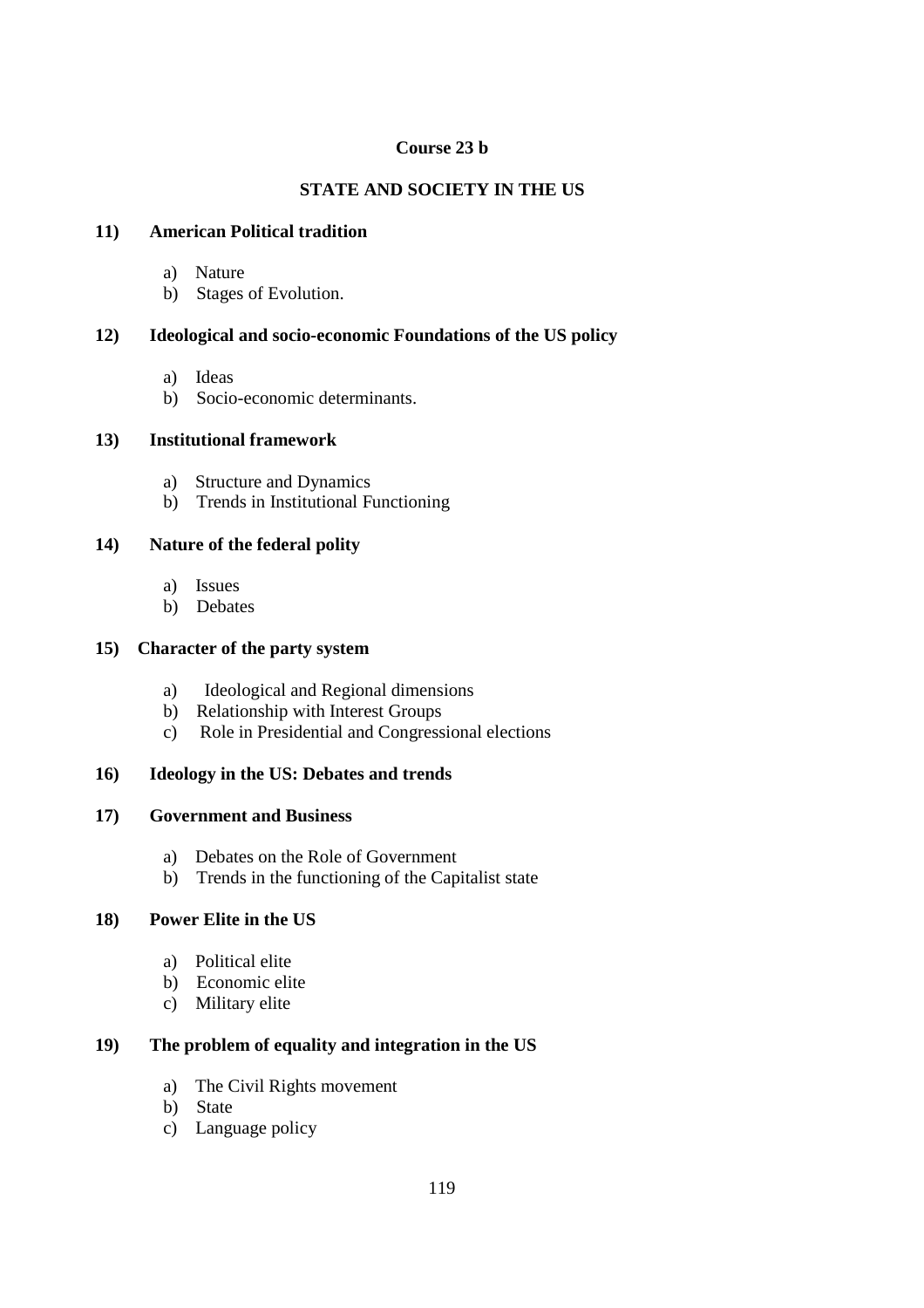**Course 23 b**

**STATE AND SOCIETY IN THE US**

**11) American Political tradition**

a) Nature
b) Stages of Evolution.

**12) Ideological and socio-economic Foundations of the US policy**

a) Ideas
b) Socio-economic determinants.

**13) Institutional framework**

a) Structure and Dynamics
b) Trends in Institutional Functioning

**14) Nature of the federal polity**

a) Issues
b) Debates

**15) Character of the party system**

a) Ideological and Regional dimensions
b) Relationship with Interest Groups
c) Role in Presidential and Congressional elections

**16) Ideology in the US: Debates and trends**

**17) Government and Business**

a) Debates on the Role of Government
b) Trends in the functioning of the Capitalist state

**18) Power Elite in the US**

a) Political elite
b) Economic elite
c) Military elite

**19) The problem of equality and integration in the US**

a) The Civil Rights movement
b) State
c) Language policy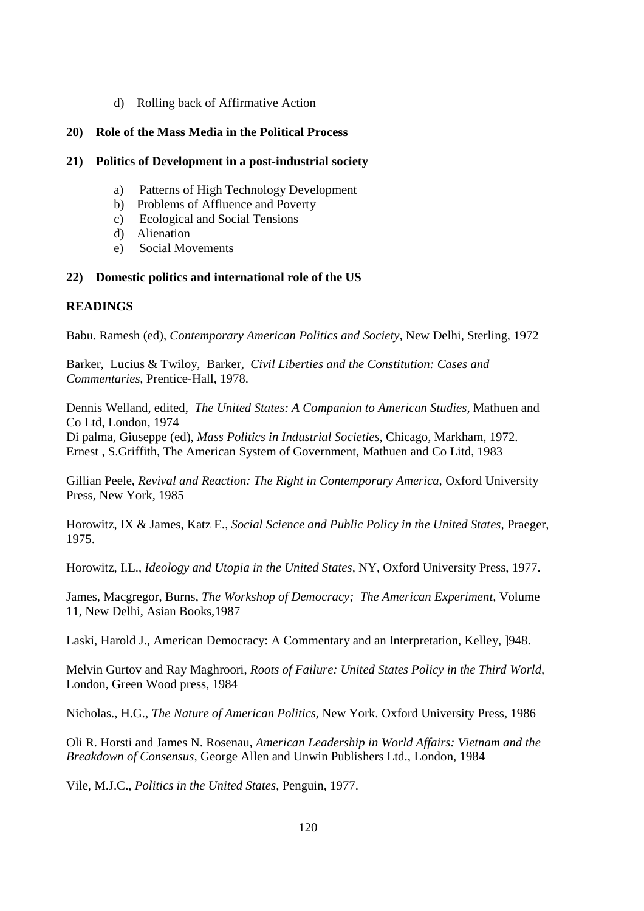d) Rolling back of Affirmative Action

**20) Role of the Mass Media in the Political Process**

**21) Politics of Development in a post-industrial society**

a) Patterns of High Technology Development
b) Problems of Affluence and Poverty
c) Ecological and Social Tensions
d) Alienation
e) Social Movements

**22) Domestic politics and international role of the US**

**READINGS**

Babu. Ramesh (ed), *Contemporary American Politics and Society*, New Delhi, Sterling, 1972

Barker, Lucius & Twiloy, Barker, *Civil Liberties and the Constitution: Cases and Commentaries,* Prentice-Hall, 1978.

Dennis Welland, edited, *The United States: A Companion to American Studies*, Mathuen and Co Ltd, London, 1974
Di palma, Giuseppe (ed), *Mass Politics in Industrial Societies,* Chicago, Markham, 1972.
Ernest , S.Griffith, The American System of Government, Mathuen and Co Litd, 1983

Gillian Peele, *Revival and Reaction: The Right in Contemporary America,* Oxford University Press, New York, 1985

Horowitz, IX & James, Katz E., *Social Science and Public Policy in the United States*, Praeger, 1975.

Horowitz, I.L., *Ideology and Utopia in the United States*, NY, Oxford University Press, 1977.

James, Macgregor, Burns, *The Workshop of Democracy; The American Experiment,* Volume 11, New Delhi, Asian Books,1987

Laski, Harold J., American Democracy: A Commentary and an Interpretation, Kelley, ]948.

Melvin Gurtov and Ray Maghroori, *Roots of Failure: United States Policy in the Third World,* London, Green Wood press, 1984

Nicholas., H.G., *The Nature of American Politics*, New York. Oxford University Press, 1986

Oli R. Horsti and James N. Rosenau, *American Leadership in World Affairs: Vietnam and the Breakdown of Consensus*, George Allen and Unwin Publishers Ltd., London, 1984

Vile, M.J.C., *Politics in the United States*, Penguin, 1977.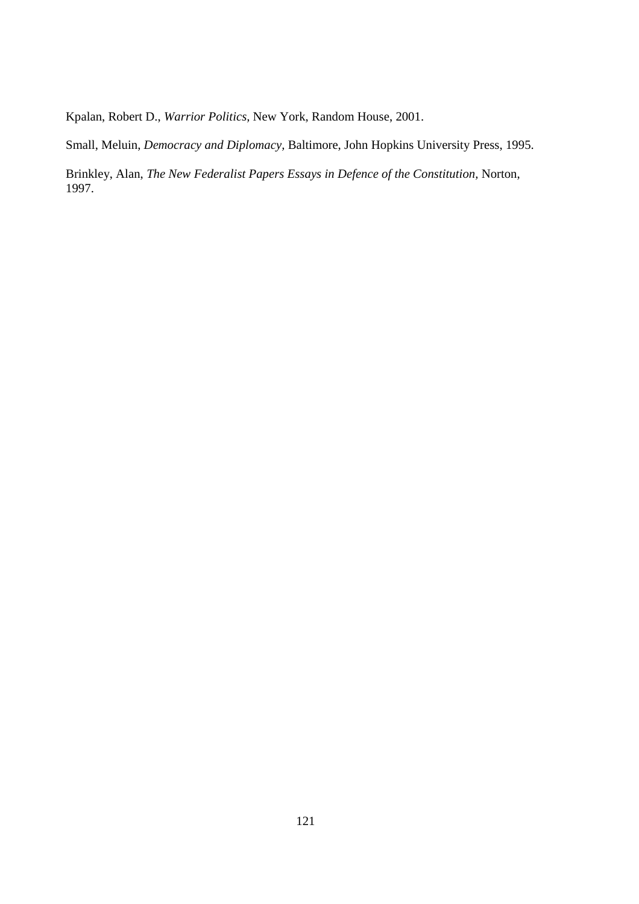Kpalan, Robert D., *Warrior Politics,* New York, Random House, 2001.

Small, Meluin, *Democracy and Diplomacy*, Baltimore, John Hopkins University Press, 1995.

Brinkley, Alan, *The New Federalist Papers Essays in Defence of the Constitution,* Norton, 1997.